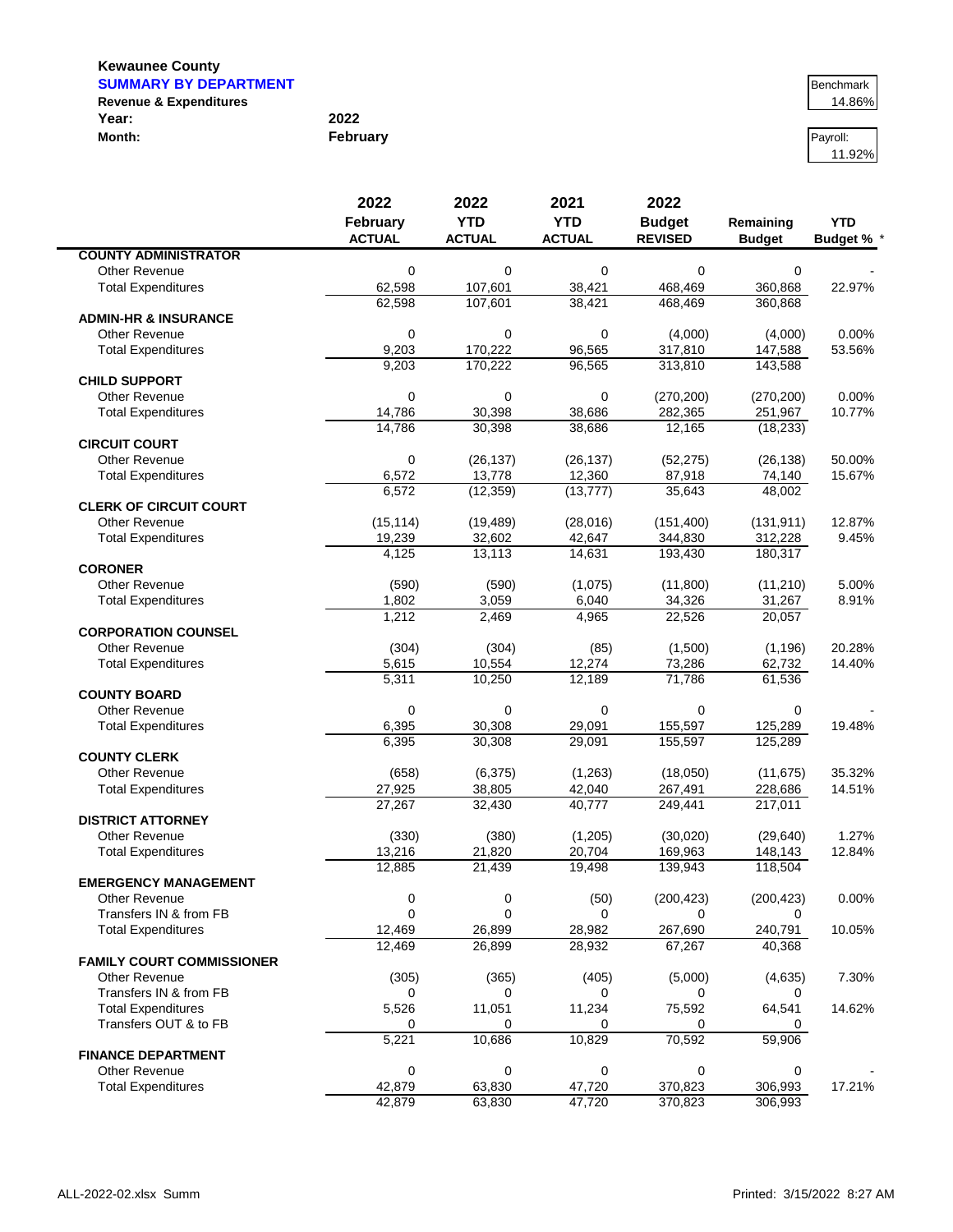**Kewaunee County**

**SUMMARY BY DEPARTMENT**

**Revenue & Expenditures**

**Year:** 2022

**Month:** February

Benchmark 14.86%

Payroll: 11.92%

| | 2022 February ACTUAL | 2022 YTD ACTUAL | 2021 YTD ACTUAL | 2022 Budget REVISED | Remaining Budget | YTD Budget % * |
|---|---|---|---|---|---|---|
| **COUNTY ADMINISTRATOR** | | | | | | |
| Other Revenue | 0 | 0 | 0 | 0 | 0 | - |
| Total Expenditures | 62,598 | 107,601 | 38,421 | 468,469 | 360,868 | 22.97% |
| | 62,598 | 107,601 | 38,421 | 468,469 | 360,868 | |
| **ADMIN-HR & INSURANCE** | | | | | | |
| Other Revenue | 0 | 0 | 0 | (4,000) | (4,000) | 0.00% |
| Total Expenditures | 9,203 | 170,222 | 96,565 | 317,810 | 147,588 | 53.56% |
| | 9,203 | 170,222 | 96,565 | 313,810 | 143,588 | |
| **CHILD SUPPORT** | | | | | | |
| Other Revenue | 0 | 0 | 0 | (270,200) | (270,200) | 0.00% |
| Total Expenditures | 14,786 | 30,398 | 38,686 | 282,365 | 251,967 | 10.77% |
| | 14,786 | 30,398 | 38,686 | 12,165 | (18,233) | |
| **CIRCUIT COURT** | | | | | | |
| Other Revenue | 0 | (26,137) | (26,137) | (52,275) | (26,138) | 50.00% |
| Total Expenditures | 6,572 | 13,778 | 12,360 | 87,918 | 74,140 | 15.67% |
| | 6,572 | (12,359) | (13,777) | 35,643 | 48,002 | |
| **CLERK OF CIRCUIT COURT** | | | | | | |
| Other Revenue | (15,114) | (19,489) | (28,016) | (151,400) | (131,911) | 12.87% |
| Total Expenditures | 19,239 | 32,602 | 42,647 | 344,830 | 312,228 | 9.45% |
| | 4,125 | 13,113 | 14,631 | 193,430 | 180,317 | |
| **CORONER** | | | | | | |
| Other Revenue | (590) | (590) | (1,075) | (11,800) | (11,210) | 5.00% |
| Total Expenditures | 1,802 | 3,059 | 6,040 | 34,326 | 31,267 | 8.91% |
| | 1,212 | 2,469 | 4,965 | 22,526 | 20,057 | |
| **CORPORATION COUNSEL** | | | | | | |
| Other Revenue | (304) | (304) | (85) | (1,500) | (1,196) | 20.28% |
| Total Expenditures | 5,615 | 10,554 | 12,274 | 73,286 | 62,732 | 14.40% |
| | 5,311 | 10,250 | 12,189 | 71,786 | 61,536 | |
| **COUNTY BOARD** | | | | | | |
| Other Revenue | 0 | 0 | 0 | 0 | 0 | - |
| Total Expenditures | 6,395 | 30,308 | 29,091 | 155,597 | 125,289 | 19.48% |
| | 6,395 | 30,308 | 29,091 | 155,597 | 125,289 | |
| **COUNTY CLERK** | | | | | | |
| Other Revenue | (658) | (6,375) | (1,263) | (18,050) | (11,675) | 35.32% |
| Total Expenditures | 27,925 | 38,805 | 42,040 | 267,491 | 228,686 | 14.51% |
| | 27,267 | 32,430 | 40,777 | 249,441 | 217,011 | |
| **DISTRICT ATTORNEY** | | | | | | |
| Other Revenue | (330) | (380) | (1,205) | (30,020) | (29,640) | 1.27% |
| Total Expenditures | 13,216 | 21,820 | 20,704 | 169,963 | 148,143 | 12.84% |
| | 12,885 | 21,439 | 19,498 | 139,943 | 118,504 | |
| **EMERGENCY MANAGEMENT** | | | | | | |
| Other Revenue | 0 | 0 | (50) | (200,423) | (200,423) | 0.00% |
| Transfers IN & from FB | 0 | 0 | 0 | 0 | 0 | |
| Total Expenditures | 12,469 | 26,899 | 28,982 | 267,690 | 240,791 | 10.05% |
| | 12,469 | 26,899 | 28,932 | 67,267 | 40,368 | |
| **FAMILY COURT COMMISSIONER** | | | | | | |
| Other Revenue | (305) | (365) | (405) | (5,000) | (4,635) | 7.30% |
| Transfers IN & from FB | 0 | 0 | 0 | 0 | 0 | |
| Total Expenditures | 5,526 | 11,051 | 11,234 | 75,592 | 64,541 | 14.62% |
| Transfers OUT & to FB | 0 | 0 | 0 | 0 | 0 | |
| | 5,221 | 10,686 | 10,829 | 70,592 | 59,906 | |
| **FINANCE DEPARTMENT** | | | | | | |
| Other Revenue | 0 | 0 | 0 | 0 | 0 | - |
| Total Expenditures | 42,879 | 63,830 | 47,720 | 370,823 | 306,993 | 17.21% |
| | 42,879 | 63,830 | 47,720 | 370,823 | 306,993 | |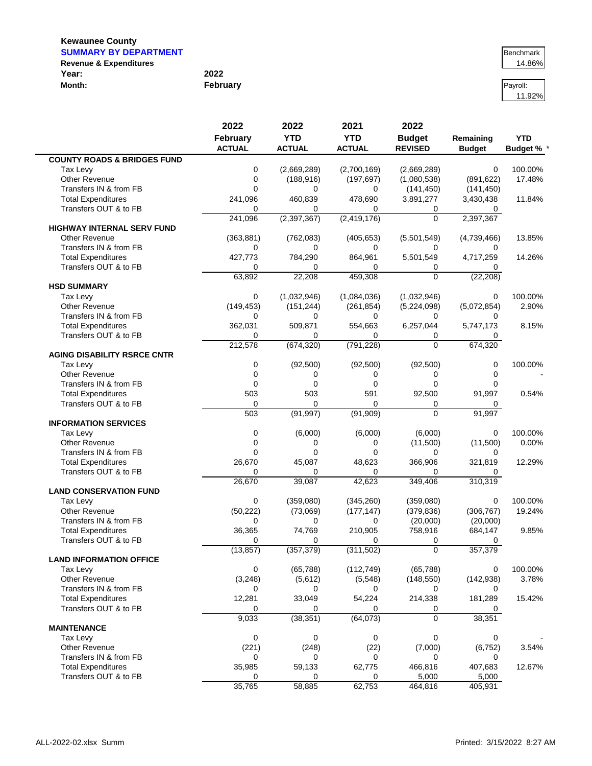**Kewaunee County**
**SUMMARY BY DEPARTMENT**
**Revenue & Expenditures**

**Year:** 2022
**Month:** February

| Benchmark |
|---|
| 14.86% |

| Payroll: |
|---|
| 11.92% |

| | 2022 February ACTUAL | 2022 YTD ACTUAL | 2021 YTD ACTUAL | 2022 Budget REVISED | Remaining Budget | YTD Budget % * |
|---|---|---|---|---|---|---|
| **COUNTY ROADS & BRIDGES FUND** | | | | | | |
| Tax Levy | 0 | (2,669,289) | (2,700,169) | (2,669,289) | 0 | 100.00% |
| Other Revenue | 0 | (188,916) | (197,697) | (1,080,538) | (891,622) | 17.48% |
| Transfers IN & from FB | 0 | 0 | 0 | (141,450) | (141,450) | |
| Total Expenditures | 241,096 | 460,839 | 478,690 | 3,891,277 | 3,430,438 | 11.84% |
| Transfers OUT & to FB | 0 | 0 | 0 | 0 | 0 | |
| | 241,096 | (2,397,367) | (2,419,176) | 0 | 2,397,367 | |
| **HIGHWAY INTERNAL SERV FUND** | | | | | | |
| Other Revenue | (363,881) | (762,083) | (405,653) | (5,501,549) | (4,739,466) | 13.85% |
| Transfers IN & from FB | 0 | 0 | 0 | 0 | 0 | |
| Total Expenditures | 427,773 | 784,290 | 864,961 | 5,501,549 | 4,717,259 | 14.26% |
| Transfers OUT & to FB | 0 | 0 | 0 | 0 | 0 | |
| | 63,892 | 22,208 | 459,308 | 0 | (22,208) | |
| **HSD SUMMARY** | | | | | | |
| Tax Levy | 0 | (1,032,946) | (1,084,036) | (1,032,946) | 0 | 100.00% |
| Other Revenue | (149,453) | (151,244) | (261,854) | (5,224,098) | (5,072,854) | 2.90% |
| Transfers IN & from FB | 0 | 0 | 0 | 0 | 0 | |
| Total Expenditures | 362,031 | 509,871 | 554,663 | 6,257,044 | 5,747,173 | 8.15% |
| Transfers OUT & to FB | 0 | 0 | 0 | 0 | 0 | |
| | 212,578 | (674,320) | (791,228) | 0 | 674,320 | |
| **AGING DISABILITY RSRCE CNTR** | | | | | | |
| Tax Levy | 0 | (92,500) | (92,500) | (92,500) | 0 | 100.00% |
| Other Revenue | 0 | 0 | 0 | 0 | 0 | - |
| Transfers IN & from FB | 0 | 0 | 0 | 0 | 0 | |
| Total Expenditures | 503 | 503 | 591 | 92,500 | 91,997 | 0.54% |
| Transfers OUT & to FB | 0 | 0 | 0 | 0 | 0 | |
| | 503 | (91,997) | (91,909) | 0 | 91,997 | |
| **INFORMATION SERVICES** | | | | | | |
| Tax Levy | 0 | (6,000) | (6,000) | (6,000) | 0 | 100.00% |
| Other Revenue | 0 | 0 | 0 | (11,500) | (11,500) | 0.00% |
| Transfers IN & from FB | 0 | 0 | 0 | 0 | 0 | |
| Total Expenditures | 26,670 | 45,087 | 48,623 | 366,906 | 321,819 | 12.29% |
| Transfers OUT & to FB | 0 | 0 | 0 | 0 | 0 | |
| | 26,670 | 39,087 | 42,623 | 349,406 | 310,319 | |
| **LAND CONSERVATION FUND** | | | | | | |
| Tax Levy | 0 | (359,080) | (345,260) | (359,080) | 0 | 100.00% |
| Other Revenue | (50,222) | (73,069) | (177,147) | (379,836) | (306,767) | 19.24% |
| Transfers IN & from FB | 0 | 0 | 0 | (20,000) | (20,000) | |
| Total Expenditures | 36,365 | 74,769 | 210,905 | 758,916 | 684,147 | 9.85% |
| Transfers OUT & to FB | 0 | 0 | 0 | 0 | 0 | |
| | (13,857) | (357,379) | (311,502) | 0 | 357,379 | |
| **LAND INFORMATION OFFICE** | | | | | | |
| Tax Levy | 0 | (65,788) | (112,749) | (65,788) | 0 | 100.00% |
| Other Revenue | (3,248) | (5,612) | (5,548) | (148,550) | (142,938) | 3.78% |
| Transfers IN & from FB | 0 | 0 | 0 | 0 | 0 | |
| Total Expenditures | 12,281 | 33,049 | 54,224 | 214,338 | 181,289 | 15.42% |
| Transfers OUT & to FB | 0 | 0 | 0 | 0 | 0 | |
| | 9,033 | (38,351) | (64,073) | 0 | 38,351 | |
| **MAINTENANCE** | | | | | | |
| Tax Levy | 0 | 0 | 0 | 0 | 0 | - |
| Other Revenue | (221) | (248) | (22) | (7,000) | (6,752) | 3.54% |
| Transfers IN & from FB | 0 | 0 | 0 | 0 | 0 | |
| Total Expenditures | 35,985 | 59,133 | 62,775 | 466,816 | 407,683 | 12.67% |
| Transfers OUT & to FB | 0 | 0 | 0 | 5,000 | 5,000 | |
| | 35,765 | 58,885 | 62,753 | 464,816 | 405,931 | |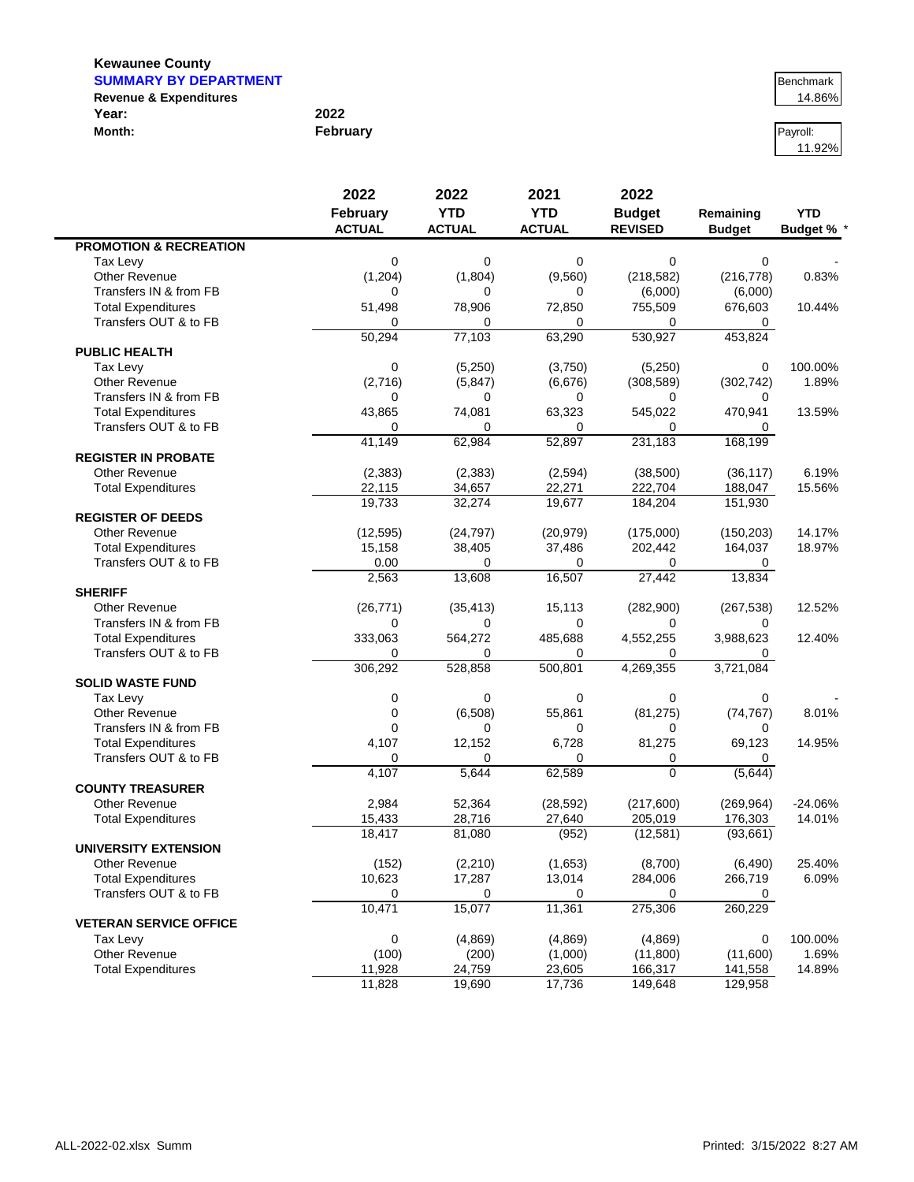**Kewaunee County**

**SUMMARY BY DEPARTMENT**

**Revenue & Expenditures**

**Year:** 2022

**Month:** February

| Benchmark |
|---|
| 14.86% |

| Payroll: |
|---|
| 11.92% |

| | 2022 February ACTUAL | 2022 YTD ACTUAL | 2021 YTD ACTUAL | 2022 Budget REVISED | Remaining Budget | YTD Budget % * |
|---|---|---|---|---|---|---|
| **PROMOTION & RECREATION** | | | | | | |
| Tax Levy | 0 | 0 | 0 | 0 | 0 | - |
| Other Revenue | (1,204) | (1,804) | (9,560) | (218,582) | (216,778) | 0.83% |
| Transfers IN & from FB | 0 | 0 | 0 | (6,000) | (6,000) | |
| Total Expenditures | 51,498 | 78,906 | 72,850 | 755,509 | 676,603 | 10.44% |
| Transfers OUT & to FB | 0 | 0 | 0 | 0 | 0 | |
| | 50,294 | 77,103 | 63,290 | 530,927 | 453,824 | |
| **PUBLIC HEALTH** | | | | | | |
| Tax Levy | 0 | (5,250) | (3,750) | (5,250) | 0 | 100.00% |
| Other Revenue | (2,716) | (5,847) | (6,676) | (308,589) | (302,742) | 1.89% |
| Transfers IN & from FB | 0 | 0 | 0 | 0 | 0 | |
| Total Expenditures | 43,865 | 74,081 | 63,323 | 545,022 | 470,941 | 13.59% |
| Transfers OUT & to FB | 0 | 0 | 0 | 0 | 0 | |
| | 41,149 | 62,984 | 52,897 | 231,183 | 168,199 | |
| **REGISTER IN PROBATE** | | | | | | |
| Other Revenue | (2,383) | (2,383) | (2,594) | (38,500) | (36,117) | 6.19% |
| Total Expenditures | 22,115 | 34,657 | 22,271 | 222,704 | 188,047 | 15.56% |
| | 19,733 | 32,274 | 19,677 | 184,204 | 151,930 | |
| **REGISTER OF DEEDS** | | | | | | |
| Other Revenue | (12,595) | (24,797) | (20,979) | (175,000) | (150,203) | 14.17% |
| Total Expenditures | 15,158 | 38,405 | 37,486 | 202,442 | 164,037 | 18.97% |
| Transfers OUT & to FB | 0.00 | 0 | 0 | 0 | 0 | |
| | 2,563 | 13,608 | 16,507 | 27,442 | 13,834 | |
| **SHERIFF** | | | | | | |
| Other Revenue | (26,771) | (35,413) | 15,113 | (282,900) | (267,538) | 12.52% |
| Transfers IN & from FB | 0 | 0 | 0 | 0 | 0 | |
| Total Expenditures | 333,063 | 564,272 | 485,688 | 4,552,255 | 3,988,623 | 12.40% |
| Transfers OUT & to FB | 0 | 0 | 0 | 0 | 0 | |
| | 306,292 | 528,858 | 500,801 | 4,269,355 | 3,721,084 | |
| **SOLID WASTE FUND** | | | | | | |
| Tax Levy | 0 | 0 | 0 | 0 | 0 | - |
| Other Revenue | 0 | (6,508) | 55,861 | (81,275) | (74,767) | 8.01% |
| Transfers IN & from FB | 0 | 0 | 0 | 0 | 0 | |
| Total Expenditures | 4,107 | 12,152 | 6,728 | 81,275 | 69,123 | 14.95% |
| Transfers OUT & to FB | 0 | 0 | 0 | 0 | 0 | |
| | 4,107 | 5,644 | 62,589 | 0 | (5,644) | |
| **COUNTY TREASURER** | | | | | | |
| Other Revenue | 2,984 | 52,364 | (28,592) | (217,600) | (269,964) | -24.06% |
| Total Expenditures | 15,433 | 28,716 | 27,640 | 205,019 | 176,303 | 14.01% |
| | 18,417 | 81,080 | (952) | (12,581) | (93,661) | |
| **UNIVERSITY EXTENSION** | | | | | | |
| Other Revenue | (152) | (2,210) | (1,653) | (8,700) | (6,490) | 25.40% |
| Total Expenditures | 10,623 | 17,287 | 13,014 | 284,006 | 266,719 | 6.09% |
| Transfers OUT & to FB | 0 | 0 | 0 | 0 | 0 | |
| | 10,471 | 15,077 | 11,361 | 275,306 | 260,229 | |
| **VETERAN SERVICE OFFICE** | | | | | | |
| Tax Levy | 0 | (4,869) | (4,869) | (4,869) | 0 | 100.00% |
| Other Revenue | (100) | (200) | (1,000) | (11,800) | (11,600) | 1.69% |
| Total Expenditures | 11,928 | 24,759 | 23,605 | 166,317 | 141,558 | 14.89% |
| | 11,828 | 19,690 | 17,736 | 149,648 | 129,958 | |

ALL-2022-02.xlsx Summ

Printed: 3/15/2022 8:27 AM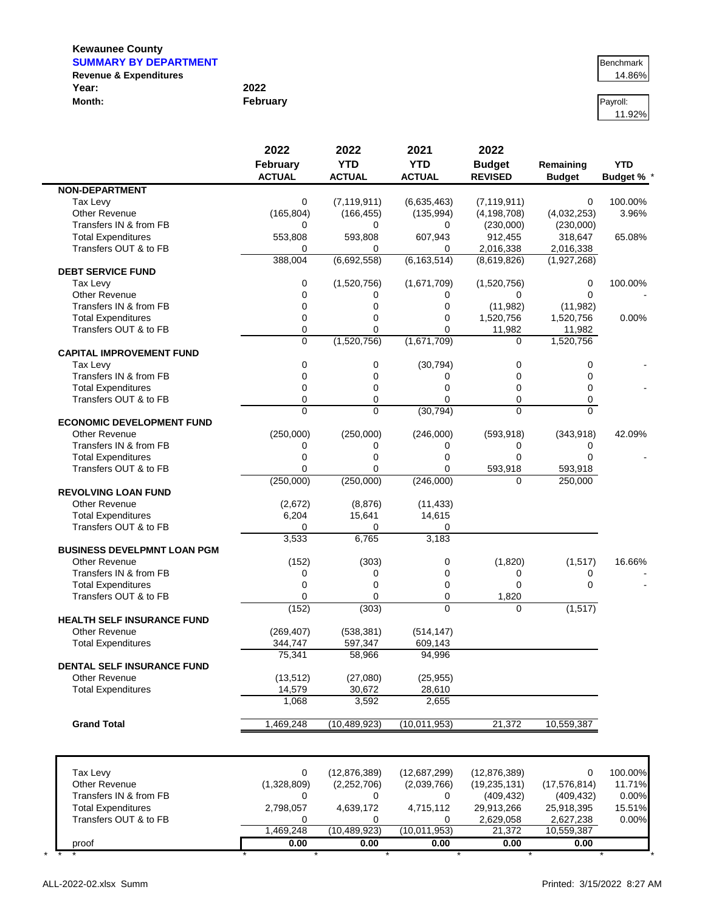**Kewaunee County**

**SUMMARY BY DEPARTMENT**

**Revenue & Expenditures**

**Year:** 2022

**Month:** February

| Benchmark |
|---|
| 14.86% |

| Payroll: |
|---|
| 11.92% |

| | 2022 February ACTUAL | 2022 YTD ACTUAL | 2021 YTD ACTUAL | 2022 Budget REVISED | Remaining Budget | YTD Budget % * |
|---|---|---|---|---|---|---|
| **NON-DEPARTMENT** | | | | | | |
| Tax Levy | 0 | (7,119,911) | (6,635,463) | (7,119,911) | 0 | 100.00% |
| Other Revenue | (165,804) | (166,455) | (135,994) | (4,198,708) | (4,032,253) | 3.96% |
| Transfers IN & from FB | 0 | 0 | 0 | (230,000) | (230,000) | |
| Total Expenditures | 553,808 | 593,808 | 607,943 | 912,455 | 318,647 | 65.08% |
| Transfers OUT & to FB | 0 | 0 | 0 | 2,016,338 | 2,016,338 | |
| | 388,004 | (6,692,558) | (6,163,514) | (8,619,826) | (1,927,268) | |
| **DEBT SERVICE FUND** | | | | | | |
| Tax Levy | 0 | (1,520,756) | (1,671,709) | (1,520,756) | 0 | 100.00% |
| Other Revenue | 0 | 0 | 0 | 0 | 0 | - |
| Transfers IN & from FB | 0 | 0 | 0 | (11,982) | (11,982) | |
| Total Expenditures | 0 | 0 | 0 | 1,520,756 | 1,520,756 | 0.00% |
| Transfers OUT & to FB | 0 | 0 | 0 | 11,982 | 11,982 | |
| | 0 | (1,520,756) | (1,671,709) | 0 | 1,520,756 | |
| **CAPITAL IMPROVEMENT FUND** | | | | | | |
| Tax Levy | 0 | 0 | (30,794) | 0 | 0 | - |
| Transfers IN & from FB | 0 | 0 | 0 | 0 | 0 | |
| Total Expenditures | 0 | 0 | 0 | 0 | 0 | - |
| Transfers OUT & to FB | 0 | 0 | 0 | 0 | 0 | |
| | 0 | 0 | (30,794) | 0 | 0 | |
| **ECONOMIC DEVELOPMENT FUND** | | | | | | |
| Other Revenue | (250,000) | (250,000) | (246,000) | (593,918) | (343,918) | 42.09% |
| Transfers IN & from FB | 0 | 0 | 0 | 0 | 0 | |
| Total Expenditures | 0 | 0 | 0 | 0 | 0 | - |
| Transfers OUT & to FB | 0 | 0 | 0 | 593,918 | 593,918 | |
| | (250,000) | (250,000) | (246,000) | 0 | 250,000 | |
| **REVOLVING LOAN FUND** | | | | | | |
| Other Revenue | (2,672) | (8,876) | (11,433) | | | |
| Total Expenditures | 6,204 | 15,641 | 14,615 | | | |
| Transfers OUT & to FB | 0 | 0 | 0 | | | |
| | 3,533 | 6,765 | 3,183 | | | |
| **BUSINESS DEVELPMNT LOAN PGM** | | | | | | |
| Other Revenue | (152) | (303) | 0 | (1,820) | (1,517) | 16.66% |
| Transfers IN & from FB | 0 | 0 | 0 | 0 | 0 | - |
| Total Expenditures | 0 | 0 | 0 | 0 | 0 | - |
| Transfers OUT & to FB | 0 | 0 | 0 | 1,820 | | |
| | (152) | (303) | 0 | 0 | (1,517) | |
| **HEALTH SELF INSURANCE FUND** | | | | | | |
| Other Revenue | (269,407) | (538,381) | (514,147) | | | |
| Total Expenditures | 344,747 | 597,347 | 609,143 | | | |
| | 75,341 | 58,966 | 94,996 | | | |
| **DENTAL SELF INSURANCE FUND** | | | | | | |
| Other Revenue | (13,512) | (27,080) | (25,955) | | | |
| Total Expenditures | 14,579 | 30,672 | 28,610 | | | |
| | 1,068 | 3,592 | 2,655 | | | |
| **Grand Total** | 1,469,248 | (10,489,923) | (10,011,953) | 21,372 | 10,559,387 | |

| | | | | | | |
|---|---|---|---|---|---|---|
| Tax Levy | 0 | (12,876,389) | (12,687,299) | (12,876,389) | 0 | 100.00% |
| Other Revenue | (1,328,809) | (2,252,706) | (2,039,766) | (19,235,131) | (17,576,814) | 11.71% |
| Transfers IN & from FB | 0 | 0 | 0 | (409,432) | (409,432) | 0.00% |
| Total Expenditures | 2,798,057 | 4,639,172 | 4,715,112 | 29,913,266 | 25,918,395 | 15.51% |
| Transfers OUT & to FB | 0 | 0 | 0 | 2,629,058 | 2,627,238 | 0.00% |
| | 1,469,248 | (10,489,923) | (10,011,953) | 21,372 | 10,559,387 | |
| proof | 0.00 | 0.00 | 0.00 | 0.00 | 0.00 | |

ALL-2022-02.xlsx Summ

Printed: 3/15/2022 8:27 AM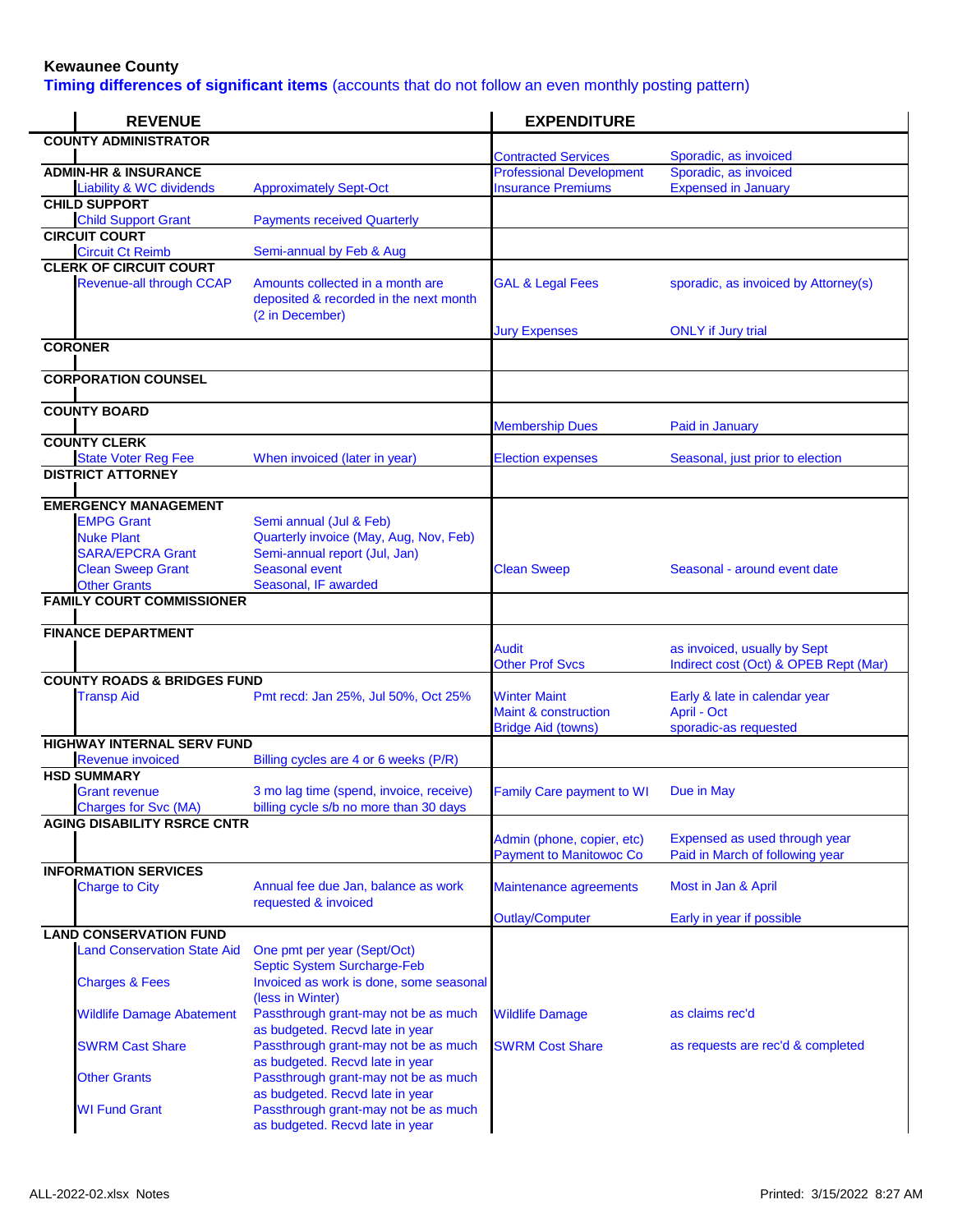**Kewaunee County**

**Timing differences of significant items** (accounts that do not follow an even monthly posting pattern)

| REVENUE | | EXPENDITURE | |
|---|---|---|---|
| **COUNTY ADMINISTRATOR** | | | |
| | | Contracted Services | Sporadic, as invoiced |
| **ADMIN-HR & INSURANCE** | | Professional Development | Sporadic, as invoiced |
| Liability & WC dividends | Approximately Sept-Oct | Insurance Premiums | Expensed in January |
| **CHILD SUPPORT** | | | |
| Child Support Grant | Payments received Quarterly | | |
| **CIRCUIT COURT** | | | |
| Circuit Ct Reimb | Semi-annual by Feb & Aug | | |
| **CLERK OF CIRCUIT COURT** | | | |
| Revenue-all through CCAP | Amounts collected in a month are deposited & recorded in the next month (2 in December) | GAL & Legal Fees | sporadic, as invoiced by Attorney(s) |
| | | Jury Expenses | ONLY if Jury trial |
| **CORONER** | | | |
| **CORPORATION COUNSEL** | | | |
| **COUNTY BOARD** | | | |
| | | Membership Dues | Paid in January |
| **COUNTY CLERK** | | | |
| State Voter Reg Fee | When invoiced (later in year) | Election expenses | Seasonal, just prior to election |
| **DISTRICT ATTORNEY** | | | |
| **EMERGENCY MANAGEMENT** | | | |
| EMPG Grant | Semi annual (Jul & Feb) | | |
| Nuke Plant | Quarterly invoice (May, Aug, Nov, Feb) | | |
| SARA/EPCRA Grant | Semi-annual report (Jul, Jan) | | |
| Clean Sweep Grant | Seasonal event | Clean Sweep | Seasonal - around event date |
| Other Grants | Seasonal, IF awarded | | |
| **FAMILY COURT COMMISSIONER** | | | |
| **FINANCE DEPARTMENT** | | | |
| | | Audit | as invoiced, usually by Sept |
| | | Other Prof Svcs | Indirect cost (Oct) & OPEB Rept (Mar) |
| **COUNTY ROADS & BRIDGES FUND** | | | |
| Transp Aid | Pmt recd: Jan 25%, Jul 50%, Oct 25% | Winter Maint | Early & late in calendar year |
| | | Maint & construction | April - Oct |
| | | Bridge Aid (towns) | sporadic-as requested |
| **HIGHWAY INTERNAL SERV FUND** | | | |
| Revenue invoiced | Billing cycles are 4 or 6 weeks (P/R) | | |
| **HSD SUMMARY** | | | |
| Grant revenue | 3 mo lag time (spend, invoice, receive) | Family Care payment to WI | Due in May |
| Charges for Svc (MA) | billing cycle s/b no more than 30 days | | |
| **AGING DISABILITY RSRCE CNTR** | | | |
| | | Admin (phone, copier, etc) | Expensed as used through year |
| | | Payment to Manitowoc Co | Paid in March of following year |
| **INFORMATION SERVICES** | | | |
| Charge to City | Annual fee due Jan, balance as work requested & invoiced | Maintenance agreements | Most in Jan & April |
| | | Outlay/Computer | Early in year if possible |
| **LAND CONSERVATION FUND** | | | |
| Land Conservation State Aid | One pmt per year (Sept/Oct) | | |
| | Septic System Surcharge-Feb | | |
| Charges & Fees | Invoiced as work is done, some seasonal (less in Winter) | | |
| Wildlife Damage Abatement | Passthrough grant-may not be as much as budgeted. Recvd late in year | Wildlife Damage | as claims rec'd |
| SWRM Cast Share | Passthrough grant-may not be as much as budgeted. Recvd late in year | SWRM Cost Share | as requests are rec'd & completed |
| Other Grants | Passthrough grant-may not be as much as budgeted. Recvd late in year | | |
| WI Fund Grant | Passthrough grant-may not be as much as budgeted. Recvd late in year | | |

ALL-2022-02.xlsx Notes

Printed: 3/15/2022 8:27 AM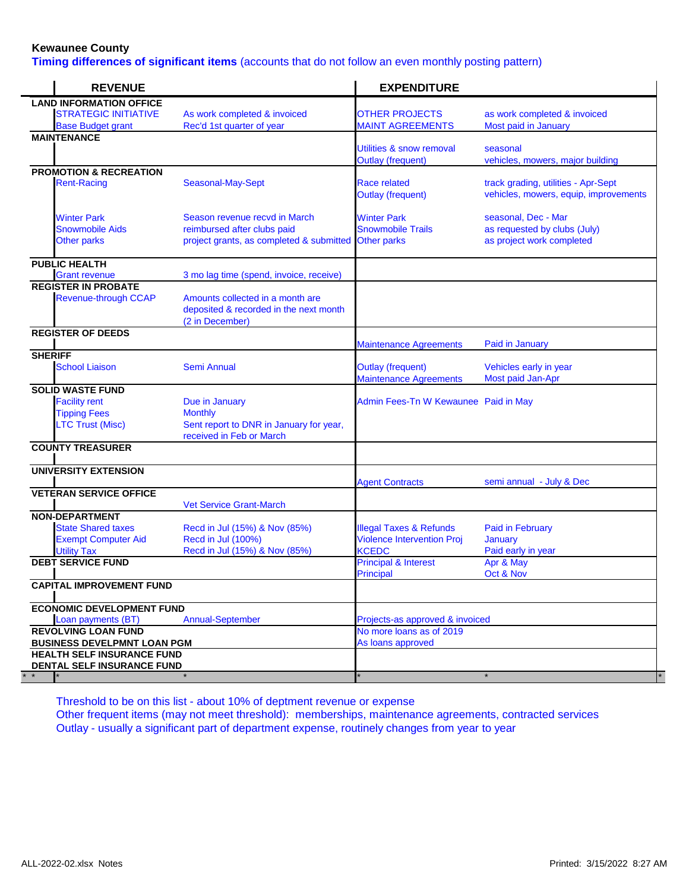**Kewaunee County**

**Timing differences of significant items** (accounts that do not follow an even monthly posting pattern)

| REVENUE | | | EXPENDITURE | |
|---|---|---|---|---|
| **LAND INFORMATION OFFICE** | | | | |
| | STRATEGIC INITIATIVE | As work completed & invoiced | OTHER PROJECTS | as work completed & invoiced |
| | Base Budget grant | Rec'd 1st quarter of year | MAINT AGREEMENTS | Most paid in January |
| **MAINTENANCE** | | | | |
| | | | Utilities & snow removal | seasonal |
| | | | Outlay (frequent) | vehicles, mowers, major building |
| **PROMOTION & RECREATION** | | | | |
| | Rent-Racing | Seasonal-May-Sept | Race related | track grading, utilities - Apr-Sept |
| | | | Outlay (frequent) | vehicles, mowers, equip, improvements |
| | Winter Park | Season revenue recvd in March | Winter Park | seasonal, Dec - Mar |
| | Snowmobile Aids | reimbursed after clubs paid | Snowmobile Trails | as requested by clubs (July) |
| | Other parks | project grants, as completed & submitted | Other parks | as project work completed |
| **PUBLIC HEALTH** | | | | |
| | Grant revenue | 3 mo lag time (spend, invoice, receive) | | |
| **REGISTER IN PROBATE** | | | | |
| | Revenue-through CCAP | Amounts collected in a month are deposited & recorded in the next month (2 in December) | | |
| **REGISTER OF DEEDS** | | | | |
| | | | Maintenance Agreements | Paid in January |
| **SHERIFF** | | | | |
| | School Liaison | Semi Annual | Outlay (frequent) | Vehicles early in year |
| | | | Maintenance Agreements | Most paid Jan-Apr |
| **SOLID WASTE FUND** | | | | |
| | Facility rent | Due in January | Admin Fees-Tn W Kewaunee | Paid in May |
| | Tipping Fees | Monthly | | |
| | LTC Trust (Misc) | Sent report to DNR in January for year, received in Feb or March | | |
| **COUNTY TREASURER** | | | | |
| **UNIVERSITY EXTENSION** | | | | |
| | | | Agent Contracts | semi annual - July & Dec |
| **VETERAN SERVICE OFFICE** | | | | |
| | | Vet Service Grant-March | | |
| **NON-DEPARTMENT** | | | | |
| | State Shared taxes | Recd in Jul (15%) & Nov (85%) | Illegal Taxes & Refunds | Paid in February |
| | Exempt Computer Aid | Recd in Jul (100%) | Violence Intervention Proj | January |
| | Utility Tax | Recd in Jul (15%) & Nov (85%) | KCEDC | Paid early in year |
| **DEBT SERVICE FUND** | | | Principal & Interest | Apr & May |
| | | | Principal | Oct & Nov |
| **CAPITAL IMPROVEMENT FUND** | | | | |
| **ECONOMIC DEVELOPMENT FUND** | | | | |
| | Loan payments (BT) | Annual-September | Projects-as approved & invoiced | |
| **REVOLVING LOAN FUND** | | | No more loans as of 2019 | |
| **BUSINESS DEVELPMNT LOAN PGM** | | | As loans approved | |
| **HEALTH SELF INSURANCE FUND** | | | | |
| **DENTAL SELF INSURANCE FUND** | | | | |
| * * | * | * | * | * |

Threshold to be on this list - about 10% of deptment revenue or expense

Other frequent items (may not meet threshold): memberships, maintenance agreements, contracted services

Outlay - usually a significant part of department expense, routinely changes from year to year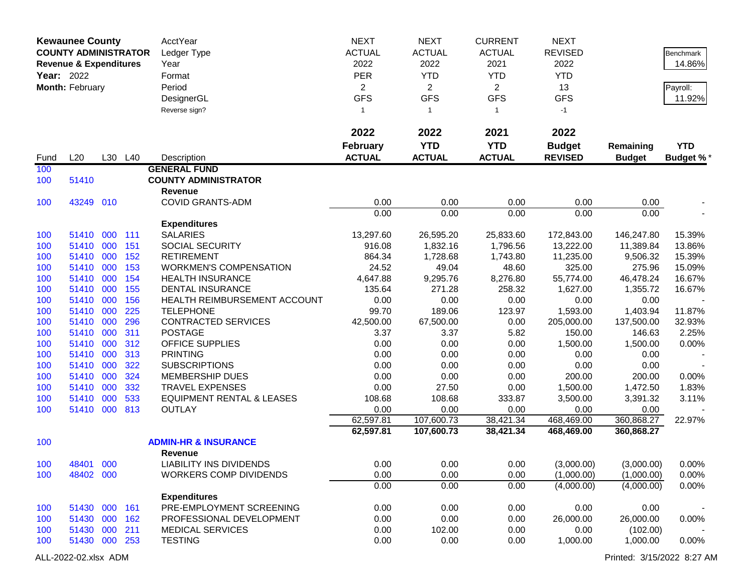**Kewaunee County**
**COUNTY ADMINISTRATOR**
**Revenue & Expenditures**
**Year:** 2022
**Month:** February

| | | | | AcctYear | NEXT | NEXT | CURRENT | NEXT | | |
|---|---|---|---|---|---|---|---|---|---|---|
| | | | | Ledger Type | ACTUAL | ACTUAL | ACTUAL | REVISED | | Benchmark |
| | | | | Year | 2022 | 2022 | 2021 | 2022 | | 14.86% |
| | | | | Format | PER | YTD | YTD | YTD | | |
| | | | | Period | 2 | 2 | 2 | 13 | | Payroll: |
| | | | | DesignerGL | GFS | GFS | GFS | GFS | | 11.92% |
| | | | | Reverse sign? | 1 | 1 | 1 | -1 | | |
| | | | | | **2022** | **2022** | **2021** | **2022** | | |
| | | | | | **February** | **YTD** | **YTD** | **Budget** | **Remaining** | **YTD** |
| Fund | L20 | L30 | L40 | Description | **ACTUAL** | **ACTUAL** | **ACTUAL** | **REVISED** | **Budget** | **Budget %*** |
| 100 | | | | **GENERAL FUND** | | | | | | |
| 100 | 51410 | | | **COUNTY ADMINISTRATOR** | | | | | | |
| | | | | **Revenue** | | | | | | |
| 100 | 43249 | 010 | | COVID GRANTS-ADM | 0.00 | 0.00 | 0.00 | 0.00 | 0.00 | - |
| | | | | | 0.00 | 0.00 | 0.00 | 0.00 | 0.00 | - |
| | | | | **Expenditures** | | | | | | |
| 100 | 51410 | 000 | 111 | SALARIES | 13,297.60 | 26,595.20 | 25,833.60 | 172,843.00 | 146,247.80 | 15.39% |
| 100 | 51410 | 000 | 151 | SOCIAL SECURITY | 916.08 | 1,832.16 | 1,796.56 | 13,222.00 | 11,389.84 | 13.86% |
| 100 | 51410 | 000 | 152 | RETIREMENT | 864.34 | 1,728.68 | 1,743.80 | 11,235.00 | 9,506.32 | 15.39% |
| 100 | 51410 | 000 | 153 | WORKMEN'S COMPENSATION | 24.52 | 49.04 | 48.60 | 325.00 | 275.96 | 15.09% |
| 100 | 51410 | 000 | 154 | HEALTH INSURANCE | 4,647.88 | 9,295.76 | 8,276.80 | 55,774.00 | 46,478.24 | 16.67% |
| 100 | 51410 | 000 | 155 | DENTAL INSURANCE | 135.64 | 271.28 | 258.32 | 1,627.00 | 1,355.72 | 16.67% |
| 100 | 51410 | 000 | 156 | HEALTH REIMBURSEMENT ACCOUNT | 0.00 | 0.00 | 0.00 | 0.00 | 0.00 | - |
| 100 | 51410 | 000 | 225 | TELEPHONE | 99.70 | 189.06 | 123.97 | 1,593.00 | 1,403.94 | 11.87% |
| 100 | 51410 | 000 | 296 | CONTRACTED SERVICES | 42,500.00 | 67,500.00 | 0.00 | 205,000.00 | 137,500.00 | 32.93% |
| 100 | 51410 | 000 | 311 | POSTAGE | 3.37 | 3.37 | 5.82 | 150.00 | 146.63 | 2.25% |
| 100 | 51410 | 000 | 312 | OFFICE SUPPLIES | 0.00 | 0.00 | 0.00 | 1,500.00 | 1,500.00 | 0.00% |
| 100 | 51410 | 000 | 313 | PRINTING | 0.00 | 0.00 | 0.00 | 0.00 | 0.00 | - |
| 100 | 51410 | 000 | 322 | SUBSCRIPTIONS | 0.00 | 0.00 | 0.00 | 0.00 | 0.00 | - |
| 100 | 51410 | 000 | 324 | MEMBERSHIP DUES | 0.00 | 0.00 | 0.00 | 200.00 | 200.00 | 0.00% |
| 100 | 51410 | 000 | 332 | TRAVEL EXPENSES | 0.00 | 27.50 | 0.00 | 1,500.00 | 1,472.50 | 1.83% |
| 100 | 51410 | 000 | 533 | EQUIPMENT RENTAL & LEASES | 108.68 | 108.68 | 333.87 | 3,500.00 | 3,391.32 | 3.11% |
| 100 | 51410 | 000 | 813 | OUTLAY | 0.00 | 0.00 | 0.00 | 0.00 | 0.00 | - |
| | | | | | 62,597.81 | 107,600.73 | 38,421.34 | 468,469.00 | 360,868.27 | 22.97% |
| | | | | | **62,597.81** | **107,600.73** | **38,421.34** | **468,469.00** | **360,868.27** | |
| 100 | | | | **ADMIN-HR & INSURANCE** | | | | | | |
| | | | | **Revenue** | | | | | | |
| 100 | 48401 | 000 | | LIABILITY INS DIVIDENDS | 0.00 | 0.00 | 0.00 | (3,000.00) | (3,000.00) | 0.00% |
| 100 | 48402 | 000 | | WORKERS COMP DIVIDENDS | 0.00 | 0.00 | 0.00 | (1,000.00) | (1,000.00) | 0.00% |
| | | | | | 0.00 | 0.00 | 0.00 | (4,000.00) | (4,000.00) | 0.00% |
| | | | | **Expenditures** | | | | | | |
| 100 | 51430 | 000 | 161 | PRE-EMPLOYMENT SCREENING | 0.00 | 0.00 | 0.00 | 0.00 | 0.00 | - |
| 100 | 51430 | 000 | 162 | PROFESSIONAL DEVELOPMENT | 0.00 | 0.00 | 0.00 | 26,000.00 | 26,000.00 | 0.00% |
| 100 | 51430 | 000 | 211 | MEDICAL SERVICES | 0.00 | 102.00 | 0.00 | 0.00 | (102.00) | - |
| 100 | 51430 | 000 | 253 | TESTING | 0.00 | 0.00 | 0.00 | 1,000.00 | 1,000.00 | 0.00% |

ALL-2022-02.xlsx ADM — Printed: 3/15/2022 8:27 AM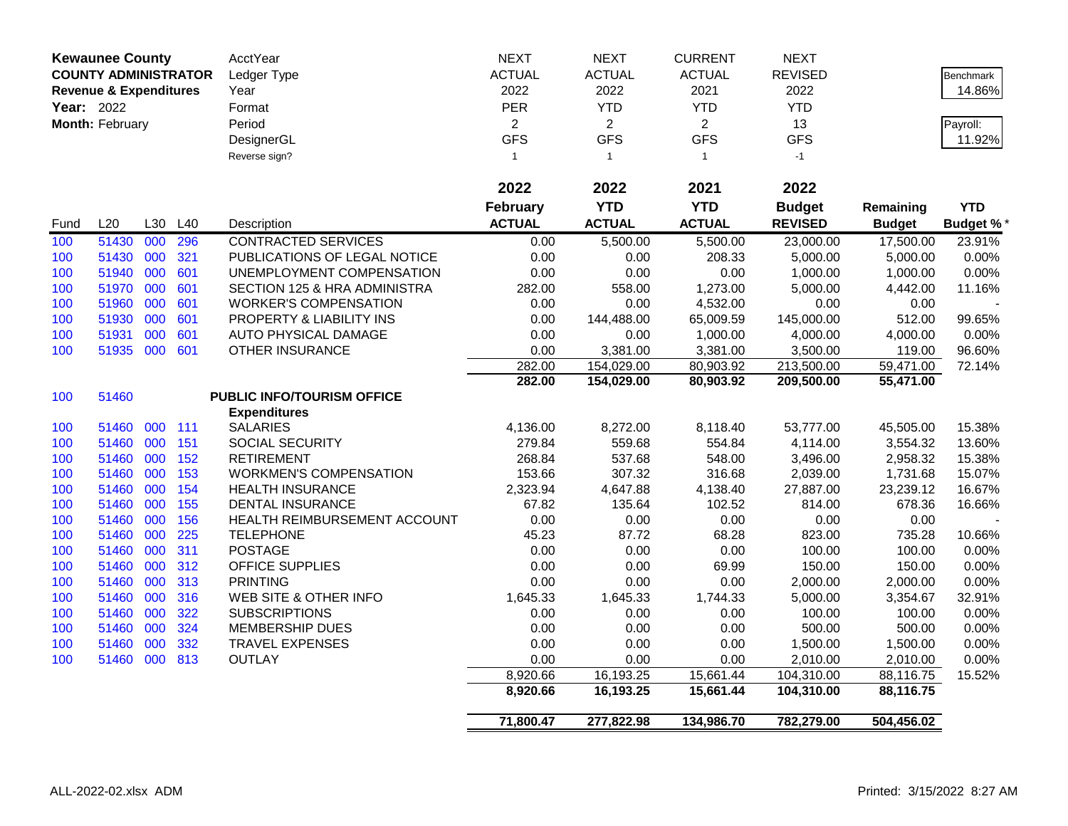**Kewaunee County**
**COUNTY ADMINISTRATOR**
**Revenue & Expenditures**
**Year:** 2022
**Month:** February

| | | | | AcctYear | NEXT | NEXT | CURRENT | NEXT | | |
|---|---|---|---|---|---|---|---|---|---|---|
| | | | | Ledger Type | ACTUAL | ACTUAL | ACTUAL | REVISED | | Benchmark |
| | | | | Year | 2022 | 2022 | 2021 | 2022 | | 14.86% |
| | | | | Format | PER | YTD | YTD | YTD | | |
| | | | | Period | 2 | 2 | 2 | 13 | | Payroll: |
| | | | | DesignerGL | GFS | GFS | GFS | GFS | | 11.92% |
| | | | | Reverse sign? | 1 | 1 | 1 | -1 | | |

| Fund | L20 | L30 | L40 | Description | 2022 February ACTUAL | 2022 YTD ACTUAL | 2021 YTD ACTUAL | 2022 Budget REVISED | Remaining Budget | YTD Budget % * |
|---|---|---|---|---|---|---|---|---|---|---|
| 100 | 51430 | 000 | 296 | CONTRACTED SERVICES | 0.00 | 5,500.00 | 5,500.00 | 23,000.00 | 17,500.00 | 23.91% |
| 100 | 51430 | 000 | 321 | PUBLICATIONS OF LEGAL NOTICE | 0.00 | 0.00 | 208.33 | 5,000.00 | 5,000.00 | 0.00% |
| 100 | 51940 | 000 | 601 | UNEMPLOYMENT COMPENSATION | 0.00 | 0.00 | 0.00 | 1,000.00 | 1,000.00 | 0.00% |
| 100 | 51970 | 000 | 601 | SECTION 125 & HRA ADMINISTRA | 282.00 | 558.00 | 1,273.00 | 5,000.00 | 4,442.00 | 11.16% |
| 100 | 51960 | 000 | 601 | WORKER'S COMPENSATION | 0.00 | 0.00 | 4,532.00 | 0.00 | 0.00 | - |
| 100 | 51930 | 000 | 601 | PROPERTY & LIABILITY INS | 0.00 | 144,488.00 | 65,009.59 | 145,000.00 | 512.00 | 99.65% |
| 100 | 51931 | 000 | 601 | AUTO PHYSICAL DAMAGE | 0.00 | 0.00 | 1,000.00 | 4,000.00 | 4,000.00 | 0.00% |
| 100 | 51935 | 000 | 601 | OTHER INSURANCE | 0.00 | 3,381.00 | 3,381.00 | 3,500.00 | 119.00 | 96.60% |
| | | | | | 282.00 | 154,029.00 | 80,903.92 | 213,500.00 | 59,471.00 | 72.14% |
| | | | | | **282.00** | **154,029.00** | **80,903.92** | **209,500.00** | **55,471.00** | |
| 100 | 51460 | | | **PUBLIC INFO/TOURISM OFFICE** | | | | | | |
| | | | | **Expenditures** | | | | | | |
| 100 | 51460 | 000 | 111 | SALARIES | 4,136.00 | 8,272.00 | 8,118.40 | 53,777.00 | 45,505.00 | 15.38% |
| 100 | 51460 | 000 | 151 | SOCIAL SECURITY | 279.84 | 559.68 | 554.84 | 4,114.00 | 3,554.32 | 13.60% |
| 100 | 51460 | 000 | 152 | RETIREMENT | 268.84 | 537.68 | 548.00 | 3,496.00 | 2,958.32 | 15.38% |
| 100 | 51460 | 000 | 153 | WORKMEN'S COMPENSATION | 153.66 | 307.32 | 316.68 | 2,039.00 | 1,731.68 | 15.07% |
| 100 | 51460 | 000 | 154 | HEALTH INSURANCE | 2,323.94 | 4,647.88 | 4,138.40 | 27,887.00 | 23,239.12 | 16.67% |
| 100 | 51460 | 000 | 155 | DENTAL INSURANCE | 67.82 | 135.64 | 102.52 | 814.00 | 678.36 | 16.66% |
| 100 | 51460 | 000 | 156 | HEALTH REIMBURSEMENT ACCOUNT | 0.00 | 0.00 | 0.00 | 0.00 | 0.00 | - |
| 100 | 51460 | 000 | 225 | TELEPHONE | 45.23 | 87.72 | 68.28 | 823.00 | 735.28 | 10.66% |
| 100 | 51460 | 000 | 311 | POSTAGE | 0.00 | 0.00 | 0.00 | 100.00 | 100.00 | 0.00% |
| 100 | 51460 | 000 | 312 | OFFICE SUPPLIES | 0.00 | 0.00 | 69.99 | 150.00 | 150.00 | 0.00% |
| 100 | 51460 | 000 | 313 | PRINTING | 0.00 | 0.00 | 0.00 | 2,000.00 | 2,000.00 | 0.00% |
| 100 | 51460 | 000 | 316 | WEB SITE & OTHER INFO | 1,645.33 | 1,645.33 | 1,744.33 | 5,000.00 | 3,354.67 | 32.91% |
| 100 | 51460 | 000 | 322 | SUBSCRIPTIONS | 0.00 | 0.00 | 0.00 | 100.00 | 100.00 | 0.00% |
| 100 | 51460 | 000 | 324 | MEMBERSHIP DUES | 0.00 | 0.00 | 0.00 | 500.00 | 500.00 | 0.00% |
| 100 | 51460 | 000 | 332 | TRAVEL EXPENSES | 0.00 | 0.00 | 0.00 | 1,500.00 | 1,500.00 | 0.00% |
| 100 | 51460 | 000 | 813 | OUTLAY | 0.00 | 0.00 | 0.00 | 2,010.00 | 2,010.00 | 0.00% |
| | | | | | 8,920.66 | 16,193.25 | 15,661.44 | 104,310.00 | 88,116.75 | 15.52% |
| | | | | | **8,920.66** | **16,193.25** | **15,661.44** | **104,310.00** | **88,116.75** | |
| | | | | | **71,800.47** | **277,822.98** | **134,986.70** | **782,279.00** | **504,456.02** | |

ALL-2022-02.xlsx ADM Printed: 3/15/2022 8:27 AM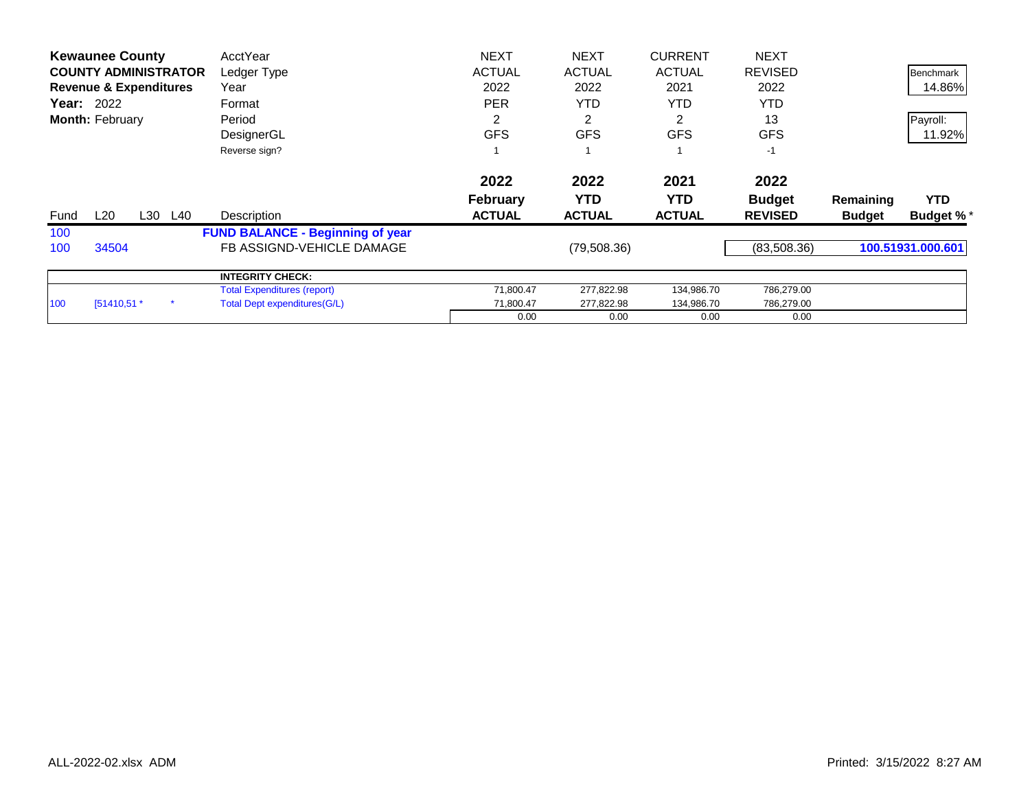**Kewaunee County**
**COUNTY ADMINISTRATOR**
**Revenue & Expenditures**
**Year:** 2022
**Month:** February

| | | | | | | | | | | |
|---|---|---|---|---|---|---|---|---|---|---|
| | | | | AcctYear | NEXT | NEXT | CURRENT | NEXT | | Benchmark |
| | | | | Ledger Type | ACTUAL | ACTUAL | ACTUAL | REVISED | | 14.86% |
| | | | | Year | 2022 | 2022 | 2021 | 2022 | | |
| | | | | Format | PER | YTD | YTD | YTD | | Payroll: |
| | | | | Period | 2 | 2 | 2 | 13 | | 11.92% |
| | | | | DesignerGL | GFS | GFS | GFS | GFS | | |
| | | | | Reverse sign? | 1 | 1 | 1 | -1 | | |
| | | | | | **2022** | **2022** | **2021** | **2022** | | |
| | | | | | **February** | **YTD** | **YTD** | **Budget** | **Remaining** | **YTD** |
| Fund | L20 | L30 | L40 | Description | **ACTUAL** | **ACTUAL** | **ACTUAL** | **REVISED** | **Budget** | **Budget %*** |
| 100 | | | | **FUND BALANCE - Beginning of year** | | | | | | |
| 100 | 34504 | | | FB ASSIGND-VEHICLE DAMAGE | | (79,508.36) | | (83,508.36) | | **100.51931.000.601** |
| | | | | **INTEGRITY CHECK:** | | | | | | |
| | | | | Total Expenditures (report) | 71,800.47 | 277,822.98 | 134,986.70 | 786,279.00 | | |
| 100 | [51410,51 * | | * | Total Dept expenditures(G/L) | 71,800.47 | 277,822.98 | 134,986.70 | 786,279.00 | | |
| | | | | | 0.00 | 0.00 | 0.00 | 0.00 | | |

ALL-2022-02.xlsx ADM

Printed: 3/15/2022 8:27 AM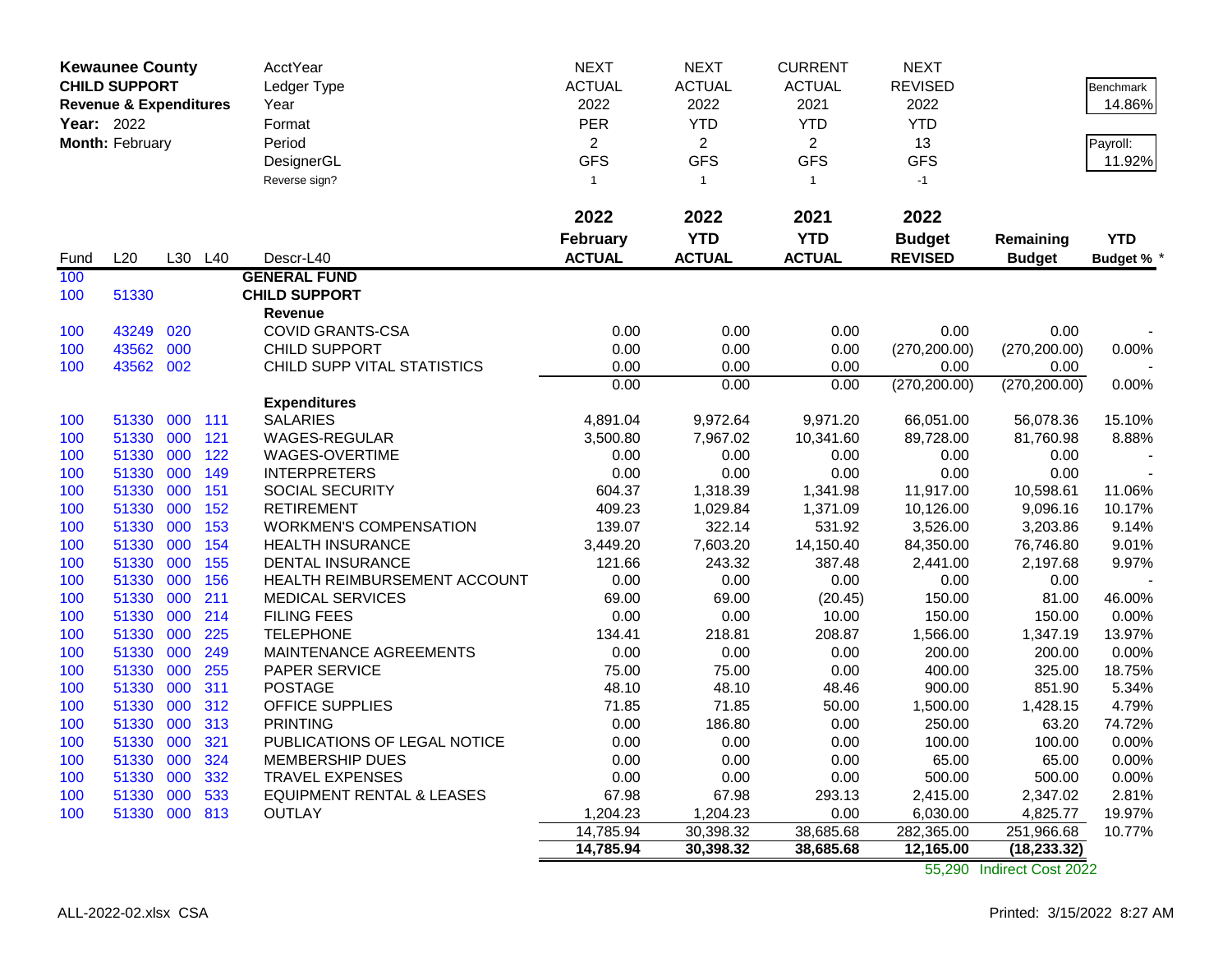**Kewaunee County**
**CHILD SUPPORT**
**Revenue & Expenditures**
**Year:** 2022
**Month:** February

| | | | | AcctYear | NEXT | NEXT | CURRENT | NEXT | | |
|---|---|---|---|---|---|---|---|---|---|---|
| | | | | Ledger Type | ACTUAL | ACTUAL | ACTUAL | REVISED | | Benchmark 14.86% |
| | | | | Year | 2022 | 2022 | 2021 | 2022 | | |
| | | | | Format | PER | YTD | YTD | YTD | | Payroll: 11.92% |
| | | | | Period | 2 | 2 | 2 | 13 | | |
| | | | | DesignerGL | GFS | GFS | GFS | GFS | | |
| | | | | Reverse sign? | 1 | 1 | 1 | -1 | | |
| Fund | L20 | L30 | L40 | Descr-L40 | 2022 February ACTUAL | 2022 YTD ACTUAL | 2021 YTD ACTUAL | 2022 Budget REVISED | Remaining Budget | YTD Budget % * |
| 100 | | | | **GENERAL FUND** | | | | | | |
| 100 | 51330 | | | **CHILD SUPPORT** | | | | | | |
| | | | | **Revenue** | | | | | | |
| 100 | 43249 | 020 | | COVID GRANTS-CSA | 0.00 | 0.00 | 0.00 | 0.00 | 0.00 | - |
| 100 | 43562 | 000 | | CHILD SUPPORT | 0.00 | 0.00 | 0.00 | (270,200.00) | (270,200.00) | 0.00% |
| 100 | 43562 | 002 | | CHILD SUPP VITAL STATISTICS | 0.00 | 0.00 | 0.00 | 0.00 | 0.00 | - |
| | | | | | 0.00 | 0.00 | 0.00 | (270,200.00) | (270,200.00) | 0.00% |
| | | | | **Expenditures** | | | | | | |
| 100 | 51330 | 000 | 111 | SALARIES | 4,891.04 | 9,972.64 | 9,971.20 | 66,051.00 | 56,078.36 | 15.10% |
| 100 | 51330 | 000 | 121 | WAGES-REGULAR | 3,500.80 | 7,967.02 | 10,341.60 | 89,728.00 | 81,760.98 | 8.88% |
| 100 | 51330 | 000 | 122 | WAGES-OVERTIME | 0.00 | 0.00 | 0.00 | 0.00 | 0.00 | - |
| 100 | 51330 | 000 | 149 | INTERPRETERS | 0.00 | 0.00 | 0.00 | 0.00 | 0.00 | - |
| 100 | 51330 | 000 | 151 | SOCIAL SECURITY | 604.37 | 1,318.39 | 1,341.98 | 11,917.00 | 10,598.61 | 11.06% |
| 100 | 51330 | 000 | 152 | RETIREMENT | 409.23 | 1,029.84 | 1,371.09 | 10,126.00 | 9,096.16 | 10.17% |
| 100 | 51330 | 000 | 153 | WORKMEN'S COMPENSATION | 139.07 | 322.14 | 531.92 | 3,526.00 | 3,203.86 | 9.14% |
| 100 | 51330 | 000 | 154 | HEALTH INSURANCE | 3,449.20 | 7,603.20 | 14,150.40 | 84,350.00 | 76,746.80 | 9.01% |
| 100 | 51330 | 000 | 155 | DENTAL INSURANCE | 121.66 | 243.32 | 387.48 | 2,441.00 | 2,197.68 | 9.97% |
| 100 | 51330 | 000 | 156 | HEALTH REIMBURSEMENT ACCOUNT | 0.00 | 0.00 | 0.00 | 0.00 | 0.00 | - |
| 100 | 51330 | 000 | 211 | MEDICAL SERVICES | 69.00 | 69.00 | (20.45) | 150.00 | 81.00 | 46.00% |
| 100 | 51330 | 000 | 214 | FILING FEES | 0.00 | 0.00 | 10.00 | 150.00 | 150.00 | 0.00% |
| 100 | 51330 | 000 | 225 | TELEPHONE | 134.41 | 218.81 | 208.87 | 1,566.00 | 1,347.19 | 13.97% |
| 100 | 51330 | 000 | 249 | MAINTENANCE AGREEMENTS | 0.00 | 0.00 | 0.00 | 200.00 | 200.00 | 0.00% |
| 100 | 51330 | 000 | 255 | PAPER SERVICE | 75.00 | 75.00 | 0.00 | 400.00 | 325.00 | 18.75% |
| 100 | 51330 | 000 | 311 | POSTAGE | 48.10 | 48.10 | 48.46 | 900.00 | 851.90 | 5.34% |
| 100 | 51330 | 000 | 312 | OFFICE SUPPLIES | 71.85 | 71.85 | 50.00 | 1,500.00 | 1,428.15 | 4.79% |
| 100 | 51330 | 000 | 313 | PRINTING | 0.00 | 186.80 | 0.00 | 250.00 | 63.20 | 74.72% |
| 100 | 51330 | 000 | 321 | PUBLICATIONS OF LEGAL NOTICE | 0.00 | 0.00 | 0.00 | 100.00 | 100.00 | 0.00% |
| 100 | 51330 | 000 | 324 | MEMBERSHIP DUES | 0.00 | 0.00 | 0.00 | 65.00 | 65.00 | 0.00% |
| 100 | 51330 | 000 | 332 | TRAVEL EXPENSES | 0.00 | 0.00 | 0.00 | 500.00 | 500.00 | 0.00% |
| 100 | 51330 | 000 | 533 | EQUIPMENT RENTAL & LEASES | 67.98 | 67.98 | 293.13 | 2,415.00 | 2,347.02 | 2.81% |
| 100 | 51330 | 000 | 813 | OUTLAY | 1,204.23 | 1,204.23 | 0.00 | 6,030.00 | 4,825.77 | 19.97% |
| | | | | | 14,785.94 | 30,398.32 | 38,685.68 | 282,365.00 | 251,966.68 | 10.77% |
| | | | | | **14,785.94** | **30,398.32** | **38,685.68** | **12,165.00** | **(18,233.32)** | |
| | | | | | | | | 55,290 | Indirect Cost 2022 | |

ALL-2022-02.xlsx CSA    Printed: 3/15/2022 8:27 AM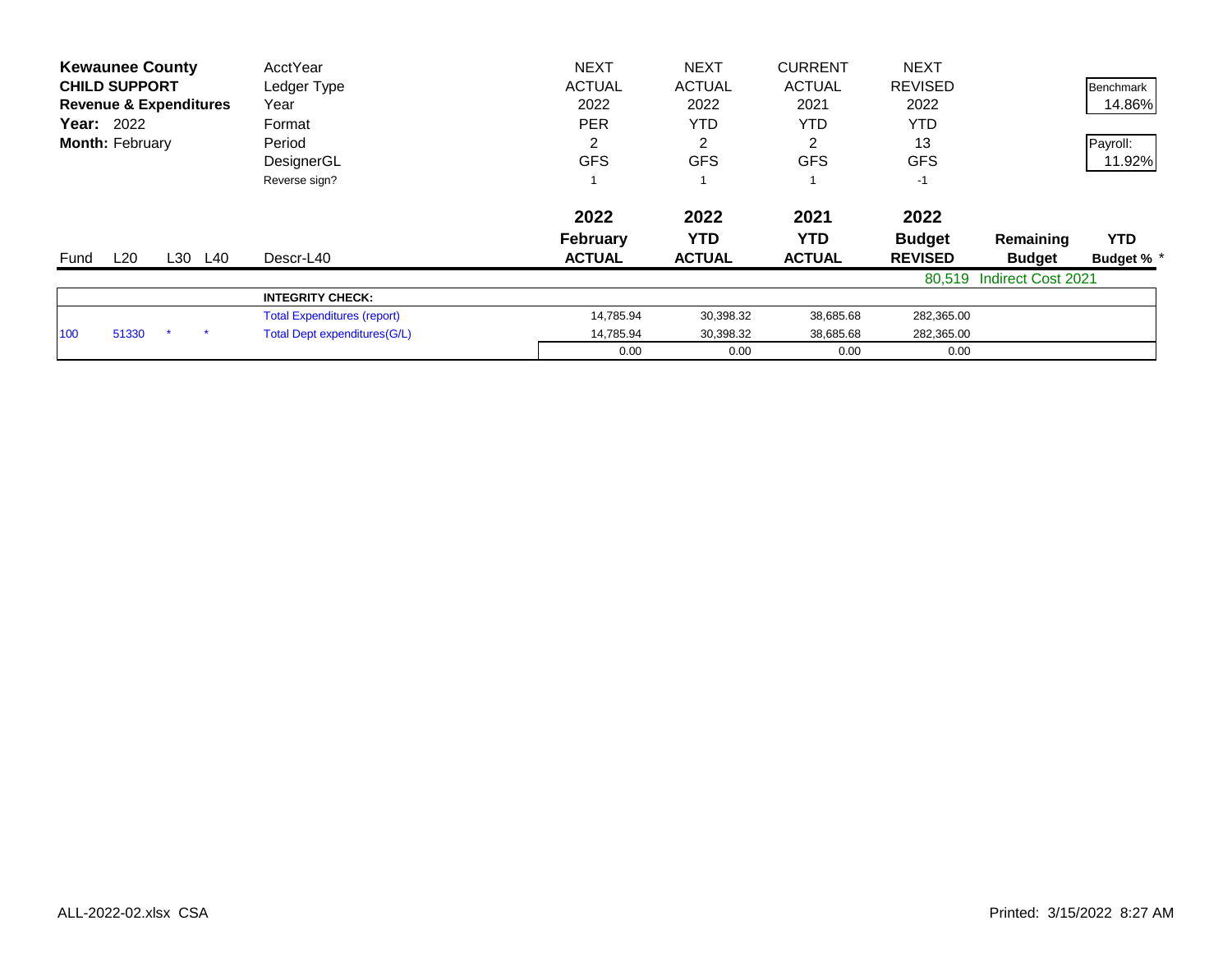**Kewaunee County**
**CHILD SUPPORT**
**Revenue & Expenditures**
**Year:** 2022
**Month:** February

| | | | | AcctYear | NEXT | NEXT | CURRENT | NEXT | | Benchmark |
|---|---|---|---|---|---|---|---|---|---|---|
| | | | | Ledger Type | ACTUAL | ACTUAL | ACTUAL | REVISED | | 14.86% |
| | | | | Year | 2022 | 2022 | 2021 | 2022 | | |
| | | | | Format | PER | YTD | YTD | YTD | | Payroll: |
| | | | | Period | 2 | 2 | 2 | 13 | | 11.92% |
| | | | | DesignerGL | GFS | GFS | GFS | GFS | | |
| | | | | Reverse sign? | 1 | 1 | 1 | -1 | | |

| Fund | L20 | L30 | L40 | Descr-L40 | 2022 February ACTUAL | 2022 YTD ACTUAL | 2021 YTD ACTUAL | 2022 Budget REVISED | Remaining Budget | YTD Budget % * |
|---|---|---|---|---|---|---|---|---|---|---|
| | | | | | | | | 80,519 | Indirect Cost 2021 | |
| | | | | **INTEGRITY CHECK:** | | | | | | |
| | | | | Total Expenditures (report) | 14,785.94 | 30,398.32 | 38,685.68 | 282,365.00 | | |
| 100 | 51330 | * | * | Total Dept expenditures(G/L) | 14,785.94 | 30,398.32 | 38,685.68 | 282,365.00 | | |
| | | | | | 0.00 | 0.00 | 0.00 | 0.00 | | |

ALL-2022-02.xlsx CSA

Printed: 3/15/2022 8:27 AM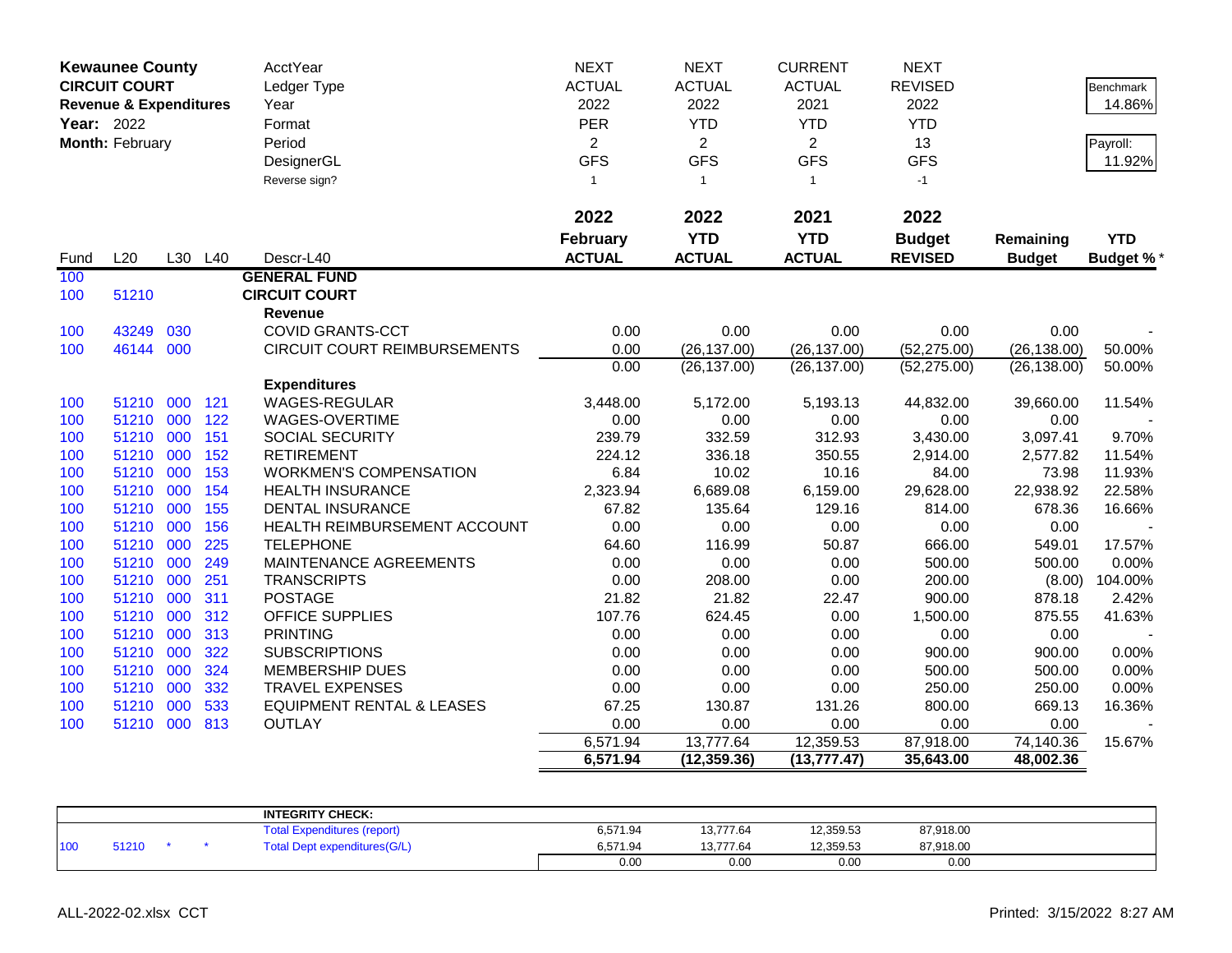**Kewaunee County**
**CIRCUIT COURT**
**Revenue & Expenditures**
**Year:** 2022
**Month:** February

| | | | | AcctYear | NEXT | NEXT | CURRENT | NEXT | | Benchmark |
|---|---|---|---|---|---|---|---|---|---|---|
| | | | | Ledger Type | ACTUAL | ACTUAL | ACTUAL | REVISED | | 14.86% |
| | | | | Year | 2022 | 2022 | 2021 | 2022 | | |
| | | | | Format | PER | YTD | YTD | YTD | | Payroll: |
| | | | | Period | 2 | 2 | 2 | 13 | | 11.92% |
| | | | | DesignerGL | GFS | GFS | GFS | GFS | | |
| | | | | Reverse sign? | 1 | 1 | 1 | -1 | | |
| Fund | L20 | L30 | L40 | Descr-L40 | 2022 February ACTUAL | 2022 YTD ACTUAL | 2021 YTD ACTUAL | 2022 Budget REVISED | Remaining Budget | YTD Budget % * |
| 100 | | | | **GENERAL FUND** | | | | | | |
| 100 | 51210 | | | **CIRCUIT COURT** | | | | | | |
| | | | | **Revenue** | | | | | | |
| 100 | 43249 | 030 | | COVID GRANTS-CCT | 0.00 | 0.00 | 0.00 | 0.00 | 0.00 | - |
| 100 | 46144 | 000 | | CIRCUIT COURT REIMBURSEMENTS | 0.00 | (26,137.00) | (26,137.00) | (52,275.00) | (26,138.00) | 50.00% |
| | | | | | 0.00 | (26,137.00) | (26,137.00) | (52,275.00) | (26,138.00) | 50.00% |
| | | | | **Expenditures** | | | | | | |
| 100 | 51210 | 000 | 121 | WAGES-REGULAR | 3,448.00 | 5,172.00 | 5,193.13 | 44,832.00 | 39,660.00 | 11.54% |
| 100 | 51210 | 000 | 122 | WAGES-OVERTIME | 0.00 | 0.00 | 0.00 | 0.00 | 0.00 | - |
| 100 | 51210 | 000 | 151 | SOCIAL SECURITY | 239.79 | 332.59 | 312.93 | 3,430.00 | 3,097.41 | 9.70% |
| 100 | 51210 | 000 | 152 | RETIREMENT | 224.12 | 336.18 | 350.55 | 2,914.00 | 2,577.82 | 11.54% |
| 100 | 51210 | 000 | 153 | WORKMEN'S COMPENSATION | 6.84 | 10.02 | 10.16 | 84.00 | 73.98 | 11.93% |
| 100 | 51210 | 000 | 154 | HEALTH INSURANCE | 2,323.94 | 6,689.08 | 6,159.00 | 29,628.00 | 22,938.92 | 22.58% |
| 100 | 51210 | 000 | 155 | DENTAL INSURANCE | 67.82 | 135.64 | 129.16 | 814.00 | 678.36 | 16.66% |
| 100 | 51210 | 000 | 156 | HEALTH REIMBURSEMENT ACCOUNT | 0.00 | 0.00 | 0.00 | 0.00 | 0.00 | - |
| 100 | 51210 | 000 | 225 | TELEPHONE | 64.60 | 116.99 | 50.87 | 666.00 | 549.01 | 17.57% |
| 100 | 51210 | 000 | 249 | MAINTENANCE AGREEMENTS | 0.00 | 0.00 | 0.00 | 500.00 | 500.00 | 0.00% |
| 100 | 51210 | 000 | 251 | TRANSCRIPTS | 0.00 | 208.00 | 0.00 | 200.00 | (8.00) | 104.00% |
| 100 | 51210 | 000 | 311 | POSTAGE | 21.82 | 21.82 | 22.47 | 900.00 | 878.18 | 2.42% |
| 100 | 51210 | 000 | 312 | OFFICE SUPPLIES | 107.76 | 624.45 | 0.00 | 1,500.00 | 875.55 | 41.63% |
| 100 | 51210 | 000 | 313 | PRINTING | 0.00 | 0.00 | 0.00 | 0.00 | 0.00 | - |
| 100 | 51210 | 000 | 322 | SUBSCRIPTIONS | 0.00 | 0.00 | 0.00 | 900.00 | 900.00 | 0.00% |
| 100 | 51210 | 000 | 324 | MEMBERSHIP DUES | 0.00 | 0.00 | 0.00 | 500.00 | 500.00 | 0.00% |
| 100 | 51210 | 000 | 332 | TRAVEL EXPENSES | 0.00 | 0.00 | 0.00 | 250.00 | 250.00 | 0.00% |
| 100 | 51210 | 000 | 533 | EQUIPMENT RENTAL & LEASES | 67.25 | 130.87 | 131.26 | 800.00 | 669.13 | 16.36% |
| 100 | 51210 | 000 | 813 | OUTLAY | 0.00 | 0.00 | 0.00 | 0.00 | 0.00 | - |
| | | | | | 6,571.94 | 13,777.64 | 12,359.53 | 87,918.00 | 74,140.36 | 15.67% |
| | | | | | **6,571.94** | **(12,359.36)** | **(13,777.47)** | **35,643.00** | **48,002.36** | |

| | | | | INTEGRITY CHECK: | | | | |
|---|---|---|---|---|---|---|---|---|
| | | | | Total Expenditures (report) | 6,571.94 | 13,777.64 | 12,359.53 | 87,918.00 |
| 100 | 51210 | * | * | Total Dept expenditures(G/L) | 6,571.94 | 13,777.64 | 12,359.53 | 87,918.00 |
| | | | | | 0.00 | 0.00 | 0.00 | 0.00 |

ALL-2022-02.xlsx CCT

Printed: 3/15/2022 8:27 AM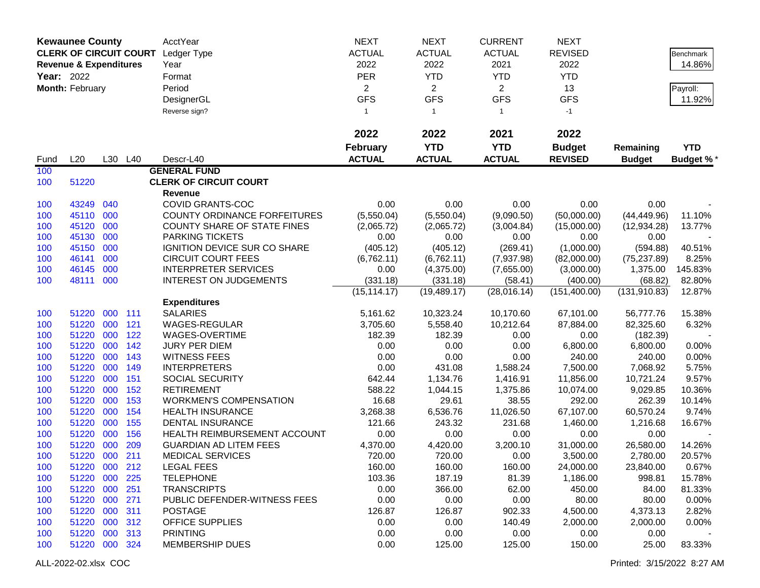| **Kewaunee County** | | | | AcctYear | NEXT | NEXT | CURRENT | NEXT | | |
|---|---|---|---|---|---|---|---|---|---|---|
| **CLERK OF CIRCUIT COURT** | | | | Ledger Type | ACTUAL | ACTUAL | ACTUAL | REVISED | | Benchmark |
| **Revenue & Expenditures** | | | | Year | 2022 | 2022 | 2021 | 2022 | | 14.86% |
| **Year:** 2022 | | | | Format | PER | YTD | YTD | YTD | | |
| **Month:** February | | | | Period | 2 | 2 | 2 | 13 | | Payroll: |
| | | | | DesignerGL | GFS | GFS | GFS | GFS | | 11.92% |
| | | | | Reverse sign? | 1 | 1 | 1 | -1 | | |
| | | | | | **2022** | **2022** | **2021** | **2022** | | |
| | | | | | **February** | **YTD** | **YTD** | **Budget** | **Remaining** | **YTD** |
| Fund | L20 | L30 | L40 | Descr-L40 | **ACTUAL** | **ACTUAL** | **ACTUAL** | **REVISED** | **Budget** | **Budget %*** |
| 100 | | | | **GENERAL FUND** | | | | | | |
| 100 | 51220 | | | **CLERK OF CIRCUIT COURT** | | | | | | |
| | | | | **Revenue** | | | | | | |
| 100 | 43249 | 040 | | COVID GRANTS-COC | 0.00 | 0.00 | 0.00 | 0.00 | 0.00 | - |
| 100 | 45110 | 000 | | COUNTY ORDINANCE FORFEITURES | (5,550.04) | (5,550.04) | (9,090.50) | (50,000.00) | (44,449.96) | 11.10% |
| 100 | 45120 | 000 | | COUNTY SHARE OF STATE FINES | (2,065.72) | (2,065.72) | (3,004.84) | (15,000.00) | (12,934.28) | 13.77% |
| 100 | 45130 | 000 | | PARKING TICKETS | 0.00 | 0.00 | 0.00 | 0.00 | 0.00 | - |
| 100 | 45150 | 000 | | IGNITION DEVICE SUR CO SHARE | (405.12) | (405.12) | (269.41) | (1,000.00) | (594.88) | 40.51% |
| 100 | 46141 | 000 | | CIRCUIT COURT FEES | (6,762.11) | (6,762.11) | (7,937.98) | (82,000.00) | (75,237.89) | 8.25% |
| 100 | 46145 | 000 | | INTERPRETER SERVICES | 0.00 | (4,375.00) | (7,655.00) | (3,000.00) | 1,375.00 | 145.83% |
| 100 | 48111 | 000 | | INTEREST ON JUDGEMENTS | (331.18) | (331.18) | (58.41) | (400.00) | (68.82) | 82.80% |
| | | | | | (15,114.17) | (19,489.17) | (28,016.14) | (151,400.00) | (131,910.83) | 12.87% |
| | | | | **Expenditures** | | | | | | |
| 100 | 51220 | 000 | 111 | SALARIES | 5,161.62 | 10,323.24 | 10,170.60 | 67,101.00 | 56,777.76 | 15.38% |
| 100 | 51220 | 000 | 121 | WAGES-REGULAR | 3,705.60 | 5,558.40 | 10,212.64 | 87,884.00 | 82,325.60 | 6.32% |
| 100 | 51220 | 000 | 122 | WAGES-OVERTIME | 182.39 | 182.39 | 0.00 | 0.00 | (182.39) | - |
| 100 | 51220 | 000 | 142 | JURY PER DIEM | 0.00 | 0.00 | 0.00 | 6,800.00 | 6,800.00 | 0.00% |
| 100 | 51220 | 000 | 143 | WITNESS FEES | 0.00 | 0.00 | 0.00 | 240.00 | 240.00 | 0.00% |
| 100 | 51220 | 000 | 149 | INTERPRETERS | 0.00 | 431.08 | 1,588.24 | 7,500.00 | 7,068.92 | 5.75% |
| 100 | 51220 | 000 | 151 | SOCIAL SECURITY | 642.44 | 1,134.76 | 1,416.91 | 11,856.00 | 10,721.24 | 9.57% |
| 100 | 51220 | 000 | 152 | RETIREMENT | 588.22 | 1,044.15 | 1,375.86 | 10,074.00 | 9,029.85 | 10.36% |
| 100 | 51220 | 000 | 153 | WORKMEN'S COMPENSATION | 16.68 | 29.61 | 38.55 | 292.00 | 262.39 | 10.14% |
| 100 | 51220 | 000 | 154 | HEALTH INSURANCE | 3,268.38 | 6,536.76 | 11,026.50 | 67,107.00 | 60,570.24 | 9.74% |
| 100 | 51220 | 000 | 155 | DENTAL INSURANCE | 121.66 | 243.32 | 231.68 | 1,460.00 | 1,216.68 | 16.67% |
| 100 | 51220 | 000 | 156 | HEALTH REIMBURSEMENT ACCOUNT | 0.00 | 0.00 | 0.00 | 0.00 | 0.00 | - |
| 100 | 51220 | 000 | 209 | GUARDIAN AD LITEM FEES | 4,370.00 | 4,420.00 | 3,200.10 | 31,000.00 | 26,580.00 | 14.26% |
| 100 | 51220 | 000 | 211 | MEDICAL SERVICES | 720.00 | 720.00 | 0.00 | 3,500.00 | 2,780.00 | 20.57% |
| 100 | 51220 | 000 | 212 | LEGAL FEES | 160.00 | 160.00 | 160.00 | 24,000.00 | 23,840.00 | 0.67% |
| 100 | 51220 | 000 | 225 | TELEPHONE | 103.36 | 187.19 | 81.39 | 1,186.00 | 998.81 | 15.78% |
| 100 | 51220 | 000 | 251 | TRANSCRIPTS | 0.00 | 366.00 | 62.00 | 450.00 | 84.00 | 81.33% |
| 100 | 51220 | 000 | 271 | PUBLIC DEFENDER-WITNESS FEES | 0.00 | 0.00 | 0.00 | 80.00 | 80.00 | 0.00% |
| 100 | 51220 | 000 | 311 | POSTAGE | 126.87 | 126.87 | 902.33 | 4,500.00 | 4,373.13 | 2.82% |
| 100 | 51220 | 000 | 312 | OFFICE SUPPLIES | 0.00 | 0.00 | 140.49 | 2,000.00 | 2,000.00 | 0.00% |
| 100 | 51220 | 000 | 313 | PRINTING | 0.00 | 0.00 | 0.00 | 0.00 | 0.00 | - |
| 100 | 51220 | 000 | 324 | MEMBERSHIP DUES | 0.00 | 125.00 | 125.00 | 150.00 | 25.00 | 83.33% |

ALL-2022-02.xlsx COC

Printed: 3/15/2022 8:27 AM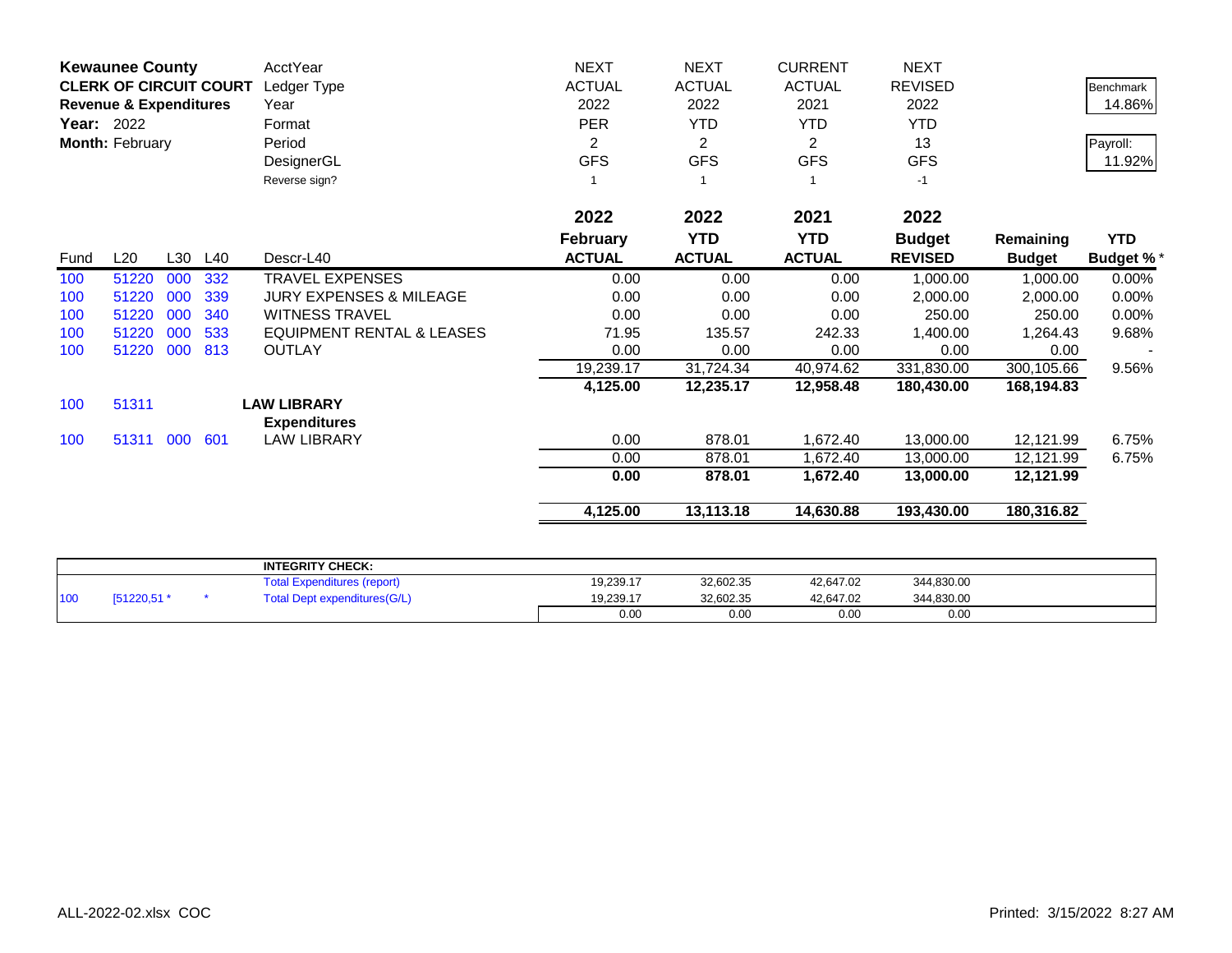**Kewaunee County**
**CLERK OF CIRCUIT COURT**
**Revenue & Expenditures**
**Year:** 2022
**Month:** February

| | | | | AcctYear | NEXT | NEXT | CURRENT | NEXT | | Benchmark |
|---|---|---|---|---|---|---|---|---|---|---|
| | | | | Ledger Type | ACTUAL | ACTUAL | ACTUAL | REVISED | | 14.86% |
| | | | | Year | 2022 | 2022 | 2021 | 2022 | | |
| | | | | Format | PER | YTD | YTD | YTD | | Payroll: |
| | | | | Period | 2 | 2 | 2 | 13 | | 11.92% |
| | | | | DesignerGL | GFS | GFS | GFS | GFS | | |
| | | | | Reverse sign? | 1 | 1 | 1 | -1 | | |
| | | | | | **2022** | **2022** | **2021** | **2022** | | |
| | | | | | **February** | **YTD** | **YTD** | **Budget** | **Remaining** | **YTD** |
| Fund | L20 | L30 | L40 | Descr-L40 | **ACTUAL** | **ACTUAL** | **ACTUAL** | **REVISED** | **Budget** | **Budget %*** |
| 100 | 51220 | 000 | 332 | TRAVEL EXPENSES | 0.00 | 0.00 | 0.00 | 1,000.00 | 1,000.00 | 0.00% |
| 100 | 51220 | 000 | 339 | JURY EXPENSES & MILEAGE | 0.00 | 0.00 | 0.00 | 2,000.00 | 2,000.00 | 0.00% |
| 100 | 51220 | 000 | 340 | WITNESS TRAVEL | 0.00 | 0.00 | 0.00 | 250.00 | 250.00 | 0.00% |
| 100 | 51220 | 000 | 533 | EQUIPMENT RENTAL & LEASES | 71.95 | 135.57 | 242.33 | 1,400.00 | 1,264.43 | 9.68% |
| 100 | 51220 | 000 | 813 | OUTLAY | 0.00 | 0.00 | 0.00 | 0.00 | 0.00 | - |
| | | | | | 19,239.17 | 31,724.34 | 40,974.62 | 331,830.00 | 300,105.66 | 9.56% |
| | | | | | **4,125.00** | **12,235.17** | **12,958.48** | **180,430.00** | **168,194.83** | |
| 100 | 51311 | | | **LAW LIBRARY** | | | | | | |
| | | | | **Expenditures** | | | | | | |
| 100 | 51311 | 000 | 601 | LAW LIBRARY | 0.00 | 878.01 | 1,672.40 | 13,000.00 | 12,121.99 | 6.75% |
| | | | | | 0.00 | 878.01 | 1,672.40 | 13,000.00 | 12,121.99 | 6.75% |
| | | | | | **0.00** | **878.01** | **1,672.40** | **13,000.00** | **12,121.99** | |
| | | | | | **4,125.00** | **13,113.18** | **14,630.88** | **193,430.00** | **180,316.82** | |

| | | | | **INTEGRITY CHECK:** | | | | | |
|---|---|---|---|---|---|---|---|---|---|
| | | | | Total Expenditures (report) | 19,239.17 | 32,602.35 | 42,647.02 | 344,830.00 | |
| 100 | [51220,51 * | | * | Total Dept expenditures(G/L) | 19,239.17 | 32,602.35 | 42,647.02 | 344,830.00 | |
| | | | | | 0.00 | 0.00 | 0.00 | 0.00 | |

ALL-2022-02.xlsx COC    Printed: 3/15/2022 8:27 AM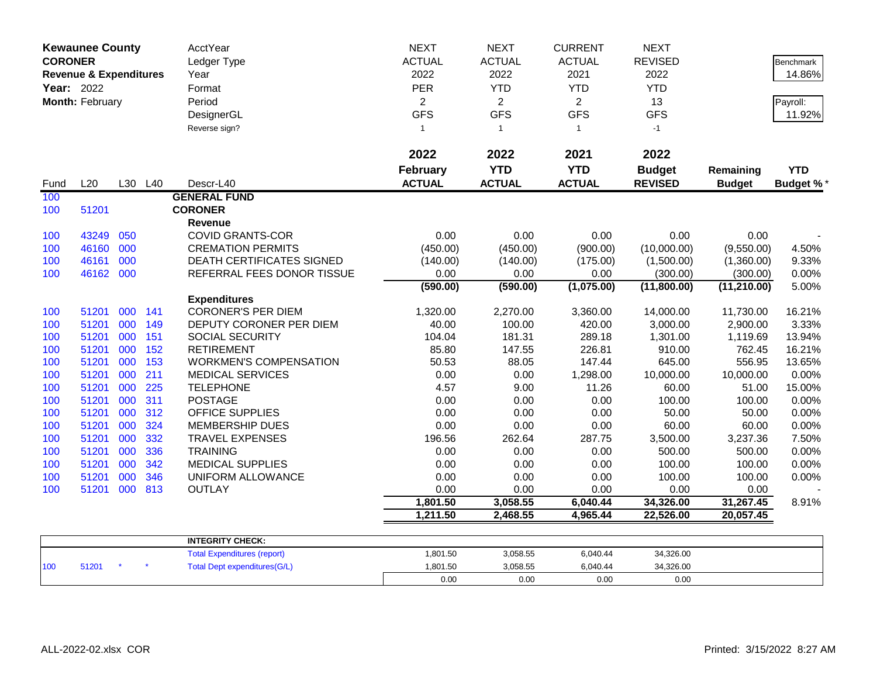**Kewaunee County**
**CORONER**
**Revenue & Expenditures**
**Year:** 2022
**Month:** February

| | | | | | | | | | | |
|---|---|---|---|---|---|---|---|---|---|---|
| | | | | AcctYear | NEXT | NEXT | CURRENT | NEXT | | |
| | | | | Ledger Type | ACTUAL | ACTUAL | ACTUAL | REVISED | | Benchmark |
| | | | | Year | 2022 | 2022 | 2021 | 2022 | | 14.86% |
| | | | | Format | PER | YTD | YTD | YTD | | |
| | | | | Period | 2 | 2 | 2 | 13 | | Payroll: |
| | | | | DesignerGL | GFS | GFS | GFS | GFS | | 11.92% |
| | | | | Reverse sign? | 1 | 1 | 1 | -1 | | |

| Fund | L20 | L30 | L40 | Descr-L40 | 2022 February ACTUAL | 2022 YTD ACTUAL | 2021 YTD ACTUAL | 2022 Budget REVISED | Remaining Budget | YTD Budget %* |
|---|---|---|---|---|---|---|---|---|---|---|
| 100 | | | | **GENERAL FUND** | | | | | | |
| 100 | 51201 | | | **CORONER** | | | | | | |
| | | | | **Revenue** | | | | | | |
| 100 | 43249 | 050 | | COVID GRANTS-COR | 0.00 | 0.00 | 0.00 | 0.00 | 0.00 | - |
| 100 | 46160 | 000 | | CREMATION PERMITS | (450.00) | (450.00) | (900.00) | (10,000.00) | (9,550.00) | 4.50% |
| 100 | 46161 | 000 | | DEATH CERTIFICATES SIGNED | (140.00) | (140.00) | (175.00) | (1,500.00) | (1,360.00) | 9.33% |
| 100 | 46162 | 000 | | REFERRAL FEES DONOR TISSUE | 0.00 | 0.00 | 0.00 | (300.00) | (300.00) | 0.00% |
| | | | | | **(590.00)** | **(590.00)** | **(1,075.00)** | **(11,800.00)** | **(11,210.00)** | 5.00% |
| | | | | **Expenditures** | | | | | | |
| 100 | 51201 | 000 | 141 | CORONER'S PER DIEM | 1,320.00 | 2,270.00 | 3,360.00 | 14,000.00 | 11,730.00 | 16.21% |
| 100 | 51201 | 000 | 149 | DEPUTY CORONER PER DIEM | 40.00 | 100.00 | 420.00 | 3,000.00 | 2,900.00 | 3.33% |
| 100 | 51201 | 000 | 151 | SOCIAL SECURITY | 104.04 | 181.31 | 289.18 | 1,301.00 | 1,119.69 | 13.94% |
| 100 | 51201 | 000 | 152 | RETIREMENT | 85.80 | 147.55 | 226.81 | 910.00 | 762.45 | 16.21% |
| 100 | 51201 | 000 | 153 | WORKMEN'S COMPENSATION | 50.53 | 88.05 | 147.44 | 645.00 | 556.95 | 13.65% |
| 100 | 51201 | 000 | 211 | MEDICAL SERVICES | 0.00 | 0.00 | 1,298.00 | 10,000.00 | 10,000.00 | 0.00% |
| 100 | 51201 | 000 | 225 | TELEPHONE | 4.57 | 9.00 | 11.26 | 60.00 | 51.00 | 15.00% |
| 100 | 51201 | 000 | 311 | POSTAGE | 0.00 | 0.00 | 0.00 | 100.00 | 100.00 | 0.00% |
| 100 | 51201 | 000 | 312 | OFFICE SUPPLIES | 0.00 | 0.00 | 0.00 | 50.00 | 50.00 | 0.00% |
| 100 | 51201 | 000 | 324 | MEMBERSHIP DUES | 0.00 | 0.00 | 0.00 | 60.00 | 60.00 | 0.00% |
| 100 | 51201 | 000 | 332 | TRAVEL EXPENSES | 196.56 | 262.64 | 287.75 | 3,500.00 | 3,237.36 | 7.50% |
| 100 | 51201 | 000 | 336 | TRAINING | 0.00 | 0.00 | 0.00 | 500.00 | 500.00 | 0.00% |
| 100 | 51201 | 000 | 342 | MEDICAL SUPPLIES | 0.00 | 0.00 | 0.00 | 100.00 | 100.00 | 0.00% |
| 100 | 51201 | 000 | 346 | UNIFORM ALLOWANCE | 0.00 | 0.00 | 0.00 | 100.00 | 100.00 | 0.00% |
| 100 | 51201 | 000 | 813 | OUTLAY | 0.00 | 0.00 | 0.00 | 0.00 | 0.00 | - |
| | | | | | **1,801.50** | **3,058.55** | **6,040.44** | **34,326.00** | **31,267.45** | 8.91% |
| | | | | | **1,211.50** | **2,468.55** | **4,965.44** | **22,526.00** | **20,057.45** | |

| | | | | | | | | |
|---|---|---|---|---|---|---|---|---|
| | | | | **INTEGRITY CHECK:** | | | | |
| | | | | Total Expenditures (report) | 1,801.50 | 3,058.55 | 6,040.44 | 34,326.00 |
| 100 | 51201 | * | * | Total Dept expenditures(G/L) | 1,801.50 | 3,058.55 | 6,040.44 | 34,326.00 |
| | | | | | 0.00 | 0.00 | 0.00 | 0.00 |

ALL-2022-02.xlsx COR Printed: 3/15/2022 8:27 AM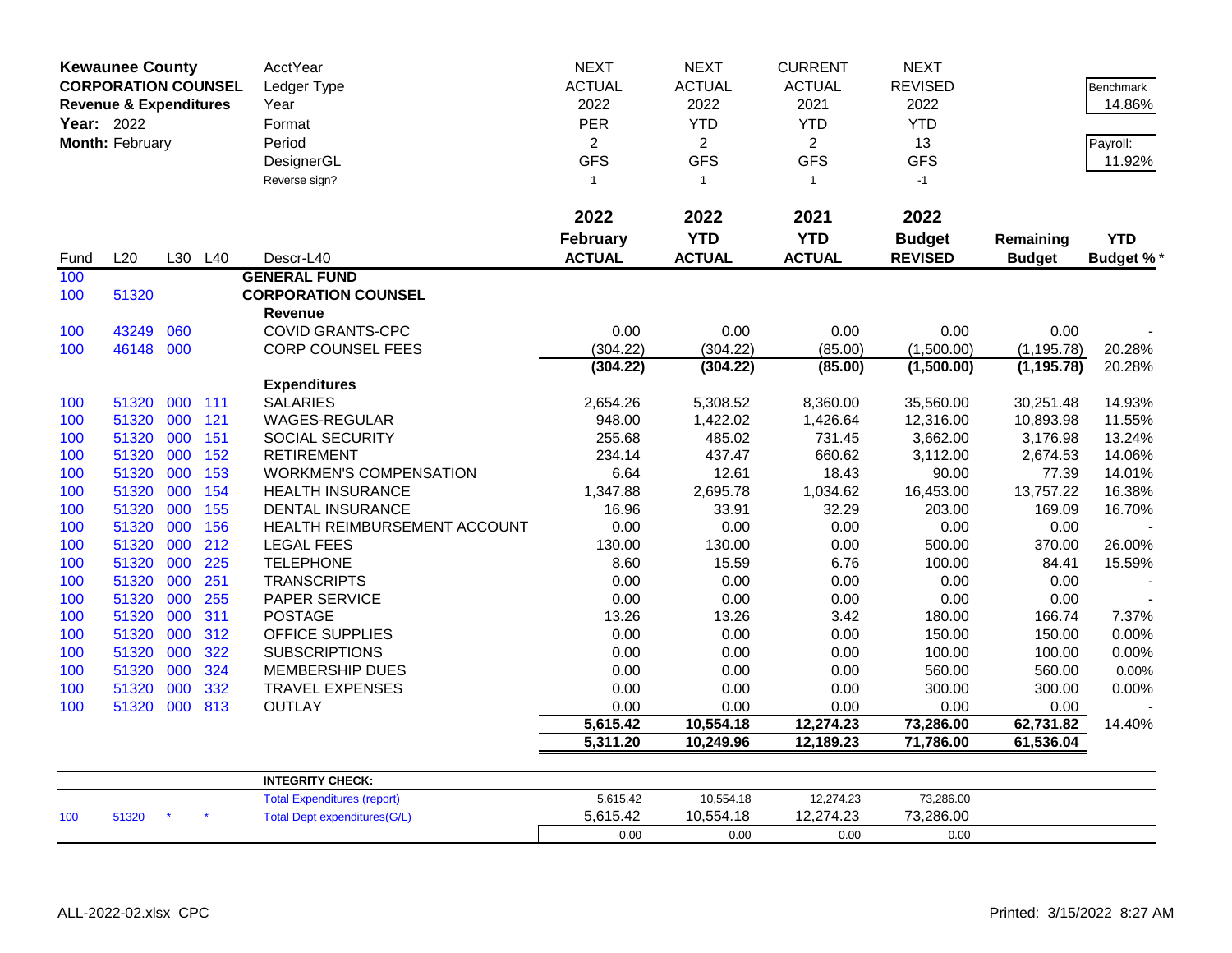| **Kewaunee County** | | | | AcctYear | NEXT | NEXT | CURRENT | NEXT | | |
|---|---|---|---|---|---|---|---|---|---|---|
| **CORPORATION COUNSEL** | | | | Ledger Type | ACTUAL | ACTUAL | ACTUAL | REVISED | | Benchmark |
| **Revenue & Expenditures** | | | | Year | 2022 | 2022 | 2021 | 2022 | | 14.86% |
| **Year:** 2022 | | | | Format | PER | YTD | YTD | YTD | | |
| **Month:** February | | | | Period | 2 | 2 | 2 | 13 | | Payroll: |
| | | | | DesignerGL | GFS | GFS | GFS | GFS | | 11.92% |
| | | | | Reverse sign? | 1 | 1 | 1 | -1 | | |
| | | | | | **2022 February ACTUAL** | **2022 YTD ACTUAL** | **2021 YTD ACTUAL** | **2022 Budget REVISED** | **Remaining Budget** | **YTD Budget %*** |
| Fund | L20 | L30 | L40 | Descr-L40 | | | | | | |
| 100 | | | | **GENERAL FUND** | | | | | | |
| 100 | 51320 | | | **CORPORATION COUNSEL** | | | | | | |
| | | | | **Revenue** | | | | | | |
| 100 | 43249 | 060 | | COVID GRANTS-CPC | 0.00 | 0.00 | 0.00 | 0.00 | 0.00 | - |
| 100 | 46148 | 000 | | CORP COUNSEL FEES | (304.22) | (304.22) | (85.00) | (1,500.00) | (1,195.78) | 20.28% |
| | | | | | **(304.22)** | **(304.22)** | **(85.00)** | **(1,500.00)** | **(1,195.78)** | 20.28% |
| | | | | **Expenditures** | | | | | | |
| 100 | 51320 | 000 | 111 | SALARIES | 2,654.26 | 5,308.52 | 8,360.00 | 35,560.00 | 30,251.48 | 14.93% |
| 100 | 51320 | 000 | 121 | WAGES-REGULAR | 948.00 | 1,422.02 | 1,426.64 | 12,316.00 | 10,893.98 | 11.55% |
| 100 | 51320 | 000 | 151 | SOCIAL SECURITY | 255.68 | 485.02 | 731.45 | 3,662.00 | 3,176.98 | 13.24% |
| 100 | 51320 | 000 | 152 | RETIREMENT | 234.14 | 437.47 | 660.62 | 3,112.00 | 2,674.53 | 14.06% |
| 100 | 51320 | 000 | 153 | WORKMEN'S COMPENSATION | 6.64 | 12.61 | 18.43 | 90.00 | 77.39 | 14.01% |
| 100 | 51320 | 000 | 154 | HEALTH INSURANCE | 1,347.88 | 2,695.78 | 1,034.62 | 16,453.00 | 13,757.22 | 16.38% |
| 100 | 51320 | 000 | 155 | DENTAL INSURANCE | 16.96 | 33.91 | 32.29 | 203.00 | 169.09 | 16.70% |
| 100 | 51320 | 000 | 156 | HEALTH REIMBURSEMENT ACCOUNT | 0.00 | 0.00 | 0.00 | 0.00 | 0.00 | - |
| 100 | 51320 | 000 | 212 | LEGAL FEES | 130.00 | 130.00 | 0.00 | 500.00 | 370.00 | 26.00% |
| 100 | 51320 | 000 | 225 | TELEPHONE | 8.60 | 15.59 | 6.76 | 100.00 | 84.41 | 15.59% |
| 100 | 51320 | 000 | 251 | TRANSCRIPTS | 0.00 | 0.00 | 0.00 | 0.00 | 0.00 | - |
| 100 | 51320 | 000 | 255 | PAPER SERVICE | 0.00 | 0.00 | 0.00 | 0.00 | 0.00 | - |
| 100 | 51320 | 000 | 311 | POSTAGE | 13.26 | 13.26 | 3.42 | 180.00 | 166.74 | 7.37% |
| 100 | 51320 | 000 | 312 | OFFICE SUPPLIES | 0.00 | 0.00 | 0.00 | 150.00 | 150.00 | 0.00% |
| 100 | 51320 | 000 | 322 | SUBSCRIPTIONS | 0.00 | 0.00 | 0.00 | 100.00 | 100.00 | 0.00% |
| 100 | 51320 | 000 | 324 | MEMBERSHIP DUES | 0.00 | 0.00 | 0.00 | 560.00 | 560.00 | 0.00% |
| 100 | 51320 | 000 | 332 | TRAVEL EXPENSES | 0.00 | 0.00 | 0.00 | 300.00 | 300.00 | 0.00% |
| 100 | 51320 | 000 | 813 | OUTLAY | 0.00 | 0.00 | 0.00 | 0.00 | 0.00 | - |
| | | | | | **5,615.42** | **10,554.18** | **12,274.23** | **73,286.00** | **62,731.82** | 14.40% |
| | | | | | **5,311.20** | **10,249.96** | **12,189.23** | **71,786.00** | **61,536.04** | |

| | | | | | | | | |
|---|---|---|---|---|---|---|---|---|
| | | | | **INTEGRITY CHECK:** | | | | |
| | | | | Total Expenditures (report) | 5,615.42 | 10,554.18 | 12,274.23 | 73,286.00 |
| 100 | 51320 | * | * | Total Dept expenditures(G/L) | 5,615.42 | 10,554.18 | 12,274.23 | 73,286.00 |
| | | | | | 0.00 | 0.00 | 0.00 | 0.00 |

ALL-2022-02.xlsx CPC Printed: 3/15/2022 8:27 AM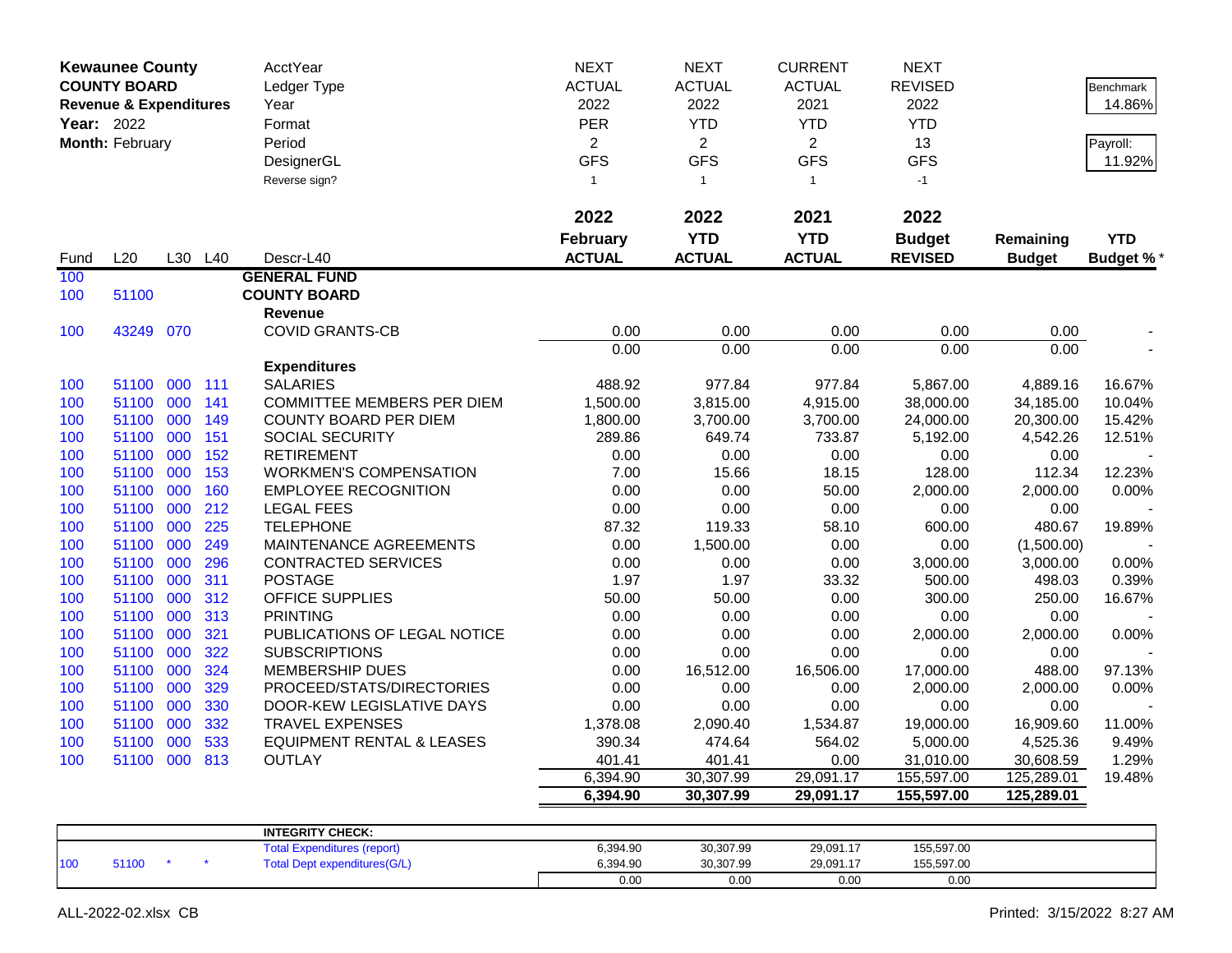**Kewaunee County**
**COUNTY BOARD**
**Revenue & Expenditures**
**Year:** 2022
**Month:** February

| | | | | AcctYear | NEXT | NEXT | CURRENT | NEXT | | Benchmark |
|---|---|---|---|---|---|---|---|---|---|---|
| | | | | Ledger Type | ACTUAL | ACTUAL | ACTUAL | REVISED | | 14.86% |
| | | | | Year | 2022 | 2022 | 2021 | 2022 | | |
| | | | | Format | PER | YTD | YTD | YTD | | Payroll: |
| | | | | Period | 2 | 2 | 2 | 13 | | 11.92% |
| | | | | DesignerGL | GFS | GFS | GFS | GFS | | |
| | | | | Reverse sign? | 1 | 1 | 1 | -1 | | |
| | | | | | **2022** | **2022** | **2021** | **2022** | | |
| | | | | | **February** | **YTD** | **YTD** | **Budget** | **Remaining** | **YTD** |
| Fund | L20 | L30 | L40 | Descr-L40 | **ACTUAL** | **ACTUAL** | **ACTUAL** | **REVISED** | **Budget** | **Budget %*** |
| 100 | | | | **GENERAL FUND** | | | | | | |
| 100 | 51100 | | | **COUNTY BOARD** | | | | | | |
| | | | | **Revenue** | | | | | | |
| 100 | 43249 | 070 | | COVID GRANTS-CB | 0.00 | 0.00 | 0.00 | 0.00 | 0.00 | - |
| | | | | | 0.00 | 0.00 | 0.00 | 0.00 | 0.00 | - |
| | | | | **Expenditures** | | | | | | |
| 100 | 51100 | 000 | 111 | SALARIES | 488.92 | 977.84 | 977.84 | 5,867.00 | 4,889.16 | 16.67% |
| 100 | 51100 | 000 | 141 | COMMITTEE MEMBERS PER DIEM | 1,500.00 | 3,815.00 | 4,915.00 | 38,000.00 | 34,185.00 | 10.04% |
| 100 | 51100 | 000 | 149 | COUNTY BOARD PER DIEM | 1,800.00 | 3,700.00 | 3,700.00 | 24,000.00 | 20,300.00 | 15.42% |
| 100 | 51100 | 000 | 151 | SOCIAL SECURITY | 289.86 | 649.74 | 733.87 | 5,192.00 | 4,542.26 | 12.51% |
| 100 | 51100 | 000 | 152 | RETIREMENT | 0.00 | 0.00 | 0.00 | 0.00 | 0.00 | - |
| 100 | 51100 | 000 | 153 | WORKMEN'S COMPENSATION | 7.00 | 15.66 | 18.15 | 128.00 | 112.34 | 12.23% |
| 100 | 51100 | 000 | 160 | EMPLOYEE RECOGNITION | 0.00 | 0.00 | 50.00 | 2,000.00 | 2,000.00 | 0.00% |
| 100 | 51100 | 000 | 212 | LEGAL FEES | 0.00 | 0.00 | 0.00 | 0.00 | 0.00 | - |
| 100 | 51100 | 000 | 225 | TELEPHONE | 87.32 | 119.33 | 58.10 | 600.00 | 480.67 | 19.89% |
| 100 | 51100 | 000 | 249 | MAINTENANCE AGREEMENTS | 0.00 | 1,500.00 | 0.00 | 0.00 | (1,500.00) | - |
| 100 | 51100 | 000 | 296 | CONTRACTED SERVICES | 0.00 | 0.00 | 0.00 | 3,000.00 | 3,000.00 | 0.00% |
| 100 | 51100 | 000 | 311 | POSTAGE | 1.97 | 1.97 | 33.32 | 500.00 | 498.03 | 0.39% |
| 100 | 51100 | 000 | 312 | OFFICE SUPPLIES | 50.00 | 50.00 | 0.00 | 300.00 | 250.00 | 16.67% |
| 100 | 51100 | 000 | 313 | PRINTING | 0.00 | 0.00 | 0.00 | 0.00 | 0.00 | - |
| 100 | 51100 | 000 | 321 | PUBLICATIONS OF LEGAL NOTICE | 0.00 | 0.00 | 0.00 | 2,000.00 | 2,000.00 | 0.00% |
| 100 | 51100 | 000 | 322 | SUBSCRIPTIONS | 0.00 | 0.00 | 0.00 | 0.00 | 0.00 | - |
| 100 | 51100 | 000 | 324 | MEMBERSHIP DUES | 0.00 | 16,512.00 | 16,506.00 | 17,000.00 | 488.00 | 97.13% |
| 100 | 51100 | 000 | 329 | PROCEED/STATS/DIRECTORIES | 0.00 | 0.00 | 0.00 | 2,000.00 | 2,000.00 | 0.00% |
| 100 | 51100 | 000 | 330 | DOOR-KEW LEGISLATIVE DAYS | 0.00 | 0.00 | 0.00 | 0.00 | 0.00 | - |
| 100 | 51100 | 000 | 332 | TRAVEL EXPENSES | 1,378.08 | 2,090.40 | 1,534.87 | 19,000.00 | 16,909.60 | 11.00% |
| 100 | 51100 | 000 | 533 | EQUIPMENT RENTAL & LEASES | 390.34 | 474.64 | 564.02 | 5,000.00 | 4,525.36 | 9.49% |
| 100 | 51100 | 000 | 813 | OUTLAY | 401.41 | 401.41 | 0.00 | 31,010.00 | 30,608.59 | 1.29% |
| | | | | | 6,394.90 | 30,307.99 | 29,091.17 | 155,597.00 | 125,289.01 | 19.48% |
| | | | | | **6,394.90** | **30,307.99** | **29,091.17** | **155,597.00** | **125,289.01** | |

| | | | | **INTEGRITY CHECK:** | | | | |
|---|---|---|---|---|---|---|---|---|
| | | | | Total Expenditures (report) | 6,394.90 | 30,307.99 | 29,091.17 | 155,597.00 |
| 100 | 51100 | * | * | Total Dept expenditures(G/L) | 6,394.90 | 30,307.99 | 29,091.17 | 155,597.00 |
| | | | | | 0.00 | 0.00 | 0.00 | 0.00 |

ALL-2022-02.xlsx CB Printed: 3/15/2022 8:27 AM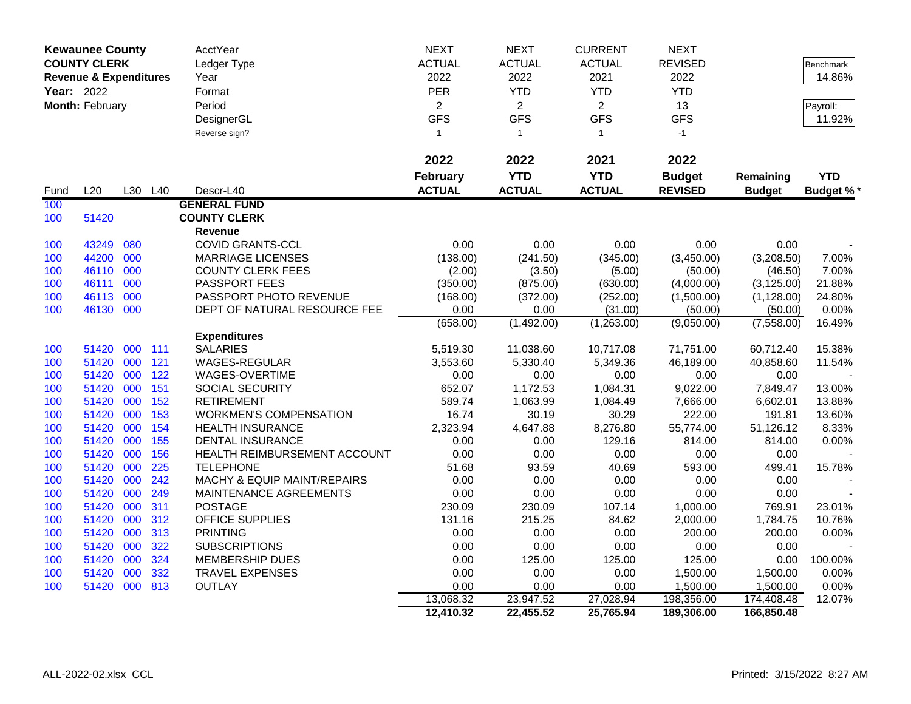**Kewaunee County**
**COUNTY CLERK**
**Revenue & Expenditures**
**Year:** 2022
**Month:** February

| | | | | AcctYear | NEXT | NEXT | CURRENT | NEXT | | |
|---|---|---|---|---|---|---|---|---|---|---|
| | | | | Ledger Type | ACTUAL | ACTUAL | ACTUAL | REVISED | | Benchmark |
| | | | | Year | 2022 | 2022 | 2021 | 2022 | | 14.86% |
| | | | | Format | PER | YTD | YTD | YTD | | |
| | | | | Period | 2 | 2 | 2 | 13 | | Payroll: |
| | | | | DesignerGL | GFS | GFS | GFS | GFS | | 11.92% |
| | | | | Reverse sign? | 1 | 1 | 1 | -1 | | |
| | | | | | 2022 | 2022 | 2021 | 2022 | | |
| Fund | L20 | L30 | L40 | Descr-L40 | 2022 February ACTUAL | 2022 YTD ACTUAL | 2021 YTD ACTUAL | 2022 Budget REVISED | Remaining Budget | YTD Budget %* |
| 100 | | | | **GENERAL FUND** | | | | | | |
| 100 | 51420 | | | **COUNTY CLERK** | | | | | | |
| | | | | **Revenue** | | | | | | |
| 100 | 43249 | 080 | | COVID GRANTS-CCL | 0.00 | 0.00 | 0.00 | 0.00 | 0.00 | - |
| 100 | 44200 | 000 | | MARRIAGE LICENSES | (138.00) | (241.50) | (345.00) | (3,450.00) | (3,208.50) | 7.00% |
| 100 | 46110 | 000 | | COUNTY CLERK FEES | (2.00) | (3.50) | (5.00) | (50.00) | (46.50) | 7.00% |
| 100 | 46111 | 000 | | PASSPORT FEES | (350.00) | (875.00) | (630.00) | (4,000.00) | (3,125.00) | 21.88% |
| 100 | 46113 | 000 | | PASSPORT PHOTO REVENUE | (168.00) | (372.00) | (252.00) | (1,500.00) | (1,128.00) | 24.80% |
| 100 | 46130 | 000 | | DEPT OF NATURAL RESOURCE FEE | 0.00 | 0.00 | (31.00) | (50.00) | (50.00) | 0.00% |
| | | | | | (658.00) | (1,492.00) | (1,263.00) | (9,050.00) | (7,558.00) | 16.49% |
| | | | | **Expenditures** | | | | | | |
| 100 | 51420 | 000 | 111 | SALARIES | 5,519.30 | 11,038.60 | 10,717.08 | 71,751.00 | 60,712.40 | 15.38% |
| 100 | 51420 | 000 | 121 | WAGES-REGULAR | 3,553.60 | 5,330.40 | 5,349.36 | 46,189.00 | 40,858.60 | 11.54% |
| 100 | 51420 | 000 | 122 | WAGES-OVERTIME | 0.00 | 0.00 | 0.00 | 0.00 | 0.00 | - |
| 100 | 51420 | 000 | 151 | SOCIAL SECURITY | 652.07 | 1,172.53 | 1,084.31 | 9,022.00 | 7,849.47 | 13.00% |
| 100 | 51420 | 000 | 152 | RETIREMENT | 589.74 | 1,063.99 | 1,084.49 | 7,666.00 | 6,602.01 | 13.88% |
| 100 | 51420 | 000 | 153 | WORKMEN'S COMPENSATION | 16.74 | 30.19 | 30.29 | 222.00 | 191.81 | 13.60% |
| 100 | 51420 | 000 | 154 | HEALTH INSURANCE | 2,323.94 | 4,647.88 | 8,276.80 | 55,774.00 | 51,126.12 | 8.33% |
| 100 | 51420 | 000 | 155 | DENTAL INSURANCE | 0.00 | 0.00 | 129.16 | 814.00 | 814.00 | 0.00% |
| 100 | 51420 | 000 | 156 | HEALTH REIMBURSEMENT ACCOUNT | 0.00 | 0.00 | 0.00 | 0.00 | 0.00 | - |
| 100 | 51420 | 000 | 225 | TELEPHONE | 51.68 | 93.59 | 40.69 | 593.00 | 499.41 | 15.78% |
| 100 | 51420 | 000 | 242 | MACHY & EQUIP MAINT/REPAIRS | 0.00 | 0.00 | 0.00 | 0.00 | 0.00 | - |
| 100 | 51420 | 000 | 249 | MAINTENANCE AGREEMENTS | 0.00 | 0.00 | 0.00 | 0.00 | 0.00 | - |
| 100 | 51420 | 000 | 311 | POSTAGE | 230.09 | 230.09 | 107.14 | 1,000.00 | 769.91 | 23.01% |
| 100 | 51420 | 000 | 312 | OFFICE SUPPLIES | 131.16 | 215.25 | 84.62 | 2,000.00 | 1,784.75 | 10.76% |
| 100 | 51420 | 000 | 313 | PRINTING | 0.00 | 0.00 | 0.00 | 200.00 | 200.00 | 0.00% |
| 100 | 51420 | 000 | 322 | SUBSCRIPTIONS | 0.00 | 0.00 | 0.00 | 0.00 | 0.00 | - |
| 100 | 51420 | 000 | 324 | MEMBERSHIP DUES | 0.00 | 125.00 | 125.00 | 125.00 | 0.00 | 100.00% |
| 100 | 51420 | 000 | 332 | TRAVEL EXPENSES | 0.00 | 0.00 | 0.00 | 1,500.00 | 1,500.00 | 0.00% |
| 100 | 51420 | 000 | 813 | OUTLAY | 0.00 | 0.00 | 0.00 | 1,500.00 | 1,500.00 | 0.00% |
| | | | | | 13,068.32 | 23,947.52 | 27,028.94 | 198,356.00 | 174,408.48 | 12.07% |
| | | | | | **12,410.32** | **22,455.52** | **25,765.94** | **189,306.00** | **166,850.48** | |

ALL-2022-02.xlsx CCL

Printed: 3/15/2022 8:27 AM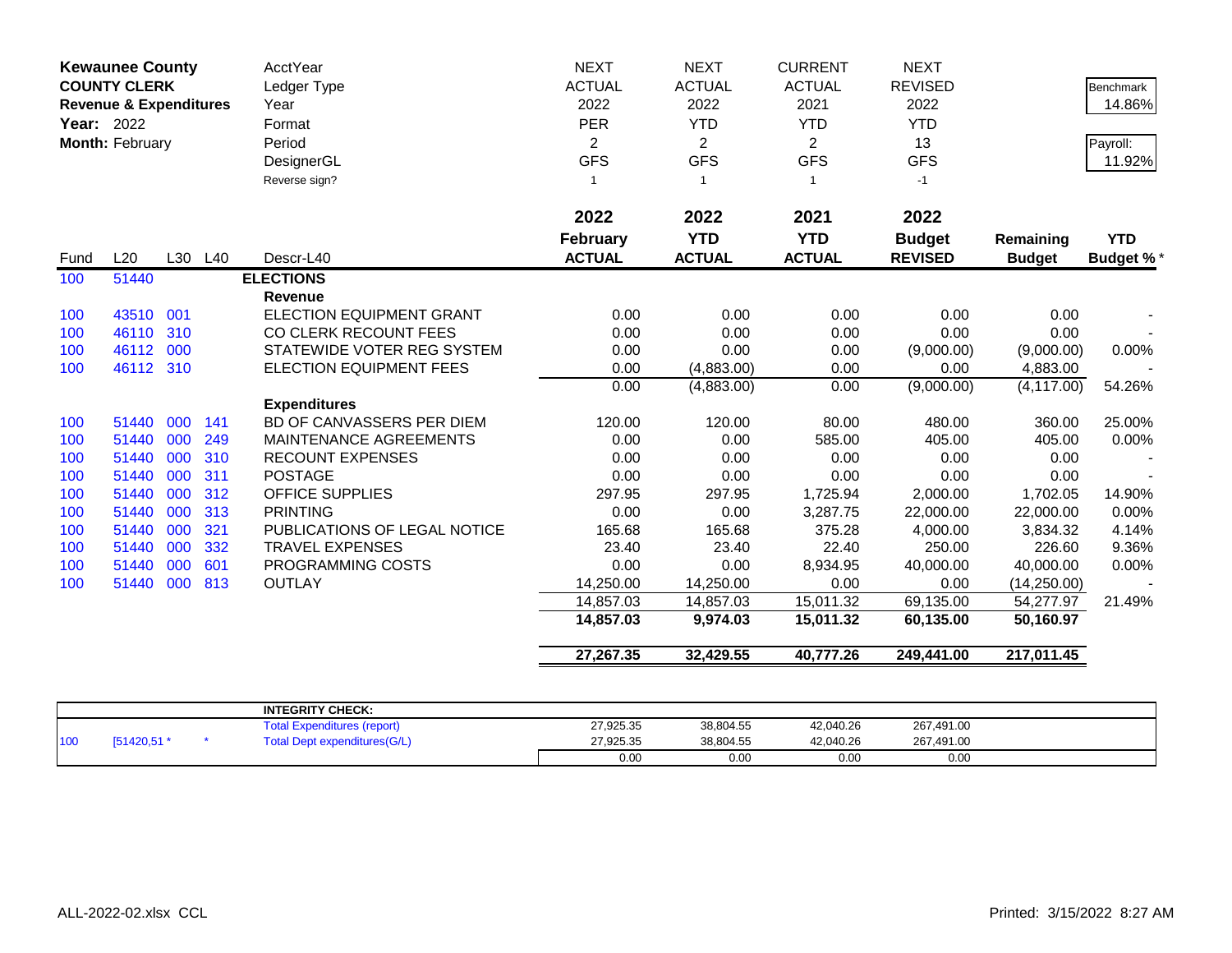**Kewaunee County**
**COUNTY CLERK**
**Revenue & Expenditures**
**Year:** 2022
**Month:** February

| | | | | | NEXT | NEXT | CURRENT | NEXT | | |
|---|---|---|---|---|---|---|---|---|---|---|
| | | | | AcctYear | NEXT | NEXT | CURRENT | NEXT | | |
| | | | | Ledger Type | ACTUAL | ACTUAL | ACTUAL | REVISED | | Benchmark |
| | | | | Year | 2022 | 2022 | 2021 | 2022 | | 14.86% |
| | | | | Format | PER | YTD | YTD | YTD | | |
| | | | | Period | 2 | 2 | 2 | 13 | | Payroll: |
| | | | | DesignerGL | GFS | GFS | GFS | GFS | | 11.92% |
| | | | | Reverse sign? | 1 | 1 | 1 | -1 | | |
| **Fund** | **L20** | **L30** | **L40** | **Descr-L40** | **2022 February ACTUAL** | **2022 YTD ACTUAL** | **2021 YTD ACTUAL** | **2022 Budget REVISED** | **Remaining Budget** | **YTD Budget %*** |
| 100 | 51440 | | | **ELECTIONS** | | | | | | |
| | | | | **Revenue** | | | | | | |
| 100 | 43510 | 001 | | ELECTION EQUIPMENT GRANT | 0.00 | 0.00 | 0.00 | 0.00 | 0.00 | - |
| 100 | 46110 | 310 | | CO CLERK RECOUNT FEES | 0.00 | 0.00 | 0.00 | 0.00 | 0.00 | - |
| 100 | 46112 | 000 | | STATEWIDE VOTER REG SYSTEM | 0.00 | 0.00 | 0.00 | (9,000.00) | (9,000.00) | 0.00% |
| 100 | 46112 | 310 | | ELECTION EQUIPMENT FEES | 0.00 | (4,883.00) | 0.00 | 0.00 | 4,883.00 | - |
| | | | | | 0.00 | (4,883.00) | 0.00 | (9,000.00) | (4,117.00) | 54.26% |
| | | | | **Expenditures** | | | | | | |
| 100 | 51440 | 000 | 141 | BD OF CANVASSERS PER DIEM | 120.00 | 120.00 | 80.00 | 480.00 | 360.00 | 25.00% |
| 100 | 51440 | 000 | 249 | MAINTENANCE AGREEMENTS | 0.00 | 0.00 | 585.00 | 405.00 | 405.00 | 0.00% |
| 100 | 51440 | 000 | 310 | RECOUNT EXPENSES | 0.00 | 0.00 | 0.00 | 0.00 | 0.00 | - |
| 100 | 51440 | 000 | 311 | POSTAGE | 0.00 | 0.00 | 0.00 | 0.00 | 0.00 | - |
| 100 | 51440 | 000 | 312 | OFFICE SUPPLIES | 297.95 | 297.95 | 1,725.94 | 2,000.00 | 1,702.05 | 14.90% |
| 100 | 51440 | 000 | 313 | PRINTING | 0.00 | 0.00 | 3,287.75 | 22,000.00 | 22,000.00 | 0.00% |
| 100 | 51440 | 000 | 321 | PUBLICATIONS OF LEGAL NOTICE | 165.68 | 165.68 | 375.28 | 4,000.00 | 3,834.32 | 4.14% |
| 100 | 51440 | 000 | 332 | TRAVEL EXPENSES | 23.40 | 23.40 | 22.40 | 250.00 | 226.60 | 9.36% |
| 100 | 51440 | 000 | 601 | PROGRAMMING COSTS | 0.00 | 0.00 | 8,934.95 | 40,000.00 | 40,000.00 | 0.00% |
| 100 | 51440 | 000 | 813 | OUTLAY | 14,250.00 | 14,250.00 | 0.00 | 0.00 | (14,250.00) | - |
| | | | | | 14,857.03 | 14,857.03 | 15,011.32 | 69,135.00 | 54,277.97 | 21.49% |
| | | | | | **14,857.03** | **9,974.03** | **15,011.32** | **60,135.00** | **50,160.97** | |
| | | | | | **27,267.35** | **32,429.55** | **40,777.26** | **249,441.00** | **217,011.45** | |

| | | | INTEGRITY CHECK: | | | | |
|---|---|---|---|---|---|---|---|
| | | | Total Expenditures (report) | 27,925.35 | 38,804.55 | 42,040.26 | 267,491.00 |
| 100 | [51420,51 * | * | Total Dept expenditures(G/L) | 27,925.35 | 38,804.55 | 42,040.26 | 267,491.00 |
| | | | | 0.00 | 0.00 | 0.00 | 0.00 |

ALL-2022-02.xlsx CCL

Printed: 3/15/2022 8:27 AM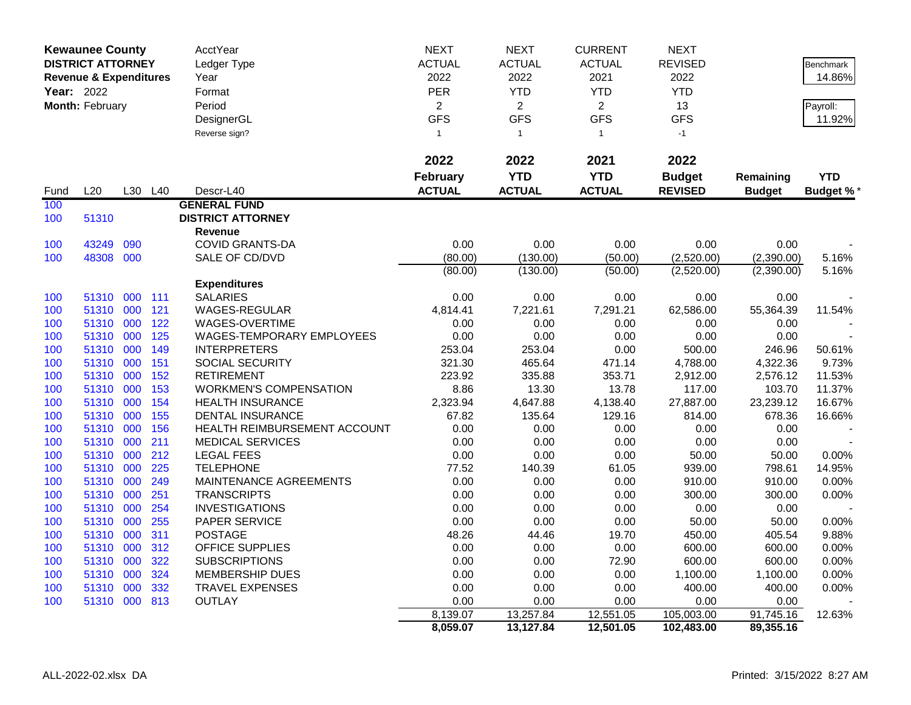**Kewaunee County**
**DISTRICT ATTORNEY**
**Revenue & Expenditures**
**Year:** 2022
**Month:** February

| | NEXT | NEXT | CURRENT | NEXT | | |
|---|---|---|---|---|---|---|
| AcctYear | NEXT | NEXT | CURRENT | NEXT | | Benchmark |
| Ledger Type | ACTUAL | ACTUAL | ACTUAL | REVISED | | 14.86% |
| Year | 2022 | 2022 | 2021 | 2022 | | |
| Format | PER | YTD | YTD | YTD | | Payroll: |
| Period | 2 | 2 | 2 | 13 | | 11.92% |
| DesignerGL | GFS | GFS | GFS | GFS | | |
| Reverse sign? | 1 | 1 | 1 | -1 | | |

| Fund | L20 | L30 | L40 | Descr-L40 | 2022 February ACTUAL | 2022 YTD ACTUAL | 2021 YTD ACTUAL | 2022 Budget REVISED | Remaining Budget | YTD Budget % * |
|---|---|---|---|---|---|---|---|---|---|---|
| 100 | | | | **GENERAL FUND** | | | | | | |
| 100 | 51310 | | | **DISTRICT ATTORNEY** | | | | | | |
| | | | | **Revenue** | | | | | | |
| 100 | 43249 | 090 | | COVID GRANTS-DA | 0.00 | 0.00 | 0.00 | 0.00 | 0.00 | - |
| 100 | 48308 | 000 | | SALE OF CD/DVD | (80.00) | (130.00) | (50.00) | (2,520.00) | (2,390.00) | 5.16% |
| | | | | | (80.00) | (130.00) | (50.00) | (2,520.00) | (2,390.00) | 5.16% |
| | | | | **Expenditures** | | | | | | |
| 100 | 51310 | 000 | 111 | SALARIES | 0.00 | 0.00 | 0.00 | 0.00 | 0.00 | - |
| 100 | 51310 | 000 | 121 | WAGES-REGULAR | 4,814.41 | 7,221.61 | 7,291.21 | 62,586.00 | 55,364.39 | 11.54% |
| 100 | 51310 | 000 | 122 | WAGES-OVERTIME | 0.00 | 0.00 | 0.00 | 0.00 | 0.00 | - |
| 100 | 51310 | 000 | 125 | WAGES-TEMPORARY EMPLOYEES | 0.00 | 0.00 | 0.00 | 0.00 | 0.00 | - |
| 100 | 51310 | 000 | 149 | INTERPRETERS | 253.04 | 253.04 | 0.00 | 500.00 | 246.96 | 50.61% |
| 100 | 51310 | 000 | 151 | SOCIAL SECURITY | 321.30 | 465.64 | 471.14 | 4,788.00 | 4,322.36 | 9.73% |
| 100 | 51310 | 000 | 152 | RETIREMENT | 223.92 | 335.88 | 353.71 | 2,912.00 | 2,576.12 | 11.53% |
| 100 | 51310 | 000 | 153 | WORKMEN'S COMPENSATION | 8.86 | 13.30 | 13.78 | 117.00 | 103.70 | 11.37% |
| 100 | 51310 | 000 | 154 | HEALTH INSURANCE | 2,323.94 | 4,647.88 | 4,138.40 | 27,887.00 | 23,239.12 | 16.67% |
| 100 | 51310 | 000 | 155 | DENTAL INSURANCE | 67.82 | 135.64 | 129.16 | 814.00 | 678.36 | 16.66% |
| 100 | 51310 | 000 | 156 | HEALTH REIMBURSEMENT ACCOUNT | 0.00 | 0.00 | 0.00 | 0.00 | 0.00 | - |
| 100 | 51310 | 000 | 211 | MEDICAL SERVICES | 0.00 | 0.00 | 0.00 | 0.00 | 0.00 | - |
| 100 | 51310 | 000 | 212 | LEGAL FEES | 0.00 | 0.00 | 0.00 | 50.00 | 50.00 | 0.00% |
| 100 | 51310 | 000 | 225 | TELEPHONE | 77.52 | 140.39 | 61.05 | 939.00 | 798.61 | 14.95% |
| 100 | 51310 | 000 | 249 | MAINTENANCE AGREEMENTS | 0.00 | 0.00 | 0.00 | 910.00 | 910.00 | 0.00% |
| 100 | 51310 | 000 | 251 | TRANSCRIPTS | 0.00 | 0.00 | 0.00 | 300.00 | 300.00 | 0.00% |
| 100 | 51310 | 000 | 254 | INVESTIGATIONS | 0.00 | 0.00 | 0.00 | 0.00 | 0.00 | - |
| 100 | 51310 | 000 | 255 | PAPER SERVICE | 0.00 | 0.00 | 0.00 | 50.00 | 50.00 | 0.00% |
| 100 | 51310 | 000 | 311 | POSTAGE | 48.26 | 44.46 | 19.70 | 450.00 | 405.54 | 9.88% |
| 100 | 51310 | 000 | 312 | OFFICE SUPPLIES | 0.00 | 0.00 | 0.00 | 600.00 | 600.00 | 0.00% |
| 100 | 51310 | 000 | 322 | SUBSCRIPTIONS | 0.00 | 0.00 | 72.90 | 600.00 | 600.00 | 0.00% |
| 100 | 51310 | 000 | 324 | MEMBERSHIP DUES | 0.00 | 0.00 | 0.00 | 1,100.00 | 1,100.00 | 0.00% |
| 100 | 51310 | 000 | 332 | TRAVEL EXPENSES | 0.00 | 0.00 | 0.00 | 400.00 | 400.00 | 0.00% |
| 100 | 51310 | 000 | 813 | OUTLAY | 0.00 | 0.00 | 0.00 | 0.00 | 0.00 | - |
| | | | | | 8,139.07 | 13,257.84 | 12,551.05 | 105,003.00 | 91,745.16 | 12.63% |
| | | | | | **8,059.07** | **13,127.84** | **12,501.05** | **102,483.00** | **89,355.16** | |

ALL-2022-02.xlsx DA

Printed: 3/15/2022 8:27 AM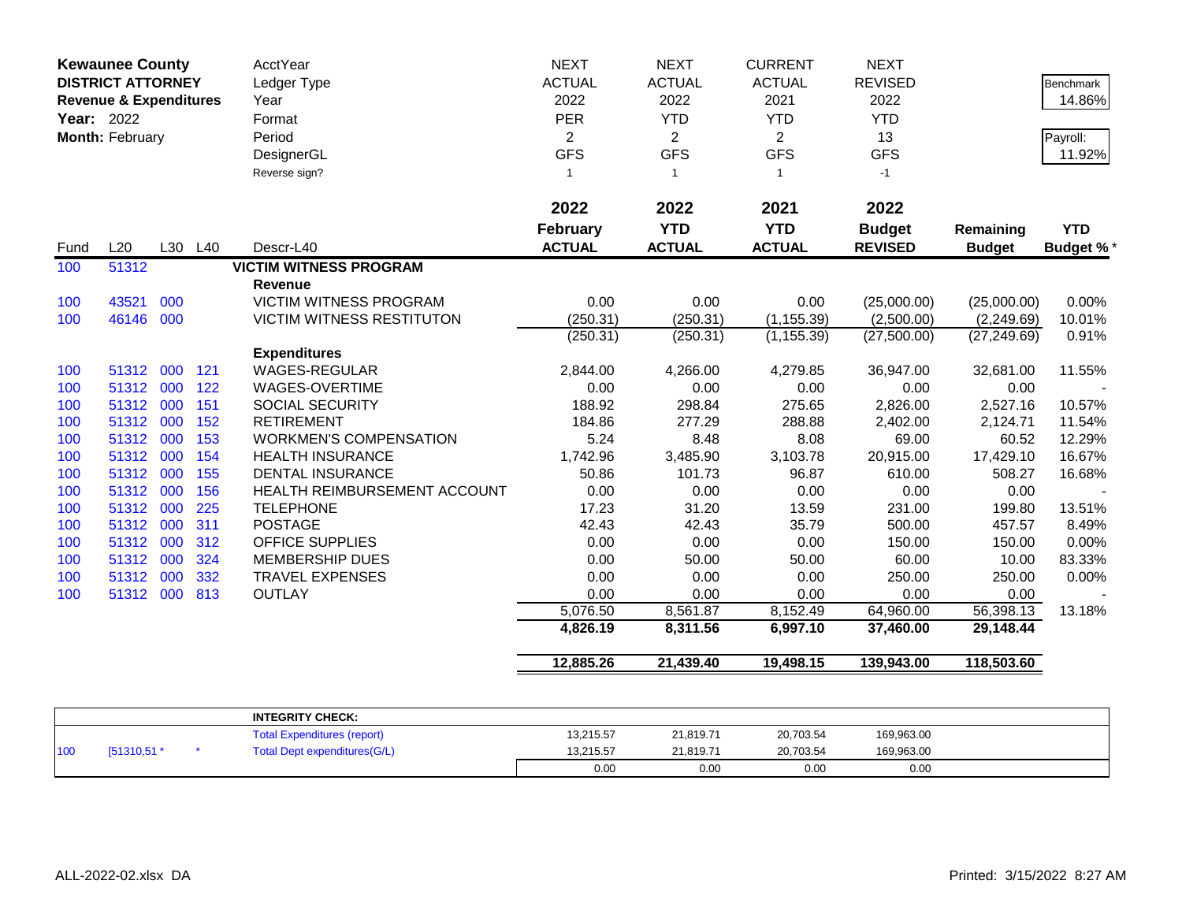| **Kewaunee County** | | | | AcctYear | NEXT | NEXT | CURRENT | NEXT | | |
|---|---|---|---|---|---|---|---|---|---|---|
| **DISTRICT ATTORNEY** | | | | Ledger Type | ACTUAL | ACTUAL | ACTUAL | REVISED | | Benchmark |
| **Revenue & Expenditures** | | | | Year | 2022 | 2022 | 2021 | 2022 | | 14.86% |
| **Year:** 2022 | | | | Format | PER | YTD | YTD | YTD | | |
| **Month:** February | | | | Period | 2 | 2 | 2 | 13 | | Payroll: |
| | | | | DesignerGL | GFS | GFS | GFS | GFS | | 11.92% |
| | | | | Reverse sign? | 1 | 1 | 1 | -1 | | |
| | | | | | **2022** | **2022** | **2021** | **2022** | | |
| Fund | L20 | L30 | L40 | Descr-L40 | **February ACTUAL** | **YTD ACTUAL** | **YTD ACTUAL** | **Budget REVISED** | **Remaining Budget** | **YTD Budget %*** |
| 100 | 51312 | | | **VICTIM WITNESS PROGRAM** | | | | | | |
| | | | | **Revenue** | | | | | | |
| 100 | 43521 | 000 | | VICTIM WITNESS PROGRAM | 0.00 | 0.00 | 0.00 | (25,000.00) | (25,000.00) | 0.00% |
| 100 | 46146 | 000 | | VICTIM WITNESS RESTITUTON | (250.31) | (250.31) | (1,155.39) | (2,500.00) | (2,249.69) | 10.01% |
| | | | | | (250.31) | (250.31) | (1,155.39) | (27,500.00) | (27,249.69) | 0.91% |
| | | | | **Expenditures** | | | | | | |
| 100 | 51312 | 000 | 121 | WAGES-REGULAR | 2,844.00 | 4,266.00 | 4,279.85 | 36,947.00 | 32,681.00 | 11.55% |
| 100 | 51312 | 000 | 122 | WAGES-OVERTIME | 0.00 | 0.00 | 0.00 | 0.00 | 0.00 | - |
| 100 | 51312 | 000 | 151 | SOCIAL SECURITY | 188.92 | 298.84 | 275.65 | 2,826.00 | 2,527.16 | 10.57% |
| 100 | 51312 | 000 | 152 | RETIREMENT | 184.86 | 277.29 | 288.88 | 2,402.00 | 2,124.71 | 11.54% |
| 100 | 51312 | 000 | 153 | WORKMEN'S COMPENSATION | 5.24 | 8.48 | 8.08 | 69.00 | 60.52 | 12.29% |
| 100 | 51312 | 000 | 154 | HEALTH INSURANCE | 1,742.96 | 3,485.90 | 3,103.78 | 20,915.00 | 17,429.10 | 16.67% |
| 100 | 51312 | 000 | 155 | DENTAL INSURANCE | 50.86 | 101.73 | 96.87 | 610.00 | 508.27 | 16.68% |
| 100 | 51312 | 000 | 156 | HEALTH REIMBURSEMENT ACCOUNT | 0.00 | 0.00 | 0.00 | 0.00 | 0.00 | - |
| 100 | 51312 | 000 | 225 | TELEPHONE | 17.23 | 31.20 | 13.59 | 231.00 | 199.80 | 13.51% |
| 100 | 51312 | 000 | 311 | POSTAGE | 42.43 | 42.43 | 35.79 | 500.00 | 457.57 | 8.49% |
| 100 | 51312 | 000 | 312 | OFFICE SUPPLIES | 0.00 | 0.00 | 0.00 | 150.00 | 150.00 | 0.00% |
| 100 | 51312 | 000 | 324 | MEMBERSHIP DUES | 0.00 | 50.00 | 50.00 | 60.00 | 10.00 | 83.33% |
| 100 | 51312 | 000 | 332 | TRAVEL EXPENSES | 0.00 | 0.00 | 0.00 | 250.00 | 250.00 | 0.00% |
| 100 | 51312 | 000 | 813 | OUTLAY | 0.00 | 0.00 | 0.00 | 0.00 | 0.00 | - |
| | | | | | 5,076.50 | 8,561.87 | 8,152.49 | 64,960.00 | 56,398.13 | 13.18% |
| | | | | | **4,826.19** | **8,311.56** | **6,997.10** | **37,460.00** | **29,148.44** | |
| | | | | | **12,885.26** | **21,439.40** | **19,498.15** | **139,943.00** | **118,503.60** | |

| | | | **INTEGRITY CHECK:** | | | | |
|---|---|---|---|---|---|---|---|
| | | | Total Expenditures (report) | 13,215.57 | 21,819.71 | 20,703.54 | 169,963.00 |
| 100 | [51310,51 * | * | Total Dept expenditures(G/L) | 13,215.57 | 21,819.71 | 20,703.54 | 169,963.00 |
| | | | | 0.00 | 0.00 | 0.00 | 0.00 |

ALL-2022-02.xlsx DA

Printed: 3/15/2022 8:27 AM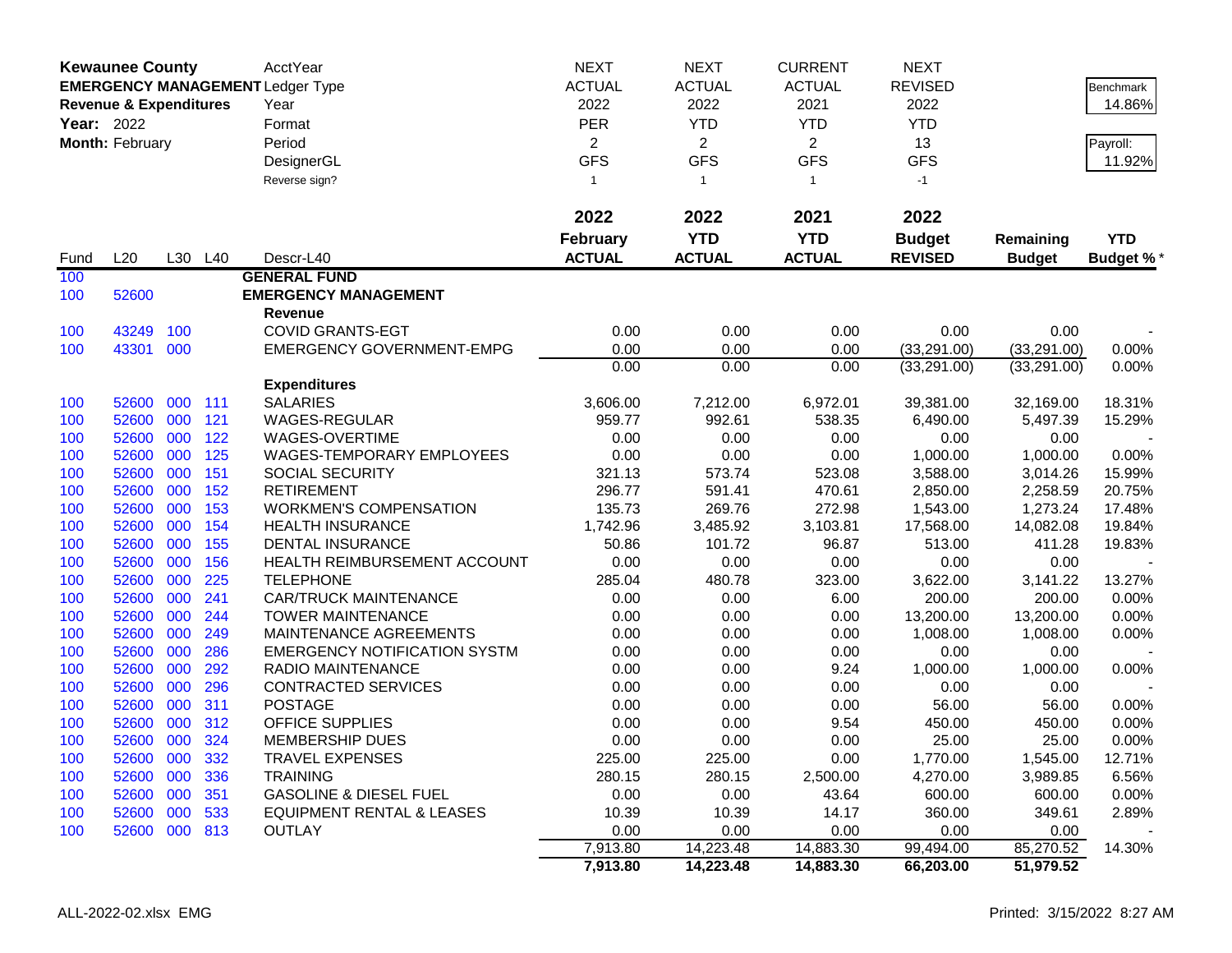| Kewaunee County | | | | AcctYear | NEXT | NEXT | CURRENT | NEXT | | |
|---|---|---|---|---|---|---|---|---|---|---|
| **EMERGENCY MANAGEMENT** | | | | Ledger Type | ACTUAL | ACTUAL | ACTUAL | REVISED | | Benchmark |
| **Revenue & Expenditures** | | | | Year | 2022 | 2022 | 2021 | 2022 | | 14.86% |
| **Year:** 2022 | | | | Format | PER | YTD | YTD | YTD | | |
| **Month:** February | | | | Period | 2 | 2 | 2 | 13 | | Payroll: |
| | | | | DesignerGL | GFS | GFS | GFS | GFS | | 11.92% |
| | | | | Reverse sign? | 1 | 1 | 1 | -1 | | |
| | | | | | **2022** | **2022** | **2021** | **2022** | | |
| | | | | | **February** | **YTD** | **YTD** | **Budget** | **Remaining** | **YTD** |
| Fund | L20 | L30 | L40 | Descr-L40 | **ACTUAL** | **ACTUAL** | **ACTUAL** | **REVISED** | **Budget** | **Budget %*** |
| 100 | | | | **GENERAL FUND** | | | | | | |
| 100 | 52600 | | | **EMERGENCY MANAGEMENT** | | | | | | |
| | | | | **Revenue** | | | | | | |
| 100 | 43249 | 100 | | COVID GRANTS-EGT | 0.00 | 0.00 | 0.00 | 0.00 | 0.00 | - |
| 100 | 43301 | 000 | | EMERGENCY GOVERNMENT-EMPG | 0.00 | 0.00 | 0.00 | (33,291.00) | (33,291.00) | 0.00% |
| | | | | | 0.00 | 0.00 | 0.00 | (33,291.00) | (33,291.00) | 0.00% |
| | | | | **Expenditures** | | | | | | |
| 100 | 52600 | 000 | 111 | SALARIES | 3,606.00 | 7,212.00 | 6,972.01 | 39,381.00 | 32,169.00 | 18.31% |
| 100 | 52600 | 000 | 121 | WAGES-REGULAR | 959.77 | 992.61 | 538.35 | 6,490.00 | 5,497.39 | 15.29% |
| 100 | 52600 | 000 | 122 | WAGES-OVERTIME | 0.00 | 0.00 | 0.00 | 0.00 | 0.00 | - |
| 100 | 52600 | 000 | 125 | WAGES-TEMPORARY EMPLOYEES | 0.00 | 0.00 | 0.00 | 1,000.00 | 1,000.00 | 0.00% |
| 100 | 52600 | 000 | 151 | SOCIAL SECURITY | 321.13 | 573.74 | 523.08 | 3,588.00 | 3,014.26 | 15.99% |
| 100 | 52600 | 000 | 152 | RETIREMENT | 296.77 | 591.41 | 470.61 | 2,850.00 | 2,258.59 | 20.75% |
| 100 | 52600 | 000 | 153 | WORKMEN'S COMPENSATION | 135.73 | 269.76 | 272.98 | 1,543.00 | 1,273.24 | 17.48% |
| 100 | 52600 | 000 | 154 | HEALTH INSURANCE | 1,742.96 | 3,485.92 | 3,103.81 | 17,568.00 | 14,082.08 | 19.84% |
| 100 | 52600 | 000 | 155 | DENTAL INSURANCE | 50.86 | 101.72 | 96.87 | 513.00 | 411.28 | 19.83% |
| 100 | 52600 | 000 | 156 | HEALTH REIMBURSEMENT ACCOUNT | 0.00 | 0.00 | 0.00 | 0.00 | 0.00 | - |
| 100 | 52600 | 000 | 225 | TELEPHONE | 285.04 | 480.78 | 323.00 | 3,622.00 | 3,141.22 | 13.27% |
| 100 | 52600 | 000 | 241 | CAR/TRUCK MAINTENANCE | 0.00 | 0.00 | 6.00 | 200.00 | 200.00 | 0.00% |
| 100 | 52600 | 000 | 244 | TOWER MAINTENANCE | 0.00 | 0.00 | 0.00 | 13,200.00 | 13,200.00 | 0.00% |
| 100 | 52600 | 000 | 249 | MAINTENANCE AGREEMENTS | 0.00 | 0.00 | 0.00 | 1,008.00 | 1,008.00 | 0.00% |
| 100 | 52600 | 000 | 286 | EMERGENCY NOTIFICATION SYSTM | 0.00 | 0.00 | 0.00 | 0.00 | 0.00 | - |
| 100 | 52600 | 000 | 292 | RADIO MAINTENANCE | 0.00 | 0.00 | 9.24 | 1,000.00 | 1,000.00 | 0.00% |
| 100 | 52600 | 000 | 296 | CONTRACTED SERVICES | 0.00 | 0.00 | 0.00 | 0.00 | 0.00 | - |
| 100 | 52600 | 000 | 311 | POSTAGE | 0.00 | 0.00 | 0.00 | 56.00 | 56.00 | 0.00% |
| 100 | 52600 | 000 | 312 | OFFICE SUPPLIES | 0.00 | 0.00 | 9.54 | 450.00 | 450.00 | 0.00% |
| 100 | 52600 | 000 | 324 | MEMBERSHIP DUES | 0.00 | 0.00 | 0.00 | 25.00 | 25.00 | 0.00% |
| 100 | 52600 | 000 | 332 | TRAVEL EXPENSES | 225.00 | 225.00 | 0.00 | 1,770.00 | 1,545.00 | 12.71% |
| 100 | 52600 | 000 | 336 | TRAINING | 280.15 | 280.15 | 2,500.00 | 4,270.00 | 3,989.85 | 6.56% |
| 100 | 52600 | 000 | 351 | GASOLINE & DIESEL FUEL | 0.00 | 0.00 | 43.64 | 600.00 | 600.00 | 0.00% |
| 100 | 52600 | 000 | 533 | EQUIPMENT RENTAL & LEASES | 10.39 | 10.39 | 14.17 | 360.00 | 349.61 | 2.89% |
| 100 | 52600 | 000 | 813 | OUTLAY | 0.00 | 0.00 | 0.00 | 0.00 | 0.00 | - |
| | | | | | 7,913.80 | 14,223.48 | 14,883.30 | 99,494.00 | 85,270.52 | 14.30% |
| | | | | | **7,913.80** | **14,223.48** | **14,883.30** | **66,203.00** | **51,979.52** | |

ALL-2022-02.xlsx EMG

Printed: 3/15/2022 8:27 AM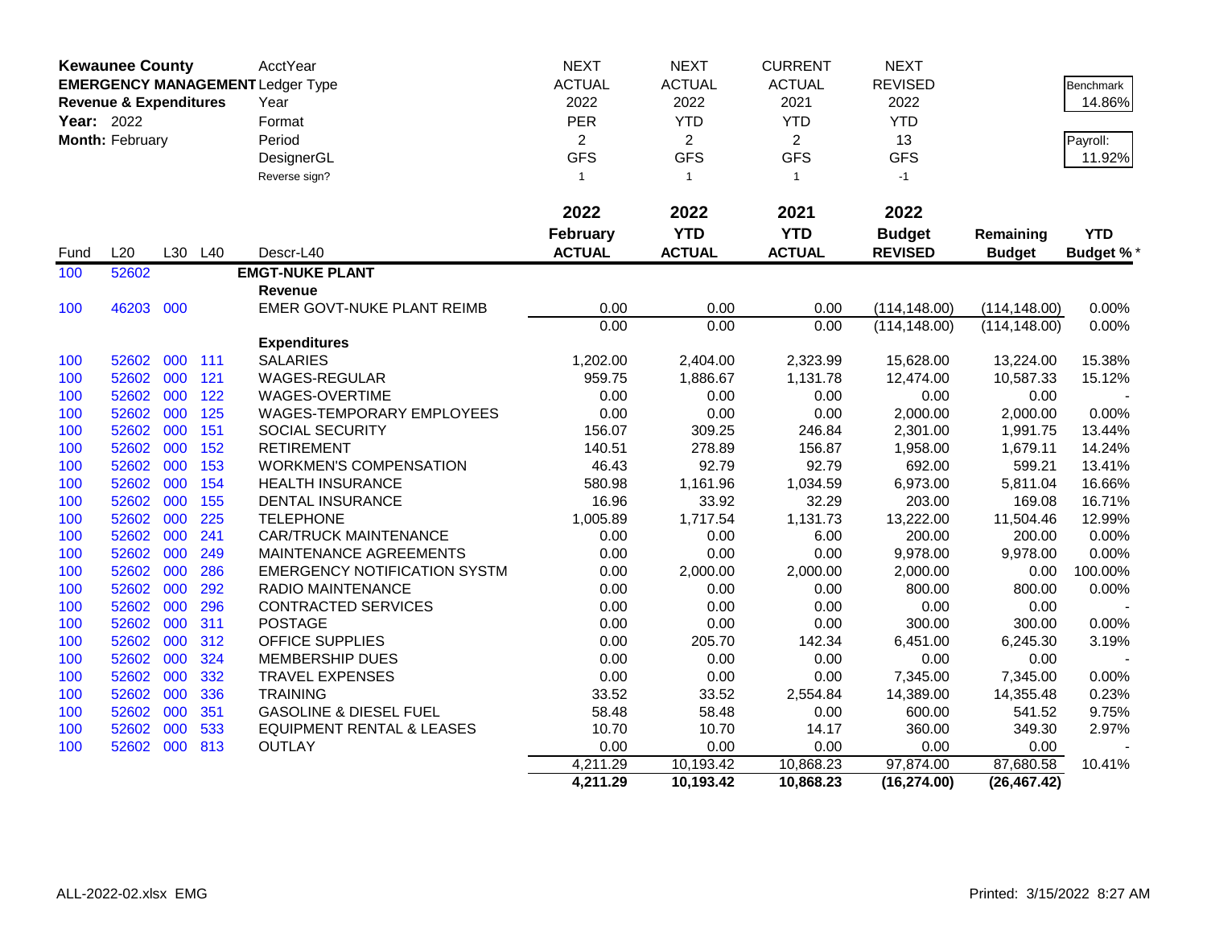**Kewaunee County**
**EMERGENCY MANAGEMENT**
**Revenue & Expenditures**
**Year:** 2022
**Month:** February

| | NEXT | NEXT | CURRENT | NEXT |
|---|---|---|---|---|
| AcctYear | | | | |
| Ledger Type | ACTUAL | ACTUAL | ACTUAL | REVISED |
| Year | 2022 | 2022 | 2021 | 2022 |
| Format | PER | YTD | YTD | YTD |
| Period | 2 | 2 | 2 | 13 |
| DesignerGL | GFS | GFS | GFS | GFS |
| Reverse sign? | 1 | 1 | 1 | -1 |

Benchmark: 14.86%
Payroll: 11.92%

| Fund | L20 | L30 | L40 | Descr-L40 | 2022 February ACTUAL | 2022 YTD ACTUAL | 2021 YTD ACTUAL | 2022 Budget REVISED | Remaining Budget | YTD Budget %* |
|---|---|---|---|---|---|---|---|---|---|---|
| 100 | 52602 | | | **EMGT-NUKE PLANT** | | | | | | |
| | | | | **Revenue** | | | | | | |
| 100 | 46203 | 000 | | EMER GOVT-NUKE PLANT REIMB | 0.00 | 0.00 | 0.00 | (114,148.00) | (114,148.00) | 0.00% |
| | | | | | 0.00 | 0.00 | 0.00 | (114,148.00) | (114,148.00) | 0.00% |
| | | | | **Expenditures** | | | | | | |
| 100 | 52602 | 000 | 111 | SALARIES | 1,202.00 | 2,404.00 | 2,323.99 | 15,628.00 | 13,224.00 | 15.38% |
| 100 | 52602 | 000 | 121 | WAGES-REGULAR | 959.75 | 1,886.67 | 1,131.78 | 12,474.00 | 10,587.33 | 15.12% |
| 100 | 52602 | 000 | 122 | WAGES-OVERTIME | 0.00 | 0.00 | 0.00 | 0.00 | 0.00 | - |
| 100 | 52602 | 000 | 125 | WAGES-TEMPORARY EMPLOYEES | 0.00 | 0.00 | 0.00 | 2,000.00 | 2,000.00 | 0.00% |
| 100 | 52602 | 000 | 151 | SOCIAL SECURITY | 156.07 | 309.25 | 246.84 | 2,301.00 | 1,991.75 | 13.44% |
| 100 | 52602 | 000 | 152 | RETIREMENT | 140.51 | 278.89 | 156.87 | 1,958.00 | 1,679.11 | 14.24% |
| 100 | 52602 | 000 | 153 | WORKMEN'S COMPENSATION | 46.43 | 92.79 | 92.79 | 692.00 | 599.21 | 13.41% |
| 100 | 52602 | 000 | 154 | HEALTH INSURANCE | 580.98 | 1,161.96 | 1,034.59 | 6,973.00 | 5,811.04 | 16.66% |
| 100 | 52602 | 000 | 155 | DENTAL INSURANCE | 16.96 | 33.92 | 32.29 | 203.00 | 169.08 | 16.71% |
| 100 | 52602 | 000 | 225 | TELEPHONE | 1,005.89 | 1,717.54 | 1,131.73 | 13,222.00 | 11,504.46 | 12.99% |
| 100 | 52602 | 000 | 241 | CAR/TRUCK MAINTENANCE | 0.00 | 0.00 | 6.00 | 200.00 | 200.00 | 0.00% |
| 100 | 52602 | 000 | 249 | MAINTENANCE AGREEMENTS | 0.00 | 0.00 | 0.00 | 9,978.00 | 9,978.00 | 0.00% |
| 100 | 52602 | 000 | 286 | EMERGENCY NOTIFICATION SYSTM | 0.00 | 2,000.00 | 2,000.00 | 2,000.00 | 0.00 | 100.00% |
| 100 | 52602 | 000 | 292 | RADIO MAINTENANCE | 0.00 | 0.00 | 0.00 | 800.00 | 800.00 | 0.00% |
| 100 | 52602 | 000 | 296 | CONTRACTED SERVICES | 0.00 | 0.00 | 0.00 | 0.00 | 0.00 | - |
| 100 | 52602 | 000 | 311 | POSTAGE | 0.00 | 0.00 | 0.00 | 300.00 | 300.00 | 0.00% |
| 100 | 52602 | 000 | 312 | OFFICE SUPPLIES | 0.00 | 205.70 | 142.34 | 6,451.00 | 6,245.30 | 3.19% |
| 100 | 52602 | 000 | 324 | MEMBERSHIP DUES | 0.00 | 0.00 | 0.00 | 0.00 | 0.00 | - |
| 100 | 52602 | 000 | 332 | TRAVEL EXPENSES | 0.00 | 0.00 | 0.00 | 7,345.00 | 7,345.00 | 0.00% |
| 100 | 52602 | 000 | 336 | TRAINING | 33.52 | 33.52 | 2,554.84 | 14,389.00 | 14,355.48 | 0.23% |
| 100 | 52602 | 000 | 351 | GASOLINE & DIESEL FUEL | 58.48 | 58.48 | 0.00 | 600.00 | 541.52 | 9.75% |
| 100 | 52602 | 000 | 533 | EQUIPMENT RENTAL & LEASES | 10.70 | 10.70 | 14.17 | 360.00 | 349.30 | 2.97% |
| 100 | 52602 | 000 | 813 | OUTLAY | 0.00 | 0.00 | 0.00 | 0.00 | 0.00 | - |
| | | | | | 4,211.29 | 10,193.42 | 10,868.23 | 97,874.00 | 87,680.58 | 10.41% |
| | | | | | **4,211.29** | **10,193.42** | **10,868.23** | **(16,274.00)** | **(26,467.42)** | |

ALL-2022-02.xlsx EMG

Printed: 3/15/2022 8:27 AM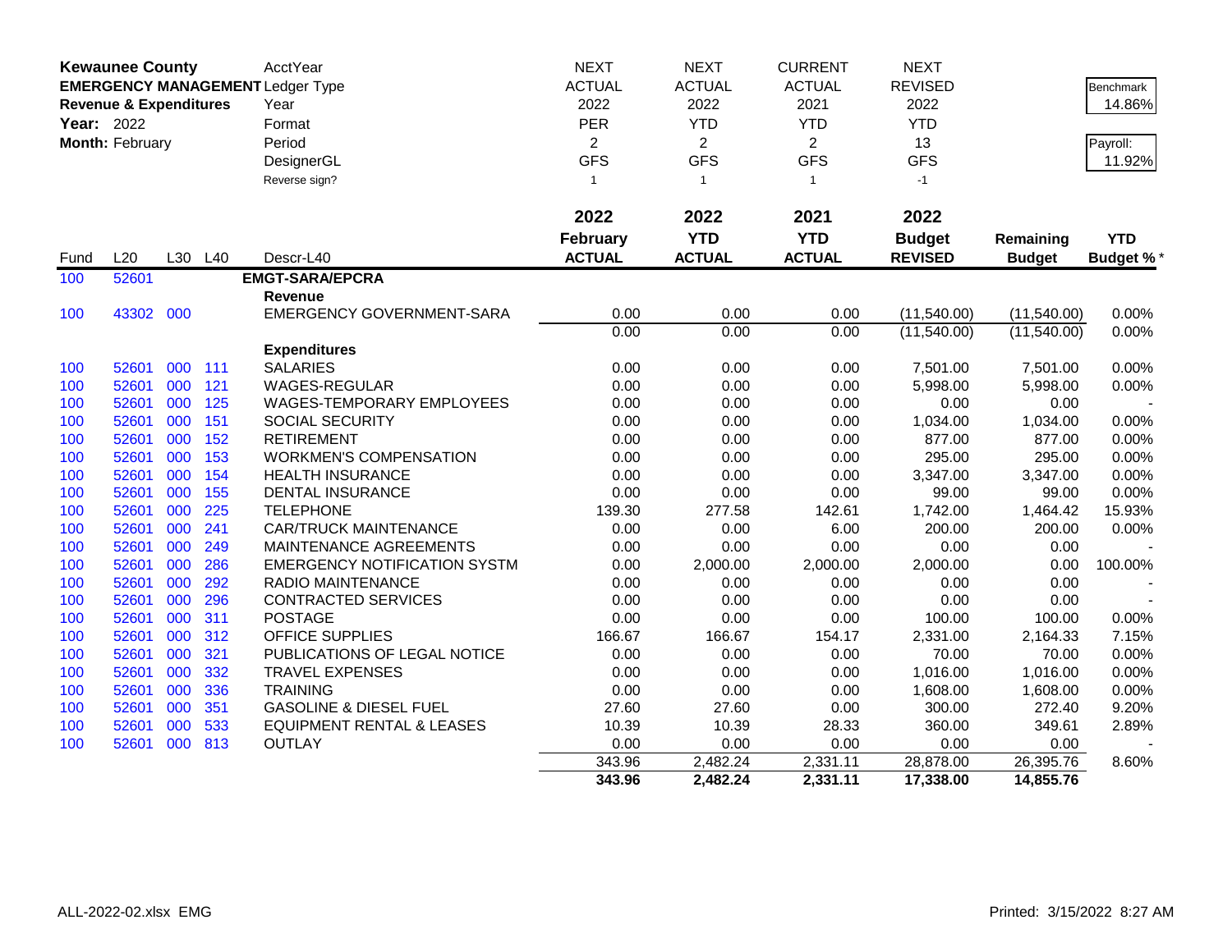**Kewaunee County**
**EMERGENCY MANAGEMENT**
**Revenue & Expenditures**
**Year:** 2022
**Month:** February

| | | | | AcctYear | NEXT | NEXT | CURRENT | NEXT | | |
|---|---|---|---|---|---|---|---|---|---|---|
| | | | | Ledger Type | ACTUAL | ACTUAL | ACTUAL | REVISED | | Benchmark |
| | | | | Year | 2022 | 2022 | 2021 | 2022 | | 14.86% |
| | | | | Format | PER | YTD | YTD | YTD | | |
| | | | | Period | 2 | 2 | 2 | 13 | | Payroll: |
| | | | | DesignerGL | GFS | GFS | GFS | GFS | | 11.92% |
| | | | | Reverse sign? | 1 | 1 | 1 | -1 | | |
| | | | | | **2022** | **2022** | **2021** | **2022** | | |
| | | | | | **February** | **YTD** | **YTD** | **Budget** | **Remaining** | **YTD** |
| Fund | L20 | L30 | L40 | Descr-L40 | **ACTUAL** | **ACTUAL** | **ACTUAL** | **REVISED** | **Budget** | **Budget %*** |
| 100 | 52601 | | | **EMGT-SARA/EPCRA** | | | | | | |
| | | | | **Revenue** | | | | | | |
| 100 | 43302 | 000 | | EMERGENCY GOVERNMENT-SARA | 0.00 | 0.00 | 0.00 | (11,540.00) | (11,540.00) | 0.00% |
| | | | | | 0.00 | 0.00 | 0.00 | (11,540.00) | (11,540.00) | 0.00% |
| | | | | **Expenditures** | | | | | | |
| 100 | 52601 | 000 | 111 | SALARIES | 0.00 | 0.00 | 0.00 | 7,501.00 | 7,501.00 | 0.00% |
| 100 | 52601 | 000 | 121 | WAGES-REGULAR | 0.00 | 0.00 | 0.00 | 5,998.00 | 5,998.00 | 0.00% |
| 100 | 52601 | 000 | 125 | WAGES-TEMPORARY EMPLOYEES | 0.00 | 0.00 | 0.00 | 0.00 | 0.00 | - |
| 100 | 52601 | 000 | 151 | SOCIAL SECURITY | 0.00 | 0.00 | 0.00 | 1,034.00 | 1,034.00 | 0.00% |
| 100 | 52601 | 000 | 152 | RETIREMENT | 0.00 | 0.00 | 0.00 | 877.00 | 877.00 | 0.00% |
| 100 | 52601 | 000 | 153 | WORKMEN'S COMPENSATION | 0.00 | 0.00 | 0.00 | 295.00 | 295.00 | 0.00% |
| 100 | 52601 | 000 | 154 | HEALTH INSURANCE | 0.00 | 0.00 | 0.00 | 3,347.00 | 3,347.00 | 0.00% |
| 100 | 52601 | 000 | 155 | DENTAL INSURANCE | 0.00 | 0.00 | 0.00 | 99.00 | 99.00 | 0.00% |
| 100 | 52601 | 000 | 225 | TELEPHONE | 139.30 | 277.58 | 142.61 | 1,742.00 | 1,464.42 | 15.93% |
| 100 | 52601 | 000 | 241 | CAR/TRUCK MAINTENANCE | 0.00 | 0.00 | 6.00 | 200.00 | 200.00 | 0.00% |
| 100 | 52601 | 000 | 249 | MAINTENANCE AGREEMENTS | 0.00 | 0.00 | 0.00 | 0.00 | 0.00 | - |
| 100 | 52601 | 000 | 286 | EMERGENCY NOTIFICATION SYSTM | 0.00 | 2,000.00 | 2,000.00 | 2,000.00 | 0.00 | 100.00% |
| 100 | 52601 | 000 | 292 | RADIO MAINTENANCE | 0.00 | 0.00 | 0.00 | 0.00 | 0.00 | - |
| 100 | 52601 | 000 | 296 | CONTRACTED SERVICES | 0.00 | 0.00 | 0.00 | 0.00 | 0.00 | - |
| 100 | 52601 | 000 | 311 | POSTAGE | 0.00 | 0.00 | 0.00 | 100.00 | 100.00 | 0.00% |
| 100 | 52601 | 000 | 312 | OFFICE SUPPLIES | 166.67 | 166.67 | 154.17 | 2,331.00 | 2,164.33 | 7.15% |
| 100 | 52601 | 000 | 321 | PUBLICATIONS OF LEGAL NOTICE | 0.00 | 0.00 | 0.00 | 70.00 | 70.00 | 0.00% |
| 100 | 52601 | 000 | 332 | TRAVEL EXPENSES | 0.00 | 0.00 | 0.00 | 1,016.00 | 1,016.00 | 0.00% |
| 100 | 52601 | 000 | 336 | TRAINING | 0.00 | 0.00 | 0.00 | 1,608.00 | 1,608.00 | 0.00% |
| 100 | 52601 | 000 | 351 | GASOLINE & DIESEL FUEL | 27.60 | 27.60 | 0.00 | 300.00 | 272.40 | 9.20% |
| 100 | 52601 | 000 | 533 | EQUIPMENT RENTAL & LEASES | 10.39 | 10.39 | 28.33 | 360.00 | 349.61 | 2.89% |
| 100 | 52601 | 000 | 813 | OUTLAY | 0.00 | 0.00 | 0.00 | 0.00 | 0.00 | - |
| | | | | | 343.96 | 2,482.24 | 2,331.11 | 28,878.00 | 26,395.76 | 8.60% |
| | | | | | **343.96** | **2,482.24** | **2,331.11** | **17,338.00** | **14,855.76** | |

ALL-2022-02.xlsx EMG                                                                 Printed: 3/15/2022 8:27 AM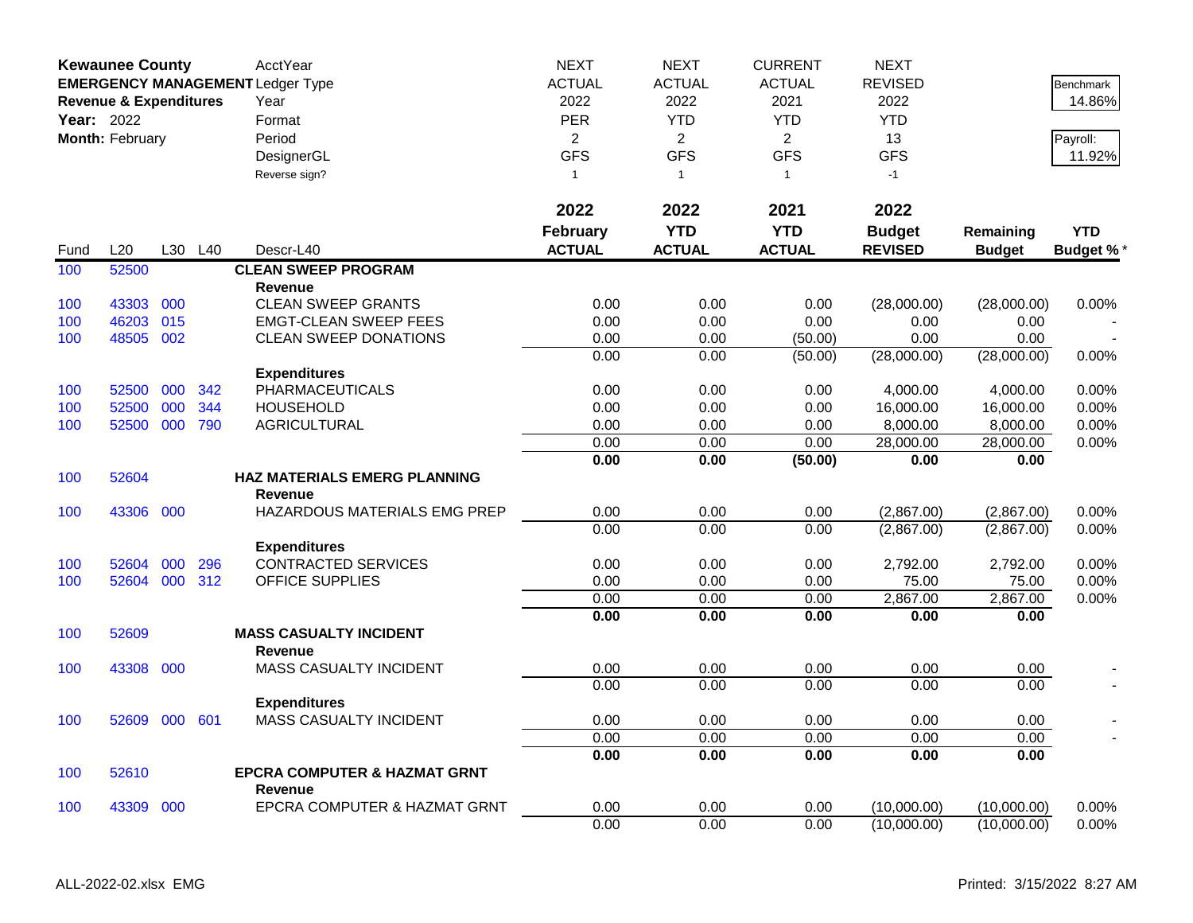**Kewaunee County**
**EMERGENCY MANAGEMENT**
**Revenue & Expenditures**
**Year:** 2022
**Month:** February

| | | | | AcctYear | NEXT | NEXT | CURRENT | NEXT | | |
|---|---|---|---|---|---|---|---|---|---|---|
| | | | | Ledger Type | ACTUAL | ACTUAL | ACTUAL | REVISED | | Benchmark |
| | | | | Year | 2022 | 2022 | 2021 | 2022 | | 14.86% |
| | | | | Format | PER | YTD | YTD | YTD | | |
| | | | | Period | 2 | 2 | 2 | 13 | | Payroll: |
| | | | | DesignerGL | GFS | GFS | GFS | GFS | | 11.92% |
| | | | | Reverse sign? | 1 | 1 | 1 | -1 | | |
| | | | | | 2022 | 2022 | 2021 | 2022 | | |
| | | | | | February | YTD | YTD | Budget | Remaining | YTD |
| Fund | L20 | L30 | L40 | Descr-L40 | ACTUAL | ACTUAL | ACTUAL | REVISED | Budget | Budget %* |
| 100 | 52500 | | | **CLEAN SWEEP PROGRAM** | | | | | | |
| | | | | **Revenue** | | | | | | |
| 100 | 43303 | 000 | | CLEAN SWEEP GRANTS | 0.00 | 0.00 | 0.00 | (28,000.00) | (28,000.00) | 0.00% |
| 100 | 46203 | 015 | | EMGT-CLEAN SWEEP FEES | 0.00 | 0.00 | 0.00 | 0.00 | 0.00 | - |
| 100 | 48505 | 002 | | CLEAN SWEEP DONATIONS | 0.00 | 0.00 | (50.00) | 0.00 | 0.00 | - |
| | | | | | 0.00 | 0.00 | (50.00) | (28,000.00) | (28,000.00) | 0.00% |
| | | | | **Expenditures** | | | | | | |
| 100 | 52500 | 000 | 342 | PHARMACEUTICALS | 0.00 | 0.00 | 0.00 | 4,000.00 | 4,000.00 | 0.00% |
| 100 | 52500 | 000 | 344 | HOUSEHOLD | 0.00 | 0.00 | 0.00 | 16,000.00 | 16,000.00 | 0.00% |
| 100 | 52500 | 000 | 790 | AGRICULTURAL | 0.00 | 0.00 | 0.00 | 8,000.00 | 8,000.00 | 0.00% |
| | | | | | 0.00 | 0.00 | 0.00 | 28,000.00 | 28,000.00 | 0.00% |
| | | | | | **0.00** | **0.00** | **(50.00)** | **0.00** | **0.00** | |
| 100 | 52604 | | | **HAZ MATERIALS EMERG PLANNING** | | | | | | |
| | | | | **Revenue** | | | | | | |
| 100 | 43306 | 000 | | HAZARDOUS MATERIALS EMG PREP | 0.00 | 0.00 | 0.00 | (2,867.00) | (2,867.00) | 0.00% |
| | | | | | 0.00 | 0.00 | 0.00 | (2,867.00) | (2,867.00) | 0.00% |
| | | | | **Expenditures** | | | | | | |
| 100 | 52604 | 000 | 296 | CONTRACTED SERVICES | 0.00 | 0.00 | 0.00 | 2,792.00 | 2,792.00 | 0.00% |
| 100 | 52604 | 000 | 312 | OFFICE SUPPLIES | 0.00 | 0.00 | 0.00 | 75.00 | 75.00 | 0.00% |
| | | | | | 0.00 | 0.00 | 0.00 | 2,867.00 | 2,867.00 | 0.00% |
| | | | | | **0.00** | **0.00** | **0.00** | **0.00** | **0.00** | |
| 100 | 52609 | | | **MASS CASUALTY INCIDENT** | | | | | | |
| | | | | **Revenue** | | | | | | |
| 100 | 43308 | 000 | | MASS CASUALTY INCIDENT | 0.00 | 0.00 | 0.00 | 0.00 | 0.00 | - |
| | | | | | 0.00 | 0.00 | 0.00 | 0.00 | 0.00 | - |
| | | | | **Expenditures** | | | | | | |
| 100 | 52609 | 000 | 601 | MASS CASUALTY INCIDENT | 0.00 | 0.00 | 0.00 | 0.00 | 0.00 | - |
| | | | | | 0.00 | 0.00 | 0.00 | 0.00 | 0.00 | - |
| | | | | | **0.00** | **0.00** | **0.00** | **0.00** | **0.00** | |
| 100 | 52610 | | | **EPCRA COMPUTER & HAZMAT GRNT** | | | | | | |
| | | | | **Revenue** | | | | | | |
| 100 | 43309 | 000 | | EPCRA COMPUTER & HAZMAT GRNT | 0.00 | 0.00 | 0.00 | (10,000.00) | (10,000.00) | 0.00% |
| | | | | | 0.00 | 0.00 | 0.00 | (10,000.00) | (10,000.00) | 0.00% |

ALL-2022-02.xlsx EMG

Printed: 3/15/2022 8:27 AM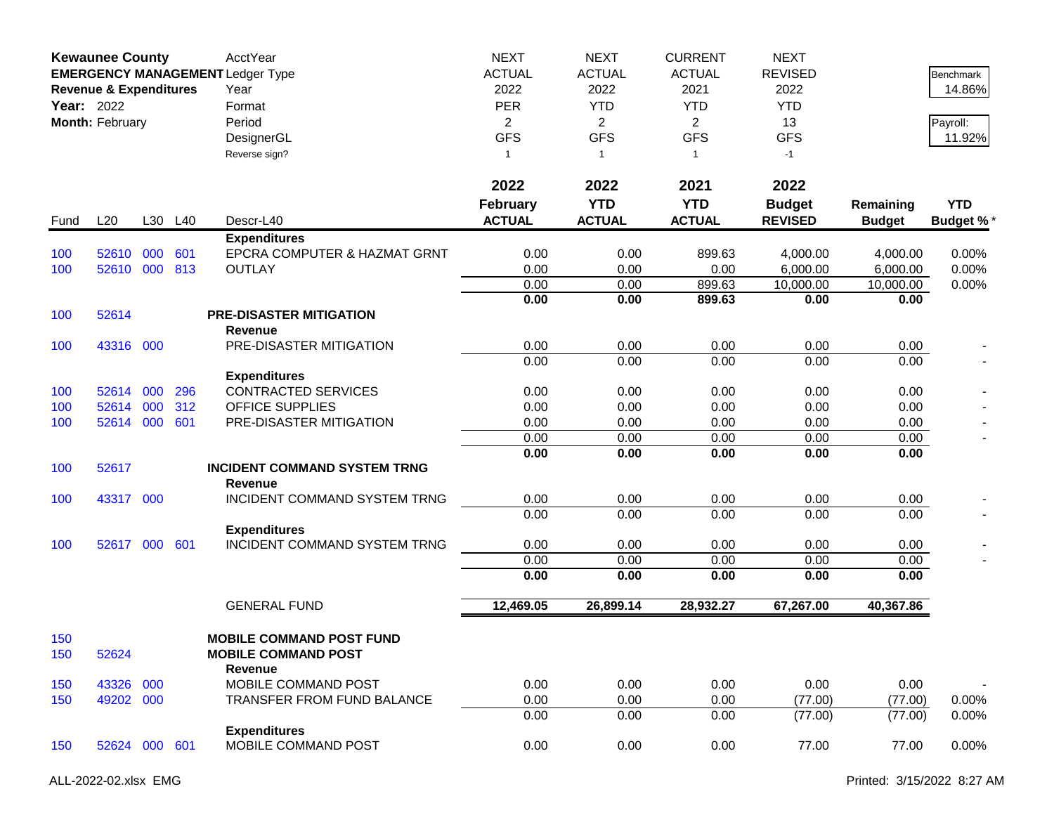**Kewaunee County**
**EMERGENCY MANAGEMENT**
**Revenue & Expenditures**
**Year:** 2022
**Month:** February

| AcctYear | NEXT | NEXT | CURRENT | NEXT | | Benchmark |
|---|---|---|---|---|---|---|
| Ledger Type | ACTUAL | ACTUAL | ACTUAL | REVISED | | 14.86% |
| Year | 2022 | 2022 | 2021 | 2022 | | |
| Format | PER | YTD | YTD | YTD | | Payroll: |
| Period | 2 | 2 | 2 | 13 | | 11.92% |
| DesignerGL | GFS | GFS | GFS | GFS | | |
| Reverse sign? | 1 | 1 | 1 | -1 | | |

| Fund | L20 | L30 | L40 | Descr-L40 | 2022 February ACTUAL | 2022 YTD ACTUAL | 2021 YTD ACTUAL | 2022 Budget REVISED | Remaining Budget | YTD Budget % * |
|---|---|---|---|---|---|---|---|---|---|---|
| | | | | **Expenditures** | | | | | | |
| 100 | 52610 | 000 | 601 | EPCRA COMPUTER & HAZMAT GRNT | 0.00 | 0.00 | 899.63 | 4,000.00 | 4,000.00 | 0.00% |
| 100 | 52610 | 000 | 813 | OUTLAY | 0.00 | 0.00 | 0.00 | 6,000.00 | 6,000.00 | 0.00% |
| | | | | | 0.00 | 0.00 | 899.63 | 10,000.00 | 10,000.00 | 0.00% |
| | | | | | **0.00** | **0.00** | **899.63** | **0.00** | **0.00** | |
| 100 | 52614 | | | **PRE-DISASTER MITIGATION** | | | | | | |
| | | | | **Revenue** | | | | | | |
| 100 | 43316 | 000 | | PRE-DISASTER MITIGATION | 0.00 | 0.00 | 0.00 | 0.00 | 0.00 | - |
| | | | | | 0.00 | 0.00 | 0.00 | 0.00 | 0.00 | - |
| | | | | **Expenditures** | | | | | | |
| 100 | 52614 | 000 | 296 | CONTRACTED SERVICES | 0.00 | 0.00 | 0.00 | 0.00 | 0.00 | - |
| 100 | 52614 | 000 | 312 | OFFICE SUPPLIES | 0.00 | 0.00 | 0.00 | 0.00 | 0.00 | - |
| 100 | 52614 | 000 | 601 | PRE-DISASTER MITIGATION | 0.00 | 0.00 | 0.00 | 0.00 | 0.00 | - |
| | | | | | 0.00 | 0.00 | 0.00 | 0.00 | 0.00 | - |
| | | | | | **0.00** | **0.00** | **0.00** | **0.00** | **0.00** | |
| 100 | 52617 | | | **INCIDENT COMMAND SYSTEM TRNG** | | | | | | |
| | | | | **Revenue** | | | | | | |
| 100 | 43317 | 000 | | INCIDENT COMMAND SYSTEM TRNG | 0.00 | 0.00 | 0.00 | 0.00 | 0.00 | - |
| | | | | | 0.00 | 0.00 | 0.00 | 0.00 | 0.00 | - |
| | | | | **Expenditures** | | | | | | |
| 100 | 52617 | 000 | 601 | INCIDENT COMMAND SYSTEM TRNG | 0.00 | 0.00 | 0.00 | 0.00 | 0.00 | - |
| | | | | | 0.00 | 0.00 | 0.00 | 0.00 | 0.00 | - |
| | | | | | **0.00** | **0.00** | **0.00** | **0.00** | **0.00** | |
| | | | | GENERAL FUND | **12,469.05** | **26,899.14** | **28,932.27** | **67,267.00** | **40,367.86** | |
| 150 | | | | **MOBILE COMMAND POST FUND** | | | | | | |
| 150 | 52624 | | | **MOBILE COMMAND POST** | | | | | | |
| | | | | **Revenue** | | | | | | |
| 150 | 43326 | 000 | | MOBILE COMMAND POST | 0.00 | 0.00 | 0.00 | 0.00 | 0.00 | - |
| 150 | 49202 | 000 | | TRANSFER FROM FUND BALANCE | 0.00 | 0.00 | 0.00 | (77.00) | (77.00) | 0.00% |
| | | | | | 0.00 | 0.00 | 0.00 | (77.00) | (77.00) | 0.00% |
| | | | | **Expenditures** | | | | | | |
| 150 | 52624 | 000 | 601 | MOBILE COMMAND POST | 0.00 | 0.00 | 0.00 | 77.00 | 77.00 | 0.00% |

ALL-2022-02.xlsx EMG    Printed: 3/15/2022 8:27 AM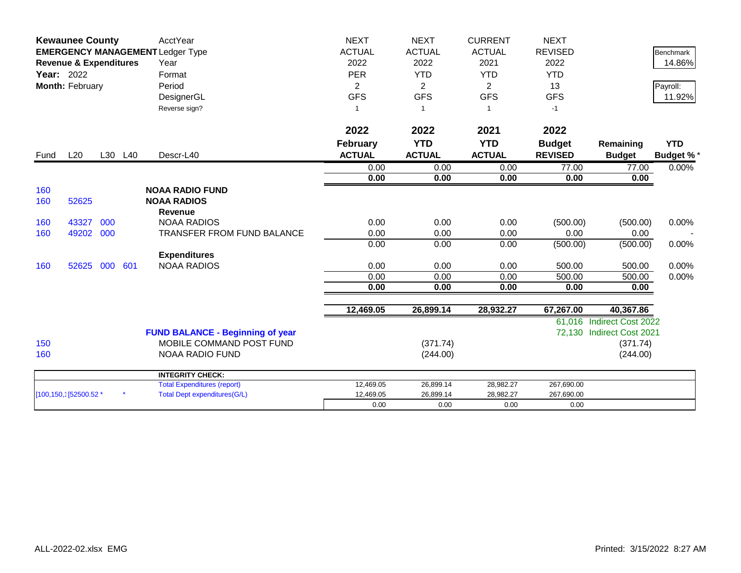**Kewaunee County**
**EMERGENCY MANAGEMENT**
**Revenue & Expenditures**
**Year:** 2022
**Month:** February

| | | | | AcctYear | NEXT | NEXT | CURRENT | NEXT | | |
|---|---|---|---|---|---|---|---|---|---|---|
| | | | | Ledger Type | ACTUAL | ACTUAL | ACTUAL | REVISED | | Benchmark |
| | | | | Year | 2022 | 2022 | 2021 | 2022 | | 14.86% |
| | | | | Format | PER | YTD | YTD | YTD | | |
| | | | | Period | 2 | 2 | 2 | 13 | | Payroll: |
| | | | | DesignerGL | GFS | GFS | GFS | GFS | | 11.92% |
| | | | | Reverse sign? | 1 | 1 | 1 | -1 | | |

| Fund | L20 | L30 | L40 | Descr-L40 | 2022 February ACTUAL | 2022 YTD ACTUAL | 2021 YTD ACTUAL | 2022 Budget REVISED | Remaining Budget | YTD Budget % * |
|---|---|---|---|---|---|---|---|---|---|---|
| | | | | | 0.00 | 0.00 | 0.00 | 77.00 | 77.00 | 0.00% |
| | | | | | **0.00** | **0.00** | **0.00** | **0.00** | **0.00** | |
| 160 | | | | **NOAA RADIO FUND** | | | | | | |
| 160 | 52625 | | | **NOAA RADIOS** | | | | | | |
| | | | | **Revenue** | | | | | | |
| 160 | 43327 | 000 | | NOAA RADIOS | 0.00 | 0.00 | 0.00 | (500.00) | (500.00) | 0.00% |
| 160 | 49202 | 000 | | TRANSFER FROM FUND BALANCE | 0.00 | 0.00 | 0.00 | 0.00 | 0.00 | - |
| | | | | | 0.00 | 0.00 | 0.00 | (500.00) | (500.00) | 0.00% |
| | | | | **Expenditures** | | | | | | |
| 160 | 52625 | 000 | 601 | NOAA RADIOS | 0.00 | 0.00 | 0.00 | 500.00 | 500.00 | 0.00% |
| | | | | | 0.00 | 0.00 | 0.00 | 500.00 | 500.00 | 0.00% |
| | | | | | **0.00** | **0.00** | **0.00** | **0.00** | **0.00** | |
| | | | | | **12,469.05** | **26,899.14** | **28,932.27** | **67,267.00** | **40,367.86** | |
| | | | | | | | | 61,016 | Indirect Cost 2022 | |
| | | | | **FUND BALANCE - Beginning of year** | | | | 72,130 | Indirect Cost 2021 | |
| 150 | | | | MOBILE COMMAND POST FUND | | (371.74) | | | (371.74) | |
| 160 | | | | NOAA RADIO FUND | | (244.00) | | | (244.00) | |

| | | | | | | | | |
|---|---|---|---|---|---|---|---|---|
| | | | **INTEGRITY CHECK:** | | | | | |
| | | | Total Expenditures (report) | 12,469.05 | 26,899.14 | 28,982.27 | 267,690.00 | |
| [100,150,1 | [52500.52 * | * | Total Dept expenditures(G/L) | 12,469.05 | 26,899.14 | 28,982.27 | 267,690.00 | |
| | | | | 0.00 | 0.00 | 0.00 | 0.00 | |

ALL-2022-02.xlsx EMG

Printed: 3/15/2022 8:27 AM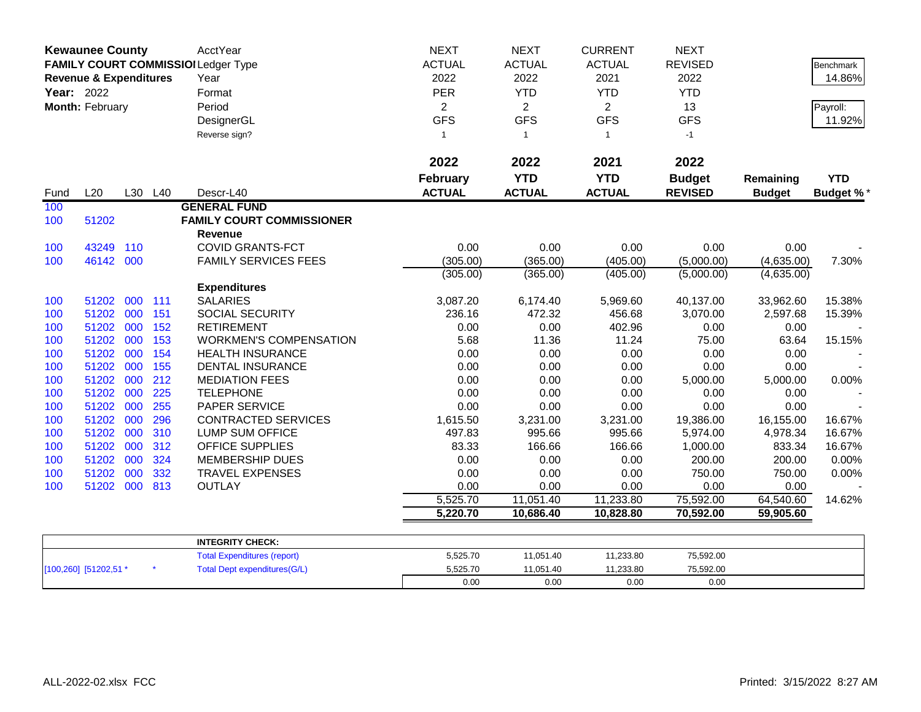**Kewaunee County**
**FAMILY COURT COMMISSIONER**
**Revenue & Expenditures**
**Year:** 2022
**Month:** February

| | | | | AcctYear | NEXT | NEXT | CURRENT | NEXT | | |
|---|---|---|---|---|---|---|---|---|---|---|
| | | | | Ledger Type | ACTUAL | ACTUAL | ACTUAL | REVISED | | Benchmark |
| | | | | Year | 2022 | 2022 | 2021 | 2022 | | 14.86% |
| | | | | Format | PER | YTD | YTD | YTD | | |
| | | | | Period | 2 | 2 | 2 | 13 | | Payroll: |
| | | | | DesignerGL | GFS | GFS | GFS | GFS | | 11.92% |
| | | | | Reverse sign? | 1 | 1 | 1 | -1 | | |
| | | | | | **2022 February ACTUAL** | **2022 YTD ACTUAL** | **2021 YTD ACTUAL** | **2022 Budget REVISED** | **Remaining Budget** | **YTD Budget %*** |
| Fund | L20 | L30 | L40 | Descr-L40 | | | | | | |
| 100 | | | | **GENERAL FUND** | | | | | | |
| 100 | 51202 | | | **FAMILY COURT COMMISSIONER** | | | | | | |
| | | | | **Revenue** | | | | | | |
| 100 | 43249 | 110 | | COVID GRANTS-FCT | 0.00 | 0.00 | 0.00 | 0.00 | 0.00 | - |
| 100 | 46142 | 000 | | FAMILY SERVICES FEES | (305.00) | (365.00) | (405.00) | (5,000.00) | (4,635.00) | 7.30% |
| | | | | | (305.00) | (365.00) | (405.00) | (5,000.00) | (4,635.00) | |
| | | | | **Expenditures** | | | | | | |
| 100 | 51202 | 000 | 111 | SALARIES | 3,087.20 | 6,174.40 | 5,969.60 | 40,137.00 | 33,962.60 | 15.38% |
| 100 | 51202 | 000 | 151 | SOCIAL SECURITY | 236.16 | 472.32 | 456.68 | 3,070.00 | 2,597.68 | 15.39% |
| 100 | 51202 | 000 | 152 | RETIREMENT | 0.00 | 0.00 | 402.96 | 0.00 | 0.00 | - |
| 100 | 51202 | 000 | 153 | WORKMEN'S COMPENSATION | 5.68 | 11.36 | 11.24 | 75.00 | 63.64 | 15.15% |
| 100 | 51202 | 000 | 154 | HEALTH INSURANCE | 0.00 | 0.00 | 0.00 | 0.00 | 0.00 | - |
| 100 | 51202 | 000 | 155 | DENTAL INSURANCE | 0.00 | 0.00 | 0.00 | 0.00 | 0.00 | - |
| 100 | 51202 | 000 | 212 | MEDIATION FEES | 0.00 | 0.00 | 0.00 | 5,000.00 | 5,000.00 | 0.00% |
| 100 | 51202 | 000 | 225 | TELEPHONE | 0.00 | 0.00 | 0.00 | 0.00 | 0.00 | - |
| 100 | 51202 | 000 | 255 | PAPER SERVICE | 0.00 | 0.00 | 0.00 | 0.00 | 0.00 | - |
| 100 | 51202 | 000 | 296 | CONTRACTED SERVICES | 1,615.50 | 3,231.00 | 3,231.00 | 19,386.00 | 16,155.00 | 16.67% |
| 100 | 51202 | 000 | 310 | LUMP SUM OFFICE | 497.83 | 995.66 | 995.66 | 5,974.00 | 4,978.34 | 16.67% |
| 100 | 51202 | 000 | 312 | OFFICE SUPPLIES | 83.33 | 166.66 | 166.66 | 1,000.00 | 833.34 | 16.67% |
| 100 | 51202 | 000 | 324 | MEMBERSHIP DUES | 0.00 | 0.00 | 0.00 | 200.00 | 200.00 | 0.00% |
| 100 | 51202 | 000 | 332 | TRAVEL EXPENSES | 0.00 | 0.00 | 0.00 | 750.00 | 750.00 | 0.00% |
| 100 | 51202 | 000 | 813 | OUTLAY | 0.00 | 0.00 | 0.00 | 0.00 | 0.00 | - |
| | | | | | 5,525.70 | 11,051.40 | 11,233.80 | 75,592.00 | 64,540.60 | 14.62% |
| | | | | | **5,220.70** | **10,686.40** | **10,828.80** | **70,592.00** | **59,905.60** | |

| | | **INTEGRITY CHECK:** | | | | |
|---|---|---|---|---|---|---|
| | | Total Expenditures (report) | 5,525.70 | 11,051.40 | 11,233.80 | 75,592.00 |
| [100,260] [51202,51 * | * | Total Dept expenditures(G/L) | 5,525.70 | 11,051.40 | 11,233.80 | 75,592.00 |
| | | | 0.00 | 0.00 | 0.00 | 0.00 |

ALL-2022-02.xlsx FCC

Printed: 3/15/2022 8:27 AM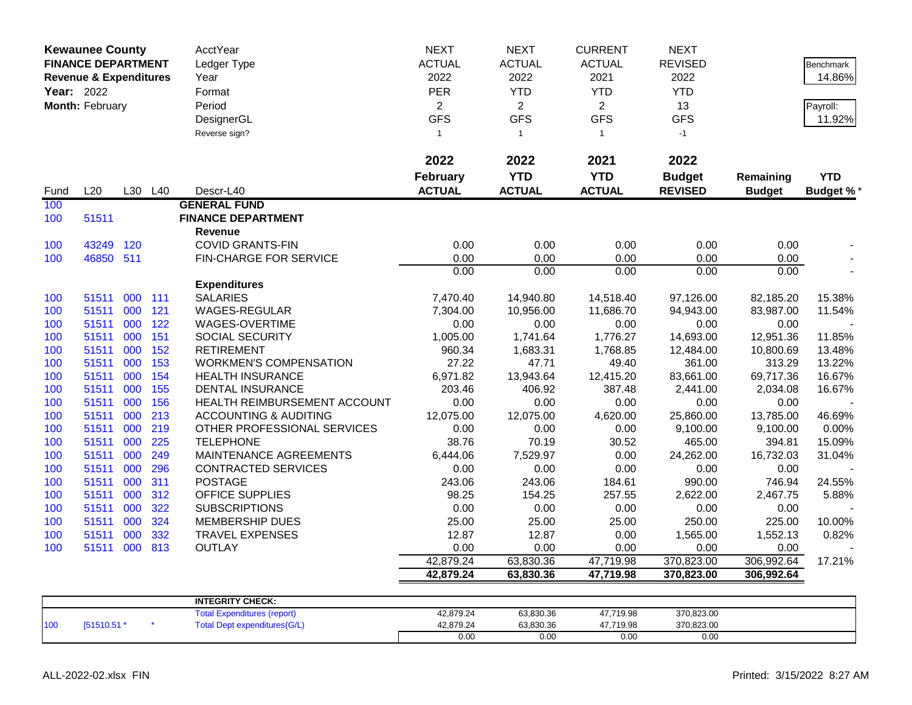**Kewaunee County**
**FINANCE DEPARTMENT**
**Revenue & Expenditures**
**Year:** 2022
**Month:** February

| | | | | AcctYear | NEXT | NEXT | CURRENT | NEXT | | |
|---|---|---|---|---|---|---|---|---|---|---|
| | | | | Ledger Type | ACTUAL | ACTUAL | ACTUAL | REVISED | | Benchmark |
| | | | | Year | 2022 | 2022 | 2021 | 2022 | | 14.86% |
| | | | | Format | PER | YTD | YTD | YTD | | |
| | | | | Period | 2 | 2 | 2 | 13 | | Payroll: |
| | | | | DesignerGL | GFS | GFS | GFS | GFS | | 11.92% |
| | | | | Reverse sign? | 1 | 1 | 1 | -1 | | |
| | | | | | **2022** | **2022** | **2021** | **2022** | | |
| **Fund** | **L20** | **L30** | **L40** | **Descr-L40** | **February ACTUAL** | **YTD ACTUAL** | **YTD ACTUAL** | **Budget REVISED** | **Remaining Budget** | **YTD Budget %*** |
| 100 | | | | **GENERAL FUND** | | | | | | |
| 100 | 51511 | | | **FINANCE DEPARTMENT** | | | | | | |
| | | | | **Revenue** | | | | | | |
| 100 | 43249 | 120 | | COVID GRANTS-FIN | 0.00 | 0.00 | 0.00 | 0.00 | 0.00 | - |
| 100 | 46850 | 511 | | FIN-CHARGE FOR SERVICE | 0.00 | 0.00 | 0.00 | 0.00 | 0.00 | - |
| | | | | | 0.00 | 0.00 | 0.00 | 0.00 | 0.00 | - |
| | | | | **Expenditures** | | | | | | |
| 100 | 51511 | 000 | 111 | SALARIES | 7,470.40 | 14,940.80 | 14,518.40 | 97,126.00 | 82,185.20 | 15.38% |
| 100 | 51511 | 000 | 121 | WAGES-REGULAR | 7,304.00 | 10,956.00 | 11,686.70 | 94,943.00 | 83,987.00 | 11.54% |
| 100 | 51511 | 000 | 122 | WAGES-OVERTIME | 0.00 | 0.00 | 0.00 | 0.00 | 0.00 | - |
| 100 | 51511 | 000 | 151 | SOCIAL SECURITY | 1,005.00 | 1,741.64 | 1,776.27 | 14,693.00 | 12,951.36 | 11.85% |
| 100 | 51511 | 000 | 152 | RETIREMENT | 960.34 | 1,683.31 | 1,768.85 | 12,484.00 | 10,800.69 | 13.48% |
| 100 | 51511 | 000 | 153 | WORKMEN'S COMPENSATION | 27.22 | 47.71 | 49.40 | 361.00 | 313.29 | 13.22% |
| 100 | 51511 | 000 | 154 | HEALTH INSURANCE | 6,971.82 | 13,943.64 | 12,415.20 | 83,661.00 | 69,717.36 | 16.67% |
| 100 | 51511 | 000 | 155 | DENTAL INSURANCE | 203.46 | 406.92 | 387.48 | 2,441.00 | 2,034.08 | 16.67% |
| 100 | 51511 | 000 | 156 | HEALTH REIMBURSEMENT ACCOUNT | 0.00 | 0.00 | 0.00 | 0.00 | 0.00 | - |
| 100 | 51511 | 000 | 213 | ACCOUNTING & AUDITING | 12,075.00 | 12,075.00 | 4,620.00 | 25,860.00 | 13,785.00 | 46.69% |
| 100 | 51511 | 000 | 219 | OTHER PROFESSIONAL SERVICES | 0.00 | 0.00 | 0.00 | 9,100.00 | 9,100.00 | 0.00% |
| 100 | 51511 | 000 | 225 | TELEPHONE | 38.76 | 70.19 | 30.52 | 465.00 | 394.81 | 15.09% |
| 100 | 51511 | 000 | 249 | MAINTENANCE AGREEMENTS | 6,444.06 | 7,529.97 | 0.00 | 24,262.00 | 16,732.03 | 31.04% |
| 100 | 51511 | 000 | 296 | CONTRACTED SERVICES | 0.00 | 0.00 | 0.00 | 0.00 | 0.00 | - |
| 100 | 51511 | 000 | 311 | POSTAGE | 243.06 | 243.06 | 184.61 | 990.00 | 746.94 | 24.55% |
| 100 | 51511 | 000 | 312 | OFFICE SUPPLIES | 98.25 | 154.25 | 257.55 | 2,622.00 | 2,467.75 | 5.88% |
| 100 | 51511 | 000 | 322 | SUBSCRIPTIONS | 0.00 | 0.00 | 0.00 | 0.00 | 0.00 | - |
| 100 | 51511 | 000 | 324 | MEMBERSHIP DUES | 25.00 | 25.00 | 25.00 | 250.00 | 225.00 | 10.00% |
| 100 | 51511 | 000 | 332 | TRAVEL EXPENSES | 12.87 | 12.87 | 0.00 | 1,565.00 | 1,552.13 | 0.82% |
| 100 | 51511 | 000 | 813 | OUTLAY | 0.00 | 0.00 | 0.00 | 0.00 | 0.00 | - |
| | | | | | 42,879.24 | 63,830.36 | 47,719.98 | 370,823.00 | 306,992.64 | 17.21% |
| | | | | | **42,879.24** | **63,830.36** | **47,719.98** | **370,823.00** | **306,992.64** | |

| | | | | | | | |
|---|---|---|---|---|---|---|---|
| | | | **INTEGRITY CHECK:** | | | | |
| | | | Total Expenditures (report) | 42,879.24 | 63,830.36 | 47,719.98 | 370,823.00 |
| 100 | [51510.51 * | * | Total Dept expenditures(G/L) | 42,879.24 | 63,830.36 | 47,719.98 | 370,823.00 |
| | | | | 0.00 | 0.00 | 0.00 | 0.00 |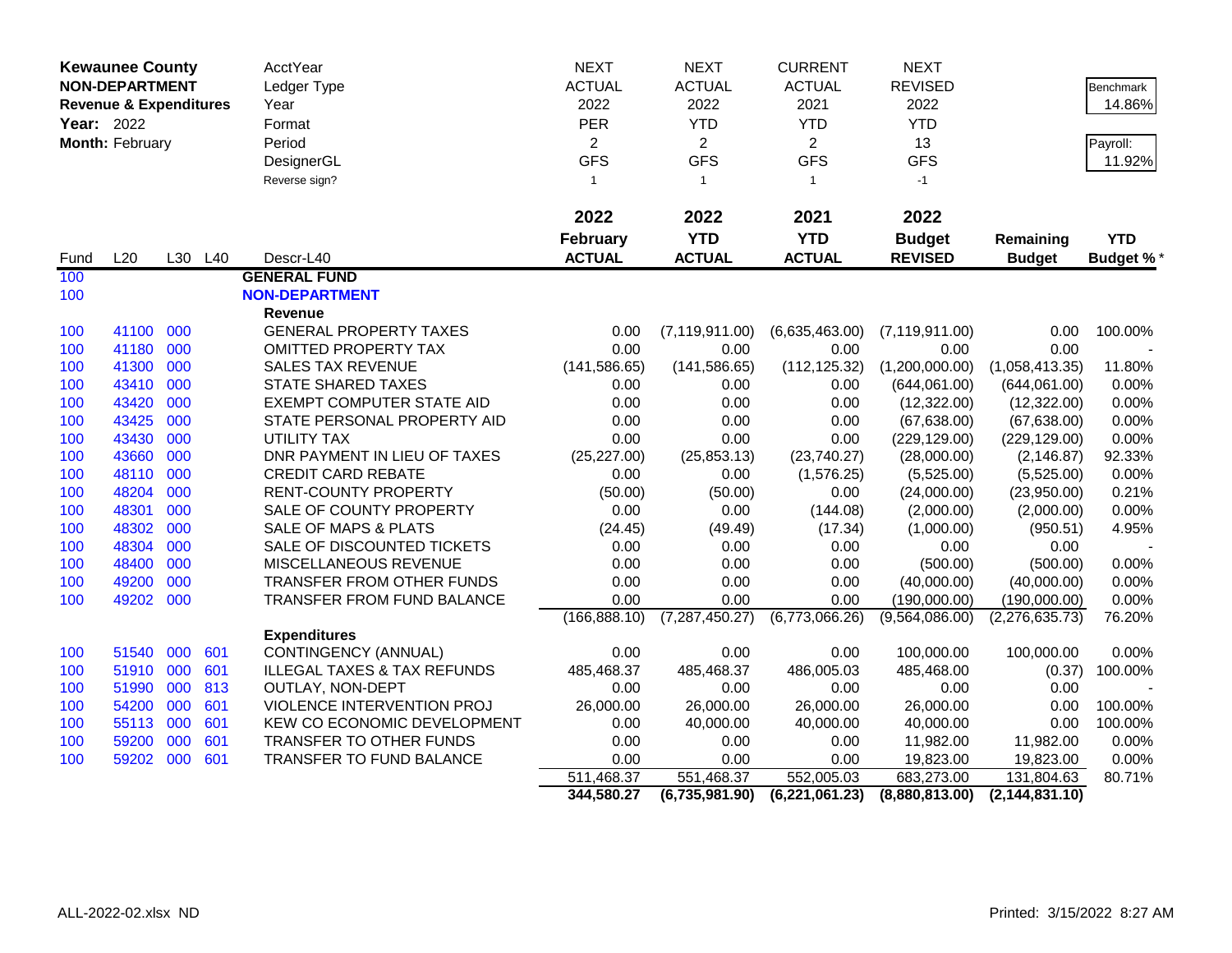| **Kewaunee County** | | | | AcctYear | NEXT | NEXT | CURRENT | NEXT | | |
|---|---|---|---|---|---|---|---|---|---|---|
| **NON-DEPARTMENT** | | | | Ledger Type | ACTUAL | ACTUAL | ACTUAL | REVISED | | Benchmark |
| **Revenue & Expenditures** | | | | Year | 2022 | 2022 | 2021 | 2022 | | 14.86% |
| **Year:** 2022 | | | | Format | PER | YTD | YTD | YTD | | |
| **Month:** February | | | | Period | 2 | 2 | 2 | 13 | | Payroll: |
| | | | | DesignerGL | GFS | GFS | GFS | GFS | | 11.92% |
| | | | | Reverse sign? | 1 | 1 | 1 | -1 | | |
| | | | | | **2022 February ACTUAL** | **2022 YTD ACTUAL** | **2021 YTD ACTUAL** | **2022 Budget REVISED** | **Remaining Budget** | **YTD Budget %*** |
| Fund | L20 | L30 | L40 | Descr-L40 | | | | | | |
| 100 | | | | **GENERAL FUND** | | | | | | |
| 100 | | | | **NON-DEPARTMENT** | | | | | | |
| | | | | **Revenue** | | | | | | |
| 100 | 41100 | 000 | | GENERAL PROPERTY TAXES | 0.00 | (7,119,911.00) | (6,635,463.00) | (7,119,911.00) | 0.00 | 100.00% |
| 100 | 41180 | 000 | | OMITTED PROPERTY TAX | 0.00 | 0.00 | 0.00 | 0.00 | 0.00 | - |
| 100 | 41300 | 000 | | SALES TAX REVENUE | (141,586.65) | (141,586.65) | (112,125.32) | (1,200,000.00) | (1,058,413.35) | 11.80% |
| 100 | 43410 | 000 | | STATE SHARED TAXES | 0.00 | 0.00 | 0.00 | (644,061.00) | (644,061.00) | 0.00% |
| 100 | 43420 | 000 | | EXEMPT COMPUTER STATE AID | 0.00 | 0.00 | 0.00 | (12,322.00) | (12,322.00) | 0.00% |
| 100 | 43425 | 000 | | STATE PERSONAL PROPERTY AID | 0.00 | 0.00 | 0.00 | (67,638.00) | (67,638.00) | 0.00% |
| 100 | 43430 | 000 | | UTILITY TAX | 0.00 | 0.00 | 0.00 | (229,129.00) | (229,129.00) | 0.00% |
| 100 | 43660 | 000 | | DNR PAYMENT IN LIEU OF TAXES | (25,227.00) | (25,853.13) | (23,740.27) | (28,000.00) | (2,146.87) | 92.33% |
| 100 | 48110 | 000 | | CREDIT CARD REBATE | 0.00 | 0.00 | (1,576.25) | (5,525.00) | (5,525.00) | 0.00% |
| 100 | 48204 | 000 | | RENT-COUNTY PROPERTY | (50.00) | (50.00) | 0.00 | (24,000.00) | (23,950.00) | 0.21% |
| 100 | 48301 | 000 | | SALE OF COUNTY PROPERTY | 0.00 | 0.00 | (144.08) | (2,000.00) | (2,000.00) | 0.00% |
| 100 | 48302 | 000 | | SALE OF MAPS & PLATS | (24.45) | (49.49) | (17.34) | (1,000.00) | (950.51) | 4.95% |
| 100 | 48304 | 000 | | SALE OF DISCOUNTED TICKETS | 0.00 | 0.00 | 0.00 | 0.00 | 0.00 | - |
| 100 | 48400 | 000 | | MISCELLANEOUS REVENUE | 0.00 | 0.00 | 0.00 | (500.00) | (500.00) | 0.00% |
| 100 | 49200 | 000 | | TRANSFER FROM OTHER FUNDS | 0.00 | 0.00 | 0.00 | (40,000.00) | (40,000.00) | 0.00% |
| 100 | 49202 | 000 | | TRANSFER FROM FUND BALANCE | 0.00 | 0.00 | 0.00 | (190,000.00) | (190,000.00) | 0.00% |
| | | | | | (166,888.10) | (7,287,450.27) | (6,773,066.26) | (9,564,086.00) | (2,276,635.73) | 76.20% |
| | | | | **Expenditures** | | | | | | |
| 100 | 51540 | 000 | 601 | CONTINGENCY (ANNUAL) | 0.00 | 0.00 | 0.00 | 100,000.00 | 100,000.00 | 0.00% |
| 100 | 51910 | 000 | 601 | ILLEGAL TAXES & TAX REFUNDS | 485,468.37 | 485,468.37 | 486,005.03 | 485,468.00 | (0.37) | 100.00% |
| 100 | 51990 | 000 | 813 | OUTLAY, NON-DEPT | 0.00 | 0.00 | 0.00 | 0.00 | 0.00 | - |
| 100 | 54200 | 000 | 601 | VIOLENCE INTERVENTION PROJ | 26,000.00 | 26,000.00 | 26,000.00 | 26,000.00 | 0.00 | 100.00% |
| 100 | 55113 | 000 | 601 | KEW CO ECONOMIC DEVELOPMENT | 0.00 | 40,000.00 | 40,000.00 | 40,000.00 | 0.00 | 100.00% |
| 100 | 59200 | 000 | 601 | TRANSFER TO OTHER FUNDS | 0.00 | 0.00 | 0.00 | 11,982.00 | 11,982.00 | 0.00% |
| 100 | 59202 | 000 | 601 | TRANSFER TO FUND BALANCE | 0.00 | 0.00 | 0.00 | 19,823.00 | 19,823.00 | 0.00% |
| | | | | | 511,468.37 | 551,468.37 | 552,005.03 | 683,273.00 | 131,804.63 | 80.71% |
| | | | | | **344,580.27** | **(6,735,981.90)** | **(6,221,061.23)** | **(8,880,813.00)** | **(2,144,831.10)** | |

ALL-2022-02.xlsx ND    Printed: 3/15/2022 8:27 AM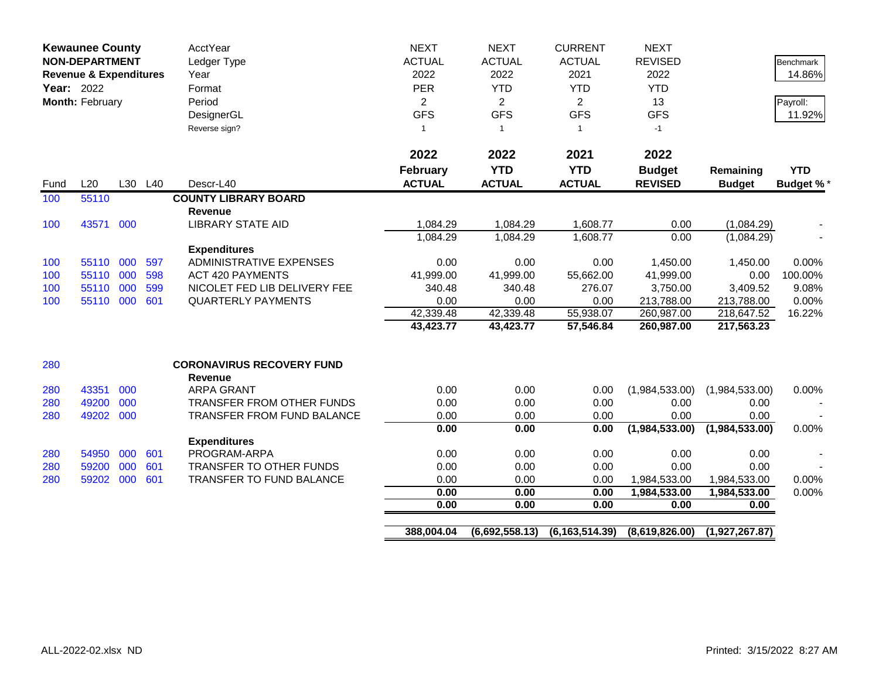| Kewaunee County | | | | AcctYear | NEXT | NEXT | CURRENT | NEXT | | |
|---|---|---|---|---|---|---|---|---|---|---|
| NON-DEPARTMENT | | | | Ledger Type | ACTUAL | ACTUAL | ACTUAL | REVISED | | Benchmark |
| Revenue & Expenditures | | | | Year | 2022 | 2022 | 2021 | 2022 | | 14.86% |
| Year: 2022 | | | | Format | PER | YTD | YTD | YTD | | |
| Month: February | | | | Period | 2 | 2 | 2 | 13 | | Payroll: |
| | | | | DesignerGL | GFS | GFS | GFS | GFS | | 11.92% |
| | | | | Reverse sign? | 1 | 1 | 1 | -1 | | |

| Fund | L20 | L30 | L40 | Descr-L40 | 2022 February ACTUAL | 2022 YTD ACTUAL | 2021 YTD ACTUAL | 2022 Budget REVISED | Remaining Budget | YTD Budget %* |
|---|---|---|---|---|---|---|---|---|---|---|
| 100 | 55110 | | | **COUNTY LIBRARY BOARD** | | | | | | |
| | | | | **Revenue** | | | | | | |
| 100 | 43571 | 000 | | LIBRARY STATE AID | 1,084.29 | 1,084.29 | 1,608.77 | 0.00 | (1,084.29) | - |
| | | | | | 1,084.29 | 1,084.29 | 1,608.77 | 0.00 | (1,084.29) | - |
| | | | | **Expenditures** | | | | | | |
| 100 | 55110 | 000 | 597 | ADMINISTRATIVE EXPENSES | 0.00 | 0.00 | 0.00 | 1,450.00 | 1,450.00 | 0.00% |
| 100 | 55110 | 000 | 598 | ACT 420 PAYMENTS | 41,999.00 | 41,999.00 | 55,662.00 | 41,999.00 | 0.00 | 100.00% |
| 100 | 55110 | 000 | 599 | NICOLET FED LIB DELIVERY FEE | 340.48 | 340.48 | 276.07 | 3,750.00 | 3,409.52 | 9.08% |
| 100 | 55110 | 000 | 601 | QUARTERLY PAYMENTS | 0.00 | 0.00 | 0.00 | 213,788.00 | 213,788.00 | 0.00% |
| | | | | | 42,339.48 | 42,339.48 | 55,938.07 | 260,987.00 | 218,647.52 | 16.22% |
| | | | | | **43,423.77** | **43,423.77** | **57,546.84** | **260,987.00** | **217,563.23** | |
| 280 | | | | **CORONAVIRUS RECOVERY FUND** | | | | | | |
| | | | | **Revenue** | | | | | | |
| 280 | 43351 | 000 | | ARPA GRANT | 0.00 | 0.00 | 0.00 | (1,984,533.00) | (1,984,533.00) | 0.00% |
| 280 | 49200 | 000 | | TRANSFER FROM OTHER FUNDS | 0.00 | 0.00 | 0.00 | 0.00 | 0.00 | - |
| 280 | 49202 | 000 | | TRANSFER FROM FUND BALANCE | 0.00 | 0.00 | 0.00 | 0.00 | 0.00 | - |
| | | | | | **0.00** | **0.00** | **0.00** | **(1,984,533.00)** | **(1,984,533.00)** | 0.00% |
| | | | | **Expenditures** | | | | | | |
| 280 | 54950 | 000 | 601 | PROGRAM-ARPA | 0.00 | 0.00 | 0.00 | 0.00 | 0.00 | - |
| 280 | 59200 | 000 | 601 | TRANSFER TO OTHER FUNDS | 0.00 | 0.00 | 0.00 | 0.00 | 0.00 | - |
| 280 | 59202 | 000 | 601 | TRANSFER TO FUND BALANCE | 0.00 | 0.00 | 0.00 | 1,984,533.00 | 1,984,533.00 | 0.00% |
| | | | | | **0.00** | **0.00** | **0.00** | **1,984,533.00** | **1,984,533.00** | 0.00% |
| | | | | | **0.00** | **0.00** | **0.00** | **0.00** | **0.00** | |
| | | | | | **388,004.04** | **(6,692,558.13)** | **(6,163,514.39)** | **(8,619,826.00)** | **(1,927,267.87)** | |

ALL-2022-02.xlsx ND

Printed: 3/15/2022 8:27 AM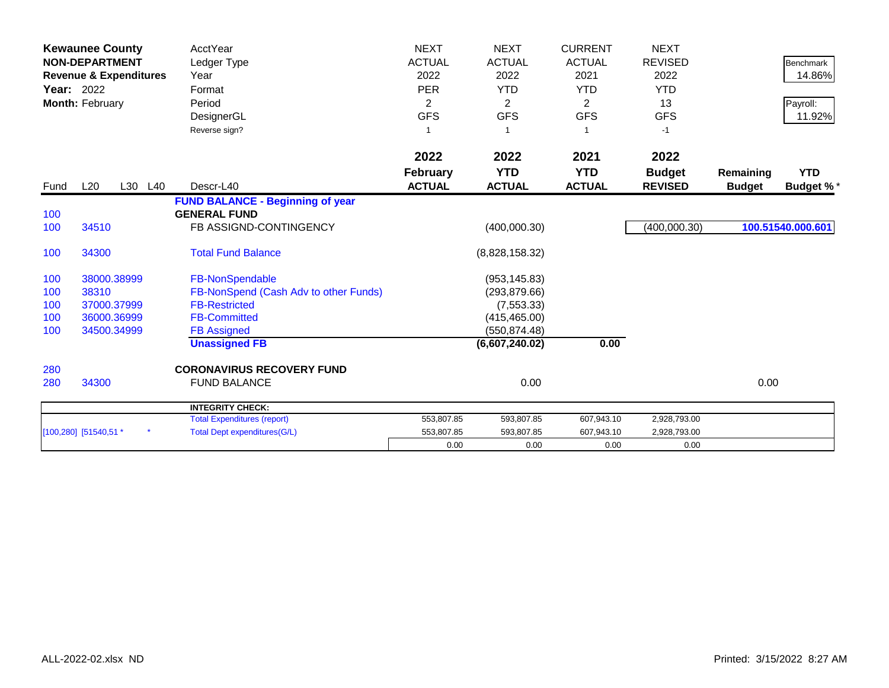| Kewaunee County | | | | AcctYear | NEXT | NEXT | CURRENT | NEXT | | |
|---|---|---|---|---|---|---|---|---|---|---|
| **NON-DEPARTMENT** | | | | Ledger Type | ACTUAL | ACTUAL | ACTUAL | REVISED | | Benchmark |
| **Revenue & Expenditures** | | | | Year | 2022 | 2022 | 2021 | 2022 | | 14.86% |
| **Year:** 2022 | | | | Format | PER | YTD | YTD | YTD | | |
| **Month:** February | | | | Period | 2 | 2 | 2 | 13 | | Payroll: |
| | | | | DesignerGL | GFS | GFS | GFS | GFS | | 11.92% |
| | | | | Reverse sign? | 1 | 1 | 1 | -1 | | |

| Fund | L20 | L30 | L40 | Descr-L40 | 2022 February ACTUAL | 2022 YTD ACTUAL | 2021 YTD ACTUAL | 2022 Budget REVISED | Remaining Budget | YTD Budget % * |
|---|---|---|---|---|---|---|---|---|---|---|
| | | | | **FUND BALANCE - Beginning of year** | | | | | | |
| 100 | | | | **GENERAL FUND** | | | | | | |
| 100 | 34510 | | | FB ASSIGND-CONTINGENCY | | (400,000.30) | | (400,000.30) | **100.51540.000.601** | |
| 100 | 34300 | | | Total Fund Balance | | (8,828,158.32) | | | | |
| 100 | 38000.38999 | | | FB-NonSpendable | | (953,145.83) | | | | |
| 100 | 38310 | | | FB-NonSpend (Cash Adv to other Funds) | | (293,879.66) | | | | |
| 100 | 37000.37999 | | | FB-Restricted | | (7,553.33) | | | | |
| 100 | 36000.36999 | | | FB-Committed | | (415,465.00) | | | | |
| 100 | 34500.34999 | | | FB Assigned | | (550,874.48) | | | | |
| | | | | **Unassigned FB** | | **(6,607,240.02)** | **0.00** | | | |
| 280 | | | | **CORONAVIRUS RECOVERY FUND** | | | | | | |
| 280 | 34300 | | | FUND BALANCE | | 0.00 | | | 0.00 | |
| | | | | **INTEGRITY CHECK:** | | | | | | |
| | | | | Total Expenditures (report) | 553,807.85 | 593,807.85 | 607,943.10 | 2,928,793.00 | | |
| [100,280] | [51540,51 * | | * | Total Dept expenditures(G/L) | 553,807.85 | 593,807.85 | 607,943.10 | 2,928,793.00 | | |
| | | | | | 0.00 | 0.00 | 0.00 | 0.00 | | |

ALL-2022-02.xlsx ND

Printed: 3/15/2022 8:27 AM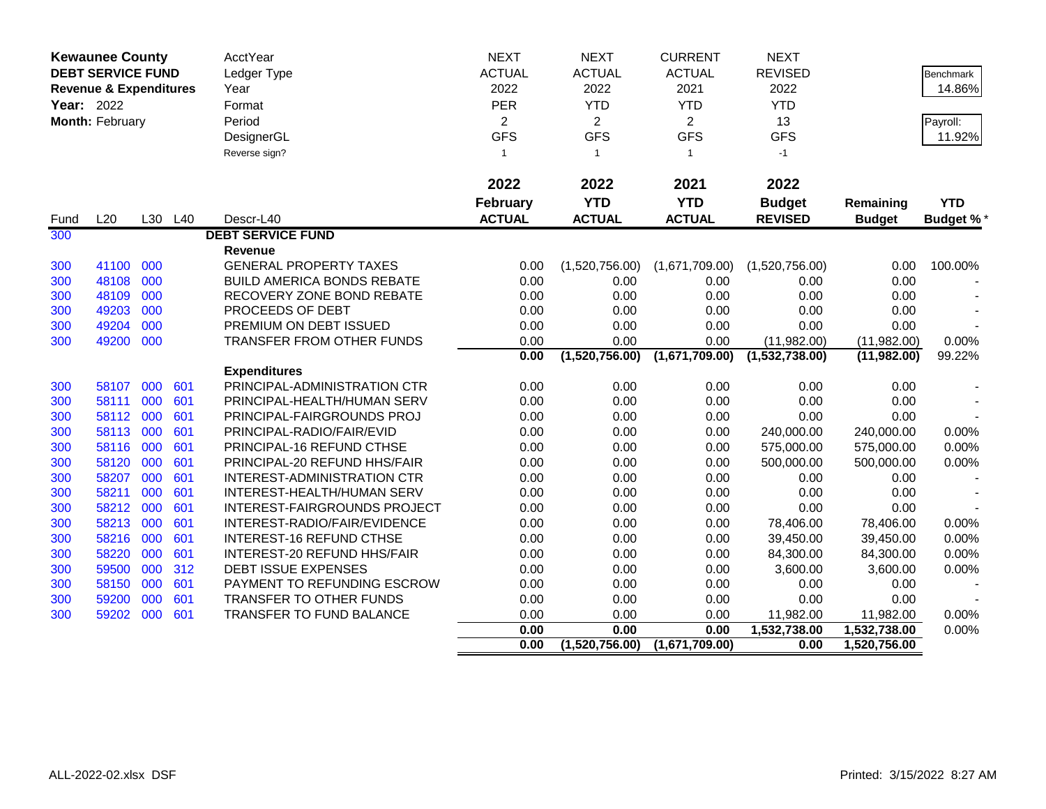**Kewaunee County**
**DEBT SERVICE FUND**
**Revenue & Expenditures**
**Year:** 2022
**Month:** February

| | | | | AcctYear | NEXT | NEXT | CURRENT | NEXT | | Benchmark |
|---|---|---|---|---|---|---|---|---|---|---|
| | | | | Ledger Type | ACTUAL | ACTUAL | ACTUAL | REVISED | | 14.86% |
| | | | | Year | 2022 | 2022 | 2021 | 2022 | | |
| | | | | Format | PER | YTD | YTD | YTD | | Payroll: |
| | | | | Period | 2 | 2 | 2 | 13 | | 11.92% |
| | | | | DesignerGL | GFS | GFS | GFS | GFS | | |
| | | | | Reverse sign? | 1 | 1 | 1 | -1 | | |
| | | | | | **2022 February ACTUAL** | **2022 YTD ACTUAL** | **2021 YTD ACTUAL** | **2022 Budget REVISED** | **Remaining Budget** | **YTD Budget %*** |
| Fund | L20 | L30 | L40 | Descr-L40 | | | | | | |
| 300 | | | | **DEBT SERVICE FUND** | | | | | | |
| | | | | **Revenue** | | | | | | |
| 300 | 41100 | 000 | | GENERAL PROPERTY TAXES | 0.00 | (1,520,756.00) | (1,671,709.00) | (1,520,756.00) | 0.00 | 100.00% |
| 300 | 48108 | 000 | | BUILD AMERICA BONDS REBATE | 0.00 | 0.00 | 0.00 | 0.00 | 0.00 | - |
| 300 | 48109 | 000 | | RECOVERY ZONE BOND REBATE | 0.00 | 0.00 | 0.00 | 0.00 | 0.00 | - |
| 300 | 49203 | 000 | | PROCEEDS OF DEBT | 0.00 | 0.00 | 0.00 | 0.00 | 0.00 | - |
| 300 | 49204 | 000 | | PREMIUM ON DEBT ISSUED | 0.00 | 0.00 | 0.00 | 0.00 | 0.00 | - |
| 300 | 49200 | 000 | | TRANSFER FROM OTHER FUNDS | 0.00 | 0.00 | 0.00 | (11,982.00) | (11,982.00) | 0.00% |
| | | | | | **0.00** | **(1,520,756.00)** | **(1,671,709.00)** | **(1,532,738.00)** | **(11,982.00)** | 99.22% |
| | | | | **Expenditures** | | | | | | |
| 300 | 58107 | 000 | 601 | PRINCIPAL-ADMINISTRATION CTR | 0.00 | 0.00 | 0.00 | 0.00 | 0.00 | - |
| 300 | 58111 | 000 | 601 | PRINCIPAL-HEALTH/HUMAN SERV | 0.00 | 0.00 | 0.00 | 0.00 | 0.00 | - |
| 300 | 58112 | 000 | 601 | PRINCIPAL-FAIRGROUNDS PROJ | 0.00 | 0.00 | 0.00 | 0.00 | 0.00 | - |
| 300 | 58113 | 000 | 601 | PRINCIPAL-RADIO/FAIR/EVID | 0.00 | 0.00 | 0.00 | 240,000.00 | 240,000.00 | 0.00% |
| 300 | 58116 | 000 | 601 | PRINCIPAL-16 REFUND CTHSE | 0.00 | 0.00 | 0.00 | 575,000.00 | 575,000.00 | 0.00% |
| 300 | 58120 | 000 | 601 | PRINCIPAL-20 REFUND HHS/FAIR | 0.00 | 0.00 | 0.00 | 500,000.00 | 500,000.00 | 0.00% |
| 300 | 58207 | 000 | 601 | INTEREST-ADMINISTRATION CTR | 0.00 | 0.00 | 0.00 | 0.00 | 0.00 | - |
| 300 | 58211 | 000 | 601 | INTEREST-HEALTH/HUMAN SERV | 0.00 | 0.00 | 0.00 | 0.00 | 0.00 | - |
| 300 | 58212 | 000 | 601 | INTEREST-FAIRGROUNDS PROJECT | 0.00 | 0.00 | 0.00 | 0.00 | 0.00 | - |
| 300 | 58213 | 000 | 601 | INTEREST-RADIO/FAIR/EVIDENCE | 0.00 | 0.00 | 0.00 | 78,406.00 | 78,406.00 | 0.00% |
| 300 | 58216 | 000 | 601 | INTEREST-16 REFUND CTHSE | 0.00 | 0.00 | 0.00 | 39,450.00 | 39,450.00 | 0.00% |
| 300 | 58220 | 000 | 601 | INTEREST-20 REFUND HHS/FAIR | 0.00 | 0.00 | 0.00 | 84,300.00 | 84,300.00 | 0.00% |
| 300 | 59500 | 000 | 312 | DEBT ISSUE EXPENSES | 0.00 | 0.00 | 0.00 | 3,600.00 | 3,600.00 | 0.00% |
| 300 | 58150 | 000 | 601 | PAYMENT TO REFUNDING ESCROW | 0.00 | 0.00 | 0.00 | 0.00 | 0.00 | - |
| 300 | 59200 | 000 | 601 | TRANSFER TO OTHER FUNDS | 0.00 | 0.00 | 0.00 | 0.00 | 0.00 | - |
| 300 | 59202 | 000 | 601 | TRANSFER TO FUND BALANCE | 0.00 | 0.00 | 0.00 | 11,982.00 | 11,982.00 | 0.00% |
| | | | | | **0.00** | **0.00** | **0.00** | **1,532,738.00** | **1,532,738.00** | 0.00% |
| | | | | | **0.00** | **(1,520,756.00)** | **(1,671,709.00)** | **0.00** | **1,520,756.00** | |

ALL-2022-02.xlsx DSF

Printed: 3/15/2022 8:27 AM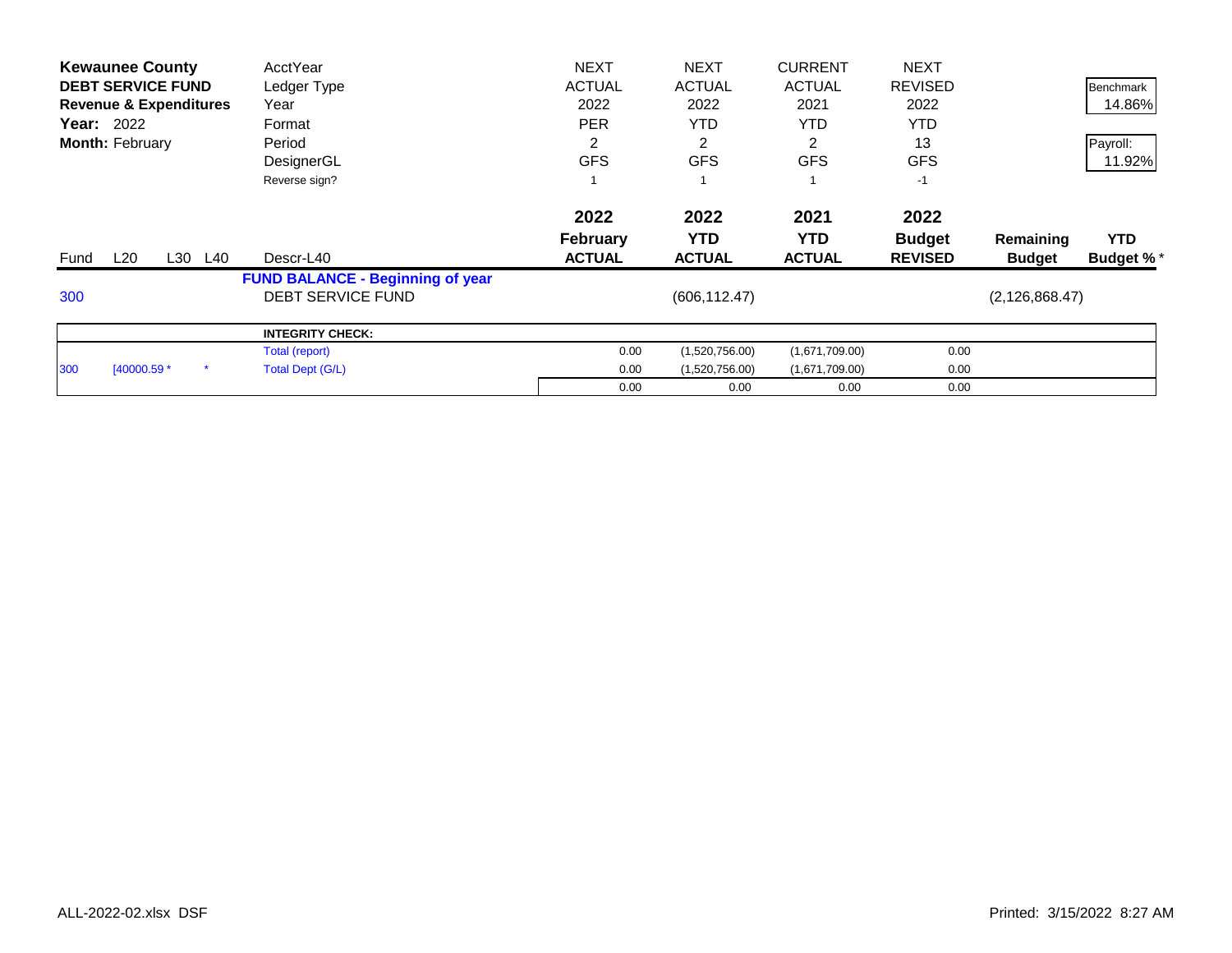**Kewaunee County**
**DEBT SERVICE FUND**
**Revenue & Expenditures**
**Year:** 2022
**Month:** February

| | NEXT | NEXT | CURRENT | NEXT | | |
|---|---|---|---|---|---|---|
| AcctYear | NEXT | NEXT | CURRENT | NEXT | | |
| Ledger Type | ACTUAL | ACTUAL | ACTUAL | REVISED | | Benchmark |
| Year | 2022 | 2022 | 2021 | 2022 | | 14.86% |
| Format | PER | YTD | YTD | YTD | | |
| Period | 2 | 2 | 2 | 13 | | Payroll: |
| DesignerGL | GFS | GFS | GFS | GFS | | 11.92% |
| Reverse sign? | 1 | 1 | 1 | -1 | | |

| Fund | L20 | L30 | L40 | Descr-L40 | 2022 February ACTUAL | 2022 YTD ACTUAL | 2021 YTD ACTUAL | 2022 Budget REVISED | Remaining Budget | YTD Budget % * |
|---|---|---|---|---|---|---|---|---|---|---|
| | | | | **FUND BALANCE - Beginning of year** | | | | | | |
| 300 | | | | DEBT SERVICE FUND | | (606,112.47) | | | (2,126,868.47) | |

| | | | **INTEGRITY CHECK:** | | | | |
|---|---|---|---|---|---|---|---|
| | | | Total (report) | 0.00 | (1,520,756.00) | (1,671,709.00) | 0.00 |
| 300 | [40000.59 * | * | Total Dept (G/L) | 0.00 | (1,520,756.00) | (1,671,709.00) | 0.00 |
| | | | | 0.00 | 0.00 | 0.00 | 0.00 |

ALL-2022-02.xlsx DSF

Printed: 3/15/2022 8:27 AM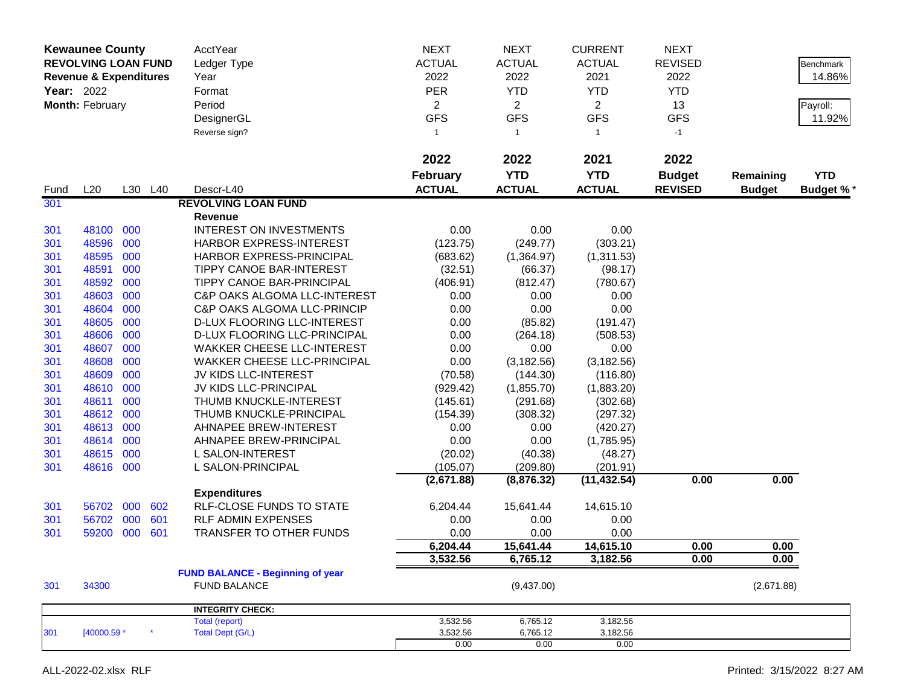| **Kewaunee County** | | | | AcctYear | NEXT | NEXT | CURRENT | NEXT | | |
|---|---|---|---|---|---|---|---|---|---|---|
| **REVOLVING LOAN FUND** | | | | Ledger Type | ACTUAL | ACTUAL | ACTUAL | REVISED | | Benchmark |
| **Revenue & Expenditures** | | | | Year | 2022 | 2022 | 2021 | 2022 | | 14.86% |
| **Year:** 2022 | | | | Format | PER | YTD | YTD | YTD | | |
| **Month:** February | | | | Period | 2 | 2 | 2 | 13 | | Payroll: |
| | | | | DesignerGL | GFS | GFS | GFS | GFS | | 11.92% |
| | | | | Reverse sign? | 1 | 1 | 1 | -1 | | |
| | | | | | **2022** | **2022** | **2021** | **2022** | | |
| | | | | | **February** | **YTD** | **YTD** | **Budget** | **Remaining** | **YTD** |
| Fund | L20 | L30 | L40 | Descr-L40 | **ACTUAL** | **ACTUAL** | **ACTUAL** | **REVISED** | **Budget** | **Budget %*** |
| 301 | | | | **REVOLVING LOAN FUND** | | | | | | |
| | | | | **Revenue** | | | | | | |
| 301 | 48100 | 000 | | INTEREST ON INVESTMENTS | 0.00 | 0.00 | 0.00 | | | |
| 301 | 48596 | 000 | | HARBOR EXPRESS-INTEREST | (123.75) | (249.77) | (303.21) | | | |
| 301 | 48595 | 000 | | HARBOR EXPRESS-PRINCIPAL | (683.62) | (1,364.97) | (1,311.53) | | | |
| 301 | 48591 | 000 | | TIPPY CANOE BAR-INTEREST | (32.51) | (66.37) | (98.17) | | | |
| 301 | 48592 | 000 | | TIPPY CANOE BAR-PRINCIPAL | (406.91) | (812.47) | (780.67) | | | |
| 301 | 48603 | 000 | | C&P OAKS ALGOMA LLC-INTEREST | 0.00 | 0.00 | 0.00 | | | |
| 301 | 48604 | 000 | | C&P OAKS ALGOMA LLC-PRINCIP | 0.00 | 0.00 | 0.00 | | | |
| 301 | 48605 | 000 | | D-LUX FLOORING LLC-INTEREST | 0.00 | (85.82) | (191.47) | | | |
| 301 | 48606 | 000 | | D-LUX FLOORING LLC-PRINCIPAL | 0.00 | (264.18) | (508.53) | | | |
| 301 | 48607 | 000 | | WAKKER CHEESE LLC-INTEREST | 0.00 | 0.00 | 0.00 | | | |
| 301 | 48608 | 000 | | WAKKER CHEESE LLC-PRINCIPAL | 0.00 | (3,182.56) | (3,182.56) | | | |
| 301 | 48609 | 000 | | JV KIDS LLC-INTEREST | (70.58) | (144.30) | (116.80) | | | |
| 301 | 48610 | 000 | | JV KIDS LLC-PRINCIPAL | (929.42) | (1,855.70) | (1,883.20) | | | |
| 301 | 48611 | 000 | | THUMB KNUCKLE-INTEREST | (145.61) | (291.68) | (302.68) | | | |
| 301 | 48612 | 000 | | THUMB KNUCKLE-PRINCIPAL | (154.39) | (308.32) | (297.32) | | | |
| 301 | 48613 | 000 | | AHNAPEE BREW-INTEREST | 0.00 | 0.00 | (420.27) | | | |
| 301 | 48614 | 000 | | AHNAPEE BREW-PRINCIPAL | 0.00 | 0.00 | (1,785.95) | | | |
| 301 | 48615 | 000 | | L SALON-INTEREST | (20.02) | (40.38) | (48.27) | | | |
| 301 | 48616 | 000 | | L SALON-PRINCIPAL | (105.07) | (209.80) | (201.91) | | | |
| | | | | | **(2,671.88)** | **(8,876.32)** | **(11,432.54)** | **0.00** | **0.00** | |
| | | | | **Expenditures** | | | | | | |
| 301 | 56702 | 000 | 602 | RLF-CLOSE FUNDS TO STATE | 6,204.44 | 15,641.44 | 14,615.10 | | | |
| 301 | 56702 | 000 | 601 | RLF ADMIN EXPENSES | 0.00 | 0.00 | 0.00 | | | |
| 301 | 59200 | 000 | 601 | TRANSFER TO OTHER FUNDS | 0.00 | 0.00 | 0.00 | | | |
| | | | | | **6,204.44** | **15,641.44** | **14,615.10** | **0.00** | **0.00** | |
| | | | | | **3,532.56** | **6,765.12** | **3,182.56** | **0.00** | **0.00** | |
| | | | | **FUND BALANCE - Beginning of year** | | | | | | |
| 301 | 34300 | | | FUND BALANCE | | (9,437.00) | | | (2,671.88) | |
| | | | | **INTEGRITY CHECK:** | | | | | | |
| | | | | Total (report) | 3,532.56 | 6,765.12 | 3,182.56 | | | |
| 301 | [40000.59 * | | * | Total Dept (G/L) | 3,532.56 | 6,765.12 | 3,182.56 | | | |
| | | | | | 0.00 | 0.00 | 0.00 | | | |

ALL-2022-02.xlsx RLF

Printed: 3/15/2022 8:27 AM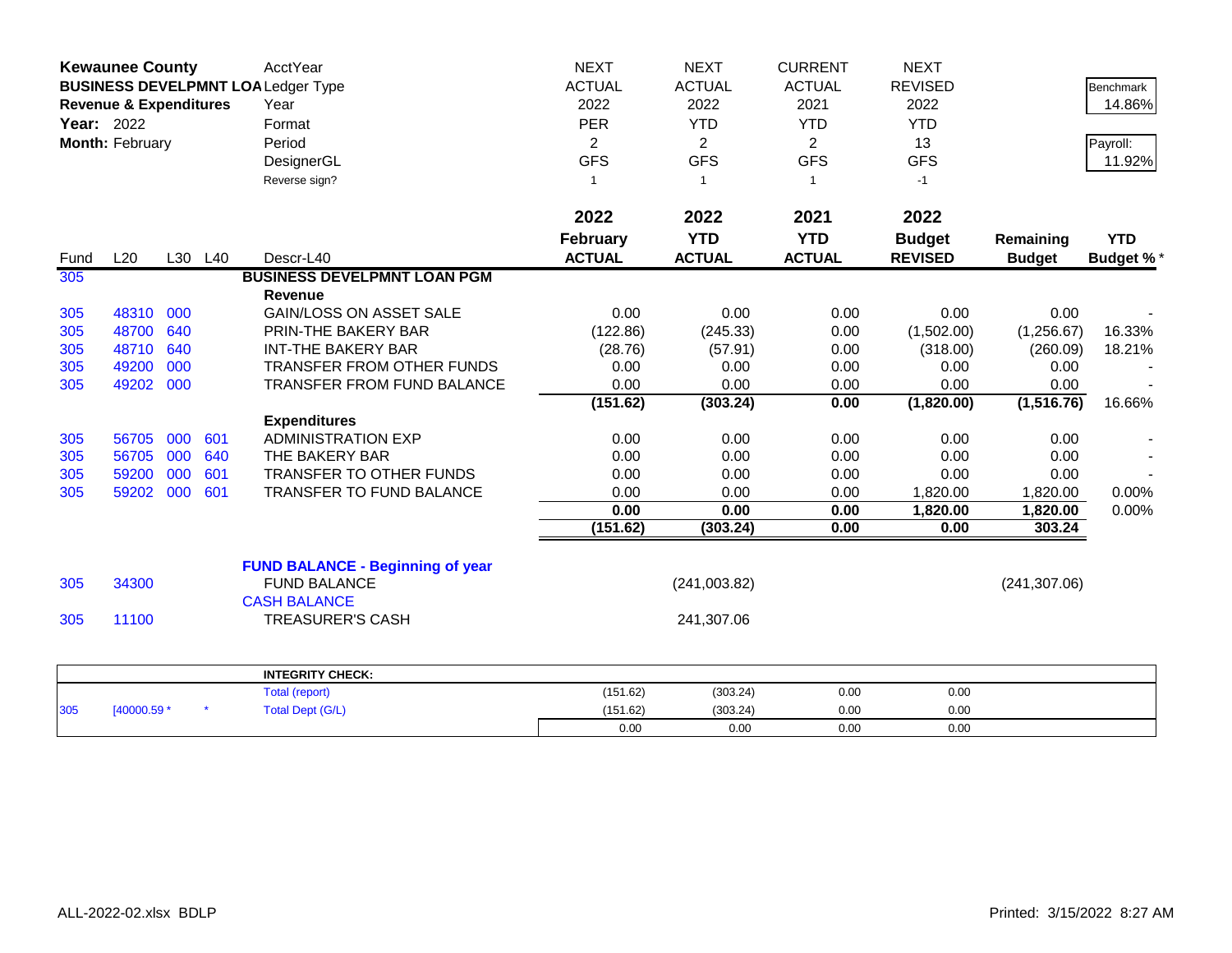| **Kewaunee County** | | | | AcctYear | NEXT | NEXT | CURRENT | NEXT | | |
|---|---|---|---|---|---|---|---|---|---|---|
| **BUSINESS DEVELPMNT LOA** | | | | Ledger Type | ACTUAL | ACTUAL | ACTUAL | REVISED | | Benchmark |
| **Revenue & Expenditures** | | | | Year | 2022 | 2022 | 2021 | 2022 | | 14.86% |
| **Year:** 2022 | | | | Format | PER | YTD | YTD | YTD | | |
| **Month:** February | | | | Period | 2 | 2 | 2 | 13 | | Payroll: |
| | | | | DesignerGL | GFS | GFS | GFS | GFS | | 11.92% |
| | | | | Reverse sign? | 1 | 1 | 1 | -1 | | |
| | | | | | **2022** | **2022** | **2021** | **2022** | | |
| | | | | | **February** | **YTD** | **YTD** | **Budget** | **Remaining** | **YTD** |
| Fund | L20 | L30 | L40 | Descr-L40 | **ACTUAL** | **ACTUAL** | **ACTUAL** | **REVISED** | **Budget** | **Budget %*** |
| 305 | | | | **BUSINESS DEVELPMNT LOAN PGM** | | | | | | |
| | | | | **Revenue** | | | | | | |
| 305 | 48310 | 000 | | GAIN/LOSS ON ASSET SALE | 0.00 | 0.00 | 0.00 | 0.00 | 0.00 | - |
| 305 | 48700 | 640 | | PRIN-THE BAKERY BAR | (122.86) | (245.33) | 0.00 | (1,502.00) | (1,256.67) | 16.33% |
| 305 | 48710 | 640 | | INT-THE BAKERY BAR | (28.76) | (57.91) | 0.00 | (318.00) | (260.09) | 18.21% |
| 305 | 49200 | 000 | | TRANSFER FROM OTHER FUNDS | 0.00 | 0.00 | 0.00 | 0.00 | 0.00 | - |
| 305 | 49202 | 000 | | TRANSFER FROM FUND BALANCE | 0.00 | 0.00 | 0.00 | 0.00 | 0.00 | - |
| | | | | | **(151.62)** | **(303.24)** | **0.00** | **(1,820.00)** | **(1,516.76)** | 16.66% |
| | | | | **Expenditures** | | | | | | |
| 305 | 56705 | 000 | 601 | ADMINISTRATION EXP | 0.00 | 0.00 | 0.00 | 0.00 | 0.00 | - |
| 305 | 56705 | 000 | 640 | THE BAKERY BAR | 0.00 | 0.00 | 0.00 | 0.00 | 0.00 | - |
| 305 | 59200 | 000 | 601 | TRANSFER TO OTHER FUNDS | 0.00 | 0.00 | 0.00 | 0.00 | 0.00 | - |
| 305 | 59202 | 000 | 601 | TRANSFER TO FUND BALANCE | 0.00 | 0.00 | 0.00 | 1,820.00 | 1,820.00 | 0.00% |
| | | | | | **0.00** | **0.00** | **0.00** | **1,820.00** | **1,820.00** | 0.00% |
| | | | | | **(151.62)** | **(303.24)** | **0.00** | **0.00** | **303.24** | |
| | | | | **FUND BALANCE - Beginning of year** | | | | | | |
| 305 | 34300 | | | FUND BALANCE | | (241,003.82) | | | (241,307.06) | |
| | | | | CASH BALANCE | | | | | | |
| 305 | 11100 | | | TREASURER'S CASH | | 241,307.06 | | | | |

| | | | | **INTEGRITY CHECK:** | | | | |
|---|---|---|---|---|---|---|---|---|
| | | | | Total (report) | (151.62) | (303.24) | 0.00 | 0.00 |
| 305 | [40000.59 * | | * | Total Dept (G/L) | (151.62) | (303.24) | 0.00 | 0.00 |
| | | | | | 0.00 | 0.00 | 0.00 | 0.00 |

ALL-2022-02.xlsx BDLP

Printed: 3/15/2022 8:27 AM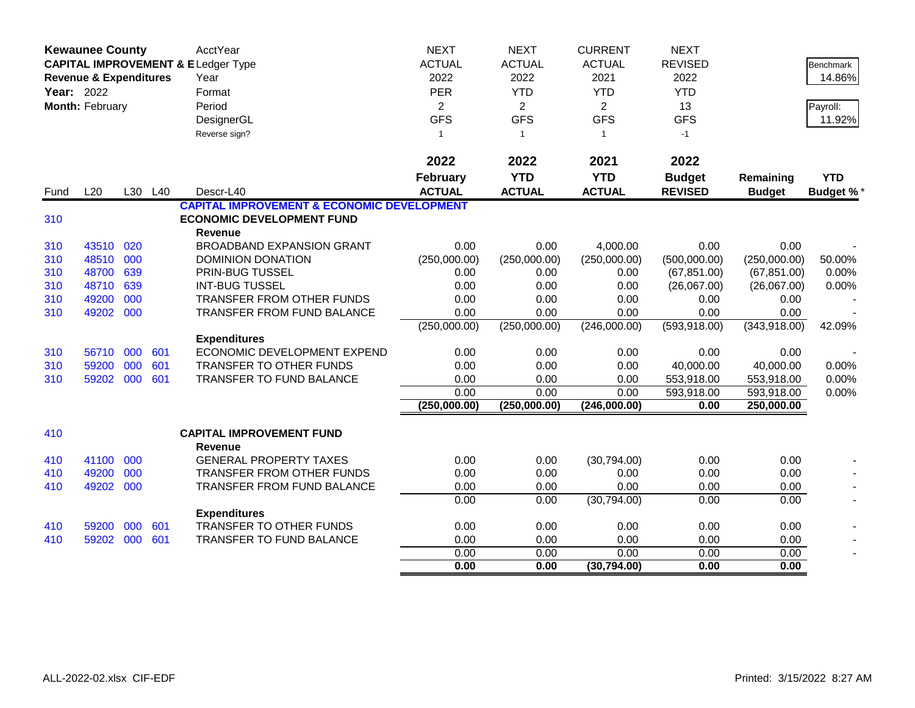**Kewaunee County**
**CAPITAL IMPROVEMENT & E**
**Revenue & Expenditures**
**Year:** 2022
**Month:** February

| | NEXT | NEXT | CURRENT | NEXT | | |
|---|---|---|---|---|---|---|
| AcctYear | ACTUAL | ACTUAL | ACTUAL | REVISED | | Benchmark |
| Ledger Type | 2022 | 2022 | 2021 | 2022 | | 14.86% |
| Year | PER | YTD | YTD | YTD | | |
| Format | 2 | 2 | 2 | 13 | | Payroll: |
| Period | GFS | GFS | GFS | GFS | | 11.92% |
| DesignerGL | 1 | 1 | 1 | -1 | | |
| Reverse sign? | | | | | | |

| Fund | L20 | L30 | L40 | Descr-L40 | 2022 February ACTUAL | 2022 YTD ACTUAL | 2021 YTD ACTUAL | 2022 Budget REVISED | Remaining Budget | YTD Budget %* |
|---|---|---|---|---|---|---|---|---|---|---|
| | | | | **CAPITAL IMPROVEMENT & ECONOMIC DEVELOPMENT** | | | | | | |
| 310 | | | | **ECONOMIC DEVELOPMENT FUND** | | | | | | |
| | | | | **Revenue** | | | | | | |
| 310 | 43510 | 020 | | BROADBAND EXPANSION GRANT | 0.00 | 0.00 | 4,000.00 | 0.00 | 0.00 | - |
| 310 | 48510 | 000 | | DOMINION DONATION | (250,000.00) | (250,000.00) | (250,000.00) | (500,000.00) | (250,000.00) | 50.00% |
| 310 | 48700 | 639 | | PRIN-BUG TUSSEL | 0.00 | 0.00 | 0.00 | (67,851.00) | (67,851.00) | 0.00% |
| 310 | 48710 | 639 | | INT-BUG TUSSEL | 0.00 | 0.00 | 0.00 | (26,067.00) | (26,067.00) | 0.00% |
| 310 | 49200 | 000 | | TRANSFER FROM OTHER FUNDS | 0.00 | 0.00 | 0.00 | 0.00 | 0.00 | - |
| 310 | 49202 | 000 | | TRANSFER FROM FUND BALANCE | 0.00 | 0.00 | 0.00 | 0.00 | 0.00 | - |
| | | | | | (250,000.00) | (250,000.00) | (246,000.00) | (593,918.00) | (343,918.00) | 42.09% |
| | | | | **Expenditures** | | | | | | |
| 310 | 56710 | 000 | 601 | ECONOMIC DEVELOPMENT EXPEND | 0.00 | 0.00 | 0.00 | 0.00 | 0.00 | - |
| 310 | 59200 | 000 | 601 | TRANSFER TO OTHER FUNDS | 0.00 | 0.00 | 0.00 | 40,000.00 | 40,000.00 | 0.00% |
| 310 | 59202 | 000 | 601 | TRANSFER TO FUND BALANCE | 0.00 | 0.00 | 0.00 | 553,918.00 | 553,918.00 | 0.00% |
| | | | | | 0.00 | 0.00 | 0.00 | 593,918.00 | 593,918.00 | 0.00% |
| | | | | | **(250,000.00)** | **(250,000.00)** | **(246,000.00)** | **0.00** | **250,000.00** | |
| 410 | | | | **CAPITAL IMPROVEMENT FUND** | | | | | | |
| | | | | **Revenue** | | | | | | |
| 410 | 41100 | 000 | | GENERAL PROPERTY TAXES | 0.00 | 0.00 | (30,794.00) | 0.00 | 0.00 | - |
| 410 | 49200 | 000 | | TRANSFER FROM OTHER FUNDS | 0.00 | 0.00 | 0.00 | 0.00 | 0.00 | - |
| 410 | 49202 | 000 | | TRANSFER FROM FUND BALANCE | 0.00 | 0.00 | 0.00 | 0.00 | 0.00 | - |
| | | | | | 0.00 | 0.00 | (30,794.00) | 0.00 | 0.00 | - |
| | | | | **Expenditures** | | | | | | |
| 410 | 59200 | 000 | 601 | TRANSFER TO OTHER FUNDS | 0.00 | 0.00 | 0.00 | 0.00 | 0.00 | - |
| 410 | 59202 | 000 | 601 | TRANSFER TO FUND BALANCE | 0.00 | 0.00 | 0.00 | 0.00 | 0.00 | - |
| | | | | | 0.00 | 0.00 | 0.00 | 0.00 | 0.00 | - |
| | | | | | **0.00** | **0.00** | **(30,794.00)** | **0.00** | **0.00** | |

ALL-2022-02.xlsx CIF-EDF

Printed: 3/15/2022 8:27 AM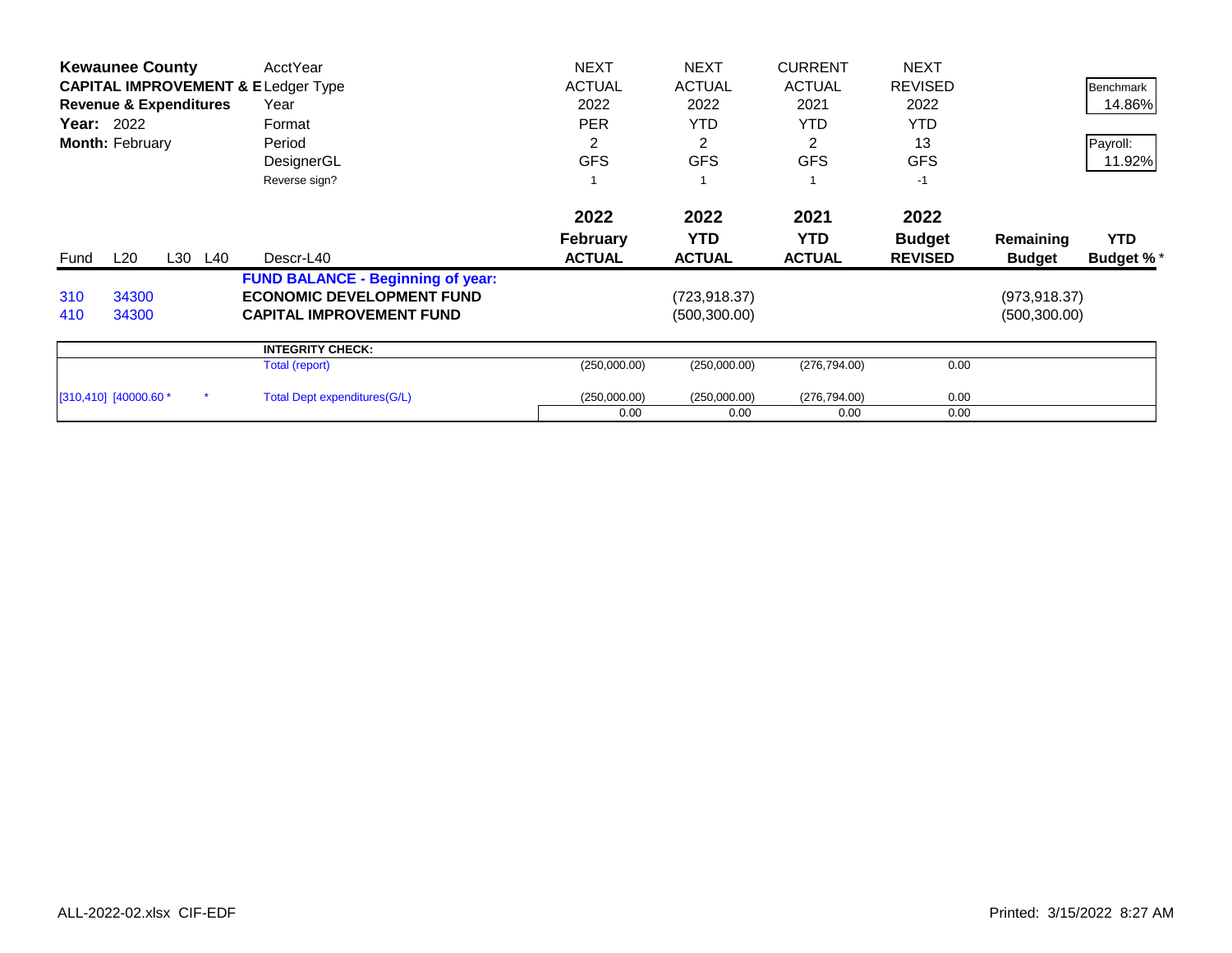**Kewaunee County**
**CAPITAL IMPROVEMENT & E**
**Revenue & Expenditures**
**Year:** 2022
**Month:** February

| | | | | | NEXT | NEXT | CURRENT | NEXT | | |
|---|---|---|---|---|---|---|---|---|---|---|
| | | | | AcctYear | ACTUAL | ACTUAL | ACTUAL | REVISED | | Benchmark |
| | | | | Ledger Type | 2022 | 2022 | 2021 | 2022 | | 14.86% |
| | | | | Year | PER | YTD | YTD | YTD | | |
| | | | | Format | 2 | 2 | 2 | 13 | | Payroll: |
| | | | | Period | GFS | GFS | GFS | GFS | | 11.92% |
| | | | | DesignerGL | 1 | 1 | 1 | -1 | | |
| | | | | Reverse sign? | | | | | | |
| | | | | | **2022** | **2022** | **2021** | **2022** | | |
| **Fund** | **L20** | **L30** | **L40** | **Descr-L40** | **February ACTUAL** | **YTD ACTUAL** | **YTD ACTUAL** | **Budget REVISED** | **Remaining Budget** | **YTD Budget %*** |
| | | | | **FUND BALANCE - Beginning of year:** | | | | | | |
| 310 | 34300 | | | **ECONOMIC DEVELOPMENT FUND** | | (723,918.37) | | | (973,918.37) | |
| 410 | 34300 | | | **CAPITAL IMPROVEMENT FUND** | | (500,300.00) | | | (500,300.00) | |
| | | | | **INTEGRITY CHECK:** | | | | | | |
| | | | | Total (report) | (250,000.00) | (250,000.00) | (276,794.00) | 0.00 | | |
| [310,410] | [40000.60 * | | * | Total Dept expenditures(G/L) | (250,000.00) | (250,000.00) | (276,794.00) | 0.00 | | |
| | | | | | 0.00 | 0.00 | 0.00 | 0.00 | | |

ALL-2022-02.xlsx CIF-EDF

Printed: 3/15/2022 8:27 AM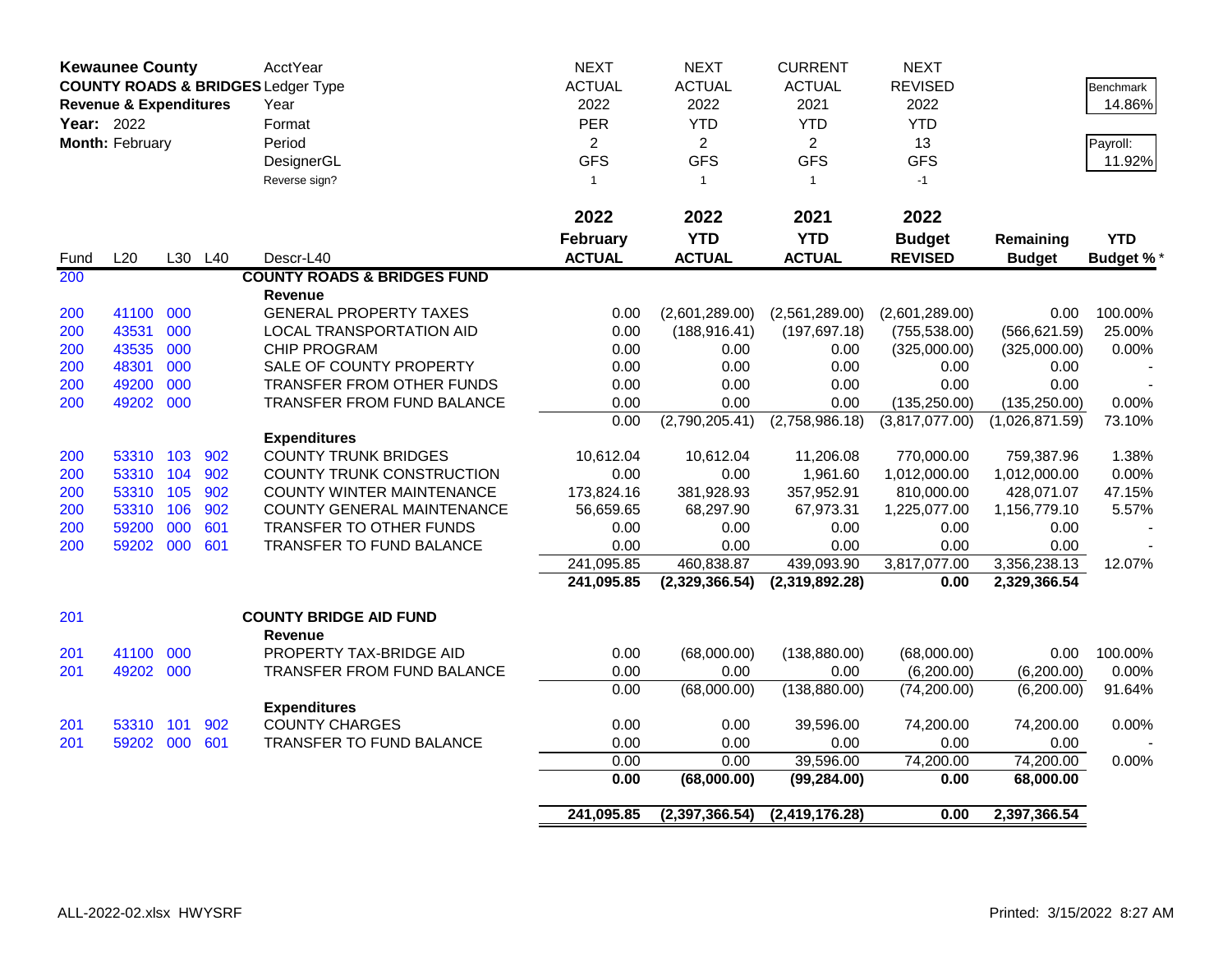**Kewaunee County**
**COUNTY ROADS & BRIDGES**
**Revenue & Expenditures**
**Year:** 2022
**Month:** February

| | AcctYear | NEXT | NEXT | CURRENT | NEXT | | |
|---|---|---|---|---|---|---|---|
| | Ledger Type | ACTUAL | ACTUAL | ACTUAL | REVISED | | Benchmark |
| | Year | 2022 | 2022 | 2021 | 2022 | | 14.86% |
| | Format | PER | YTD | YTD | YTD | | |
| | Period | 2 | 2 | 2 | 13 | | Payroll: |
| | DesignerGL | GFS | GFS | GFS | GFS | | 11.92% |
| | Reverse sign? | 1 | 1 | 1 | -1 | | |

| Fund | L20 | L30 | L40 | Descr-L40 | 2022 February ACTUAL | 2022 YTD ACTUAL | 2021 YTD ACTUAL | 2022 Budget REVISED | Remaining Budget | YTD Budget %* |
|---|---|---|---|---|---|---|---|---|---|---|
| 200 | | | | **COUNTY ROADS & BRIDGES FUND** | | | | | | |
| | | | | **Revenue** | | | | | | |
| 200 | 41100 | 000 | | GENERAL PROPERTY TAXES | 0.00 | (2,601,289.00) | (2,561,289.00) | (2,601,289.00) | 0.00 | 100.00% |
| 200 | 43531 | 000 | | LOCAL TRANSPORTATION AID | 0.00 | (188,916.41) | (197,697.18) | (755,538.00) | (566,621.59) | 25.00% |
| 200 | 43535 | 000 | | CHIP PROGRAM | 0.00 | 0.00 | 0.00 | (325,000.00) | (325,000.00) | 0.00% |
| 200 | 48301 | 000 | | SALE OF COUNTY PROPERTY | 0.00 | 0.00 | 0.00 | 0.00 | 0.00 | - |
| 200 | 49200 | 000 | | TRANSFER FROM OTHER FUNDS | 0.00 | 0.00 | 0.00 | 0.00 | 0.00 | - |
| 200 | 49202 | 000 | | TRANSFER FROM FUND BALANCE | 0.00 | 0.00 | 0.00 | (135,250.00) | (135,250.00) | 0.00% |
| | | | | | 0.00 | (2,790,205.41) | (2,758,986.18) | (3,817,077.00) | (1,026,871.59) | 73.10% |
| | | | | **Expenditures** | | | | | | |
| 200 | 53310 | 103 | 902 | COUNTY TRUNK BRIDGES | 10,612.04 | 10,612.04 | 11,206.08 | 770,000.00 | 759,387.96 | 1.38% |
| 200 | 53310 | 104 | 902 | COUNTY TRUNK CONSTRUCTION | 0.00 | 0.00 | 1,961.60 | 1,012,000.00 | 1,012,000.00 | 0.00% |
| 200 | 53310 | 105 | 902 | COUNTY WINTER MAINTENANCE | 173,824.16 | 381,928.93 | 357,952.91 | 810,000.00 | 428,071.07 | 47.15% |
| 200 | 53310 | 106 | 902 | COUNTY GENERAL MAINTENANCE | 56,659.65 | 68,297.90 | 67,973.31 | 1,225,077.00 | 1,156,779.10 | 5.57% |
| 200 | 59200 | 000 | 601 | TRANSFER TO OTHER FUNDS | 0.00 | 0.00 | 0.00 | 0.00 | 0.00 | - |
| 200 | 59202 | 000 | 601 | TRANSFER TO FUND BALANCE | 0.00 | 0.00 | 0.00 | 0.00 | 0.00 | - |
| | | | | | 241,095.85 | 460,838.87 | 439,093.90 | 3,817,077.00 | 3,356,238.13 | 12.07% |
| | | | | | **241,095.85** | **(2,329,366.54)** | **(2,319,892.28)** | **0.00** | **2,329,366.54** | |
| 201 | | | | **COUNTY BRIDGE AID FUND** | | | | | | |
| | | | | **Revenue** | | | | | | |
| 201 | 41100 | 000 | | PROPERTY TAX-BRIDGE AID | 0.00 | (68,000.00) | (138,880.00) | (68,000.00) | 0.00 | 100.00% |
| 201 | 49202 | 000 | | TRANSFER FROM FUND BALANCE | 0.00 | 0.00 | 0.00 | (6,200.00) | (6,200.00) | 0.00% |
| | | | | | 0.00 | (68,000.00) | (138,880.00) | (74,200.00) | (6,200.00) | 91.64% |
| | | | | **Expenditures** | | | | | | |
| 201 | 53310 | 101 | 902 | COUNTY CHARGES | 0.00 | 0.00 | 39,596.00 | 74,200.00 | 74,200.00 | 0.00% |
| 201 | 59202 | 000 | 601 | TRANSFER TO FUND BALANCE | 0.00 | 0.00 | 0.00 | 0.00 | 0.00 | - |
| | | | | | 0.00 | 0.00 | 39,596.00 | 74,200.00 | 74,200.00 | 0.00% |
| | | | | | **0.00** | **(68,000.00)** | **(99,284.00)** | **0.00** | **68,000.00** | |
| | | | | | **241,095.85** | **(2,397,366.54)** | **(2,419,176.28)** | **0.00** | **2,397,366.54** | |

ALL-2022-02.xlsx HWYSRF

Printed: 3/15/2022 8:27 AM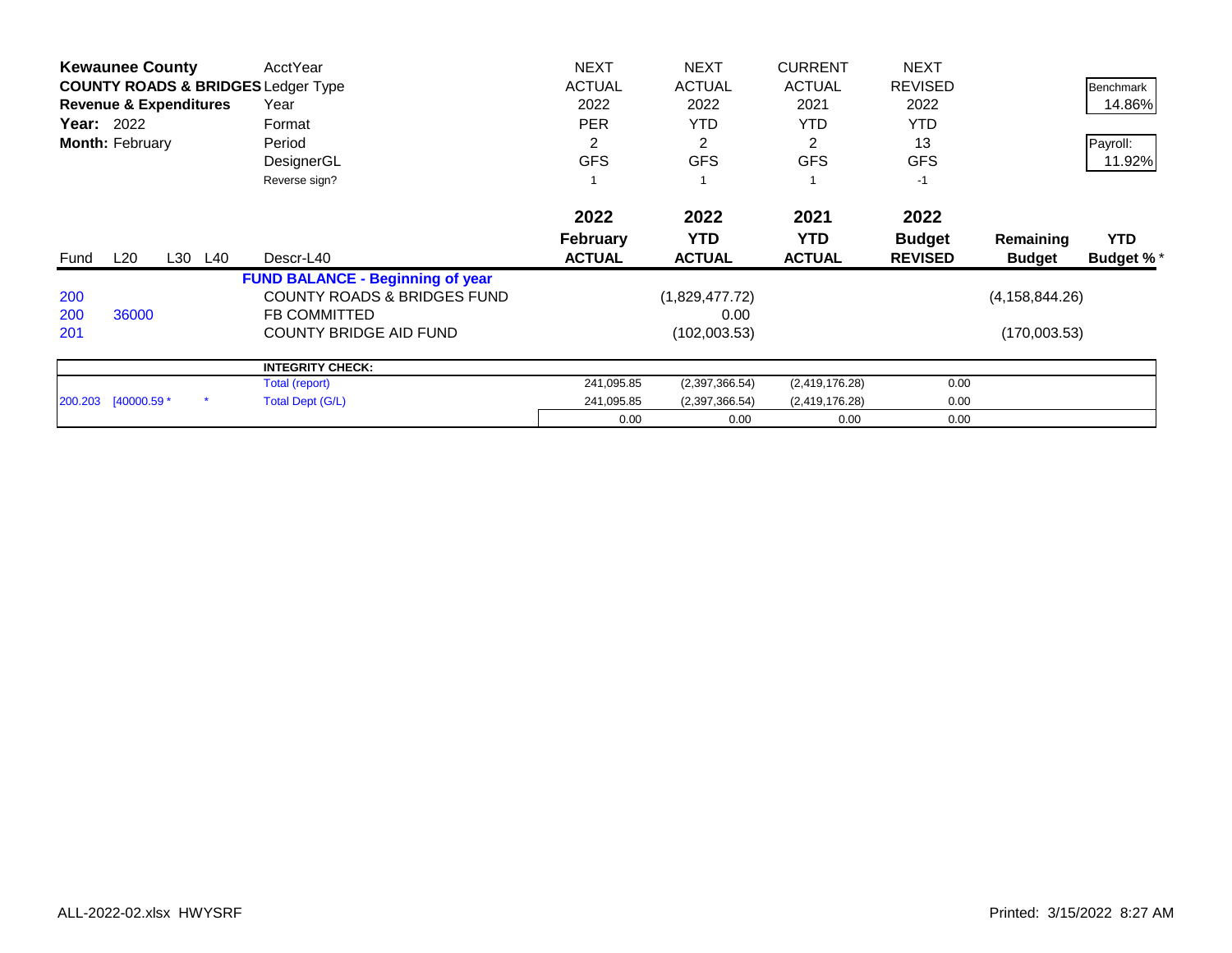| **Kewaunee County** | | | | AcctYear | NEXT | NEXT | CURRENT | NEXT | | |
|---|---|---|---|---|---|---|---|---|---|---|
| **COUNTY ROADS & BRIDGES** | | | | Ledger Type | ACTUAL | ACTUAL | ACTUAL | REVISED | | Benchmark |
| **Revenue & Expenditures** | | | | Year | 2022 | 2022 | 2021 | 2022 | | 14.86% |
| **Year:** 2022 | | | | Format | PER | YTD | YTD | YTD | | |
| **Month:** February | | | | Period | 2 | 2 | 2 | 13 | | Payroll: |
| | | | | DesignerGL | GFS | GFS | GFS | GFS | | 11.92% |
| | | | | Reverse sign? | 1 | 1 | 1 | -1 | | |
| | | | | | **2022** | **2022** | **2021** | **2022** | | |
| | | | | | **February** | **YTD** | **YTD** | **Budget** | **Remaining** | **YTD** |
| Fund | L20 | L30 | L40 | Descr-L40 | **ACTUAL** | **ACTUAL** | **ACTUAL** | **REVISED** | **Budget** | **Budget %*** |
| | | | | **FUND BALANCE - Beginning of year** | | | | | | |
| 200 | | | | COUNTY ROADS & BRIDGES FUND | | (1,829,477.72) | | | (4,158,844.26) | |
| 200 | 36000 | | | FB COMMITTED | | 0.00 | | | | |
| 201 | | | | COUNTY BRIDGE AID FUND | | (102,003.53) | | | (170,003.53) | |

| | | | | | | | | |
|---|---|---|---|---|---|---|---|---|
| | | | **INTEGRITY CHECK:** | | | | | |
| | | | Total (report) | 241,095.85 | (2,397,366.54) | (2,419,176.28) | 0.00 | |
| 200.203 | [40000.59 * | * | Total Dept (G/L) | 241,095.85 | (2,397,366.54) | (2,419,176.28) | 0.00 | |
| | | | | 0.00 | 0.00 | 0.00 | 0.00 | |

ALL-2022-02.xlsx HWYSRF

Printed: 3/15/2022 8:27 AM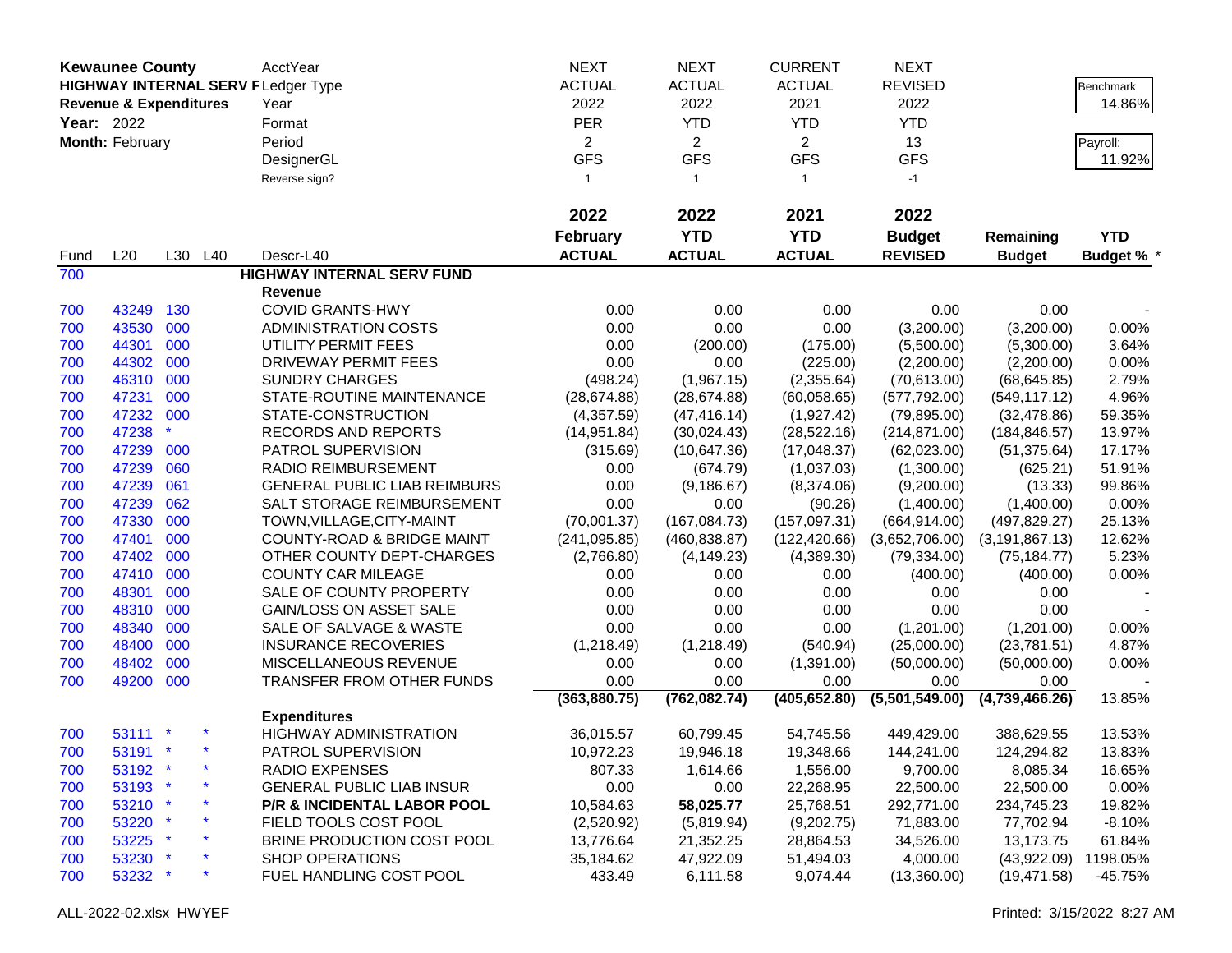| Kewaunee County | | | | AcctYear | NEXT | NEXT | CURRENT | NEXT | | Benchmark |
|---|---|---|---|---|---|---|---|---|---|---|
| HIGHWAY INTERNAL SERV F | | | | Ledger Type | ACTUAL | ACTUAL | ACTUAL | REVISED | | 14.86% |
| Revenue & Expenditures | | | | Year | 2022 | 2022 | 2021 | 2022 | | |
| Year: 2022 | | | | Format | PER | YTD | YTD | YTD | | Payroll: |
| Month: February | | | | Period | 2 | 2 | 2 | 13 | | 11.92% |
| | | | | DesignerGL | GFS | GFS | GFS | GFS | | |
| | | | | Reverse sign? | 1 | 1 | 1 | -1 | | |
| | | | | | **2022 February ACTUAL** | **2022 YTD ACTUAL** | **2021 YTD ACTUAL** | **2022 Budget REVISED** | **Remaining Budget** | **YTD Budget % *** |
| Fund | L20 | L30 | L40 | Descr-L40 | | | | | | |
| 700 | | | | **HIGHWAY INTERNAL SERV FUND** | | | | | | |
| | | | | **Revenue** | | | | | | |
| 700 | 43249 | 130 | | COVID GRANTS-HWY | 0.00 | 0.00 | 0.00 | 0.00 | 0.00 | - |
| 700 | 43530 | 000 | | ADMINISTRATION COSTS | 0.00 | 0.00 | 0.00 | (3,200.00) | (3,200.00) | 0.00% |
| 700 | 44301 | 000 | | UTILITY PERMIT FEES | 0.00 | (200.00) | (175.00) | (5,500.00) | (5,300.00) | 3.64% |
| 700 | 44302 | 000 | | DRIVEWAY PERMIT FEES | 0.00 | 0.00 | (225.00) | (2,200.00) | (2,200.00) | 0.00% |
| 700 | 46310 | 000 | | SUNDRY CHARGES | (498.24) | (1,967.15) | (2,355.64) | (70,613.00) | (68,645.85) | 2.79% |
| 700 | 47231 | 000 | | STATE-ROUTINE MAINTENANCE | (28,674.88) | (28,674.88) | (60,058.65) | (577,792.00) | (549,117.12) | 4.96% |
| 700 | 47232 | 000 | | STATE-CONSTRUCTION | (4,357.59) | (47,416.14) | (1,927.42) | (79,895.00) | (32,478.86) | 59.35% |
| 700 | 47238 | * | | RECORDS AND REPORTS | (14,951.84) | (30,024.43) | (28,522.16) | (214,871.00) | (184,846.57) | 13.97% |
| 700 | 47239 | 000 | | PATROL SUPERVISION | (315.69) | (10,647.36) | (17,048.37) | (62,023.00) | (51,375.64) | 17.17% |
| 700 | 47239 | 060 | | RADIO REIMBURSEMENT | 0.00 | (674.79) | (1,037.03) | (1,300.00) | (625.21) | 51.91% |
| 700 | 47239 | 061 | | GENERAL PUBLIC LIAB REIMBURS | 0.00 | (9,186.67) | (8,374.06) | (9,200.00) | (13.33) | 99.86% |
| 700 | 47239 | 062 | | SALT STORAGE REIMBURSEMENT | 0.00 | 0.00 | (90.26) | (1,400.00) | (1,400.00) | 0.00% |
| 700 | 47330 | 000 | | TOWN,VILLAGE,CITY-MAINT | (70,001.37) | (167,084.73) | (157,097.31) | (664,914.00) | (497,829.27) | 25.13% |
| 700 | 47401 | 000 | | COUNTY-ROAD & BRIDGE MAINT | (241,095.85) | (460,838.87) | (122,420.66) | (3,652,706.00) | (3,191,867.13) | 12.62% |
| 700 | 47402 | 000 | | OTHER COUNTY DEPT-CHARGES | (2,766.80) | (4,149.23) | (4,389.30) | (79,334.00) | (75,184.77) | 5.23% |
| 700 | 47410 | 000 | | COUNTY CAR MILEAGE | 0.00 | 0.00 | 0.00 | (400.00) | (400.00) | 0.00% |
| 700 | 48301 | 000 | | SALE OF COUNTY PROPERTY | 0.00 | 0.00 | 0.00 | 0.00 | 0.00 | - |
| 700 | 48310 | 000 | | GAIN/LOSS ON ASSET SALE | 0.00 | 0.00 | 0.00 | 0.00 | 0.00 | - |
| 700 | 48340 | 000 | | SALE OF SALVAGE & WASTE | 0.00 | 0.00 | 0.00 | (1,201.00) | (1,201.00) | 0.00% |
| 700 | 48400 | 000 | | INSURANCE RECOVERIES | (1,218.49) | (1,218.49) | (540.94) | (25,000.00) | (23,781.51) | 4.87% |
| 700 | 48402 | 000 | | MISCELLANEOUS REVENUE | 0.00 | 0.00 | (1,391.00) | (50,000.00) | (50,000.00) | 0.00% |
| 700 | 49200 | 000 | | TRANSFER FROM OTHER FUNDS | 0.00 | 0.00 | 0.00 | 0.00 | 0.00 | - |
| | | | | | **(363,880.75)** | **(762,082.74)** | **(405,652.80)** | **(5,501,549.00)** | **(4,739,466.26)** | 13.85% |
| | | | | **Expenditures** | | | | | | |
| 700 | 53111 | * | * | HIGHWAY ADMINISTRATION | 36,015.57 | 60,799.45 | 54,745.56 | 449,429.00 | 388,629.55 | 13.53% |
| 700 | 53191 | * | * | PATROL SUPERVISION | 10,972.23 | 19,946.18 | 19,348.66 | 144,241.00 | 124,294.82 | 13.83% |
| 700 | 53192 | * | * | RADIO EXPENSES | 807.33 | 1,614.66 | 1,556.00 | 9,700.00 | 8,085.34 | 16.65% |
| 700 | 53193 | * | * | GENERAL PUBLIC LIAB INSUR | 0.00 | 0.00 | 22,268.95 | 22,500.00 | 22,500.00 | 0.00% |
| 700 | 53210 | * | * | **P/R & INCIDENTAL LABOR POOL** | 10,584.63 | **58,025.77** | 25,768.51 | 292,771.00 | 234,745.23 | 19.82% |
| 700 | 53220 | * | * | FIELD TOOLS COST POOL | (2,520.92) | (5,819.94) | (9,202.75) | 71,883.00 | 77,702.94 | -8.10% |
| 700 | 53225 | * | * | BRINE PRODUCTION COST POOL | 13,776.64 | 21,352.25 | 28,864.53 | 34,526.00 | 13,173.75 | 61.84% |
| 700 | 53230 | * | * | SHOP OPERATIONS | 35,184.62 | 47,922.09 | 51,494.03 | 4,000.00 | (43,922.09) | 1198.05% |
| 700 | 53232 | * | * | FUEL HANDLING COST POOL | 433.49 | 6,111.58 | 9,074.44 | (13,360.00) | (19,471.58) | -45.75% |

ALL-2022-02.xlsx HWYEF

Printed: 3/15/2022 8:27 AM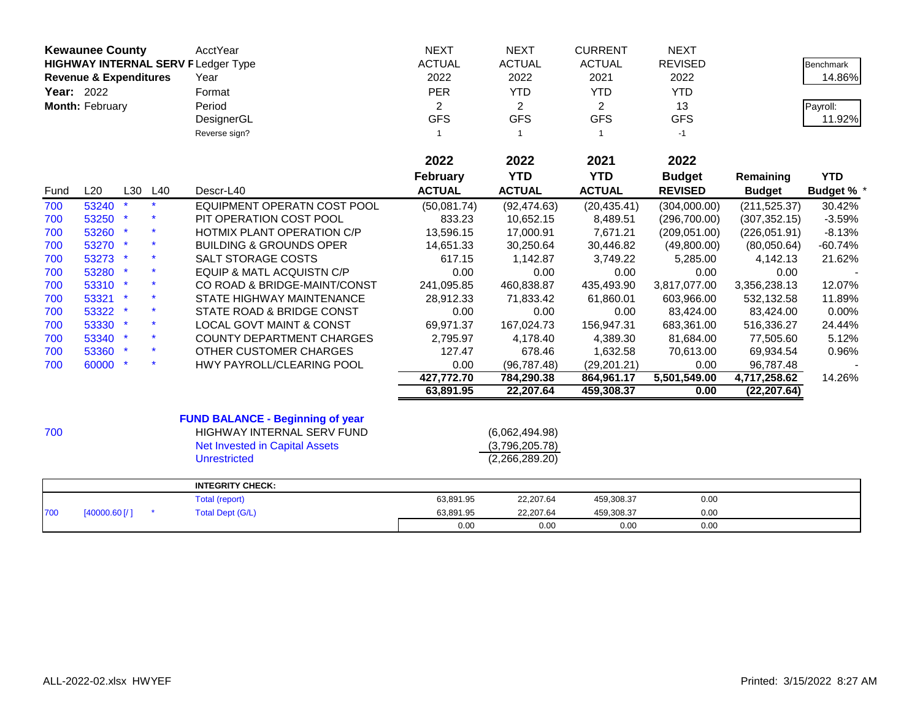**Kewaunee County**
**HIGHWAY INTERNAL SERV F**
**Revenue & Expenditures**
**Year:** 2022
**Month:** February

| | NEXT | NEXT | CURRENT | NEXT | | |
|---|---|---|---|---|---|---|
| AcctYear | NEXT | NEXT | CURRENT | NEXT | | |
| Ledger Type | ACTUAL | ACTUAL | ACTUAL | REVISED | | Benchmark |
| Year | 2022 | 2022 | 2021 | 2022 | | 14.86% |
| Format | PER | YTD | YTD | YTD | | |
| Period | 2 | 2 | 2 | 13 | | Payroll: |
| DesignerGL | GFS | GFS | GFS | GFS | | 11.92% |
| Reverse sign? | 1 | 1 | 1 | -1 | | |

| Fund | L20 | L30 | L40 | Descr-L40 | 2022 February ACTUAL | 2022 YTD ACTUAL | 2021 YTD ACTUAL | 2022 Budget REVISED | Remaining Budget | YTD Budget % * |
|---|---|---|---|---|---|---|---|---|---|---|
| 700 | 53240 | * | * | EQUIPMENT OPERATN COST POOL | (50,081.74) | (92,474.63) | (20,435.41) | (304,000.00) | (211,525.37) | 30.42% |
| 700 | 53250 | * | * | PIT OPERATION COST POOL | 833.23 | 10,652.15 | 8,489.51 | (296,700.00) | (307,352.15) | -3.59% |
| 700 | 53260 | * | * | HOTMIX PLANT OPERATION C/P | 13,596.15 | 17,000.91 | 7,671.21 | (209,051.00) | (226,051.91) | -8.13% |
| 700 | 53270 | * | * | BUILDING & GROUNDS OPER | 14,651.33 | 30,250.64 | 30,446.82 | (49,800.00) | (80,050.64) | -60.74% |
| 700 | 53273 | * | * | SALT STORAGE COSTS | 617.15 | 1,142.87 | 3,749.22 | 5,285.00 | 4,142.13 | 21.62% |
| 700 | 53280 | * | * | EQUIP & MATL ACQUISTN C/P | 0.00 | 0.00 | 0.00 | 0.00 | 0.00 | - |
| 700 | 53310 | * | * | CO ROAD & BRIDGE-MAINT/CONST | 241,095.85 | 460,838.87 | 435,493.90 | 3,817,077.00 | 3,356,238.13 | 12.07% |
| 700 | 53321 | * | * | STATE HIGHWAY MAINTENANCE | 28,912.33 | 71,833.42 | 61,860.01 | 603,966.00 | 532,132.58 | 11.89% |
| 700 | 53322 | * | * | STATE ROAD & BRIDGE CONST | 0.00 | 0.00 | 0.00 | 83,424.00 | 83,424.00 | 0.00% |
| 700 | 53330 | * | * | LOCAL GOVT MAINT & CONST | 69,971.37 | 167,024.73 | 156,947.31 | 683,361.00 | 516,336.27 | 24.44% |
| 700 | 53340 | * | * | COUNTY DEPARTMENT CHARGES | 2,795.97 | 4,178.40 | 4,389.30 | 81,684.00 | 77,505.60 | 5.12% |
| 700 | 53360 | * | * | OTHER CUSTOMER CHARGES | 127.47 | 678.46 | 1,632.58 | 70,613.00 | 69,934.54 | 0.96% |
| 700 | 60000 | * | * | HWY PAYROLL/CLEARING POOL | 0.00 | (96,787.48) | (29,201.21) | 0.00 | 96,787.48 | - |
| | | | | | **427,772.70** | **784,290.38** | **864,961.17** | **5,501,549.00** | **4,717,258.62** | 14.26% |
| | | | | | **63,891.95** | **22,207.64** | **459,308.37** | **0.00** | **(22,207.64)** | |

**FUND BALANCE - Beginning of year**

| Fund | Description | Amount |
|---|---|---|
| 700 | HIGHWAY INTERNAL SERV FUND | (6,062,494.98) |
| | Net Invested in Capital Assets | (3,796,205.78) |
| | Unrestricted | (2,266,289.20) |

**INTEGRITY CHECK:**

| | | | | | | | |
|---|---|---|---|---|---|---|---|
| | | | Total (report) | 63,891.95 | 22,207.64 | 459,308.37 | 0.00 |
| 700 | [40000.60 [/ ] | * | Total Dept (G/L) | 63,891.95 | 22,207.64 | 459,308.37 | 0.00 |
| | | | | 0.00 | 0.00 | 0.00 | 0.00 |

ALL-2022-02.xlsx HWYEF Printed: 3/15/2022 8:27 AM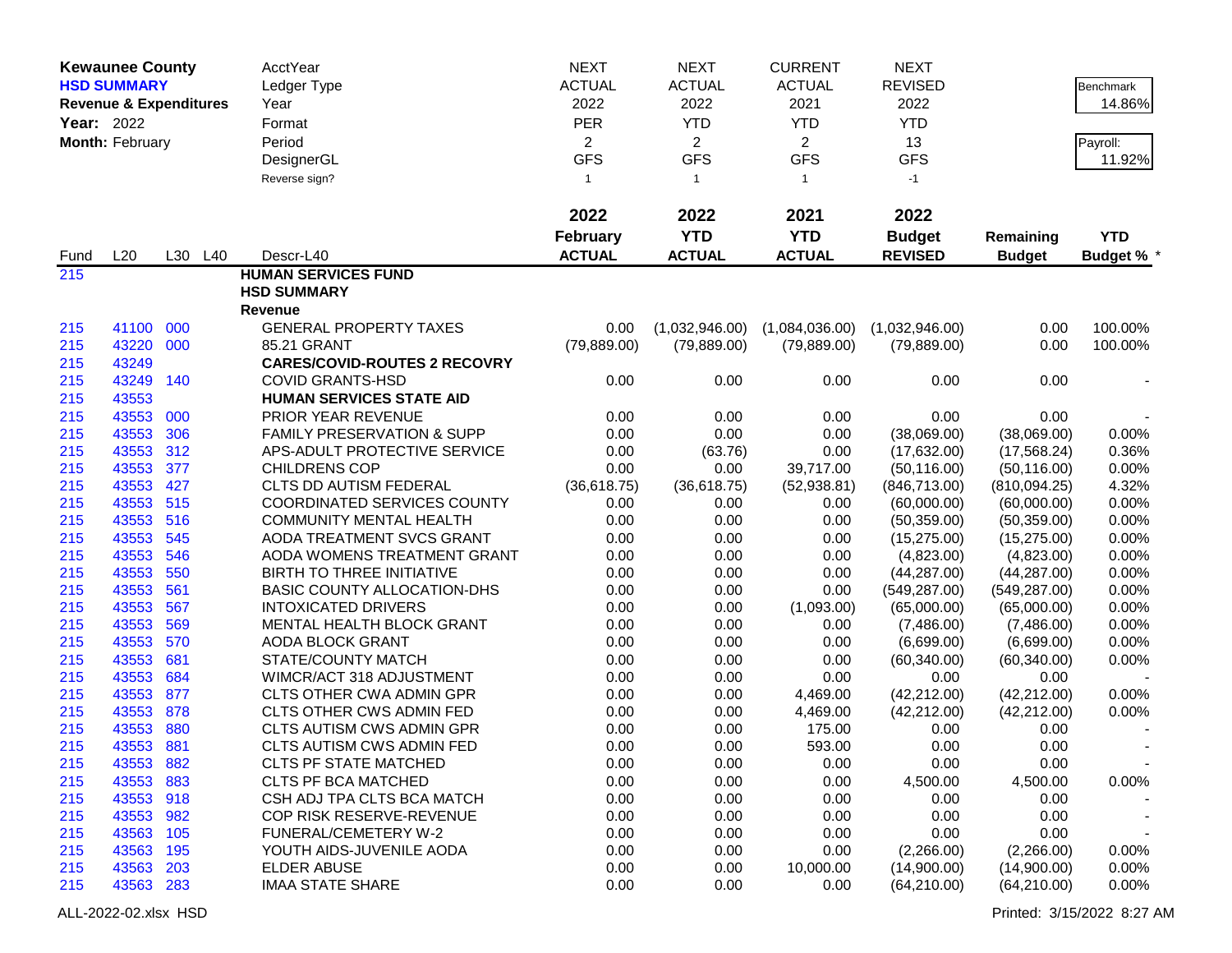**Kewaunee County**
**HSD SUMMARY**
**Revenue & Expenditures**
**Year:** 2022
**Month:** February

| | | | | | | | | | | |
|---|---|---|---|---|---|---|---|---|---|---|
| | | | | AcctYear | NEXT | NEXT | CURRENT | NEXT | | Benchmark |
| | | | | Ledger Type | ACTUAL | ACTUAL | ACTUAL | REVISED | | 14.86% |
| | | | | Year | 2022 | 2022 | 2021 | 2022 | | |
| | | | | Format | PER | YTD | YTD | YTD | | Payroll: |
| | | | | Period | 2 | 2 | 2 | 13 | | 11.92% |
| | | | | DesignerGL | GFS | GFS | GFS | GFS | | |
| | | | | Reverse sign? | 1 | 1 | 1 | -1 | | |
| | | | | | **2022 February ACTUAL** | **2022 YTD ACTUAL** | **2021 YTD ACTUAL** | **2022 Budget REVISED** | **Remaining Budget** | **YTD Budget % *** |
| Fund | L20 | L30 | L40 | Descr-L40 | | | | | | |
| 215 | | | | **HUMAN SERVICES FUND** | | | | | | |
| | | | | **HSD SUMMARY** | | | | | | |
| | | | | **Revenue** | | | | | | |
| 215 | 41100 | 000 | | GENERAL PROPERTY TAXES | 0.00 | (1,032,946.00) | (1,084,036.00) | (1,032,946.00) | 0.00 | 100.00% |
| 215 | 43220 | 000 | | 85.21 GRANT | (79,889.00) | (79,889.00) | (79,889.00) | (79,889.00) | 0.00 | 100.00% |
| 215 | 43249 | | | **CARES/COVID-ROUTES 2 RECOVRY** | | | | | | |
| 215 | 43249 | 140 | | COVID GRANTS-HSD | 0.00 | 0.00 | 0.00 | 0.00 | 0.00 | - |
| 215 | 43553 | | | **HUMAN SERVICES STATE AID** | | | | | | |
| 215 | 43553 | 000 | | PRIOR YEAR REVENUE | 0.00 | 0.00 | 0.00 | 0.00 | 0.00 | - |
| 215 | 43553 | 306 | | FAMILY PRESERVATION & SUPP | 0.00 | 0.00 | 0.00 | (38,069.00) | (38,069.00) | 0.00% |
| 215 | 43553 | 312 | | APS-ADULT PROTECTIVE SERVICE | 0.00 | (63.76) | 0.00 | (17,632.00) | (17,568.24) | 0.36% |
| 215 | 43553 | 377 | | CHILDRENS COP | 0.00 | 0.00 | 39,717.00 | (50,116.00) | (50,116.00) | 0.00% |
| 215 | 43553 | 427 | | CLTS DD AUTISM FEDERAL | (36,618.75) | (36,618.75) | (52,938.81) | (846,713.00) | (810,094.25) | 4.32% |
| 215 | 43553 | 515 | | COORDINATED SERVICES COUNTY | 0.00 | 0.00 | 0.00 | (60,000.00) | (60,000.00) | 0.00% |
| 215 | 43553 | 516 | | COMMUNITY MENTAL HEALTH | 0.00 | 0.00 | 0.00 | (50,359.00) | (50,359.00) | 0.00% |
| 215 | 43553 | 545 | | AODA TREATMENT SVCS GRANT | 0.00 | 0.00 | 0.00 | (15,275.00) | (15,275.00) | 0.00% |
| 215 | 43553 | 546 | | AODA WOMENS TREATMENT GRANT | 0.00 | 0.00 | 0.00 | (4,823.00) | (4,823.00) | 0.00% |
| 215 | 43553 | 550 | | BIRTH TO THREE INITIATIVE | 0.00 | 0.00 | 0.00 | (44,287.00) | (44,287.00) | 0.00% |
| 215 | 43553 | 561 | | BASIC COUNTY ALLOCATION-DHS | 0.00 | 0.00 | 0.00 | (549,287.00) | (549,287.00) | 0.00% |
| 215 | 43553 | 567 | | INTOXICATED DRIVERS | 0.00 | 0.00 | (1,093.00) | (65,000.00) | (65,000.00) | 0.00% |
| 215 | 43553 | 569 | | MENTAL HEALTH BLOCK GRANT | 0.00 | 0.00 | 0.00 | (7,486.00) | (7,486.00) | 0.00% |
| 215 | 43553 | 570 | | AODA BLOCK GRANT | 0.00 | 0.00 | 0.00 | (6,699.00) | (6,699.00) | 0.00% |
| 215 | 43553 | 681 | | STATE/COUNTY MATCH | 0.00 | 0.00 | 0.00 | (60,340.00) | (60,340.00) | 0.00% |
| 215 | 43553 | 684 | | WIMCR/ACT 318 ADJUSTMENT | 0.00 | 0.00 | 0.00 | 0.00 | 0.00 | - |
| 215 | 43553 | 877 | | CLTS OTHER CWA ADMIN GPR | 0.00 | 0.00 | 4,469.00 | (42,212.00) | (42,212.00) | 0.00% |
| 215 | 43553 | 878 | | CLTS OTHER CWS ADMIN FED | 0.00 | 0.00 | 4,469.00 | (42,212.00) | (42,212.00) | 0.00% |
| 215 | 43553 | 880 | | CLTS AUTISM CWS ADMIN GPR | 0.00 | 0.00 | 175.00 | 0.00 | 0.00 | - |
| 215 | 43553 | 881 | | CLTS AUTISM CWS ADMIN FED | 0.00 | 0.00 | 593.00 | 0.00 | 0.00 | - |
| 215 | 43553 | 882 | | CLTS PF STATE MATCHED | 0.00 | 0.00 | 0.00 | 0.00 | 0.00 | - |
| 215 | 43553 | 883 | | CLTS PF BCA MATCHED | 0.00 | 0.00 | 0.00 | 4,500.00 | 4,500.00 | 0.00% |
| 215 | 43553 | 918 | | CSH ADJ TPA CLTS BCA MATCH | 0.00 | 0.00 | 0.00 | 0.00 | 0.00 | - |
| 215 | 43553 | 982 | | COP RISK RESERVE-REVENUE | 0.00 | 0.00 | 0.00 | 0.00 | 0.00 | - |
| 215 | 43563 | 105 | | FUNERAL/CEMETERY W-2 | 0.00 | 0.00 | 0.00 | 0.00 | 0.00 | - |
| 215 | 43563 | 195 | | YOUTH AIDS-JUVENILE AODA | 0.00 | 0.00 | 0.00 | (2,266.00) | (2,266.00) | 0.00% |
| 215 | 43563 | 203 | | ELDER ABUSE | 0.00 | 0.00 | 10,000.00 | (14,900.00) | (14,900.00) | 0.00% |
| 215 | 43563 | 283 | | IMAA STATE SHARE | 0.00 | 0.00 | 0.00 | (64,210.00) | (64,210.00) | 0.00% |

ALL-2022-02.xlsx HSD | Printed: 3/15/2022 8:27 AM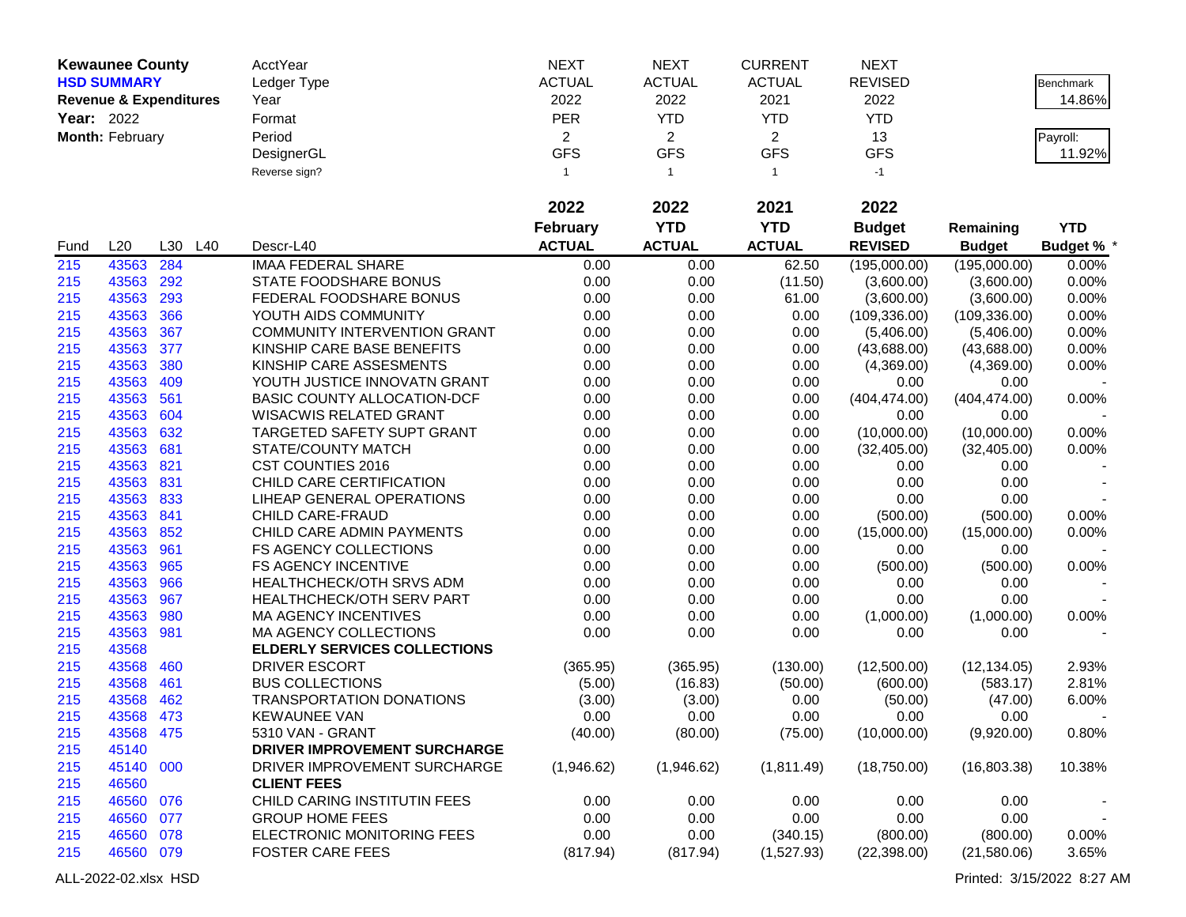| Kewaunee County | | | | AcctYear | NEXT | NEXT | CURRENT | NEXT | | Benchmark |
|---|---|---|---|---|---|---|---|---|---|---|
| HSD SUMMARY | | | | Ledger Type | ACTUAL | ACTUAL | ACTUAL | REVISED | | 14.86% |
| Revenue & Expenditures | | | | Year | 2022 | 2022 | 2021 | 2022 | | |
| Year: 2022 | | | | Format | PER | YTD | YTD | YTD | | Payroll: |
| Month: February | | | | Period | 2 | 2 | 2 | 13 | | 11.92% |
| | | | | DesignerGL | GFS | GFS | GFS | GFS | | |
| | | | | Reverse sign? | 1 | 1 | 1 | -1 | | |

| Fund | L20 | L30 | L40 | Descr-L40 | 2022 February ACTUAL | 2022 YTD ACTUAL | 2021 YTD ACTUAL | 2022 Budget REVISED | Remaining Budget | YTD Budget % * |
|---|---|---|---|---|---|---|---|---|---|---|
| 215 | 43563 | 284 | | IMAA FEDERAL SHARE | 0.00 | 0.00 | 62.50 | (195,000.00) | (195,000.00) | 0.00% |
| 215 | 43563 | 292 | | STATE FOODSHARE BONUS | 0.00 | 0.00 | (11.50) | (3,600.00) | (3,600.00) | 0.00% |
| 215 | 43563 | 293 | | FEDERAL FOODSHARE BONUS | 0.00 | 0.00 | 61.00 | (3,600.00) | (3,600.00) | 0.00% |
| 215 | 43563 | 366 | | YOUTH AIDS COMMUNITY | 0.00 | 0.00 | 0.00 | (109,336.00) | (109,336.00) | 0.00% |
| 215 | 43563 | 367 | | COMMUNITY INTERVENTION GRANT | 0.00 | 0.00 | 0.00 | (5,406.00) | (5,406.00) | 0.00% |
| 215 | 43563 | 377 | | KINSHIP CARE BASE BENEFITS | 0.00 | 0.00 | 0.00 | (43,688.00) | (43,688.00) | 0.00% |
| 215 | 43563 | 380 | | KINSHIP CARE ASSESMENTS | 0.00 | 0.00 | 0.00 | (4,369.00) | (4,369.00) | 0.00% |
| 215 | 43563 | 409 | | YOUTH JUSTICE INNOVATN GRANT | 0.00 | 0.00 | 0.00 | 0.00 | 0.00 | - |
| 215 | 43563 | 561 | | BASIC COUNTY ALLOCATION-DCF | 0.00 | 0.00 | 0.00 | (404,474.00) | (404,474.00) | 0.00% |
| 215 | 43563 | 604 | | WISACWIS RELATED GRANT | 0.00 | 0.00 | 0.00 | 0.00 | 0.00 | - |
| 215 | 43563 | 632 | | TARGETED SAFETY SUPT GRANT | 0.00 | 0.00 | 0.00 | (10,000.00) | (10,000.00) | 0.00% |
| 215 | 43563 | 681 | | STATE/COUNTY MATCH | 0.00 | 0.00 | 0.00 | (32,405.00) | (32,405.00) | 0.00% |
| 215 | 43563 | 821 | | CST COUNTIES 2016 | 0.00 | 0.00 | 0.00 | 0.00 | 0.00 | - |
| 215 | 43563 | 831 | | CHILD CARE CERTIFICATION | 0.00 | 0.00 | 0.00 | 0.00 | 0.00 | - |
| 215 | 43563 | 833 | | LIHEAP GENERAL OPERATIONS | 0.00 | 0.00 | 0.00 | 0.00 | 0.00 | - |
| 215 | 43563 | 841 | | CHILD CARE-FRAUD | 0.00 | 0.00 | 0.00 | (500.00) | (500.00) | 0.00% |
| 215 | 43563 | 852 | | CHILD CARE ADMIN PAYMENTS | 0.00 | 0.00 | 0.00 | (15,000.00) | (15,000.00) | 0.00% |
| 215 | 43563 | 961 | | FS AGENCY COLLECTIONS | 0.00 | 0.00 | 0.00 | 0.00 | 0.00 | - |
| 215 | 43563 | 965 | | FS AGENCY INCENTIVE | 0.00 | 0.00 | 0.00 | (500.00) | (500.00) | 0.00% |
| 215 | 43563 | 966 | | HEALTHCHECK/OTH SRVS ADM | 0.00 | 0.00 | 0.00 | 0.00 | 0.00 | - |
| 215 | 43563 | 967 | | HEALTHCHECK/OTH SERV PART | 0.00 | 0.00 | 0.00 | 0.00 | 0.00 | - |
| 215 | 43563 | 980 | | MA AGENCY INCENTIVES | 0.00 | 0.00 | 0.00 | (1,000.00) | (1,000.00) | 0.00% |
| 215 | 43563 | 981 | | MA AGENCY COLLECTIONS | 0.00 | 0.00 | 0.00 | 0.00 | 0.00 | - |
| 215 | 43568 | | | **ELDERLY SERVICES COLLECTIONS** | | | | | | |
| 215 | 43568 | 460 | | DRIVER ESCORT | (365.95) | (365.95) | (130.00) | (12,500.00) | (12,134.05) | 2.93% |
| 215 | 43568 | 461 | | BUS COLLECTIONS | (5.00) | (16.83) | (50.00) | (600.00) | (583.17) | 2.81% |
| 215 | 43568 | 462 | | TRANSPORTATION DONATIONS | (3.00) | (3.00) | 0.00 | (50.00) | (47.00) | 6.00% |
| 215 | 43568 | 473 | | KEWAUNEE VAN | 0.00 | 0.00 | 0.00 | 0.00 | 0.00 | - |
| 215 | 43568 | 475 | | 5310 VAN - GRANT | (40.00) | (80.00) | (75.00) | (10,000.00) | (9,920.00) | 0.80% |
| 215 | 45140 | | | **DRIVER IMPROVEMENT SURCHARGE** | | | | | | |
| 215 | 45140 | 000 | | DRIVER IMPROVEMENT SURCHARGE | (1,946.62) | (1,946.62) | (1,811.49) | (18,750.00) | (16,803.38) | 10.38% |
| 215 | 46560 | | | **CLIENT FEES** | | | | | | |
| 215 | 46560 | 076 | | CHILD CARING INSTITUTIN FEES | 0.00 | 0.00 | 0.00 | 0.00 | 0.00 | - |
| 215 | 46560 | 077 | | GROUP HOME FEES | 0.00 | 0.00 | 0.00 | 0.00 | 0.00 | - |
| 215 | 46560 | 078 | | ELECTRONIC MONITORING FEES | 0.00 | 0.00 | (340.15) | (800.00) | (800.00) | 0.00% |
| 215 | 46560 | 079 | | FOSTER CARE FEES | (817.94) | (817.94) | (1,527.93) | (22,398.00) | (21,580.06) | 3.65% |

ALL-2022-02.xlsx HSD

Printed: 3/15/2022 8:27 AM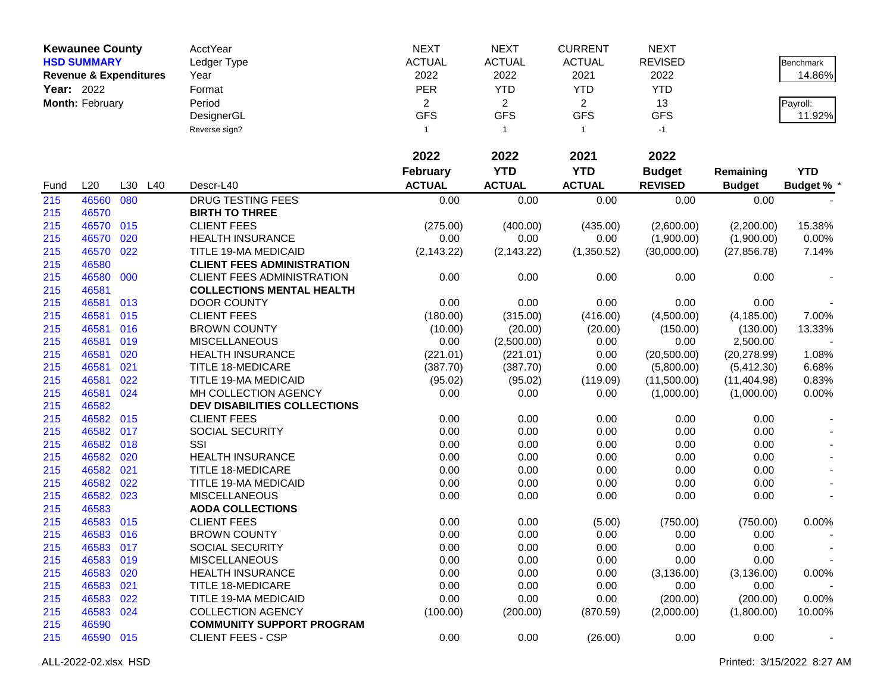**Kewaunee County**
**HSD SUMMARY**
**Revenue & Expenditures**
**Year:** 2022
**Month:** February

| | |
|---|---|
| Benchmark | 14.86% |
| Payroll: | 11.92% |

| | | | | AcctYear | NEXT | NEXT | CURRENT | NEXT | | |
|---|---|---|---|---|---|---|---|---|---|---|
| | | | | Ledger Type | ACTUAL | ACTUAL | ACTUAL | REVISED | | |
| | | | | Year | 2022 | 2022 | 2021 | 2022 | | |
| | | | | Format | PER | YTD | YTD | YTD | | |
| | | | | Period | 2 | 2 | 2 | 13 | | |
| | | | | DesignerGL | GFS | GFS | GFS | GFS | | |
| | | | | Reverse sign? | 1 | 1 | 1 | -1 | | |
| | | | | | **2022** | **2022** | **2021** | **2022** | | |
| **Fund** | **L20** | **L30** | **L40** | **Descr-L40** | **February ACTUAL** | **YTD ACTUAL** | **YTD ACTUAL** | **Budget REVISED** | **Remaining Budget** | **YTD Budget % *** |
| 215 | 46560 | 080 | | DRUG TESTING FEES | 0.00 | 0.00 | 0.00 | 0.00 | 0.00 | - |
| 215 | 46570 | | | **BIRTH TO THREE** | | | | | | |
| 215 | 46570 | 015 | | CLIENT FEES | (275.00) | (400.00) | (435.00) | (2,600.00) | (2,200.00) | 15.38% |
| 215 | 46570 | 020 | | HEALTH INSURANCE | 0.00 | 0.00 | 0.00 | (1,900.00) | (1,900.00) | 0.00% |
| 215 | 46570 | 022 | | TITLE 19-MA MEDICAID | (2,143.22) | (2,143.22) | (1,350.52) | (30,000.00) | (27,856.78) | 7.14% |
| 215 | 46580 | | | **CLIENT FEES ADMINISTRATION** | | | | | | |
| 215 | 46580 | 000 | | CLIENT FEES ADMINISTRATION | 0.00 | 0.00 | 0.00 | 0.00 | 0.00 | - |
| 215 | 46581 | | | **COLLECTIONS MENTAL HEALTH** | | | | | | |
| 215 | 46581 | 013 | | DOOR COUNTY | 0.00 | 0.00 | 0.00 | 0.00 | 0.00 | - |
| 215 | 46581 | 015 | | CLIENT FEES | (180.00) | (315.00) | (416.00) | (4,500.00) | (4,185.00) | 7.00% |
| 215 | 46581 | 016 | | BROWN COUNTY | (10.00) | (20.00) | (20.00) | (150.00) | (130.00) | 13.33% |
| 215 | 46581 | 019 | | MISCELLANEOUS | 0.00 | (2,500.00) | 0.00 | 0.00 | 2,500.00 | - |
| 215 | 46581 | 020 | | HEALTH INSURANCE | (221.01) | (221.01) | 0.00 | (20,500.00) | (20,278.99) | 1.08% |
| 215 | 46581 | 021 | | TITLE 18-MEDICARE | (387.70) | (387.70) | 0.00 | (5,800.00) | (5,412.30) | 6.68% |
| 215 | 46581 | 022 | | TITLE 19-MA MEDICAID | (95.02) | (95.02) | (119.09) | (11,500.00) | (11,404.98) | 0.83% |
| 215 | 46581 | 024 | | MH COLLECTION AGENCY | 0.00 | 0.00 | 0.00 | (1,000.00) | (1,000.00) | 0.00% |
| 215 | 46582 | | | **DEV DISABILITIES COLLECTIONS** | | | | | | |
| 215 | 46582 | 015 | | CLIENT FEES | 0.00 | 0.00 | 0.00 | 0.00 | 0.00 | - |
| 215 | 46582 | 017 | | SOCIAL SECURITY | 0.00 | 0.00 | 0.00 | 0.00 | 0.00 | - |
| 215 | 46582 | 018 | | SSI | 0.00 | 0.00 | 0.00 | 0.00 | 0.00 | - |
| 215 | 46582 | 020 | | HEALTH INSURANCE | 0.00 | 0.00 | 0.00 | 0.00 | 0.00 | - |
| 215 | 46582 | 021 | | TITLE 18-MEDICARE | 0.00 | 0.00 | 0.00 | 0.00 | 0.00 | - |
| 215 | 46582 | 022 | | TITLE 19-MA MEDICAID | 0.00 | 0.00 | 0.00 | 0.00 | 0.00 | - |
| 215 | 46582 | 023 | | MISCELLANEOUS | 0.00 | 0.00 | 0.00 | 0.00 | 0.00 | - |
| 215 | 46583 | | | **AODA COLLECTIONS** | | | | | | |
| 215 | 46583 | 015 | | CLIENT FEES | 0.00 | 0.00 | (5.00) | (750.00) | (750.00) | 0.00% |
| 215 | 46583 | 016 | | BROWN COUNTY | 0.00 | 0.00 | 0.00 | 0.00 | 0.00 | - |
| 215 | 46583 | 017 | | SOCIAL SECURITY | 0.00 | 0.00 | 0.00 | 0.00 | 0.00 | - |
| 215 | 46583 | 019 | | MISCELLANEOUS | 0.00 | 0.00 | 0.00 | 0.00 | 0.00 | - |
| 215 | 46583 | 020 | | HEALTH INSURANCE | 0.00 | 0.00 | 0.00 | (3,136.00) | (3,136.00) | 0.00% |
| 215 | 46583 | 021 | | TITLE 18-MEDICARE | 0.00 | 0.00 | 0.00 | 0.00 | 0.00 | - |
| 215 | 46583 | 022 | | TITLE 19-MA MEDICAID | 0.00 | 0.00 | 0.00 | (200.00) | (200.00) | 0.00% |
| 215 | 46583 | 024 | | COLLECTION AGENCY | (100.00) | (200.00) | (870.59) | (2,000.00) | (1,800.00) | 10.00% |
| 215 | 46590 | | | **COMMUNITY SUPPORT PROGRAM** | | | | | | |
| 215 | 46590 | 015 | | CLIENT FEES - CSP | 0.00 | 0.00 | (26.00) | 0.00 | 0.00 | - |

ALL-2022-02.xlsx HSD

Printed: 3/15/2022 8:27 AM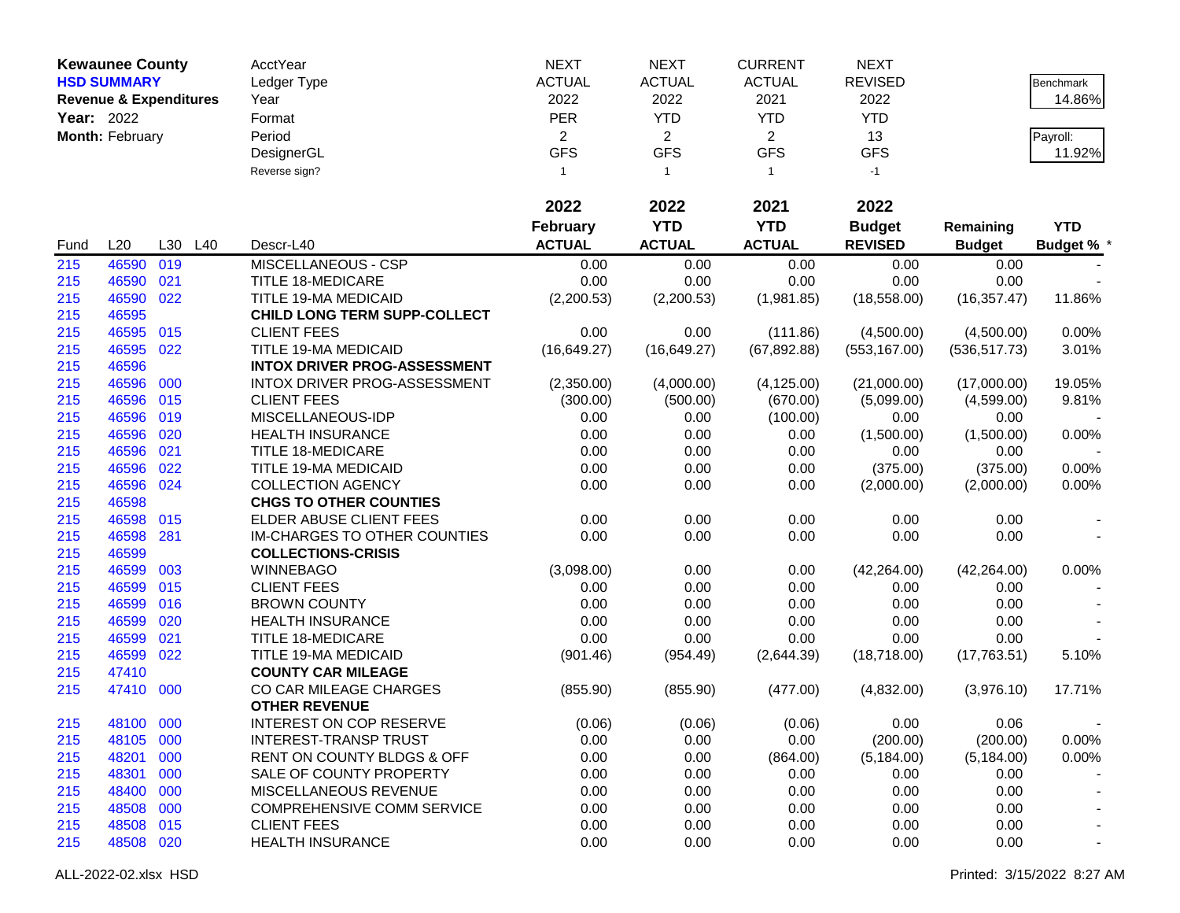**Kewaunee County**
**HSD SUMMARY**
**Revenue & Expenditures**
**Year:** 2022
**Month:** February

| | NEXT | NEXT | CURRENT | NEXT |
|---|---|---|---|---|
| AcctYear | NEXT | NEXT | CURRENT | NEXT |
| Ledger Type | ACTUAL | ACTUAL | ACTUAL | REVISED |
| Year | 2022 | 2022 | 2021 | 2022 |
| Format | PER | YTD | YTD | YTD |
| Period | 2 | 2 | 2 | 13 |
| DesignerGL | GFS | GFS | GFS | GFS |
| Reverse sign? | 1 | 1 | 1 | -1 |

Benchmark 14.86%

Payroll: 11.92%

| Fund | L20 | L30 | L40 | Descr-L40 | 2022 February ACTUAL | 2022 YTD ACTUAL | 2021 YTD ACTUAL | 2022 Budget REVISED | Remaining Budget | YTD Budget % * |
|---|---|---|---|---|---|---|---|---|---|---|
| 215 | 46590 | 019 | | MISCELLANEOUS - CSP | 0.00 | 0.00 | 0.00 | 0.00 | 0.00 | - |
| 215 | 46590 | 021 | | TITLE 18-MEDICARE | 0.00 | 0.00 | 0.00 | 0.00 | 0.00 | - |
| 215 | 46590 | 022 | | TITLE 19-MA MEDICAID | (2,200.53) | (2,200.53) | (1,981.85) | (18,558.00) | (16,357.47) | 11.86% |
| 215 | 46595 | | | **CHILD LONG TERM SUPP-COLLECT** | | | | | | |
| 215 | 46595 | 015 | | CLIENT FEES | 0.00 | 0.00 | (111.86) | (4,500.00) | (4,500.00) | 0.00% |
| 215 | 46595 | 022 | | TITLE 19-MA MEDICAID | (16,649.27) | (16,649.27) | (67,892.88) | (553,167.00) | (536,517.73) | 3.01% |
| 215 | 46596 | | | **INTOX DRIVER PROG-ASSESSMENT** | | | | | | |
| 215 | 46596 | 000 | | INTOX DRIVER PROG-ASSESSMENT | (2,350.00) | (4,000.00) | (4,125.00) | (21,000.00) | (17,000.00) | 19.05% |
| 215 | 46596 | 015 | | CLIENT FEES | (300.00) | (500.00) | (670.00) | (5,099.00) | (4,599.00) | 9.81% |
| 215 | 46596 | 019 | | MISCELLANEOUS-IDP | 0.00 | 0.00 | (100.00) | 0.00 | 0.00 | - |
| 215 | 46596 | 020 | | HEALTH INSURANCE | 0.00 | 0.00 | 0.00 | (1,500.00) | (1,500.00) | 0.00% |
| 215 | 46596 | 021 | | TITLE 18-MEDICARE | 0.00 | 0.00 | 0.00 | 0.00 | 0.00 | - |
| 215 | 46596 | 022 | | TITLE 19-MA MEDICAID | 0.00 | 0.00 | 0.00 | (375.00) | (375.00) | 0.00% |
| 215 | 46596 | 024 | | COLLECTION AGENCY | 0.00 | 0.00 | 0.00 | (2,000.00) | (2,000.00) | 0.00% |
| 215 | 46598 | | | **CHGS TO OTHER COUNTIES** | | | | | | |
| 215 | 46598 | 015 | | ELDER ABUSE CLIENT FEES | 0.00 | 0.00 | 0.00 | 0.00 | 0.00 | - |
| 215 | 46598 | 281 | | IM-CHARGES TO OTHER COUNTIES | 0.00 | 0.00 | 0.00 | 0.00 | 0.00 | - |
| 215 | 46599 | | | **COLLECTIONS-CRISIS** | | | | | | |
| 215 | 46599 | 003 | | WINNEBAGO | (3,098.00) | 0.00 | 0.00 | (42,264.00) | (42,264.00) | 0.00% |
| 215 | 46599 | 015 | | CLIENT FEES | 0.00 | 0.00 | 0.00 | 0.00 | 0.00 | - |
| 215 | 46599 | 016 | | BROWN COUNTY | 0.00 | 0.00 | 0.00 | 0.00 | 0.00 | - |
| 215 | 46599 | 020 | | HEALTH INSURANCE | 0.00 | 0.00 | 0.00 | 0.00 | 0.00 | - |
| 215 | 46599 | 021 | | TITLE 18-MEDICARE | 0.00 | 0.00 | 0.00 | 0.00 | 0.00 | - |
| 215 | 46599 | 022 | | TITLE 19-MA MEDICAID | (901.46) | (954.49) | (2,644.39) | (18,718.00) | (17,763.51) | 5.10% |
| 215 | 47410 | | | **COUNTY CAR MILEAGE** | | | | | | |
| 215 | 47410 | 000 | | CO CAR MILEAGE CHARGES | (855.90) | (855.90) | (477.00) | (4,832.00) | (3,976.10) | 17.71% |
| | | | | **OTHER REVENUE** | | | | | | |
| 215 | 48100 | 000 | | INTEREST ON COP RESERVE | (0.06) | (0.06) | (0.06) | 0.00 | 0.06 | - |
| 215 | 48105 | 000 | | INTEREST-TRANSP TRUST | 0.00 | 0.00 | 0.00 | (200.00) | (200.00) | 0.00% |
| 215 | 48201 | 000 | | RENT ON COUNTY BLDGS & OFF | 0.00 | 0.00 | (864.00) | (5,184.00) | (5,184.00) | 0.00% |
| 215 | 48301 | 000 | | SALE OF COUNTY PROPERTY | 0.00 | 0.00 | 0.00 | 0.00 | 0.00 | - |
| 215 | 48400 | 000 | | MISCELLANEOUS REVENUE | 0.00 | 0.00 | 0.00 | 0.00 | 0.00 | - |
| 215 | 48508 | 000 | | COMPREHENSIVE COMM SERVICE | 0.00 | 0.00 | 0.00 | 0.00 | 0.00 | - |
| 215 | 48508 | 015 | | CLIENT FEES | 0.00 | 0.00 | 0.00 | 0.00 | 0.00 | - |
| 215 | 48508 | 020 | | HEALTH INSURANCE | 0.00 | 0.00 | 0.00 | 0.00 | 0.00 | - |

ALL-2022-02.xlsx HSD

Printed: 3/15/2022 8:27 AM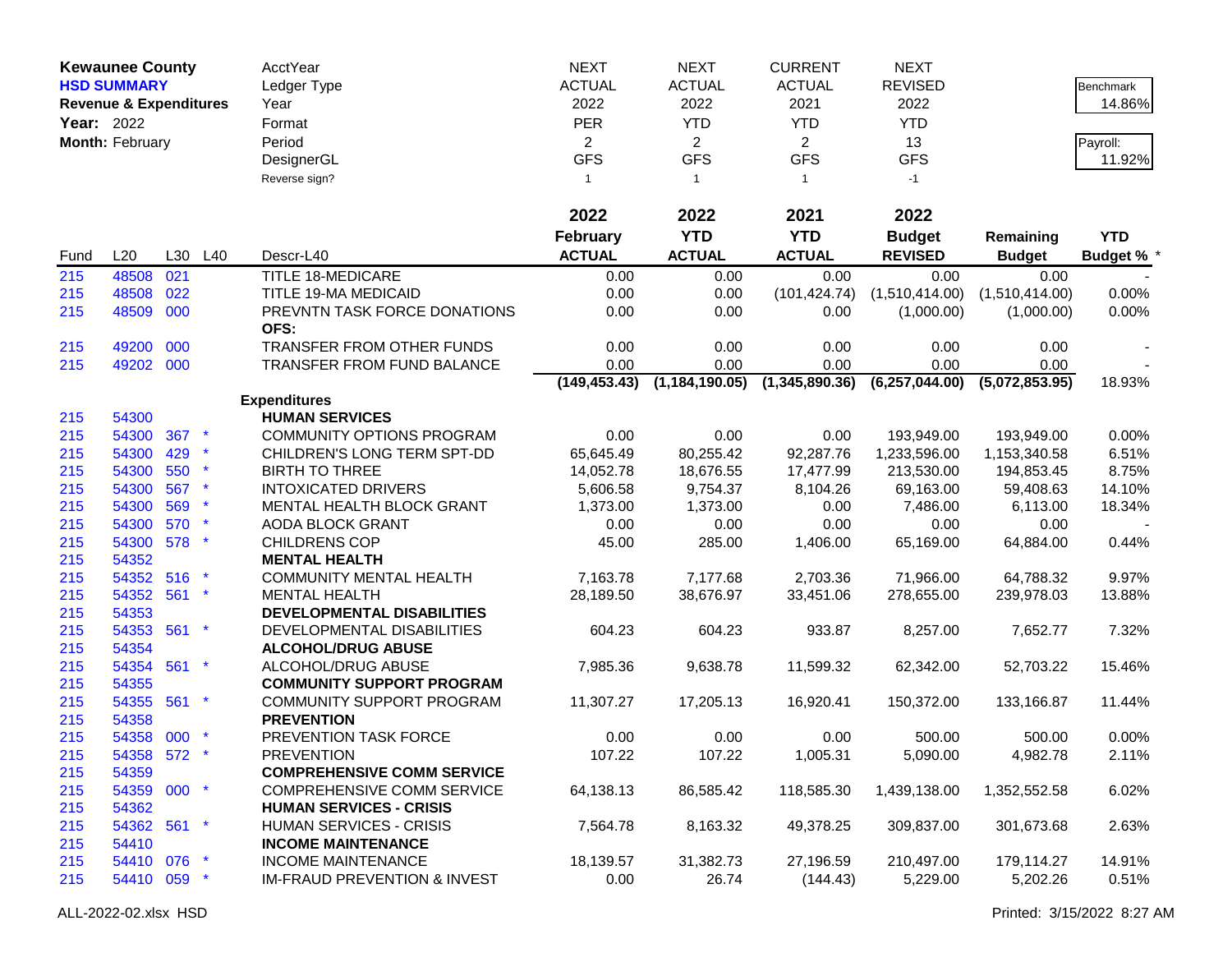**Kewaunee County**
**HSD SUMMARY**
**Revenue & Expenditures**
**Year:** 2022
**Month:** February

| | NEXT | NEXT | CURRENT | NEXT |
|---|---|---|---|---|
| AcctYear | NEXT | NEXT | CURRENT | NEXT |
| Ledger Type | ACTUAL | ACTUAL | ACTUAL | REVISED |
| Year | 2022 | 2022 | 2021 | 2022 |
| Format | PER | YTD | YTD | YTD |
| Period | 2 | 2 | 2 | 13 |
| DesignerGL | GFS | GFS | GFS | GFS |
| Reverse sign? | 1 | 1 | 1 | -1 |

Benchmark: 14.86%

Payroll: 11.92%

| Fund | L20 | L30 | L40 | Descr-L40 | 2022 February ACTUAL | 2022 YTD ACTUAL | 2021 YTD ACTUAL | 2022 Budget REVISED | Remaining Budget | YTD Budget % * |
|---|---|---|---|---|---|---|---|---|---|---|
| 215 | 48508 | 021 | | TITLE 18-MEDICARE | 0.00 | 0.00 | 0.00 | 0.00 | 0.00 | - |
| 215 | 48508 | 022 | | TITLE 19-MA MEDICAID | 0.00 | 0.00 | (101,424.74) | (1,510,414.00) | (1,510,414.00) | 0.00% |
| 215 | 48509 | 000 | | PREVNTN TASK FORCE DONATIONS | 0.00 | 0.00 | 0.00 | (1,000.00) | (1,000.00) | 0.00% |
| | | | | **OFS:** | | | | | | |
| 215 | 49200 | 000 | | TRANSFER FROM OTHER FUNDS | 0.00 | 0.00 | 0.00 | 0.00 | 0.00 | - |
| 215 | 49202 | 000 | | TRANSFER FROM FUND BALANCE | 0.00 | 0.00 | 0.00 | 0.00 | 0.00 | - |
| | | | | | **(149,453.43)** | **(1,184,190.05)** | **(1,345,890.36)** | **(6,257,044.00)** | **(5,072,853.95)** | 18.93% |
| | | | | **Expenditures** | | | | | | |
| 215 | 54300 | | | **HUMAN SERVICES** | | | | | | |
| 215 | 54300 | 367 | * | COMMUNITY OPTIONS PROGRAM | 0.00 | 0.00 | 0.00 | 193,949.00 | 193,949.00 | 0.00% |
| 215 | 54300 | 429 | * | CHILDREN'S LONG TERM SPT-DD | 65,645.49 | 80,255.42 | 92,287.76 | 1,233,596.00 | 1,153,340.58 | 6.51% |
| 215 | 54300 | 550 | * | BIRTH TO THREE | 14,052.78 | 18,676.55 | 17,477.99 | 213,530.00 | 194,853.45 | 8.75% |
| 215 | 54300 | 567 | * | INTOXICATED DRIVERS | 5,606.58 | 9,754.37 | 8,104.26 | 69,163.00 | 59,408.63 | 14.10% |
| 215 | 54300 | 569 | * | MENTAL HEALTH BLOCK GRANT | 1,373.00 | 1,373.00 | 0.00 | 7,486.00 | 6,113.00 | 18.34% |
| 215 | 54300 | 570 | * | AODA BLOCK GRANT | 0.00 | 0.00 | 0.00 | 0.00 | 0.00 | - |
| 215 | 54300 | 578 | * | CHILDRENS COP | 45.00 | 285.00 | 1,406.00 | 65,169.00 | 64,884.00 | 0.44% |
| 215 | 54352 | | | **MENTAL HEALTH** | | | | | | |
| 215 | 54352 | 516 | * | COMMUNITY MENTAL HEALTH | 7,163.78 | 7,177.68 | 2,703.36 | 71,966.00 | 64,788.32 | 9.97% |
| 215 | 54352 | 561 | * | MENTAL HEALTH | 28,189.50 | 38,676.97 | 33,451.06 | 278,655.00 | 239,978.03 | 13.88% |
| 215 | 54353 | | | **DEVELOPMENTAL DISABILITIES** | | | | | | |
| 215 | 54353 | 561 | * | DEVELOPMENTAL DISABILITIES | 604.23 | 604.23 | 933.87 | 8,257.00 | 7,652.77 | 7.32% |
| 215 | 54354 | | | **ALCOHOL/DRUG ABUSE** | | | | | | |
| 215 | 54354 | 561 | * | ALCOHOL/DRUG ABUSE | 7,985.36 | 9,638.78 | 11,599.32 | 62,342.00 | 52,703.22 | 15.46% |
| 215 | 54355 | | | **COMMUNITY SUPPORT PROGRAM** | | | | | | |
| 215 | 54355 | 561 | * | COMMUNITY SUPPORT PROGRAM | 11,307.27 | 17,205.13 | 16,920.41 | 150,372.00 | 133,166.87 | 11.44% |
| 215 | 54358 | | | **PREVENTION** | | | | | | |
| 215 | 54358 | 000 | * | PREVENTION TASK FORCE | 0.00 | 0.00 | 0.00 | 500.00 | 500.00 | 0.00% |
| 215 | 54358 | 572 | * | PREVENTION | 107.22 | 107.22 | 1,005.31 | 5,090.00 | 4,982.78 | 2.11% |
| 215 | 54359 | | | **COMPREHENSIVE COMM SERVICE** | | | | | | |
| 215 | 54359 | 000 | * | COMPREHENSIVE COMM SERVICE | 64,138.13 | 86,585.42 | 118,585.30 | 1,439,138.00 | 1,352,552.58 | 6.02% |
| 215 | 54362 | | | **HUMAN SERVICES - CRISIS** | | | | | | |
| 215 | 54362 | 561 | * | HUMAN SERVICES - CRISIS | 7,564.78 | 8,163.32 | 49,378.25 | 309,837.00 | 301,673.68 | 2.63% |
| 215 | 54410 | | | **INCOME MAINTENANCE** | | | | | | |
| 215 | 54410 | 076 | * | INCOME MAINTENANCE | 18,139.57 | 31,382.73 | 27,196.59 | 210,497.00 | 179,114.27 | 14.91% |
| 215 | 54410 | 059 | * | IM-FRAUD PREVENTION & INVEST | 0.00 | 26.74 | (144.43) | 5,229.00 | 5,202.26 | 0.51% |

ALL-2022-02.xlsx HSD

Printed: 3/15/2022 8:27 AM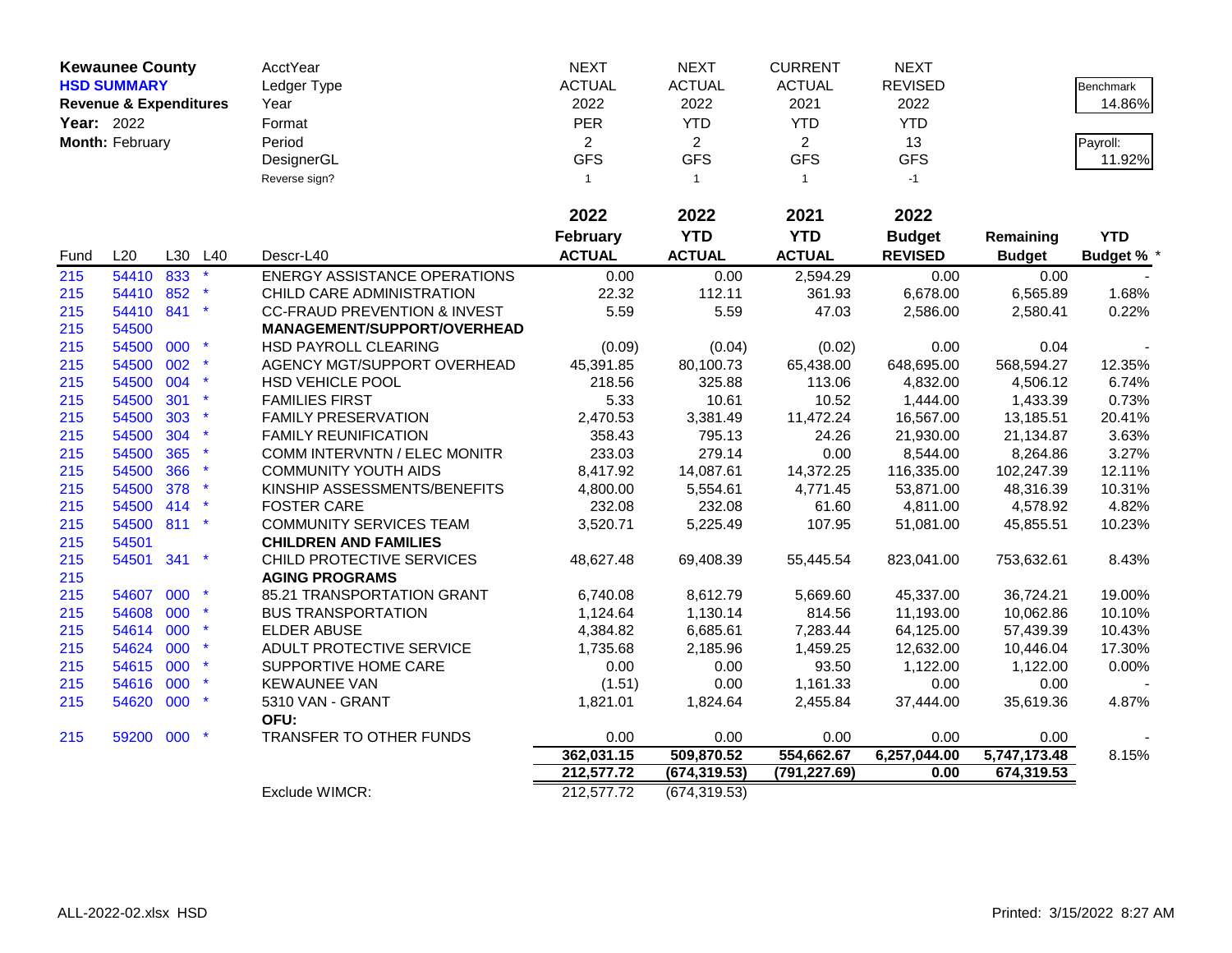**Kewaunee County**
**HSD SUMMARY**
**Revenue & Expenditures**
**Year:** 2022
**Month:** February

| | NEXT | NEXT | CURRENT | NEXT |
|---|---|---|---|---|
| AcctYear | NEXT | NEXT | CURRENT | NEXT |
| Ledger Type | ACTUAL | ACTUAL | ACTUAL | REVISED |
| Year | 2022 | 2022 | 2021 | 2022 |
| Format | PER | YTD | YTD | YTD |
| Period | 2 | 2 | 2 | 13 |
| DesignerGL | GFS | GFS | GFS | GFS |
| Reverse sign? | 1 | 1 | 1 | -1 |

| Benchmark |
|---|
| 14.86% |

| Payroll: |
|---|
| 11.92% |

| Fund | L20 | L30 | L40 | Descr-L40 | 2022 February ACTUAL | 2022 YTD ACTUAL | 2021 YTD ACTUAL | 2022 Budget REVISED | Remaining Budget | YTD Budget % * |
|---|---|---|---|---|---|---|---|---|---|---|
| 215 | 54410 | 833 | * | ENERGY ASSISTANCE OPERATIONS | 0.00 | 0.00 | 2,594.29 | 0.00 | 0.00 | - |
| 215 | 54410 | 852 | * | CHILD CARE ADMINISTRATION | 22.32 | 112.11 | 361.93 | 6,678.00 | 6,565.89 | 1.68% |
| 215 | 54410 | 841 | * | CC-FRAUD PREVENTION & INVEST | 5.59 | 5.59 | 47.03 | 2,586.00 | 2,580.41 | 0.22% |
| 215 | 54500 | | | **MANAGEMENT/SUPPORT/OVERHEAD** | | | | | | |
| 215 | 54500 | 000 | * | HSD PAYROLL CLEARING | (0.09) | (0.04) | (0.02) | 0.00 | 0.04 | - |
| 215 | 54500 | 002 | * | AGENCY MGT/SUPPORT OVERHEAD | 45,391.85 | 80,100.73 | 65,438.00 | 648,695.00 | 568,594.27 | 12.35% |
| 215 | 54500 | 004 | * | HSD VEHICLE POOL | 218.56 | 325.88 | 113.06 | 4,832.00 | 4,506.12 | 6.74% |
| 215 | 54500 | 301 | * | FAMILIES FIRST | 5.33 | 10.61 | 10.52 | 1,444.00 | 1,433.39 | 0.73% |
| 215 | 54500 | 303 | * | FAMILY PRESERVATION | 2,470.53 | 3,381.49 | 11,472.24 | 16,567.00 | 13,185.51 | 20.41% |
| 215 | 54500 | 304 | * | FAMILY REUNIFICATION | 358.43 | 795.13 | 24.26 | 21,930.00 | 21,134.87 | 3.63% |
| 215 | 54500 | 365 | * | COMM INTERVNTN / ELEC MONITR | 233.03 | 279.14 | 0.00 | 8,544.00 | 8,264.86 | 3.27% |
| 215 | 54500 | 366 | * | COMMUNITY YOUTH AIDS | 8,417.92 | 14,087.61 | 14,372.25 | 116,335.00 | 102,247.39 | 12.11% |
| 215 | 54500 | 378 | * | KINSHIP ASSESSMENTS/BENEFITS | 4,800.00 | 5,554.61 | 4,771.45 | 53,871.00 | 48,316.39 | 10.31% |
| 215 | 54500 | 414 | * | FOSTER CARE | 232.08 | 232.08 | 61.60 | 4,811.00 | 4,578.92 | 4.82% |
| 215 | 54500 | 811 | * | COMMUNITY SERVICES TEAM | 3,520.71 | 5,225.49 | 107.95 | 51,081.00 | 45,855.51 | 10.23% |
| 215 | 54501 | | | **CHILDREN AND FAMILIES** | | | | | | |
| 215 | 54501 | 341 | * | CHILD PROTECTIVE SERVICES | 48,627.48 | 69,408.39 | 55,445.54 | 823,041.00 | 753,632.61 | 8.43% |
| 215 | | | | **AGING PROGRAMS** | | | | | | |
| 215 | 54607 | 000 | * | 85.21 TRANSPORTATION GRANT | 6,740.08 | 8,612.79 | 5,669.60 | 45,337.00 | 36,724.21 | 19.00% |
| 215 | 54608 | 000 | * | BUS TRANSPORTATION | 1,124.64 | 1,130.14 | 814.56 | 11,193.00 | 10,062.86 | 10.10% |
| 215 | 54614 | 000 | * | ELDER ABUSE | 4,384.82 | 6,685.61 | 7,283.44 | 64,125.00 | 57,439.39 | 10.43% |
| 215 | 54624 | 000 | * | ADULT PROTECTIVE SERVICE | 1,735.68 | 2,185.96 | 1,459.25 | 12,632.00 | 10,446.04 | 17.30% |
| 215 | 54615 | 000 | * | SUPPORTIVE HOME CARE | 0.00 | 0.00 | 93.50 | 1,122.00 | 1,122.00 | 0.00% |
| 215 | 54616 | 000 | * | KEWAUNEE VAN | (1.51) | 0.00 | 1,161.33 | 0.00 | 0.00 | - |
| 215 | 54620 | 000 | * | 5310 VAN - GRANT | 1,821.01 | 1,824.64 | 2,455.84 | 37,444.00 | 35,619.36 | 4.87% |
| | | | | **OFU:** | | | | | | |
| 215 | 59200 | 000 | * | TRANSFER TO OTHER FUNDS | 0.00 | 0.00 | 0.00 | 0.00 | 0.00 | - |
| | | | | | **362,031.15** | **509,870.52** | **554,662.67** | **6,257,044.00** | **5,747,173.48** | 8.15% |
| | | | | | **212,577.72** | **(674,319.53)** | **(791,227.69)** | **0.00** | **674,319.53** | |
| | | | | Exclude WIMCR: | 212,577.72 | (674,319.53) | | | | |

ALL-2022-02.xlsx HSD

Printed: 3/15/2022 8:27 AM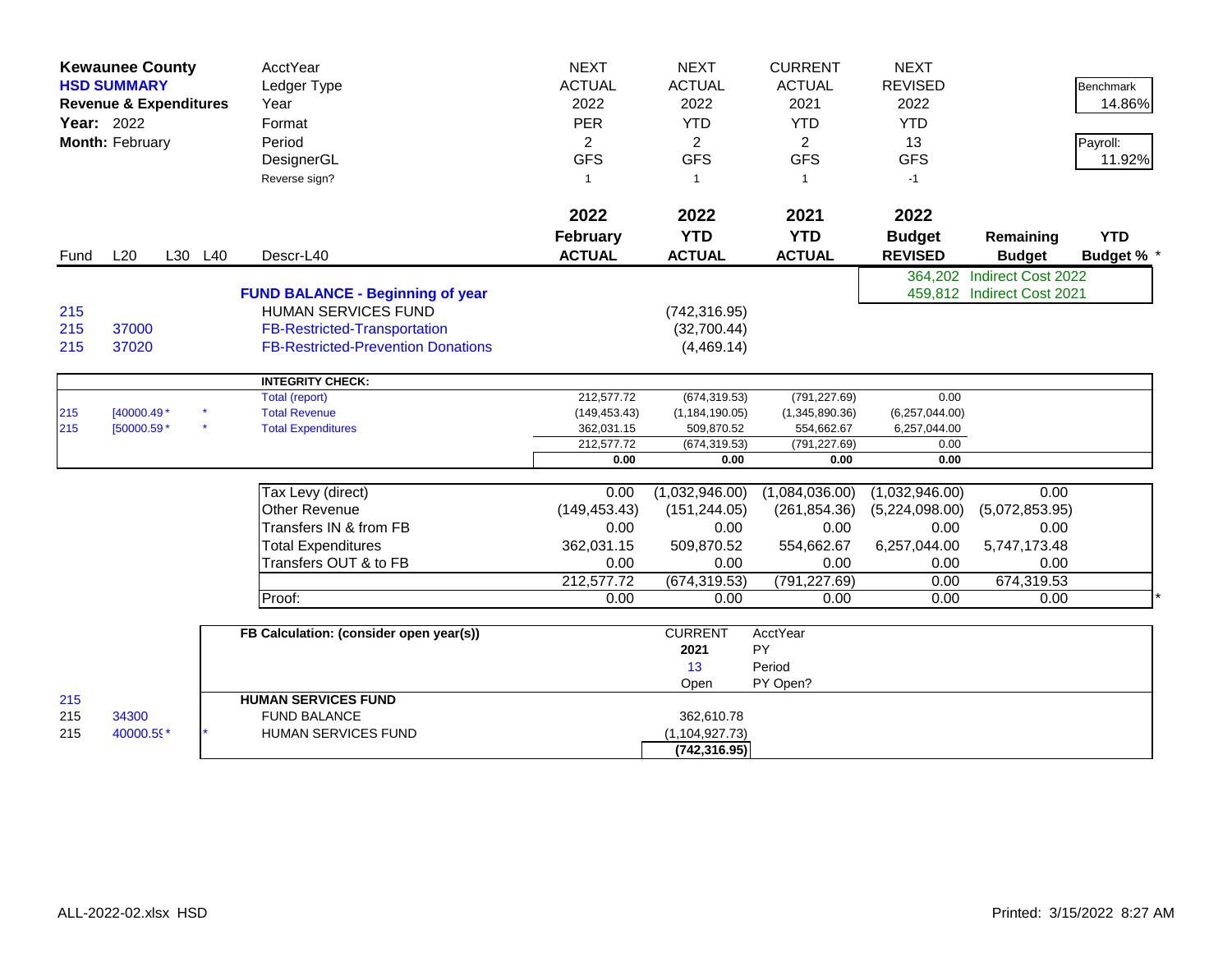**Kewaunee County**
**HSD SUMMARY**
**Revenue & Expenditures**
**Year:** 2022
**Month:** February

| | | | | | | | | | |
|---|---|---|---|---|---|---|---|---|---|
| | | AcctYear | NEXT | NEXT | CURRENT | NEXT | | Benchmark |
| | | Ledger Type | ACTUAL | ACTUAL | ACTUAL | REVISED | | 14.86% |
| | | Year | 2022 | 2022 | 2021 | 2022 | | |
| | | Format | PER | YTD | YTD | YTD | | Payroll: |
| | | Period | 2 | 2 | 2 | 13 | | 11.92% |
| | | DesignerGL | GFS | GFS | GFS | GFS | | |
| | | Reverse sign? | 1 | 1 | 1 | -1 | | |

| Fund | L20 | L30 L40 | Descr-L40 | 2022 February ACTUAL | 2022 YTD ACTUAL | 2021 YTD ACTUAL | 2022 Budget REVISED | Remaining Budget | YTD Budget % * |
|---|---|---|---|---|---|---|---|---|---|
| | | | | | | | 364,202 | Indirect Cost 2022 | |
| | | | **FUND BALANCE - Beginning of year** | | | | 459,812 | Indirect Cost 2021 | |
| 215 | | | HUMAN SERVICES FUND | | (742,316.95) | | | | |
| 215 | 37000 | | FB-Restricted-Transportation | | (32,700.44) | | | | |
| 215 | 37020 | | FB-Restricted-Prevention Donations | | (4,469.14) | | | | |

| Fund | L20 | L30 L40 | INTEGRITY CHECK: | | | | |
|---|---|---|---|---|---|---|---|
| | | | Total (report) | 212,577.72 | (674,319.53) | (791,227.69) | 0.00 |
| 215 | [40000.49 * | * | Total Revenue | (149,453.43) | (1,184,190.05) | (1,345,890.36) | (6,257,044.00) |
| 215 | [50000.59 * | * | Total Expenditures | 362,031.15 | 509,870.52 | 554,662.67 | 6,257,044.00 |
| | | | | 212,577.72 | (674,319.53) | (791,227.69) | 0.00 |
| | | | | **0.00** | **0.00** | **0.00** | **0.00** |

| | | | | | |
|---|---|---|---|---|---|
| Tax Levy (direct) | 0.00 | (1,032,946.00) | (1,084,036.00) | (1,032,946.00) | 0.00 |
| Other Revenue | (149,453.43) | (151,244.05) | (261,854.36) | (5,224,098.00) | (5,072,853.95) |
| Transfers IN & from FB | 0.00 | 0.00 | 0.00 | 0.00 | 0.00 |
| Total Expenditures | 362,031.15 | 509,870.52 | 554,662.67 | 6,257,044.00 | 5,747,173.48 |
| Transfers OUT & to FB | 0.00 | 0.00 | 0.00 | 0.00 | 0.00 |
| | 212,577.72 | (674,319.53) | (791,227.69) | 0.00 | 674,319.53 |
| Proof: | 0.00 | 0.00 | 0.00 | 0.00 | 0.00 |

| Fund | L20 | | FB Calculation: (consider open year(s)) | CURRENT | AcctYear |
|---|---|---|---|---|---|
| | | | | 2021 | PY |
| | | | | 13 | Period |
| | | | | Open | PY Open? |
| 215 | | | **HUMAN SERVICES FUND** | | |
| 215 | 34300 | | FUND BALANCE | 362,610.78 | |
| 215 | 40000.59 * | * | HUMAN SERVICES FUND | (1,104,927.73) | |
| | | | | **(742,316.95)** | |

ALL-2022-02.xlsx HSD

Printed: 3/15/2022 8:27 AM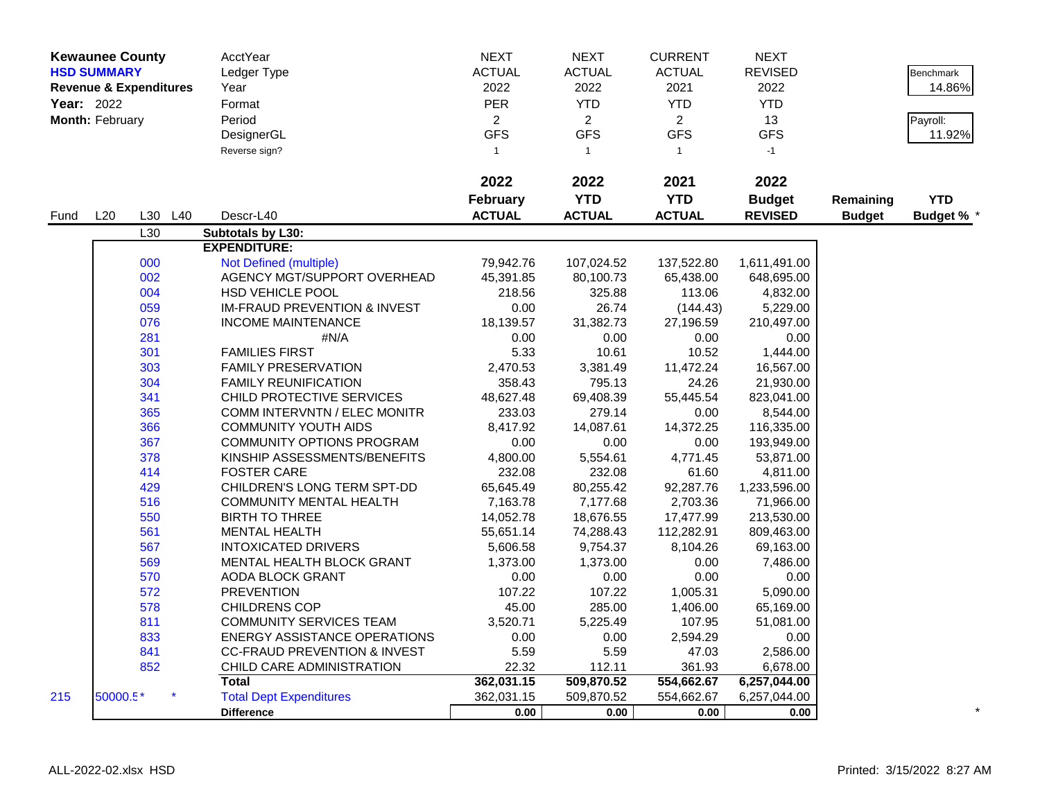**Kewaunee County**
**HSD SUMMARY**
**Revenue & Expenditures**
**Year:** 2022
**Month:** February

| | | | | AcctYear | NEXT | NEXT | CURRENT | NEXT | | |
|---|---|---|---|---|---|---|---|---|---|---|
| | | | | Ledger Type | ACTUAL | ACTUAL | ACTUAL | REVISED | | Benchmark |
| | | | | Year | 2022 | 2022 | 2021 | 2022 | | 14.86% |
| | | | | Format | PER | YTD | YTD | YTD | | |
| | | | | Period | 2 | 2 | 2 | 13 | | Payroll: |
| | | | | DesignerGL | GFS | GFS | GFS | GFS | | 11.92% |
| | | | | Reverse sign? | 1 | 1 | 1 | -1 | | |
| | | | | | **2022 February ACTUAL** | **2022 YTD ACTUAL** | **2021 YTD ACTUAL** | **2022 Budget REVISED** | **Remaining Budget** | **YTD Budget %** * |
| Fund | L20 | L30 | L40 | Descr-L40 | | | | | | |
| | | L30 | | **Subtotals by L30:** | | | | | | |
| | | | | **EXPENDITURE:** | | | | | | |
| | | 000 | | Not Defined (multiple) | 79,942.76 | 107,024.52 | 137,522.80 | 1,611,491.00 | | |
| | | 002 | | AGENCY MGT/SUPPORT OVERHEAD | 45,391.85 | 80,100.73 | 65,438.00 | 648,695.00 | | |
| | | 004 | | HSD VEHICLE POOL | 218.56 | 325.88 | 113.06 | 4,832.00 | | |
| | | 059 | | IM-FRAUD PREVENTION & INVEST | 0.00 | 26.74 | (144.43) | 5,229.00 | | |
| | | 076 | | INCOME MAINTENANCE | 18,139.57 | 31,382.73 | 27,196.59 | 210,497.00 | | |
| | | 281 | | #N/A | 0.00 | 0.00 | 0.00 | 0.00 | | |
| | | 301 | | FAMILIES FIRST | 5.33 | 10.61 | 10.52 | 1,444.00 | | |
| | | 303 | | FAMILY PRESERVATION | 2,470.53 | 3,381.49 | 11,472.24 | 16,567.00 | | |
| | | 304 | | FAMILY REUNIFICATION | 358.43 | 795.13 | 24.26 | 21,930.00 | | |
| | | 341 | | CHILD PROTECTIVE SERVICES | 48,627.48 | 69,408.39 | 55,445.54 | 823,041.00 | | |
| | | 365 | | COMM INTERVNTN / ELEC MONITR | 233.03 | 279.14 | 0.00 | 8,544.00 | | |
| | | 366 | | COMMUNITY YOUTH AIDS | 8,417.92 | 14,087.61 | 14,372.25 | 116,335.00 | | |
| | | 367 | | COMMUNITY OPTIONS PROGRAM | 0.00 | 0.00 | 0.00 | 193,949.00 | | |
| | | 378 | | KINSHIP ASSESSMENTS/BENEFITS | 4,800.00 | 5,554.61 | 4,771.45 | 53,871.00 | | |
| | | 414 | | FOSTER CARE | 232.08 | 232.08 | 61.60 | 4,811.00 | | |
| | | 429 | | CHILDREN'S LONG TERM SPT-DD | 65,645.49 | 80,255.42 | 92,287.76 | 1,233,596.00 | | |
| | | 516 | | COMMUNITY MENTAL HEALTH | 7,163.78 | 7,177.68 | 2,703.36 | 71,966.00 | | |
| | | 550 | | BIRTH TO THREE | 14,052.78 | 18,676.55 | 17,477.99 | 213,530.00 | | |
| | | 561 | | MENTAL HEALTH | 55,651.14 | 74,288.43 | 112,282.91 | 809,463.00 | | |
| | | 567 | | INTOXICATED DRIVERS | 5,606.58 | 9,754.37 | 8,104.26 | 69,163.00 | | |
| | | 569 | | MENTAL HEALTH BLOCK GRANT | 1,373.00 | 1,373.00 | 0.00 | 7,486.00 | | |
| | | 570 | | AODA BLOCK GRANT | 0.00 | 0.00 | 0.00 | 0.00 | | |
| | | 572 | | PREVENTION | 107.22 | 107.22 | 1,005.31 | 5,090.00 | | |
| | | 578 | | CHILDRENS COP | 45.00 | 285.00 | 1,406.00 | 65,169.00 | | |
| | | 811 | | COMMUNITY SERVICES TEAM | 3,520.71 | 5,225.49 | 107.95 | 51,081.00 | | |
| | | 833 | | ENERGY ASSISTANCE OPERATIONS | 0.00 | 0.00 | 2,594.29 | 0.00 | | |
| | | 841 | | CC-FRAUD PREVENTION & INVEST | 5.59 | 5.59 | 47.03 | 2,586.00 | | |
| | | 852 | | CHILD CARE ADMINISTRATION | 22.32 | 112.11 | 361.93 | 6,678.00 | | |
| | | | | **Total** | **362,031.15** | **509,870.52** | **554,662.67** | **6,257,044.00** | | |
| 215 | 50000.5* | * | | Total Dept Expenditures | 362,031.15 | 509,870.52 | 554,662.67 | 6,257,044.00 | | |
| | | | | **Difference** | **0.00** | **0.00** | **0.00** | **0.00** | | * |

ALL-2022-02.xlsx HSD

Printed: 3/15/2022 8:27 AM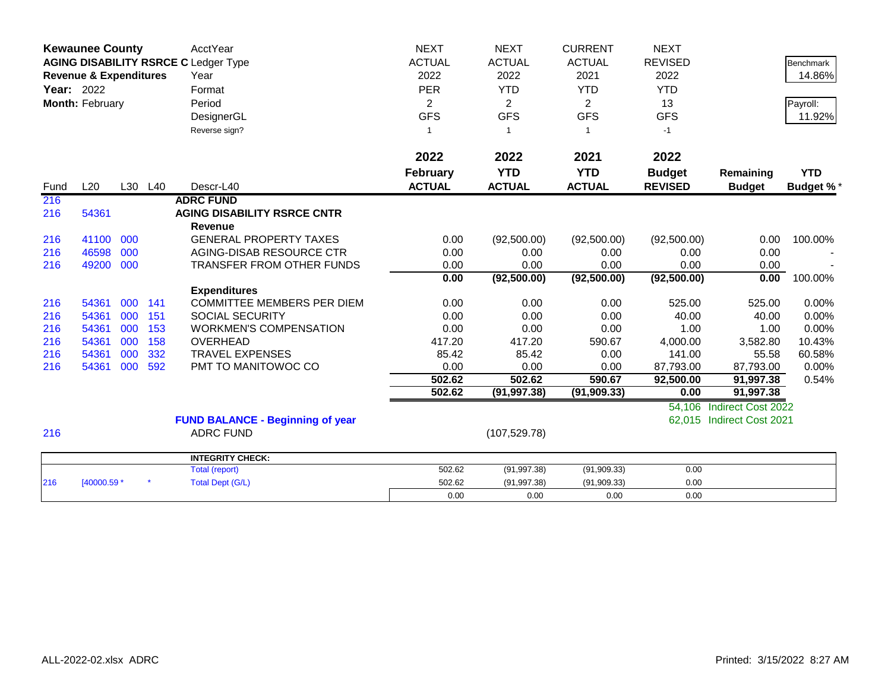| **Kewaunee County** | | | | AcctYear | NEXT | NEXT | CURRENT | NEXT | | |
|---|---|---|---|---|---|---|---|---|---|---|
| **AGING DISABILITY RSRCE C** | | | | Ledger Type | ACTUAL | ACTUAL | ACTUAL | REVISED | | Benchmark |
| **Revenue & Expenditures** | | | | Year | 2022 | 2022 | 2021 | 2022 | | 14.86% |
| **Year:** 2022 | | | | Format | PER | YTD | YTD | YTD | | |
| **Month:** February | | | | Period | 2 | 2 | 2 | 13 | | Payroll: |
| | | | | DesignerGL | GFS | GFS | GFS | GFS | | 11.92% |
| | | | | Reverse sign? | 1 | 1 | 1 | -1 | | |
| | | | | | **2022** | **2022** | **2021** | **2022** | | |
| | | | | | **February** | **YTD** | **YTD** | **Budget** | **Remaining** | **YTD** |
| Fund | L20 | L30 | L40 | Descr-L40 | **ACTUAL** | **ACTUAL** | **ACTUAL** | **REVISED** | **Budget** | **Budget %*** |
| 216 | | | | **ADRC FUND** | | | | | | |
| 216 | 54361 | | | **AGING DISABILITY RSRCE CNTR** | | | | | | |
| | | | | **Revenue** | | | | | | |
| 216 | 41100 | 000 | | GENERAL PROPERTY TAXES | 0.00 | (92,500.00) | (92,500.00) | (92,500.00) | 0.00 | 100.00% |
| 216 | 46598 | 000 | | AGING-DISAB RESOURCE CTR | 0.00 | 0.00 | 0.00 | 0.00 | 0.00 | - |
| 216 | 49200 | 000 | | TRANSFER FROM OTHER FUNDS | 0.00 | 0.00 | 0.00 | 0.00 | 0.00 | - |
| | | | | | **0.00** | **(92,500.00)** | **(92,500.00)** | **(92,500.00)** | **0.00** | 100.00% |
| | | | | **Expenditures** | | | | | | |
| 216 | 54361 | 000 | 141 | COMMITTEE MEMBERS PER DIEM | 0.00 | 0.00 | 0.00 | 525.00 | 525.00 | 0.00% |
| 216 | 54361 | 000 | 151 | SOCIAL SECURITY | 0.00 | 0.00 | 0.00 | 40.00 | 40.00 | 0.00% |
| 216 | 54361 | 000 | 153 | WORKMEN'S COMPENSATION | 0.00 | 0.00 | 0.00 | 1.00 | 1.00 | 0.00% |
| 216 | 54361 | 000 | 158 | OVERHEAD | 417.20 | 417.20 | 590.67 | 4,000.00 | 3,582.80 | 10.43% |
| 216 | 54361 | 000 | 332 | TRAVEL EXPENSES | 85.42 | 85.42 | 0.00 | 141.00 | 55.58 | 60.58% |
| 216 | 54361 | 000 | 592 | PMT TO MANITOWOC CO | 0.00 | 0.00 | 0.00 | 87,793.00 | 87,793.00 | 0.00% |
| | | | | | **502.62** | **502.62** | **590.67** | **92,500.00** | **91,997.38** | 0.54% |
| | | | | | **502.62** | **(91,997.38)** | **(91,909.33)** | **0.00** | **91,997.38** | |
| | | | | | | | | 54,106 | Indirect Cost 2022 | |
| | | | | **FUND BALANCE - Beginning of year** | | | | 62,015 | Indirect Cost 2021 | |
| 216 | | | | ADRC FUND | | (107,529.78) | | | | |

| | | | | | | | | |
|---|---|---|---|---|---|---|---|---|
| | | | **INTEGRITY CHECK:** | | | | | |
| | | | Total (report) | 502.62 | (91,997.38) | (91,909.33) | 0.00 | |
| 216 | [40000.59 * | * | Total Dept (G/L) | 502.62 | (91,997.38) | (91,909.33) | 0.00 | |
| | | | | 0.00 | 0.00 | 0.00 | 0.00 | |

ALL-2022-02.xlsx ADRC

Printed: 3/15/2022 8:27 AM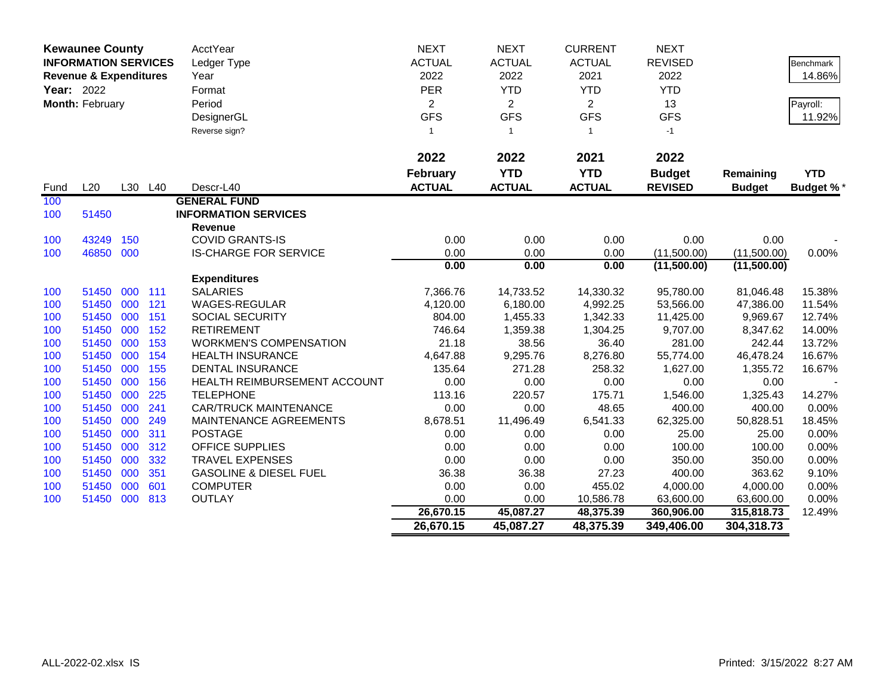**Kewaunee County**
**INFORMATION SERVICES**
**Revenue & Expenditures**
**Year:** 2022
**Month:** February

| | | | | AcctYear | NEXT | NEXT | CURRENT | NEXT | | |
|---|---|---|---|---|---|---|---|---|---|---|
| | | | | Ledger Type | ACTUAL | ACTUAL | ACTUAL | REVISED | | Benchmark |
| | | | | Year | 2022 | 2022 | 2021 | 2022 | | 14.86% |
| | | | | Format | PER | YTD | YTD | YTD | | |
| | | | | Period | 2 | 2 | 2 | 13 | | Payroll: |
| | | | | DesignerGL | GFS | GFS | GFS | GFS | | 11.92% |
| | | | | Reverse sign? | 1 | 1 | 1 | -1 | | |
| | | | | | **2022** | **2022** | **2021** | **2022** | | |
| | | | | | **February** | **YTD** | **YTD** | **Budget** | **Remaining** | **YTD** |
| Fund | L20 | L30 | L40 | Descr-L40 | **ACTUAL** | **ACTUAL** | **ACTUAL** | **REVISED** | **Budget** | **Budget %*** |
| 100 | | | | **GENERAL FUND** | | | | | | |
| 100 | 51450 | | | **INFORMATION SERVICES** | | | | | | |
| | | | | **Revenue** | | | | | | |
| 100 | 43249 | 150 | | COVID GRANTS-IS | 0.00 | 0.00 | 0.00 | 0.00 | 0.00 | - |
| 100 | 46850 | 000 | | IS-CHARGE FOR SERVICE | 0.00 | 0.00 | 0.00 | (11,500.00) | (11,500.00) | 0.00% |
| | | | | | **0.00** | **0.00** | **0.00** | **(11,500.00)** | **(11,500.00)** | |
| | | | | **Expenditures** | | | | | | |
| 100 | 51450 | 000 | 111 | SALARIES | 7,366.76 | 14,733.52 | 14,330.32 | 95,780.00 | 81,046.48 | 15.38% |
| 100 | 51450 | 000 | 121 | WAGES-REGULAR | 4,120.00 | 6,180.00 | 4,992.25 | 53,566.00 | 47,386.00 | 11.54% |
| 100 | 51450 | 000 | 151 | SOCIAL SECURITY | 804.00 | 1,455.33 | 1,342.33 | 11,425.00 | 9,969.67 | 12.74% |
| 100 | 51450 | 000 | 152 | RETIREMENT | 746.64 | 1,359.38 | 1,304.25 | 9,707.00 | 8,347.62 | 14.00% |
| 100 | 51450 | 000 | 153 | WORKMEN'S COMPENSATION | 21.18 | 38.56 | 36.40 | 281.00 | 242.44 | 13.72% |
| 100 | 51450 | 000 | 154 | HEALTH INSURANCE | 4,647.88 | 9,295.76 | 8,276.80 | 55,774.00 | 46,478.24 | 16.67% |
| 100 | 51450 | 000 | 155 | DENTAL INSURANCE | 135.64 | 271.28 | 258.32 | 1,627.00 | 1,355.72 | 16.67% |
| 100 | 51450 | 000 | 156 | HEALTH REIMBURSEMENT ACCOUNT | 0.00 | 0.00 | 0.00 | 0.00 | 0.00 | - |
| 100 | 51450 | 000 | 225 | TELEPHONE | 113.16 | 220.57 | 175.71 | 1,546.00 | 1,325.43 | 14.27% |
| 100 | 51450 | 000 | 241 | CAR/TRUCK MAINTENANCE | 0.00 | 0.00 | 48.65 | 400.00 | 400.00 | 0.00% |
| 100 | 51450 | 000 | 249 | MAINTENANCE AGREEMENTS | 8,678.51 | 11,496.49 | 6,541.33 | 62,325.00 | 50,828.51 | 18.45% |
| 100 | 51450 | 000 | 311 | POSTAGE | 0.00 | 0.00 | 0.00 | 25.00 | 25.00 | 0.00% |
| 100 | 51450 | 000 | 312 | OFFICE SUPPLIES | 0.00 | 0.00 | 0.00 | 100.00 | 100.00 | 0.00% |
| 100 | 51450 | 000 | 332 | TRAVEL EXPENSES | 0.00 | 0.00 | 0.00 | 350.00 | 350.00 | 0.00% |
| 100 | 51450 | 000 | 351 | GASOLINE & DIESEL FUEL | 36.38 | 36.38 | 27.23 | 400.00 | 363.62 | 9.10% |
| 100 | 51450 | 000 | 601 | COMPUTER | 0.00 | 0.00 | 455.02 | 4,000.00 | 4,000.00 | 0.00% |
| 100 | 51450 | 000 | 813 | OUTLAY | 0.00 | 0.00 | 10,586.78 | 63,600.00 | 63,600.00 | 0.00% |
| | | | | | **26,670.15** | **45,087.27** | **48,375.39** | **360,906.00** | **315,818.73** | 12.49% |
| | | | | | **26,670.15** | **45,087.27** | **48,375.39** | **349,406.00** | **304,318.73** | |

ALL-2022-02.xlsx IS

Printed: 3/15/2022 8:27 AM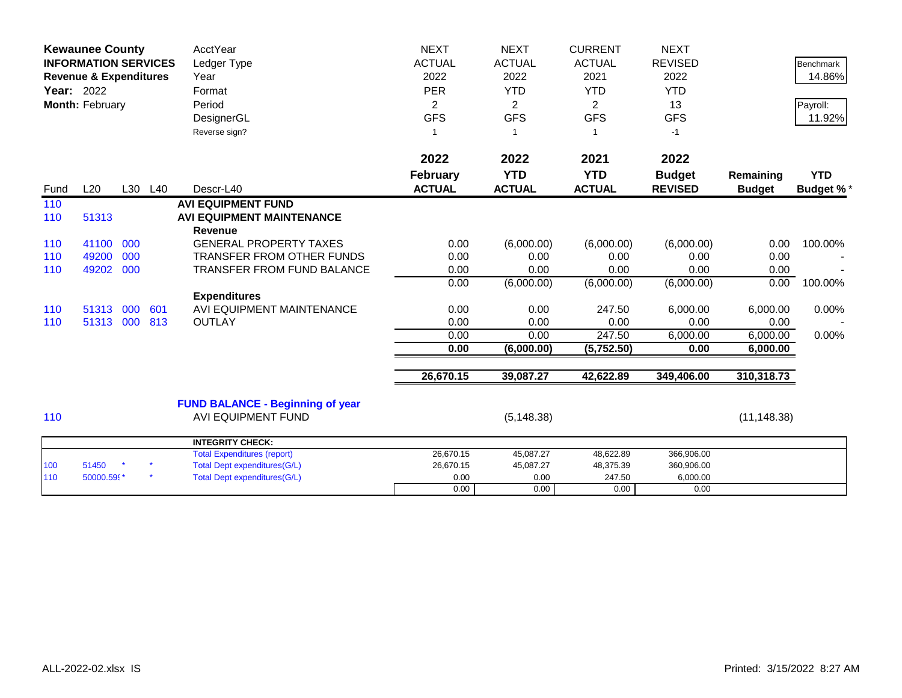**Kewaunee County**
**INFORMATION SERVICES**
**Revenue & Expenditures**
**Year:** 2022
**Month:** February

| | | | | AcctYear | NEXT | NEXT | CURRENT | NEXT | | |
|---|---|---|---|---|---|---|---|---|---|---|
| | | | | Ledger Type | ACTUAL | ACTUAL | ACTUAL | REVISED | | Benchmark |
| | | | | Year | 2022 | 2022 | 2021 | 2022 | | 14.86% |
| | | | | Format | PER | YTD | YTD | YTD | | |
| | | | | Period | 2 | 2 | 2 | 13 | | Payroll: |
| | | | | DesignerGL | GFS | GFS | GFS | GFS | | 11.92% |
| | | | | Reverse sign? | 1 | 1 | 1 | -1 | | |
| | | | | | **2022 February ACTUAL** | **2022 YTD ACTUAL** | **2021 YTD ACTUAL** | **2022 Budget REVISED** | **Remaining Budget** | **YTD Budget %*** |
| Fund | L20 | L30 | L40 | Descr-L40 | | | | | | |
| 110 | | | | **AVI EQUIPMENT FUND** | | | | | | |
| 110 | 51313 | | | **AVI EQUIPMENT MAINTENANCE** | | | | | | |
| | | | | **Revenue** | | | | | | |
| 110 | 41100 | 000 | | GENERAL PROPERTY TAXES | 0.00 | (6,000.00) | (6,000.00) | (6,000.00) | 0.00 | 100.00% |
| 110 | 49200 | 000 | | TRANSFER FROM OTHER FUNDS | 0.00 | 0.00 | 0.00 | 0.00 | 0.00 | - |
| 110 | 49202 | 000 | | TRANSFER FROM FUND BALANCE | 0.00 | 0.00 | 0.00 | 0.00 | 0.00 | - |
| | | | | | 0.00 | (6,000.00) | (6,000.00) | (6,000.00) | 0.00 | 100.00% |
| | | | | **Expenditures** | | | | | | |
| 110 | 51313 | 000 | 601 | AVI EQUIPMENT MAINTENANCE | 0.00 | 0.00 | 247.50 | 6,000.00 | 6,000.00 | 0.00% |
| 110 | 51313 | 000 | 813 | OUTLAY | 0.00 | 0.00 | 0.00 | 0.00 | 0.00 | - |
| | | | | | 0.00 | 0.00 | 247.50 | 6,000.00 | 6,000.00 | 0.00% |
| | | | | | **0.00** | **(6,000.00)** | **(5,752.50)** | **0.00** | **6,000.00** | |
| | | | | | **26,670.15** | **39,087.27** | **42,622.89** | **349,406.00** | **310,318.73** | |
| | | | | **FUND BALANCE - Beginning of year** | | | | | | |
| 110 | | | | AVI EQUIPMENT FUND | | (5,148.38) | | | (11,148.38) | |

| | | | | **INTEGRITY CHECK:** | | | | |
|---|---|---|---|---|---|---|---|---|
| | | | | Total Expenditures (report) | 26,670.15 | 45,087.27 | 48,622.89 | 366,906.00 |
| 100 | 51450 | * | * | Total Dept expenditures(G/L) | 26,670.15 | 45,087.27 | 48,375.39 | 360,906.00 |
| 110 | 50000.59 | * | * | Total Dept expenditures(G/L) | 0.00 | 0.00 | 247.50 | 6,000.00 |
| | | | | | 0.00 | 0.00 | 0.00 | 0.00 |

ALL-2022-02.xlsx IS

Printed: 3/15/2022 8:27 AM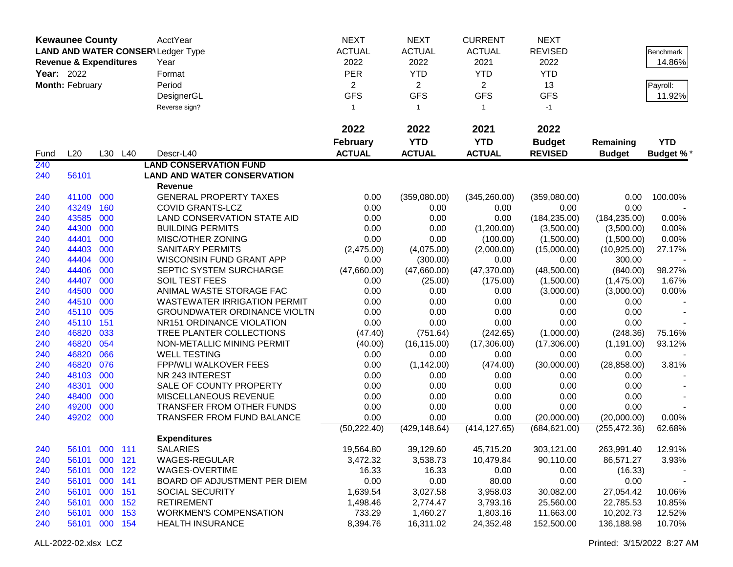**Kewaunee County**
**LAND AND WATER CONSERV**
**Revenue & Expenditures**
**Year:** 2022
**Month:** February

| | | | | AcctYear | NEXT | NEXT | CURRENT | NEXT | | |
|---|---|---|---|---|---|---|---|---|---|---|
| | | | | Ledger Type | ACTUAL | ACTUAL | ACTUAL | REVISED | | Benchmark |
| | | | | Year | 2022 | 2022 | 2021 | 2022 | | 14.86% |
| | | | | Format | PER | YTD | YTD | YTD | | |
| | | | | Period | 2 | 2 | 2 | 13 | | Payroll: |
| | | | | DesignerGL | GFS | GFS | GFS | GFS | | 11.92% |
| | | | | Reverse sign? | 1 | 1 | 1 | -1 | | |
| | | | | | **2022** | **2022** | **2021** | **2022** | | |
| | | | | | **February** | **YTD** | **YTD** | **Budget** | **Remaining** | **YTD** |
| Fund | L20 | L30 | L40 | Descr-L40 | **ACTUAL** | **ACTUAL** | **ACTUAL** | **REVISED** | **Budget** | **Budget %*** |
| 240 | | | | **LAND CONSERVATION FUND** | | | | | | |
| 240 | 56101 | | | **LAND AND WATER CONSERVATION** | | | | | | |
| | | | | **Revenue** | | | | | | |
| 240 | 41100 | 000 | | GENERAL PROPERTY TAXES | 0.00 | (359,080.00) | (345,260.00) | (359,080.00) | 0.00 | 100.00% |
| 240 | 43249 | 160 | | COVID GRANTS-LCZ | 0.00 | 0.00 | 0.00 | 0.00 | 0.00 | - |
| 240 | 43585 | 000 | | LAND CONSERVATION STATE AID | 0.00 | 0.00 | 0.00 | (184,235.00) | (184,235.00) | 0.00% |
| 240 | 44300 | 000 | | BUILDING PERMITS | 0.00 | 0.00 | (1,200.00) | (3,500.00) | (3,500.00) | 0.00% |
| 240 | 44401 | 000 | | MISC/OTHER ZONING | 0.00 | 0.00 | (100.00) | (1,500.00) | (1,500.00) | 0.00% |
| 240 | 44403 | 000 | | SANITARY PERMITS | (2,475.00) | (4,075.00) | (2,000.00) | (15,000.00) | (10,925.00) | 27.17% |
| 240 | 44404 | 000 | | WISCONSIN FUND GRANT APP | 0.00 | (300.00) | 0.00 | 0.00 | 300.00 | - |
| 240 | 44406 | 000 | | SEPTIC SYSTEM SURCHARGE | (47,660.00) | (47,660.00) | (47,370.00) | (48,500.00) | (840.00) | 98.27% |
| 240 | 44407 | 000 | | SOIL TEST FEES | 0.00 | (25.00) | (175.00) | (1,500.00) | (1,475.00) | 1.67% |
| 240 | 44500 | 000 | | ANIMAL WASTE STORAGE FAC | 0.00 | 0.00 | 0.00 | (3,000.00) | (3,000.00) | 0.00% |
| 240 | 44510 | 000 | | WASTEWATER IRRIGATION PERMIT | 0.00 | 0.00 | 0.00 | 0.00 | 0.00 | - |
| 240 | 45110 | 005 | | GROUNDWATER ORDINANCE VIOLTN | 0.00 | 0.00 | 0.00 | 0.00 | 0.00 | - |
| 240 | 45110 | 151 | | NR151 ORDINANCE VIOLATION | 0.00 | 0.00 | 0.00 | 0.00 | 0.00 | - |
| 240 | 46820 | 033 | | TREE PLANTER COLLECTIONS | (47.40) | (751.64) | (242.65) | (1,000.00) | (248.36) | 75.16% |
| 240 | 46820 | 054 | | NON-METALLIC MINING PERMIT | (40.00) | (16,115.00) | (17,306.00) | (17,306.00) | (1,191.00) | 93.12% |
| 240 | 46820 | 066 | | WELL TESTING | 0.00 | 0.00 | 0.00 | 0.00 | 0.00 | - |
| 240 | 46820 | 076 | | FPP/WLI WALKOVER FEES | 0.00 | (1,142.00) | (474.00) | (30,000.00) | (28,858.00) | 3.81% |
| 240 | 48103 | 000 | | NR 243 INTEREST | 0.00 | 0.00 | 0.00 | 0.00 | 0.00 | - |
| 240 | 48301 | 000 | | SALE OF COUNTY PROPERTY | 0.00 | 0.00 | 0.00 | 0.00 | 0.00 | - |
| 240 | 48400 | 000 | | MISCELLANEOUS REVENUE | 0.00 | 0.00 | 0.00 | 0.00 | 0.00 | - |
| 240 | 49200 | 000 | | TRANSFER FROM OTHER FUNDS | 0.00 | 0.00 | 0.00 | 0.00 | 0.00 | - |
| 240 | 49202 | 000 | | TRANSFER FROM FUND BALANCE | 0.00 | 0.00 | 0.00 | (20,000.00) | (20,000.00) | 0.00% |
| | | | | | (50,222.40) | (429,148.64) | (414,127.65) | (684,621.00) | (255,472.36) | 62.68% |
| | | | | **Expenditures** | | | | | | |
| 240 | 56101 | 000 | 111 | SALARIES | 19,564.80 | 39,129.60 | 45,715.20 | 303,121.00 | 263,991.40 | 12.91% |
| 240 | 56101 | 000 | 121 | WAGES-REGULAR | 3,472.32 | 3,538.73 | 10,479.84 | 90,110.00 | 86,571.27 | 3.93% |
| 240 | 56101 | 000 | 122 | WAGES-OVERTIME | 16.33 | 16.33 | 0.00 | 0.00 | (16.33) | - |
| 240 | 56101 | 000 | 141 | BOARD OF ADJUSTMENT PER DIEM | 0.00 | 0.00 | 80.00 | 0.00 | 0.00 | - |
| 240 | 56101 | 000 | 151 | SOCIAL SECURITY | 1,639.54 | 3,027.58 | 3,958.03 | 30,082.00 | 27,054.42 | 10.06% |
| 240 | 56101 | 000 | 152 | RETIREMENT | 1,498.46 | 2,774.47 | 3,793.16 | 25,560.00 | 22,785.53 | 10.85% |
| 240 | 56101 | 000 | 153 | WORKMEN'S COMPENSATION | 733.29 | 1,460.27 | 1,803.16 | 11,663.00 | 10,202.73 | 12.52% |
| 240 | 56101 | 000 | 154 | HEALTH INSURANCE | 8,394.76 | 16,311.02 | 24,352.48 | 152,500.00 | 136,188.98 | 10.70% |

ALL-2022-02.xlsx LCZ

Printed: 3/15/2022 8:27 AM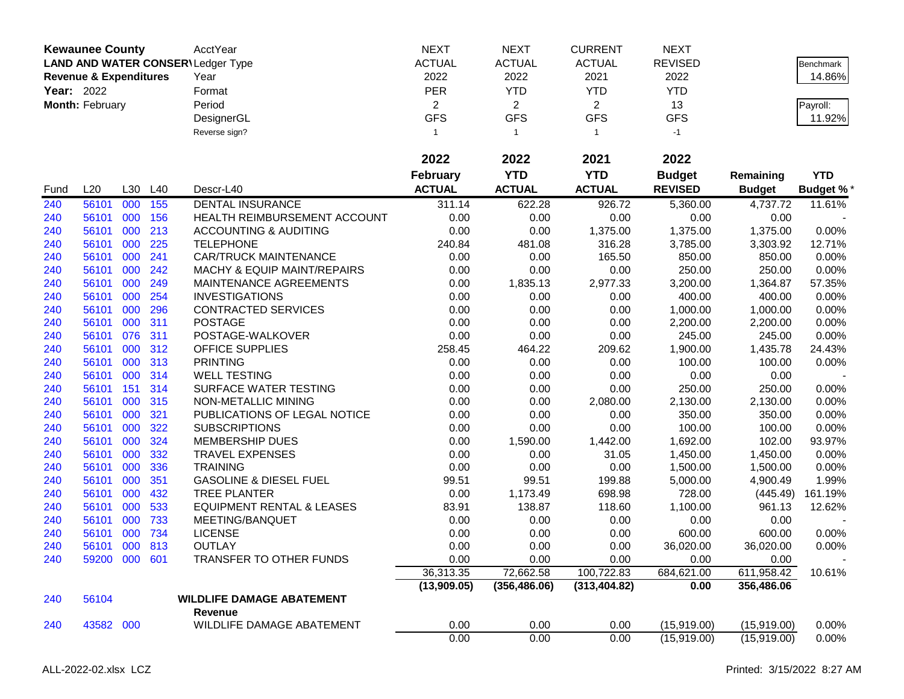| **Kewaunee County** | | | | AcctYear | NEXT | NEXT | CURRENT | NEXT | | |
|---|---|---|---|---|---|---|---|---|---|---|
| **LAND AND WATER CONSER\** | | | | Ledger Type | ACTUAL | ACTUAL | ACTUAL | REVISED | | Benchmark |
| **Revenue & Expenditures** | | | | Year | 2022 | 2022 | 2021 | 2022 | | 14.86% |
| **Year:** 2022 | | | | Format | PER | YTD | YTD | YTD | | |
| **Month:** February | | | | Period | 2 | 2 | 2 | 13 | | Payroll: |
| | | | | DesignerGL | GFS | GFS | GFS | GFS | | 11.92% |
| | | | | Reverse sign? | 1 | 1 | 1 | -1 | | |
| | | | | | **2022** | **2022** | **2021** | **2022** | | |
| | | | | | **February** | **YTD** | **YTD** | **Budget** | **Remaining** | **YTD** |
| Fund | L20 | L30 | L40 | Descr-L40 | **ACTUAL** | **ACTUAL** | **ACTUAL** | **REVISED** | **Budget** | **Budget %*** |
| 240 | 56101 | 000 | 155 | DENTAL INSURANCE | 311.14 | 622.28 | 926.72 | 5,360.00 | 4,737.72 | 11.61% |
| 240 | 56101 | 000 | 156 | HEALTH REIMBURSEMENT ACCOUNT | 0.00 | 0.00 | 0.00 | 0.00 | 0.00 | - |
| 240 | 56101 | 000 | 213 | ACCOUNTING & AUDITING | 0.00 | 0.00 | 1,375.00 | 1,375.00 | 1,375.00 | 0.00% |
| 240 | 56101 | 000 | 225 | TELEPHONE | 240.84 | 481.08 | 316.28 | 3,785.00 | 3,303.92 | 12.71% |
| 240 | 56101 | 000 | 241 | CAR/TRUCK MAINTENANCE | 0.00 | 0.00 | 165.50 | 850.00 | 850.00 | 0.00% |
| 240 | 56101 | 000 | 242 | MACHY & EQUIP MAINT/REPAIRS | 0.00 | 0.00 | 0.00 | 250.00 | 250.00 | 0.00% |
| 240 | 56101 | 000 | 249 | MAINTENANCE AGREEMENTS | 0.00 | 1,835.13 | 2,977.33 | 3,200.00 | 1,364.87 | 57.35% |
| 240 | 56101 | 000 | 254 | INVESTIGATIONS | 0.00 | 0.00 | 0.00 | 400.00 | 400.00 | 0.00% |
| 240 | 56101 | 000 | 296 | CONTRACTED SERVICES | 0.00 | 0.00 | 0.00 | 1,000.00 | 1,000.00 | 0.00% |
| 240 | 56101 | 000 | 311 | POSTAGE | 0.00 | 0.00 | 0.00 | 2,200.00 | 2,200.00 | 0.00% |
| 240 | 56101 | 076 | 311 | POSTAGE-WALKOVER | 0.00 | 0.00 | 0.00 | 245.00 | 245.00 | 0.00% |
| 240 | 56101 | 000 | 312 | OFFICE SUPPLIES | 258.45 | 464.22 | 209.62 | 1,900.00 | 1,435.78 | 24.43% |
| 240 | 56101 | 000 | 313 | PRINTING | 0.00 | 0.00 | 0.00 | 100.00 | 100.00 | 0.00% |
| 240 | 56101 | 000 | 314 | WELL TESTING | 0.00 | 0.00 | 0.00 | 0.00 | 0.00 | - |
| 240 | 56101 | 151 | 314 | SURFACE WATER TESTING | 0.00 | 0.00 | 0.00 | 250.00 | 250.00 | 0.00% |
| 240 | 56101 | 000 | 315 | NON-METALLIC MINING | 0.00 | 0.00 | 2,080.00 | 2,130.00 | 2,130.00 | 0.00% |
| 240 | 56101 | 000 | 321 | PUBLICATIONS OF LEGAL NOTICE | 0.00 | 0.00 | 0.00 | 350.00 | 350.00 | 0.00% |
| 240 | 56101 | 000 | 322 | SUBSCRIPTIONS | 0.00 | 0.00 | 0.00 | 100.00 | 100.00 | 0.00% |
| 240 | 56101 | 000 | 324 | MEMBERSHIP DUES | 0.00 | 1,590.00 | 1,442.00 | 1,692.00 | 102.00 | 93.97% |
| 240 | 56101 | 000 | 332 | TRAVEL EXPENSES | 0.00 | 0.00 | 31.05 | 1,450.00 | 1,450.00 | 0.00% |
| 240 | 56101 | 000 | 336 | TRAINING | 0.00 | 0.00 | 0.00 | 1,500.00 | 1,500.00 | 0.00% |
| 240 | 56101 | 000 | 351 | GASOLINE & DIESEL FUEL | 99.51 | 99.51 | 199.88 | 5,000.00 | 4,900.49 | 1.99% |
| 240 | 56101 | 000 | 432 | TREE PLANTER | 0.00 | 1,173.49 | 698.98 | 728.00 | (445.49) | 161.19% |
| 240 | 56101 | 000 | 533 | EQUIPMENT RENTAL & LEASES | 83.91 | 138.87 | 118.60 | 1,100.00 | 961.13 | 12.62% |
| 240 | 56101 | 000 | 733 | MEETING/BANQUET | 0.00 | 0.00 | 0.00 | 0.00 | 0.00 | - |
| 240 | 56101 | 000 | 734 | LICENSE | 0.00 | 0.00 | 0.00 | 600.00 | 600.00 | 0.00% |
| 240 | 56101 | 000 | 813 | OUTLAY | 0.00 | 0.00 | 0.00 | 36,020.00 | 36,020.00 | 0.00% |
| 240 | 59200 | 000 | 601 | TRANSFER TO OTHER FUNDS | 0.00 | 0.00 | 0.00 | 0.00 | 0.00 | - |
| | | | | | 36,313.35 | 72,662.58 | 100,722.83 | 684,621.00 | 611,958.42 | 10.61% |
| | | | | | **(13,909.05)** | **(356,486.06)** | **(313,404.82)** | **0.00** | **356,486.06** | |
| 240 | 56104 | | | **WILDLIFE DAMAGE ABATEMENT** | | | | | | |
| | | | | **Revenue** | | | | | | |
| 240 | 43582 | 000 | | WILDLIFE DAMAGE ABATEMENT | 0.00 | 0.00 | 0.00 | (15,919.00) | (15,919.00) | 0.00% |
| | | | | | 0.00 | 0.00 | 0.00 | (15,919.00) | (15,919.00) | 0.00% |

ALL-2022-02.xlsx LCZ

Printed: 3/15/2022 8:27 AM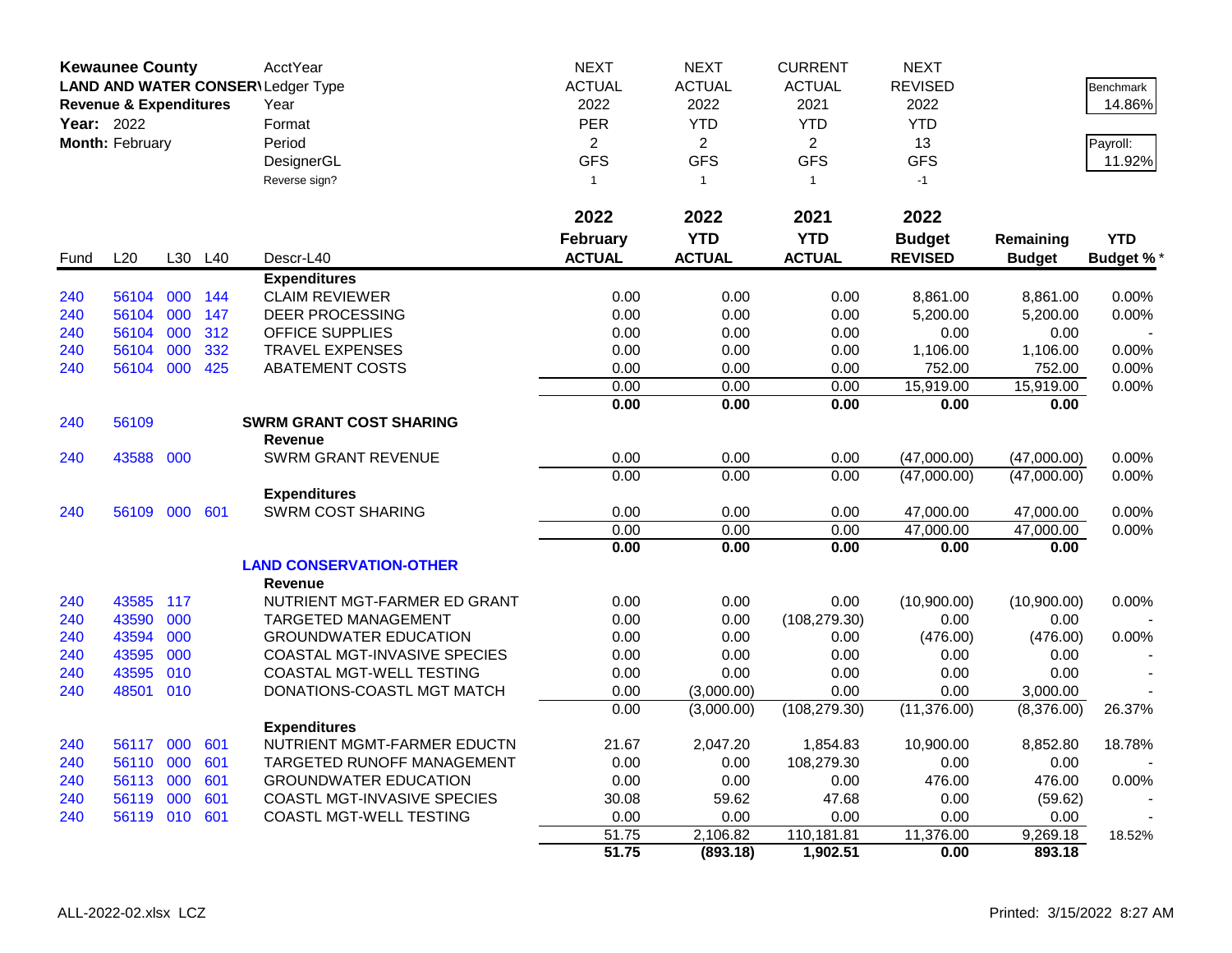**Kewaunee County**
**LAND AND WATER CONSERV**
**Revenue & Expenditures**
**Year:** 2022
**Month:** February

| | | | | AcctYear | NEXT | NEXT | CURRENT | NEXT | | |
|---|---|---|---|---|---|---|---|---|---|---|
| | | | | Ledger Type | ACTUAL | ACTUAL | ACTUAL | REVISED | | Benchmark |
| | | | | Year | 2022 | 2022 | 2021 | 2022 | | 14.86% |
| | | | | Format | PER | YTD | YTD | YTD | | |
| | | | | Period | 2 | 2 | 2 | 13 | | Payroll: |
| | | | | DesignerGL | GFS | GFS | GFS | GFS | | 11.92% |
| | | | | Reverse sign? | 1 | 1 | 1 | -1 | | |
| | | | | | **2022** | **2022** | **2021** | **2022** | | |
| **Fund** | **L20** | **L30** | **L40** | **Descr-L40** | **February ACTUAL** | **YTD ACTUAL** | **YTD ACTUAL** | **Budget REVISED** | **Remaining Budget** | **YTD Budget %*** |
| | | | | **Expenditures** | | | | | | |
| 240 | 56104 | 000 | 144 | CLAIM REVIEWER | 0.00 | 0.00 | 0.00 | 8,861.00 | 8,861.00 | 0.00% |
| 240 | 56104 | 000 | 147 | DEER PROCESSING | 0.00 | 0.00 | 0.00 | 5,200.00 | 5,200.00 | 0.00% |
| 240 | 56104 | 000 | 312 | OFFICE SUPPLIES | 0.00 | 0.00 | 0.00 | 0.00 | 0.00 | - |
| 240 | 56104 | 000 | 332 | TRAVEL EXPENSES | 0.00 | 0.00 | 0.00 | 1,106.00 | 1,106.00 | 0.00% |
| 240 | 56104 | 000 | 425 | ABATEMENT COSTS | 0.00 | 0.00 | 0.00 | 752.00 | 752.00 | 0.00% |
| | | | | | 0.00 | 0.00 | 0.00 | 15,919.00 | 15,919.00 | 0.00% |
| | | | | | **0.00** | **0.00** | **0.00** | **0.00** | **0.00** | |
| 240 | 56109 | | | **SWRM GRANT COST SHARING** | | | | | | |
| | | | | **Revenue** | | | | | | |
| 240 | 43588 | 000 | | SWRM GRANT REVENUE | 0.00 | 0.00 | 0.00 | (47,000.00) | (47,000.00) | 0.00% |
| | | | | | 0.00 | 0.00 | 0.00 | (47,000.00) | (47,000.00) | 0.00% |
| | | | | **Expenditures** | | | | | | |
| 240 | 56109 | 000 | 601 | SWRM COST SHARING | 0.00 | 0.00 | 0.00 | 47,000.00 | 47,000.00 | 0.00% |
| | | | | | 0.00 | 0.00 | 0.00 | 47,000.00 | 47,000.00 | 0.00% |
| | | | | | **0.00** | **0.00** | **0.00** | **0.00** | **0.00** | |
| | | | | **LAND CONSERVATION-OTHER** | | | | | | |
| | | | | **Revenue** | | | | | | |
| 240 | 43585 | 117 | | NUTRIENT MGT-FARMER ED GRANT | 0.00 | 0.00 | 0.00 | (10,900.00) | (10,900.00) | 0.00% |
| 240 | 43590 | 000 | | TARGETED MANAGEMENT | 0.00 | 0.00 | (108,279.30) | 0.00 | 0.00 | - |
| 240 | 43594 | 000 | | GROUNDWATER EDUCATION | 0.00 | 0.00 | 0.00 | (476.00) | (476.00) | 0.00% |
| 240 | 43595 | 000 | | COASTAL MGT-INVASIVE SPECIES | 0.00 | 0.00 | 0.00 | 0.00 | 0.00 | - |
| 240 | 43595 | 010 | | COASTAL MGT-WELL TESTING | 0.00 | 0.00 | 0.00 | 0.00 | 0.00 | - |
| 240 | 48501 | 010 | | DONATIONS-COASTL MGT MATCH | 0.00 | (3,000.00) | 0.00 | 0.00 | 3,000.00 | - |
| | | | | | 0.00 | (3,000.00) | (108,279.30) | (11,376.00) | (8,376.00) | 26.37% |
| | | | | **Expenditures** | | | | | | |
| 240 | 56117 | 000 | 601 | NUTRIENT MGMT-FARMER EDUCTN | 21.67 | 2,047.20 | 1,854.83 | 10,900.00 | 8,852.80 | 18.78% |
| 240 | 56110 | 000 | 601 | TARGETED RUNOFF MANAGEMENT | 0.00 | 0.00 | 108,279.30 | 0.00 | 0.00 | - |
| 240 | 56113 | 000 | 601 | GROUNDWATER EDUCATION | 0.00 | 0.00 | 0.00 | 476.00 | 476.00 | 0.00% |
| 240 | 56119 | 000 | 601 | COASTL MGT-INVASIVE SPECIES | 30.08 | 59.62 | 47.68 | 0.00 | (59.62) | - |
| 240 | 56119 | 010 | 601 | COASTL MGT-WELL TESTING | 0.00 | 0.00 | 0.00 | 0.00 | 0.00 | - |
| | | | | | 51.75 | 2,106.82 | 110,181.81 | 11,376.00 | 9,269.18 | 18.52% |
| | | | | | **51.75** | **(893.18)** | **1,902.51** | **0.00** | **893.18** | |

ALL-2022-02.xlsx LCZ | Printed: 3/15/2022 8:27 AM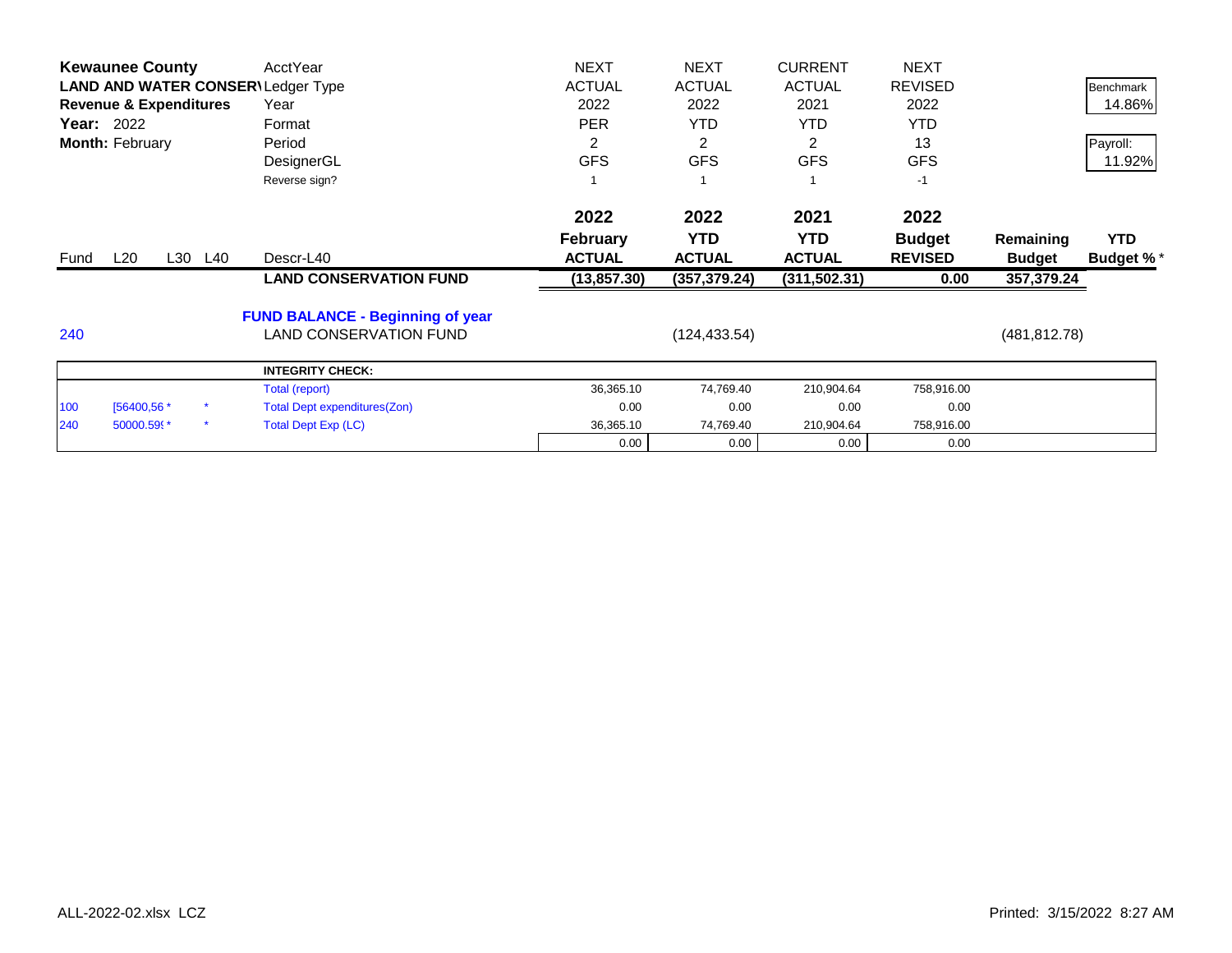| Kewaunee County | | | | AcctYear | NEXT | NEXT | CURRENT | NEXT | | |
|---|---|---|---|---|---|---|---|---|---|---|
| LAND AND WATER CONSERV | | | | Ledger Type | ACTUAL | ACTUAL | ACTUAL | REVISED | | Benchmark |
| Revenue & Expenditures | | | | Year | 2022 | 2022 | 2021 | 2022 | | 14.86% |
| Year: 2022 | | | | Format | PER | YTD | YTD | YTD | | |
| Month: February | | | | Period | 2 | 2 | 2 | 13 | | Payroll: |
| | | | | DesignerGL | GFS | GFS | GFS | GFS | | 11.92% |
| | | | | Reverse sign? | 1 | 1 | 1 | -1 | | |
| | | | | | 2022 February ACTUAL | 2022 YTD ACTUAL | 2021 YTD ACTUAL | 2022 Budget REVISED | Remaining Budget | YTD Budget %* |
| Fund | L20 | L30 | L40 | Descr-L40 | | | | | | |
| | | | | **LAND CONSERVATION FUND** | **(13,857.30)** | **(357,379.24)** | **(311,502.31)** | **0.00** | **357,379.24** | |
| | | | | **FUND BALANCE - Beginning of year** | | | | | | |
| 240 | | | | LAND CONSERVATION FUND | | (124,433.54) | | | (481,812.78) | |

| | | | INTEGRITY CHECK: | | | | |
|---|---|---|---|---|---|---|---|
| | | | Total (report) | 36,365.10 | 74,769.40 | 210,904.64 | 758,916.00 |
| 100 | [56400,56 * | * | Total Dept expenditures(Zon) | 0.00 | 0.00 | 0.00 | 0.00 |
| 240 | 50000.59( * | * | Total Dept Exp (LC) | 36,365.10 | 74,769.40 | 210,904.64 | 758,916.00 |
| | | | | 0.00 | 0.00 | 0.00 | 0.00 |

ALL-2022-02.xlsx LCZ

Printed: 3/15/2022 8:27 AM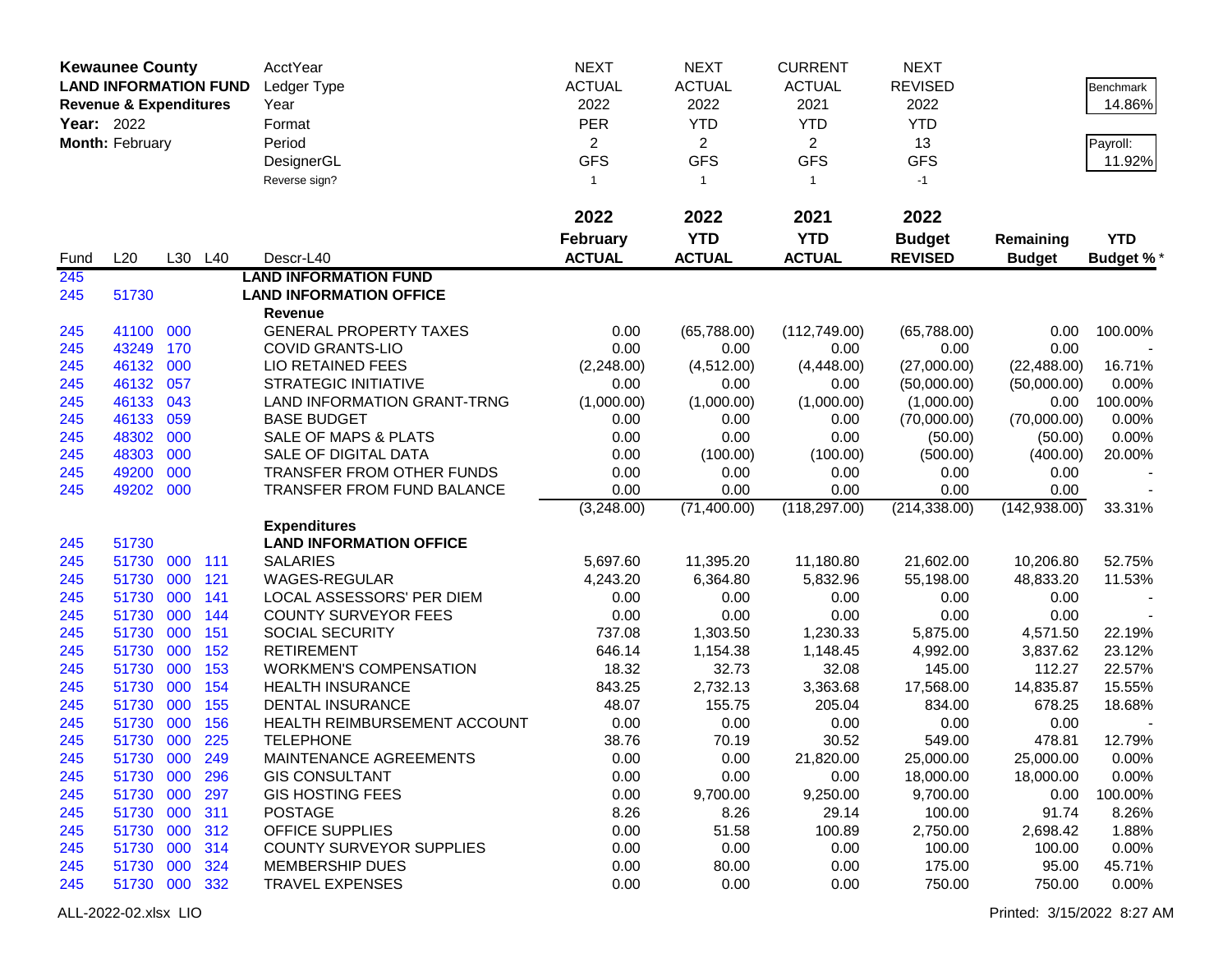**Kewaunee County**
**LAND INFORMATION FUND**
**Revenue & Expenditures**
**Year:** 2022
**Month:** February

| | | | | AcctYear | NEXT | NEXT | CURRENT | NEXT | | |
|---|---|---|---|---|---|---|---|---|---|---|
| | | | | Ledger Type | ACTUAL | ACTUAL | ACTUAL | REVISED | | Benchmark |
| | | | | Year | 2022 | 2022 | 2021 | 2022 | | 14.86% |
| | | | | Format | PER | YTD | YTD | YTD | | |
| | | | | Period | 2 | 2 | 2 | 13 | | Payroll: |
| | | | | DesignerGL | GFS | GFS | GFS | GFS | | 11.92% |
| | | | | Reverse sign? | 1 | 1 | 1 | -1 | | |
| | | | | | **2022** | **2022** | **2021** | **2022** | | |
| | | | | | **February** | **YTD** | **YTD** | **Budget** | **Remaining** | **YTD** |
| Fund | L20 | L30 | L40 | Descr-L40 | **ACTUAL** | **ACTUAL** | **ACTUAL** | **REVISED** | **Budget** | **Budget %*** |
| 245 | | | | **LAND INFORMATION FUND** | | | | | | |
| 245 | 51730 | | | **LAND INFORMATION OFFICE** | | | | | | |
| | | | | **Revenue** | | | | | | |
| 245 | 41100 | 000 | | GENERAL PROPERTY TAXES | 0.00 | (65,788.00) | (112,749.00) | (65,788.00) | 0.00 | 100.00% |
| 245 | 43249 | 170 | | COVID GRANTS-LIO | 0.00 | 0.00 | 0.00 | 0.00 | 0.00 | - |
| 245 | 46132 | 000 | | LIO RETAINED FEES | (2,248.00) | (4,512.00) | (4,448.00) | (27,000.00) | (22,488.00) | 16.71% |
| 245 | 46132 | 057 | | STRATEGIC INITIATIVE | 0.00 | 0.00 | 0.00 | (50,000.00) | (50,000.00) | 0.00% |
| 245 | 46133 | 043 | | LAND INFORMATION GRANT-TRNG | (1,000.00) | (1,000.00) | (1,000.00) | (1,000.00) | 0.00 | 100.00% |
| 245 | 46133 | 059 | | BASE BUDGET | 0.00 | 0.00 | 0.00 | (70,000.00) | (70,000.00) | 0.00% |
| 245 | 48302 | 000 | | SALE OF MAPS & PLATS | 0.00 | 0.00 | 0.00 | (50.00) | (50.00) | 0.00% |
| 245 | 48303 | 000 | | SALE OF DIGITAL DATA | 0.00 | (100.00) | (100.00) | (500.00) | (400.00) | 20.00% |
| 245 | 49200 | 000 | | TRANSFER FROM OTHER FUNDS | 0.00 | 0.00 | 0.00 | 0.00 | 0.00 | - |
| 245 | 49202 | 000 | | TRANSFER FROM FUND BALANCE | 0.00 | 0.00 | 0.00 | 0.00 | 0.00 | - |
| | | | | | (3,248.00) | (71,400.00) | (118,297.00) | (214,338.00) | (142,938.00) | 33.31% |
| | | | | **Expenditures** | | | | | | |
| 245 | 51730 | | | **LAND INFORMATION OFFICE** | | | | | | |
| 245 | 51730 | 000 | 111 | SALARIES | 5,697.60 | 11,395.20 | 11,180.80 | 21,602.00 | 10,206.80 | 52.75% |
| 245 | 51730 | 000 | 121 | WAGES-REGULAR | 4,243.20 | 6,364.80 | 5,832.96 | 55,198.00 | 48,833.20 | 11.53% |
| 245 | 51730 | 000 | 141 | LOCAL ASSESSORS' PER DIEM | 0.00 | 0.00 | 0.00 | 0.00 | 0.00 | - |
| 245 | 51730 | 000 | 144 | COUNTY SURVEYOR FEES | 0.00 | 0.00 | 0.00 | 0.00 | 0.00 | - |
| 245 | 51730 | 000 | 151 | SOCIAL SECURITY | 737.08 | 1,303.50 | 1,230.33 | 5,875.00 | 4,571.50 | 22.19% |
| 245 | 51730 | 000 | 152 | RETIREMENT | 646.14 | 1,154.38 | 1,148.45 | 4,992.00 | 3,837.62 | 23.12% |
| 245 | 51730 | 000 | 153 | WORKMEN'S COMPENSATION | 18.32 | 32.73 | 32.08 | 145.00 | 112.27 | 22.57% |
| 245 | 51730 | 000 | 154 | HEALTH INSURANCE | 843.25 | 2,732.13 | 3,363.68 | 17,568.00 | 14,835.87 | 15.55% |
| 245 | 51730 | 000 | 155 | DENTAL INSURANCE | 48.07 | 155.75 | 205.04 | 834.00 | 678.25 | 18.68% |
| 245 | 51730 | 000 | 156 | HEALTH REIMBURSEMENT ACCOUNT | 0.00 | 0.00 | 0.00 | 0.00 | 0.00 | - |
| 245 | 51730 | 000 | 225 | TELEPHONE | 38.76 | 70.19 | 30.52 | 549.00 | 478.81 | 12.79% |
| 245 | 51730 | 000 | 249 | MAINTENANCE AGREEMENTS | 0.00 | 0.00 | 21,820.00 | 25,000.00 | 25,000.00 | 0.00% |
| 245 | 51730 | 000 | 296 | GIS CONSULTANT | 0.00 | 0.00 | 0.00 | 18,000.00 | 18,000.00 | 0.00% |
| 245 | 51730 | 000 | 297 | GIS HOSTING FEES | 0.00 | 9,700.00 | 9,250.00 | 9,700.00 | 0.00 | 100.00% |
| 245 | 51730 | 000 | 311 | POSTAGE | 8.26 | 8.26 | 29.14 | 100.00 | 91.74 | 8.26% |
| 245 | 51730 | 000 | 312 | OFFICE SUPPLIES | 0.00 | 51.58 | 100.89 | 2,750.00 | 2,698.42 | 1.88% |
| 245 | 51730 | 000 | 314 | COUNTY SURVEYOR SUPPLIES | 0.00 | 0.00 | 0.00 | 100.00 | 100.00 | 0.00% |
| 245 | 51730 | 000 | 324 | MEMBERSHIP DUES | 0.00 | 80.00 | 0.00 | 175.00 | 95.00 | 45.71% |
| 245 | 51730 | 000 | 332 | TRAVEL EXPENSES | 0.00 | 0.00 | 0.00 | 750.00 | 750.00 | 0.00% |

ALL-2022-02.xlsx LIO

Printed: 3/15/2022 8:27 AM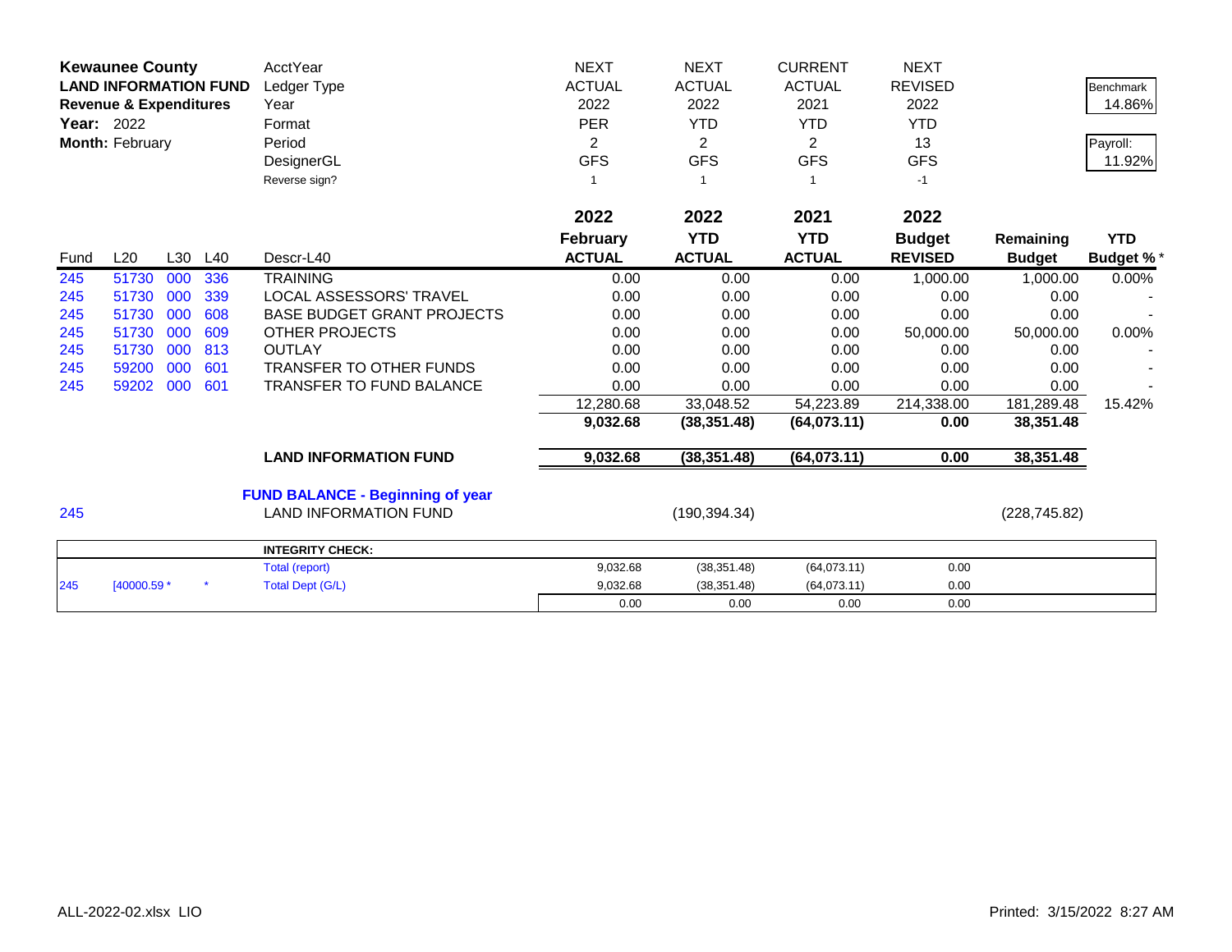**Kewaunee County**
**LAND INFORMATION FUND**
**Revenue & Expenditures**
**Year:** 2022
**Month:** February

| | | | | | | | | | | | |
|---|---|---|---|---|---|---|---|---|---|---|---|
| | | | | AcctYear | NEXT | NEXT | CURRENT | NEXT | | | |
| | | | | Ledger Type | ACTUAL | ACTUAL | ACTUAL | REVISED | | | Benchmark |
| | | | | Year | 2022 | 2022 | 2021 | 2022 | | | 14.86% |
| | | | | Format | PER | YTD | YTD | YTD | | | |
| | | | | Period | 2 | 2 | 2 | 13 | | | Payroll: |
| | | | | DesignerGL | GFS | GFS | GFS | GFS | | | 11.92% |
| | | | | Reverse sign? | 1 | 1 | 1 | -1 | | | |

| Fund | L20 | L30 | L40 | Descr-L40 | 2022 February ACTUAL | 2022 YTD ACTUAL | 2021 YTD ACTUAL | 2022 Budget REVISED | Remaining Budget | YTD Budget % * |
|---|---|---|---|---|---|---|---|---|---|---|
| 245 | 51730 | 000 | 336 | TRAINING | 0.00 | 0.00 | 0.00 | 1,000.00 | 1,000.00 | 0.00% |
| 245 | 51730 | 000 | 339 | LOCAL ASSESSORS' TRAVEL | 0.00 | 0.00 | 0.00 | 0.00 | 0.00 | - |
| 245 | 51730 | 000 | 608 | BASE BUDGET GRANT PROJECTS | 0.00 | 0.00 | 0.00 | 0.00 | 0.00 | - |
| 245 | 51730 | 000 | 609 | OTHER PROJECTS | 0.00 | 0.00 | 0.00 | 50,000.00 | 50,000.00 | 0.00% |
| 245 | 51730 | 000 | 813 | OUTLAY | 0.00 | 0.00 | 0.00 | 0.00 | 0.00 | - |
| 245 | 59200 | 000 | 601 | TRANSFER TO OTHER FUNDS | 0.00 | 0.00 | 0.00 | 0.00 | 0.00 | - |
| 245 | 59202 | 000 | 601 | TRANSFER TO FUND BALANCE | 0.00 | 0.00 | 0.00 | 0.00 | 0.00 | - |
| | | | | | 12,280.68 | 33,048.52 | 54,223.89 | 214,338.00 | 181,289.48 | 15.42% |
| | | | | | **9,032.68** | **(38,351.48)** | **(64,073.11)** | **0.00** | **38,351.48** | |
| | | | | **LAND INFORMATION FUND** | **9,032.68** | **(38,351.48)** | **(64,073.11)** | **0.00** | **38,351.48** | |

**FUND BALANCE - Beginning of year**

| Fund | | Description | YTD | Remaining |
|---|---|---|---|---|
| 245 | | LAND INFORMATION FUND | (190,394.34) | (228,745.82) |

| | | | | | | | |
|---|---|---|---|---|---|---|---|
| | | | **INTEGRITY CHECK:** | | | | |
| | | | Total (report) | 9,032.68 | (38,351.48) | (64,073.11) | 0.00 |
| 245 | [40000.59 * | * | Total Dept (G/L) | 9,032.68 | (38,351.48) | (64,073.11) | 0.00 |
| | | | | 0.00 | 0.00 | 0.00 | 0.00 |

ALL-2022-02.xlsx LIO

Printed: 3/15/2022 8:27 AM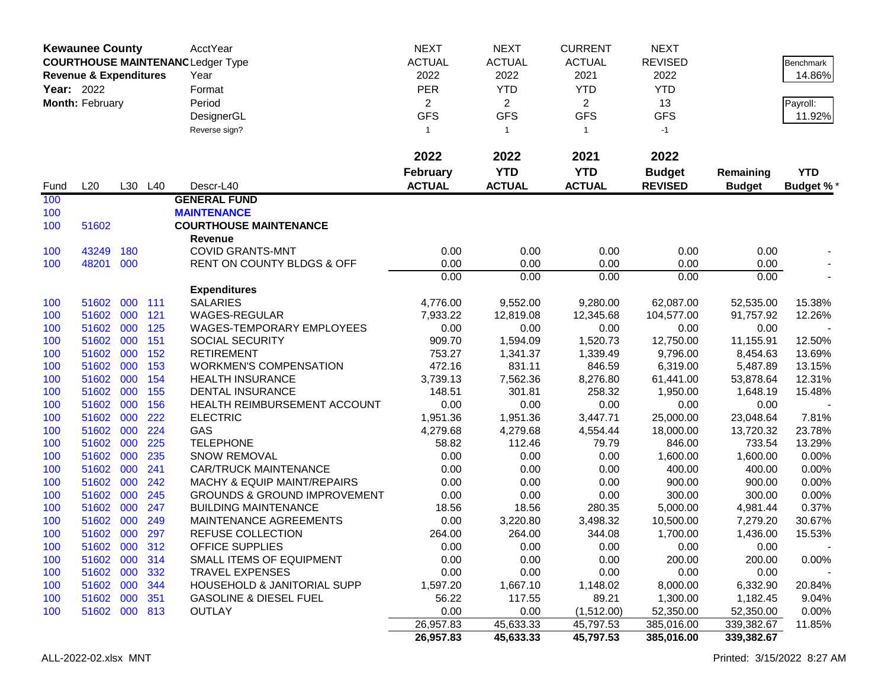**Kewaunee County**
**COURTHOUSE MAINTENANCE**
**Revenue & Expenditures**
**Year:** 2022
**Month:** February

| | | | | AcctYear | NEXT | NEXT | CURRENT | NEXT | | |
|---|---|---|---|---|---|---|---|---|---|---|
| | | | | Ledger Type | ACTUAL | ACTUAL | ACTUAL | REVISED | | Benchmark |
| | | | | Year | 2022 | 2022 | 2021 | 2022 | | 14.86% |
| | | | | Format | PER | YTD | YTD | YTD | | |
| | | | | Period | 2 | 2 | 2 | 13 | | Payroll: |
| | | | | DesignerGL | GFS | GFS | GFS | GFS | | 11.92% |
| | | | | Reverse sign? | 1 | 1 | 1 | -1 | | |
| | | | | | **2022** | **2022** | **2021** | **2022** | | |
| | | | | | **February** | **YTD** | **YTD** | **Budget** | **Remaining** | **YTD** |
| Fund | L20 | L30 | L40 | Descr-L40 | **ACTUAL** | **ACTUAL** | **ACTUAL** | **REVISED** | **Budget** | **Budget %*** |
| 100 | | | | **GENERAL FUND** | | | | | | |
| 100 | | | | **MAINTENANCE** | | | | | | |
| 100 | 51602 | | | **COURTHOUSE MAINTENANCE** | | | | | | |
| | | | | **Revenue** | | | | | | |
| 100 | 43249 | 180 | | COVID GRANTS-MNT | 0.00 | 0.00 | 0.00 | 0.00 | 0.00 | - |
| 100 | 48201 | 000 | | RENT ON COUNTY BLDGS & OFF | 0.00 | 0.00 | 0.00 | 0.00 | 0.00 | - |
| | | | | | 0.00 | 0.00 | 0.00 | 0.00 | 0.00 | - |
| | | | | **Expenditures** | | | | | | |
| 100 | 51602 | 000 | 111 | SALARIES | 4,776.00 | 9,552.00 | 9,280.00 | 62,087.00 | 52,535.00 | 15.38% |
| 100 | 51602 | 000 | 121 | WAGES-REGULAR | 7,933.22 | 12,819.08 | 12,345.68 | 104,577.00 | 91,757.92 | 12.26% |
| 100 | 51602 | 000 | 125 | WAGES-TEMPORARY EMPLOYEES | 0.00 | 0.00 | 0.00 | 0.00 | 0.00 | - |
| 100 | 51602 | 000 | 151 | SOCIAL SECURITY | 909.70 | 1,594.09 | 1,520.73 | 12,750.00 | 11,155.91 | 12.50% |
| 100 | 51602 | 000 | 152 | RETIREMENT | 753.27 | 1,341.37 | 1,339.49 | 9,796.00 | 8,454.63 | 13.69% |
| 100 | 51602 | 000 | 153 | WORKMEN'S COMPENSATION | 472.16 | 831.11 | 846.59 | 6,319.00 | 5,487.89 | 13.15% |
| 100 | 51602 | 000 | 154 | HEALTH INSURANCE | 3,739.13 | 7,562.36 | 8,276.80 | 61,441.00 | 53,878.64 | 12.31% |
| 100 | 51602 | 000 | 155 | DENTAL INSURANCE | 148.51 | 301.81 | 258.32 | 1,950.00 | 1,648.19 | 15.48% |
| 100 | 51602 | 000 | 156 | HEALTH REIMBURSEMENT ACCOUNT | 0.00 | 0.00 | 0.00 | 0.00 | 0.00 | - |
| 100 | 51602 | 000 | 222 | ELECTRIC | 1,951.36 | 1,951.36 | 3,447.71 | 25,000.00 | 23,048.64 | 7.81% |
| 100 | 51602 | 000 | 224 | GAS | 4,279.68 | 4,279.68 | 4,554.44 | 18,000.00 | 13,720.32 | 23.78% |
| 100 | 51602 | 000 | 225 | TELEPHONE | 58.82 | 112.46 | 79.79 | 846.00 | 733.54 | 13.29% |
| 100 | 51602 | 000 | 235 | SNOW REMOVAL | 0.00 | 0.00 | 0.00 | 1,600.00 | 1,600.00 | 0.00% |
| 100 | 51602 | 000 | 241 | CAR/TRUCK MAINTENANCE | 0.00 | 0.00 | 0.00 | 400.00 | 400.00 | 0.00% |
| 100 | 51602 | 000 | 242 | MACHY & EQUIP MAINT/REPAIRS | 0.00 | 0.00 | 0.00 | 900.00 | 900.00 | 0.00% |
| 100 | 51602 | 000 | 245 | GROUNDS & GROUND IMPROVEMENT | 0.00 | 0.00 | 0.00 | 300.00 | 300.00 | 0.00% |
| 100 | 51602 | 000 | 247 | BUILDING MAINTENANCE | 18.56 | 18.56 | 280.35 | 5,000.00 | 4,981.44 | 0.37% |
| 100 | 51602 | 000 | 249 | MAINTENANCE AGREEMENTS | 0.00 | 3,220.80 | 3,498.32 | 10,500.00 | 7,279.20 | 30.67% |
| 100 | 51602 | 000 | 297 | REFUSE COLLECTION | 264.00 | 264.00 | 344.08 | 1,700.00 | 1,436.00 | 15.53% |
| 100 | 51602 | 000 | 312 | OFFICE SUPPLIES | 0.00 | 0.00 | 0.00 | 0.00 | 0.00 | - |
| 100 | 51602 | 000 | 314 | SMALL ITEMS OF EQUIPMENT | 0.00 | 0.00 | 0.00 | 200.00 | 200.00 | 0.00% |
| 100 | 51602 | 000 | 332 | TRAVEL EXPENSES | 0.00 | 0.00 | 0.00 | 0.00 | 0.00 | - |
| 100 | 51602 | 000 | 344 | HOUSEHOLD & JANITORIAL SUPP | 1,597.20 | 1,667.10 | 1,148.02 | 8,000.00 | 6,332.90 | 20.84% |
| 100 | 51602 | 000 | 351 | GASOLINE & DIESEL FUEL | 56.22 | 117.55 | 89.21 | 1,300.00 | 1,182.45 | 9.04% |
| 100 | 51602 | 000 | 813 | OUTLAY | 0.00 | 0.00 | (1,512.00) | 52,350.00 | 52,350.00 | 0.00% |
| | | | | | 26,957.83 | 45,633.33 | 45,797.53 | 385,016.00 | 339,382.67 | 11.85% |
| | | | | | **26,957.83** | **45,633.33** | **45,797.53** | **385,016.00** | **339,382.67** | |

ALL-2022-02.xlsx MNT

Printed: 3/15/2022 8:27 AM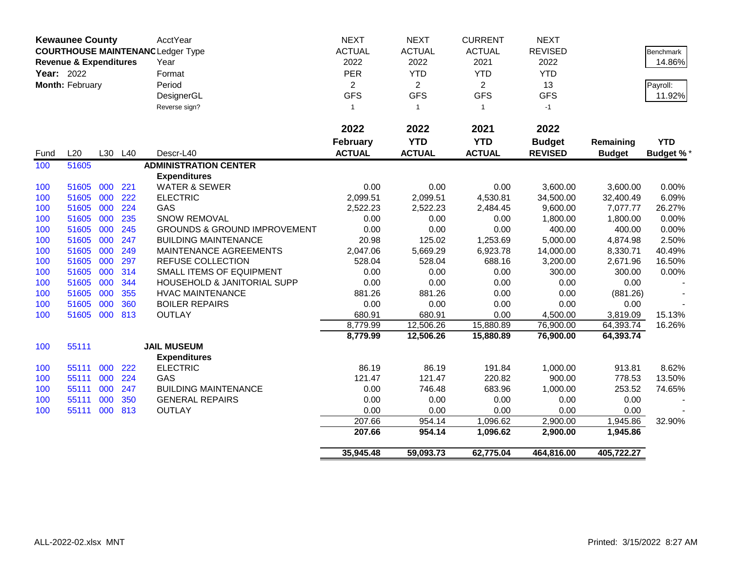**Kewaunee County**
**COURTHOUSE MAINTENANCE**
**Revenue & Expenditures**
**Year:** 2022
**Month:** February

| | NEXT | NEXT | CURRENT | NEXT |
|---|---|---|---|---|
| AcctYear | ACTUAL | ACTUAL | ACTUAL | REVISED |
| Ledger Type | 2022 | 2022 | 2021 | 2022 |
| Year | PER | YTD | YTD | YTD |
| Format | 2 | 2 | 2 | 13 |
| Period | GFS | GFS | GFS | GFS |
| DesignerGL | 1 | 1 | 1 | -1 |
| Reverse sign? | | | | |

Benchmark: 14.86%

Payroll: 11.92%

| Fund | L20 | L30 | L40 | Descr-L40 | 2022 February ACTUAL | 2022 YTD ACTUAL | 2021 YTD ACTUAL | 2022 Budget REVISED | Remaining Budget | YTD Budget % * |
|---|---|---|---|---|---|---|---|---|---|---|
| 100 | 51605 | | | **ADMINISTRATION CENTER** | | | | | | |
| | | | | **Expenditures** | | | | | | |
| 100 | 51605 | 000 | 221 | WATER & SEWER | 0.00 | 0.00 | 0.00 | 3,600.00 | 3,600.00 | 0.00% |
| 100 | 51605 | 000 | 222 | ELECTRIC | 2,099.51 | 2,099.51 | 4,530.81 | 34,500.00 | 32,400.49 | 6.09% |
| 100 | 51605 | 000 | 224 | GAS | 2,522.23 | 2,522.23 | 2,484.45 | 9,600.00 | 7,077.77 | 26.27% |
| 100 | 51605 | 000 | 235 | SNOW REMOVAL | 0.00 | 0.00 | 0.00 | 1,800.00 | 1,800.00 | 0.00% |
| 100 | 51605 | 000 | 245 | GROUNDS & GROUND IMPROVEMENT | 0.00 | 0.00 | 0.00 | 400.00 | 400.00 | 0.00% |
| 100 | 51605 | 000 | 247 | BUILDING MAINTENANCE | 20.98 | 125.02 | 1,253.69 | 5,000.00 | 4,874.98 | 2.50% |
| 100 | 51605 | 000 | 249 | MAINTENANCE AGREEMENTS | 2,047.06 | 5,669.29 | 6,923.78 | 14,000.00 | 8,330.71 | 40.49% |
| 100 | 51605 | 000 | 297 | REFUSE COLLECTION | 528.04 | 528.04 | 688.16 | 3,200.00 | 2,671.96 | 16.50% |
| 100 | 51605 | 000 | 314 | SMALL ITEMS OF EQUIPMENT | 0.00 | 0.00 | 0.00 | 300.00 | 300.00 | 0.00% |
| 100 | 51605 | 000 | 344 | HOUSEHOLD & JANITORIAL SUPP | 0.00 | 0.00 | 0.00 | 0.00 | 0.00 | - |
| 100 | 51605 | 000 | 355 | HVAC MAINTENANCE | 881.26 | 881.26 | 0.00 | 0.00 | (881.26) | - |
| 100 | 51605 | 000 | 360 | BOILER REPAIRS | 0.00 | 0.00 | 0.00 | 0.00 | 0.00 | - |
| 100 | 51605 | 000 | 813 | OUTLAY | 680.91 | 680.91 | 0.00 | 4,500.00 | 3,819.09 | 15.13% |
| | | | | | 8,779.99 | 12,506.26 | 15,880.89 | 76,900.00 | 64,393.74 | 16.26% |
| | | | | | **8,779.99** | **12,506.26** | **15,880.89** | **76,900.00** | **64,393.74** | |
| 100 | 55111 | | | **JAIL MUSEUM** | | | | | | |
| | | | | **Expenditures** | | | | | | |
| 100 | 55111 | 000 | 222 | ELECTRIC | 86.19 | 86.19 | 191.84 | 1,000.00 | 913.81 | 8.62% |
| 100 | 55111 | 000 | 224 | GAS | 121.47 | 121.47 | 220.82 | 900.00 | 778.53 | 13.50% |
| 100 | 55111 | 000 | 247 | BUILDING MAINTENANCE | 0.00 | 746.48 | 683.96 | 1,000.00 | 253.52 | 74.65% |
| 100 | 55111 | 000 | 350 | GENERAL REPAIRS | 0.00 | 0.00 | 0.00 | 0.00 | 0.00 | - |
| 100 | 55111 | 000 | 813 | OUTLAY | 0.00 | 0.00 | 0.00 | 0.00 | 0.00 | - |
| | | | | | 207.66 | 954.14 | 1,096.62 | 2,900.00 | 1,945.86 | 32.90% |
| | | | | | **207.66** | **954.14** | **1,096.62** | **2,900.00** | **1,945.86** | |
| | | | | | **35,945.48** | **59,093.73** | **62,775.04** | **464,816.00** | **405,722.27** | |

ALL-2022-02.xlsx MNT

Printed: 3/15/2022 8:27 AM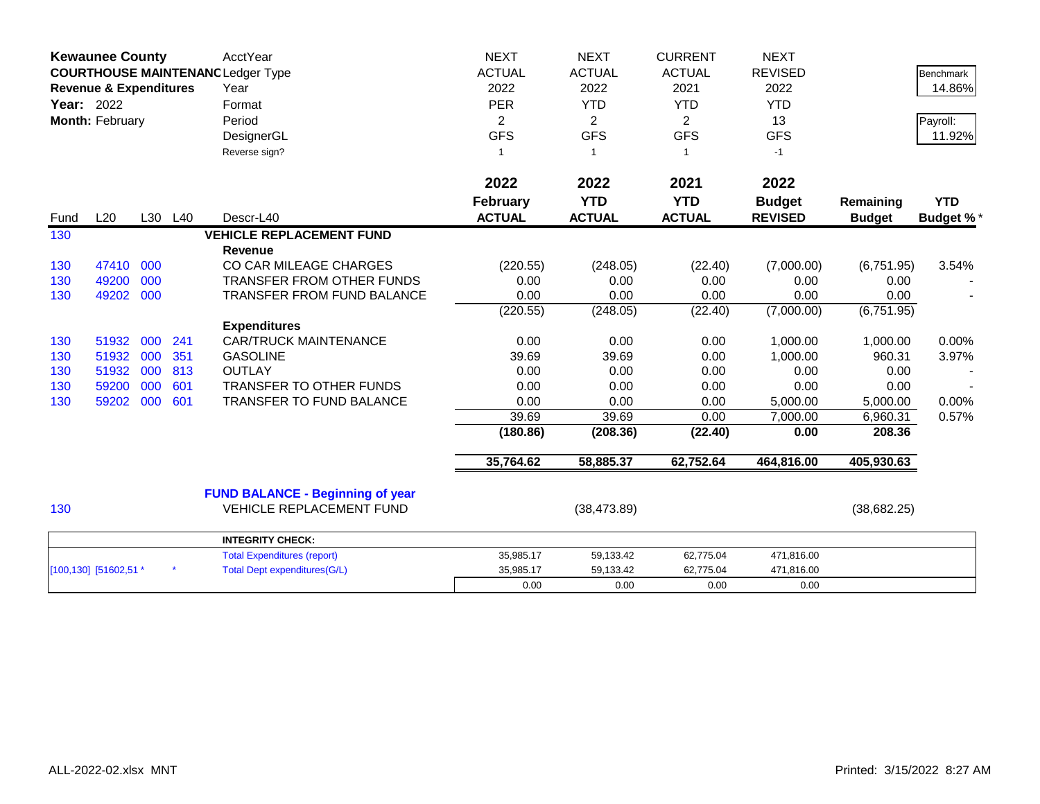| **Kewaunee County** | | | | AcctYear | NEXT | NEXT | CURRENT | NEXT | | |
|---|---|---|---|---|---|---|---|---|---|---|
| **COURTHOUSE MAINTENANC** | | | | Ledger Type | ACTUAL | ACTUAL | ACTUAL | REVISED | | Benchmark |
| **Revenue & Expenditures** | | | | Year | 2022 | 2022 | 2021 | 2022 | | 14.86% |
| **Year:** 2022 | | | | Format | PER | YTD | YTD | YTD | | |
| **Month:** February | | | | Period | 2 | 2 | 2 | 13 | | Payroll: |
| | | | | DesignerGL | GFS | GFS | GFS | GFS | | 11.92% |
| | | | | Reverse sign? | 1 | 1 | 1 | -1 | | |
| | | | | | **2022 February ACTUAL** | **2022 YTD ACTUAL** | **2021 YTD ACTUAL** | **2022 Budget REVISED** | **Remaining Budget** | **YTD Budget %*** |
| Fund | L20 | L30 | L40 | Descr-L40 | | | | | | |
| 130 | | | | **VEHICLE REPLACEMENT FUND** | | | | | | |
| | | | | **Revenue** | | | | | | |
| 130 | 47410 | 000 | | CO CAR MILEAGE CHARGES | (220.55) | (248.05) | (22.40) | (7,000.00) | (6,751.95) | 3.54% |
| 130 | 49200 | 000 | | TRANSFER FROM OTHER FUNDS | 0.00 | 0.00 | 0.00 | 0.00 | 0.00 | - |
| 130 | 49202 | 000 | | TRANSFER FROM FUND BALANCE | 0.00 | 0.00 | 0.00 | 0.00 | 0.00 | - |
| | | | | | (220.55) | (248.05) | (22.40) | (7,000.00) | (6,751.95) | |
| | | | | **Expenditures** | | | | | | |
| 130 | 51932 | 000 | 241 | CAR/TRUCK MAINTENANCE | 0.00 | 0.00 | 0.00 | 1,000.00 | 1,000.00 | 0.00% |
| 130 | 51932 | 000 | 351 | GASOLINE | 39.69 | 39.69 | 0.00 | 1,000.00 | 960.31 | 3.97% |
| 130 | 51932 | 000 | 813 | OUTLAY | 0.00 | 0.00 | 0.00 | 0.00 | 0.00 | - |
| 130 | 59200 | 000 | 601 | TRANSFER TO OTHER FUNDS | 0.00 | 0.00 | 0.00 | 0.00 | 0.00 | - |
| 130 | 59202 | 000 | 601 | TRANSFER TO FUND BALANCE | 0.00 | 0.00 | 0.00 | 5,000.00 | 5,000.00 | 0.00% |
| | | | | | 39.69 | 39.69 | 0.00 | 7,000.00 | 6,960.31 | 0.57% |
| | | | | | **(180.86)** | **(208.36)** | **(22.40)** | **0.00** | **208.36** | |
| | | | | | **35,764.62** | **58,885.37** | **62,752.64** | **464,816.00** | **405,930.63** | |
| | | | | **FUND BALANCE - Beginning of year** | | | | | | |
| 130 | | | | VEHICLE REPLACEMENT FUND | | (38,473.89) | | | (38,682.25) | |

| | | **INTEGRITY CHECK:** | | | | |
|---|---|---|---|---|---|---|
| | | Total Expenditures (report) | 35,985.17 | 59,133.42 | 62,775.04 | 471,816.00 |
| [100,130] [51602,51 * | * | Total Dept expenditures(G/L) | 35,985.17 | 59,133.42 | 62,775.04 | 471,816.00 |
| | | | 0.00 | 0.00 | 0.00 | 0.00 |

ALL-2022-02.xlsx MNT

Printed: 3/15/2022 8:27 AM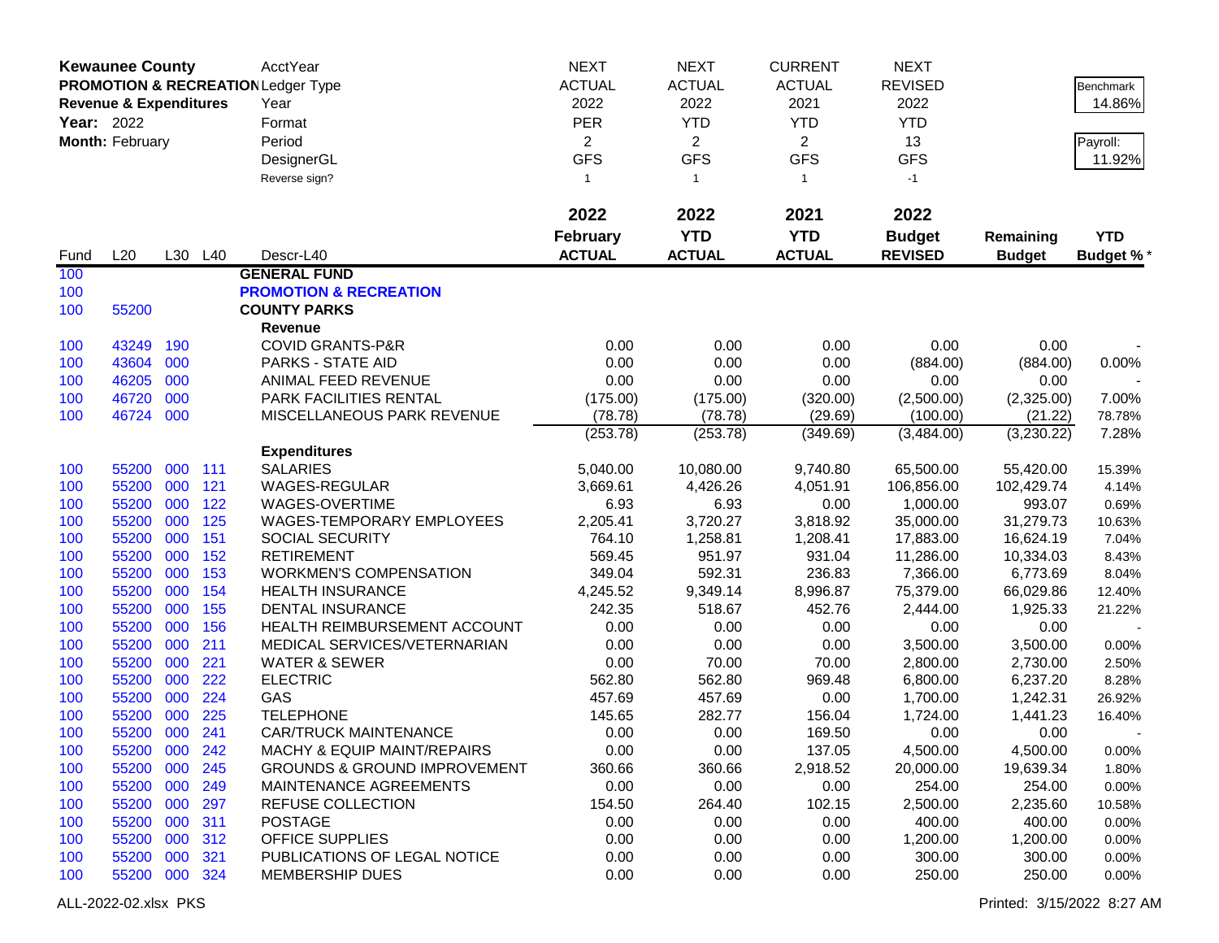| **Kewaunee County** | | | | AcctYear | NEXT | NEXT | CURRENT | NEXT | | |
|---|---|---|---|---|---|---|---|---|---|---|
| **PROMOTION & RECREATION** | | | | Ledger Type | ACTUAL | ACTUAL | ACTUAL | REVISED | | Benchmark |
| **Revenue & Expenditures** | | | | Year | 2022 | 2022 | 2021 | 2022 | | 14.86% |
| **Year:** 2022 | | | | Format | PER | YTD | YTD | YTD | | |
| **Month:** February | | | | Period | 2 | 2 | 2 | 13 | | Payroll: |
| | | | | DesignerGL | GFS | GFS | GFS | GFS | | 11.92% |
| | | | | Reverse sign? | 1 | 1 | 1 | -1 | | |

| Fund | L20 | L30 | L40 | Descr-L40 | 2022 February ACTUAL | 2022 YTD ACTUAL | 2021 YTD ACTUAL | 2022 Budget REVISED | Remaining Budget | YTD Budget % * |
|---|---|---|---|---|---|---|---|---|---|---|
| 100 | | | | **GENERAL FUND** | | | | | | |
| 100 | | | | **PROMOTION & RECREATION** | | | | | | |
| 100 | 55200 | | | **COUNTY PARKS** | | | | | | |
| | | | | **Revenue** | | | | | | |
| 100 | 43249 | 190 | | COVID GRANTS-P&R | 0.00 | 0.00 | 0.00 | 0.00 | 0.00 | - |
| 100 | 43604 | 000 | | PARKS - STATE AID | 0.00 | 0.00 | 0.00 | (884.00) | (884.00) | 0.00% |
| 100 | 46205 | 000 | | ANIMAL FEED REVENUE | 0.00 | 0.00 | 0.00 | 0.00 | 0.00 | - |
| 100 | 46720 | 000 | | PARK FACILITIES RENTAL | (175.00) | (175.00) | (320.00) | (2,500.00) | (2,325.00) | 7.00% |
| 100 | 46724 | 000 | | MISCELLANEOUS PARK REVENUE | (78.78) | (78.78) | (29.69) | (100.00) | (21.22) | 78.78% |
| | | | | | (253.78) | (253.78) | (349.69) | (3,484.00) | (3,230.22) | 7.28% |
| | | | | **Expenditures** | | | | | | |
| 100 | 55200 | 000 | 111 | SALARIES | 5,040.00 | 10,080.00 | 9,740.80 | 65,500.00 | 55,420.00 | 15.39% |
| 100 | 55200 | 000 | 121 | WAGES-REGULAR | 3,669.61 | 4,426.26 | 4,051.91 | 106,856.00 | 102,429.74 | 4.14% |
| 100 | 55200 | 000 | 122 | WAGES-OVERTIME | 6.93 | 6.93 | 0.00 | 1,000.00 | 993.07 | 0.69% |
| 100 | 55200 | 000 | 125 | WAGES-TEMPORARY EMPLOYEES | 2,205.41 | 3,720.27 | 3,818.92 | 35,000.00 | 31,279.73 | 10.63% |
| 100 | 55200 | 000 | 151 | SOCIAL SECURITY | 764.10 | 1,258.81 | 1,208.41 | 17,883.00 | 16,624.19 | 7.04% |
| 100 | 55200 | 000 | 152 | RETIREMENT | 569.45 | 951.97 | 931.04 | 11,286.00 | 10,334.03 | 8.43% |
| 100 | 55200 | 000 | 153 | WORKMEN'S COMPENSATION | 349.04 | 592.31 | 236.83 | 7,366.00 | 6,773.69 | 8.04% |
| 100 | 55200 | 000 | 154 | HEALTH INSURANCE | 4,245.52 | 9,349.14 | 8,996.87 | 75,379.00 | 66,029.86 | 12.40% |
| 100 | 55200 | 000 | 155 | DENTAL INSURANCE | 242.35 | 518.67 | 452.76 | 2,444.00 | 1,925.33 | 21.22% |
| 100 | 55200 | 000 | 156 | HEALTH REIMBURSEMENT ACCOUNT | 0.00 | 0.00 | 0.00 | 0.00 | 0.00 | - |
| 100 | 55200 | 000 | 211 | MEDICAL SERVICES/VETERNARIAN | 0.00 | 0.00 | 0.00 | 3,500.00 | 3,500.00 | 0.00% |
| 100 | 55200 | 000 | 221 | WATER & SEWER | 0.00 | 70.00 | 70.00 | 2,800.00 | 2,730.00 | 2.50% |
| 100 | 55200 | 000 | 222 | ELECTRIC | 562.80 | 562.80 | 969.48 | 6,800.00 | 6,237.20 | 8.28% |
| 100 | 55200 | 000 | 224 | GAS | 457.69 | 457.69 | 0.00 | 1,700.00 | 1,242.31 | 26.92% |
| 100 | 55200 | 000 | 225 | TELEPHONE | 145.65 | 282.77 | 156.04 | 1,724.00 | 1,441.23 | 16.40% |
| 100 | 55200 | 000 | 241 | CAR/TRUCK MAINTENANCE | 0.00 | 0.00 | 169.50 | 0.00 | 0.00 | - |
| 100 | 55200 | 000 | 242 | MACHY & EQUIP MAINT/REPAIRS | 0.00 | 0.00 | 137.05 | 4,500.00 | 4,500.00 | 0.00% |
| 100 | 55200 | 000 | 245 | GROUNDS & GROUND IMPROVEMENT | 360.66 | 360.66 | 2,918.52 | 20,000.00 | 19,639.34 | 1.80% |
| 100 | 55200 | 000 | 249 | MAINTENANCE AGREEMENTS | 0.00 | 0.00 | 0.00 | 254.00 | 254.00 | 0.00% |
| 100 | 55200 | 000 | 297 | REFUSE COLLECTION | 154.50 | 264.40 | 102.15 | 2,500.00 | 2,235.60 | 10.58% |
| 100 | 55200 | 000 | 311 | POSTAGE | 0.00 | 0.00 | 0.00 | 400.00 | 400.00 | 0.00% |
| 100 | 55200 | 000 | 312 | OFFICE SUPPLIES | 0.00 | 0.00 | 0.00 | 1,200.00 | 1,200.00 | 0.00% |
| 100 | 55200 | 000 | 321 | PUBLICATIONS OF LEGAL NOTICE | 0.00 | 0.00 | 0.00 | 300.00 | 300.00 | 0.00% |
| 100 | 55200 | 000 | 324 | MEMBERSHIP DUES | 0.00 | 0.00 | 0.00 | 250.00 | 250.00 | 0.00% |

ALL-2022-02.xlsx PKS

Printed: 3/15/2022 8:27 AM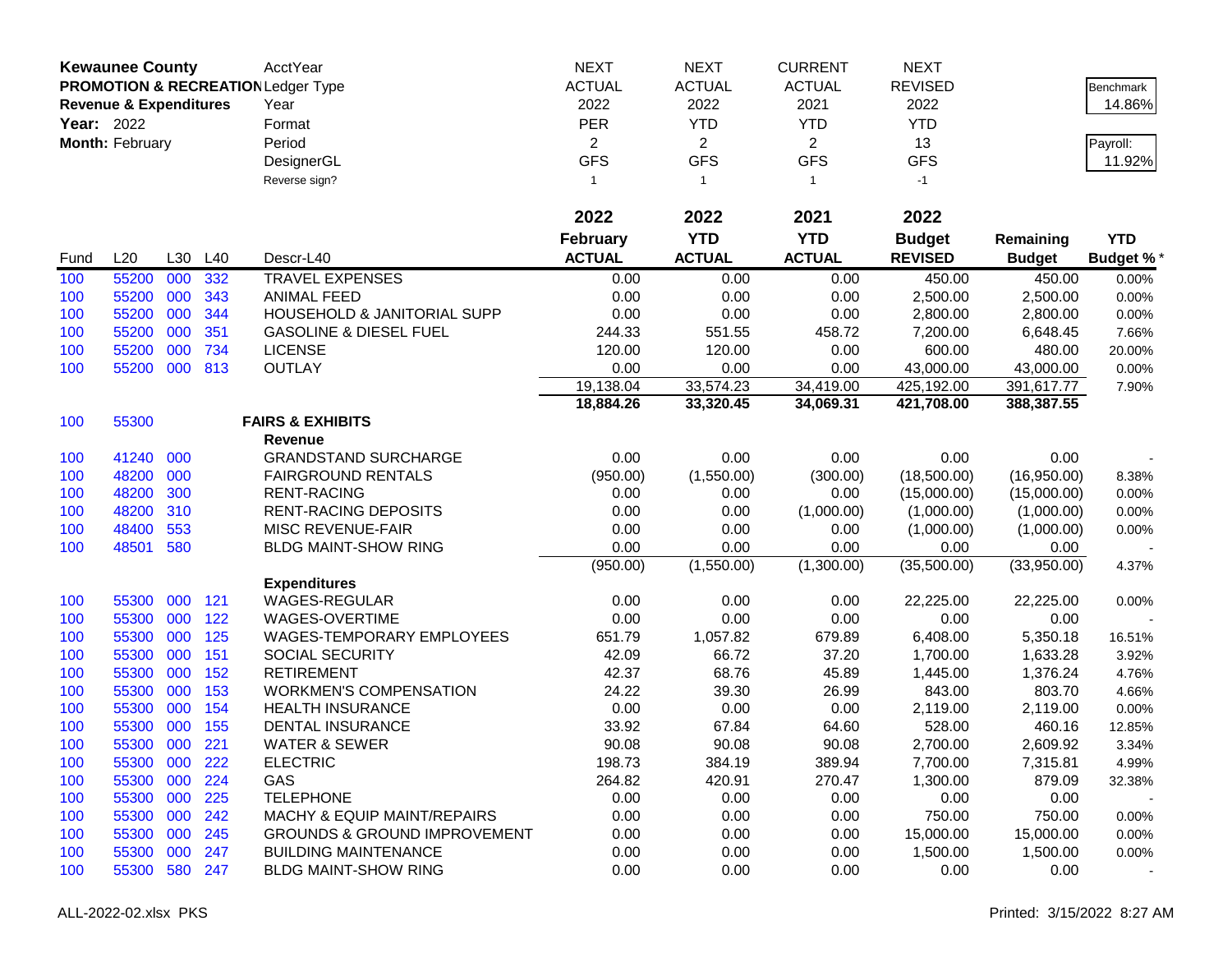**Kewaunee County**
**PROMOTION & RECREATION**
**Revenue & Expenditures**
**Year:** 2022
**Month:** February

| | NEXT | NEXT | CURRENT | NEXT | | |
|---|---|---|---|---|---|---|
| AcctYear | NEXT | NEXT | CURRENT | NEXT | | |
| Ledger Type | ACTUAL | ACTUAL | ACTUAL | REVISED | | Benchmark 14.86% |
| Year | 2022 | 2022 | 2021 | 2022 | | |
| Format | PER | YTD | YTD | YTD | | Payroll: 11.92% |
| Period | 2 | 2 | 2 | 13 | | |
| DesignerGL | GFS | GFS | GFS | GFS | | |
| Reverse sign? | 1 | 1 | 1 | -1 | | |

| Fund | L20 | L30 | L40 | Descr-L40 | 2022 February ACTUAL | 2022 YTD ACTUAL | 2021 YTD ACTUAL | 2022 Budget REVISED | Remaining Budget | YTD Budget % * |
|---|---|---|---|---|---|---|---|---|---|---|
| 100 | 55200 | 000 | 332 | TRAVEL EXPENSES | 0.00 | 0.00 | 0.00 | 450.00 | 450.00 | 0.00% |
| 100 | 55200 | 000 | 343 | ANIMAL FEED | 0.00 | 0.00 | 0.00 | 2,500.00 | 2,500.00 | 0.00% |
| 100 | 55200 | 000 | 344 | HOUSEHOLD & JANITORIAL SUPP | 0.00 | 0.00 | 0.00 | 2,800.00 | 2,800.00 | 0.00% |
| 100 | 55200 | 000 | 351 | GASOLINE & DIESEL FUEL | 244.33 | 551.55 | 458.72 | 7,200.00 | 6,648.45 | 7.66% |
| 100 | 55200 | 000 | 734 | LICENSE | 120.00 | 120.00 | 0.00 | 600.00 | 480.00 | 20.00% |
| 100 | 55200 | 000 | 813 | OUTLAY | 0.00 | 0.00 | 0.00 | 43,000.00 | 43,000.00 | 0.00% |
| | | | | | 19,138.04 | 33,574.23 | 34,419.00 | 425,192.00 | 391,617.77 | 7.90% |
| | | | | | **18,884.26** | **33,320.45** | **34,069.31** | **421,708.00** | **388,387.55** | |
| 100 | 55300 | | | **FAIRS & EXHIBITS** | | | | | | |
| | | | | **Revenue** | | | | | | |
| 100 | 41240 | 000 | | GRANDSTAND SURCHARGE | 0.00 | 0.00 | 0.00 | 0.00 | 0.00 | - |
| 100 | 48200 | 000 | | FAIRGROUND RENTALS | (950.00) | (1,550.00) | (300.00) | (18,500.00) | (16,950.00) | 8.38% |
| 100 | 48200 | 300 | | RENT-RACING | 0.00 | 0.00 | 0.00 | (15,000.00) | (15,000.00) | 0.00% |
| 100 | 48200 | 310 | | RENT-RACING DEPOSITS | 0.00 | 0.00 | (1,000.00) | (1,000.00) | (1,000.00) | 0.00% |
| 100 | 48400 | 553 | | MISC REVENUE-FAIR | 0.00 | 0.00 | 0.00 | (1,000.00) | (1,000.00) | 0.00% |
| 100 | 48501 | 580 | | BLDG MAINT-SHOW RING | 0.00 | 0.00 | 0.00 | 0.00 | 0.00 | - |
| | | | | | (950.00) | (1,550.00) | (1,300.00) | (35,500.00) | (33,950.00) | 4.37% |
| | | | | **Expenditures** | | | | | | |
| 100 | 55300 | 000 | 121 | WAGES-REGULAR | 0.00 | 0.00 | 0.00 | 22,225.00 | 22,225.00 | 0.00% |
| 100 | 55300 | 000 | 122 | WAGES-OVERTIME | 0.00 | 0.00 | 0.00 | 0.00 | 0.00 | - |
| 100 | 55300 | 000 | 125 | WAGES-TEMPORARY EMPLOYEES | 651.79 | 1,057.82 | 679.89 | 6,408.00 | 5,350.18 | 16.51% |
| 100 | 55300 | 000 | 151 | SOCIAL SECURITY | 42.09 | 66.72 | 37.20 | 1,700.00 | 1,633.28 | 3.92% |
| 100 | 55300 | 000 | 152 | RETIREMENT | 42.37 | 68.76 | 45.89 | 1,445.00 | 1,376.24 | 4.76% |
| 100 | 55300 | 000 | 153 | WORKMEN'S COMPENSATION | 24.22 | 39.30 | 26.99 | 843.00 | 803.70 | 4.66% |
| 100 | 55300 | 000 | 154 | HEALTH INSURANCE | 0.00 | 0.00 | 0.00 | 2,119.00 | 2,119.00 | 0.00% |
| 100 | 55300 | 000 | 155 | DENTAL INSURANCE | 33.92 | 67.84 | 64.60 | 528.00 | 460.16 | 12.85% |
| 100 | 55300 | 000 | 221 | WATER & SEWER | 90.08 | 90.08 | 90.08 | 2,700.00 | 2,609.92 | 3.34% |
| 100 | 55300 | 000 | 222 | ELECTRIC | 198.73 | 384.19 | 389.94 | 7,700.00 | 7,315.81 | 4.99% |
| 100 | 55300 | 000 | 224 | GAS | 264.82 | 420.91 | 270.47 | 1,300.00 | 879.09 | 32.38% |
| 100 | 55300 | 000 | 225 | TELEPHONE | 0.00 | 0.00 | 0.00 | 0.00 | 0.00 | - |
| 100 | 55300 | 000 | 242 | MACHY & EQUIP MAINT/REPAIRS | 0.00 | 0.00 | 0.00 | 750.00 | 750.00 | 0.00% |
| 100 | 55300 | 000 | 245 | GROUNDS & GROUND IMPROVEMENT | 0.00 | 0.00 | 0.00 | 15,000.00 | 15,000.00 | 0.00% |
| 100 | 55300 | 000 | 247 | BUILDING MAINTENANCE | 0.00 | 0.00 | 0.00 | 1,500.00 | 1,500.00 | 0.00% |
| 100 | 55300 | 580 | 247 | BLDG MAINT-SHOW RING | 0.00 | 0.00 | 0.00 | 0.00 | 0.00 | - |

ALL-2022-02.xlsx PKS — Printed: 3/15/2022 8:27 AM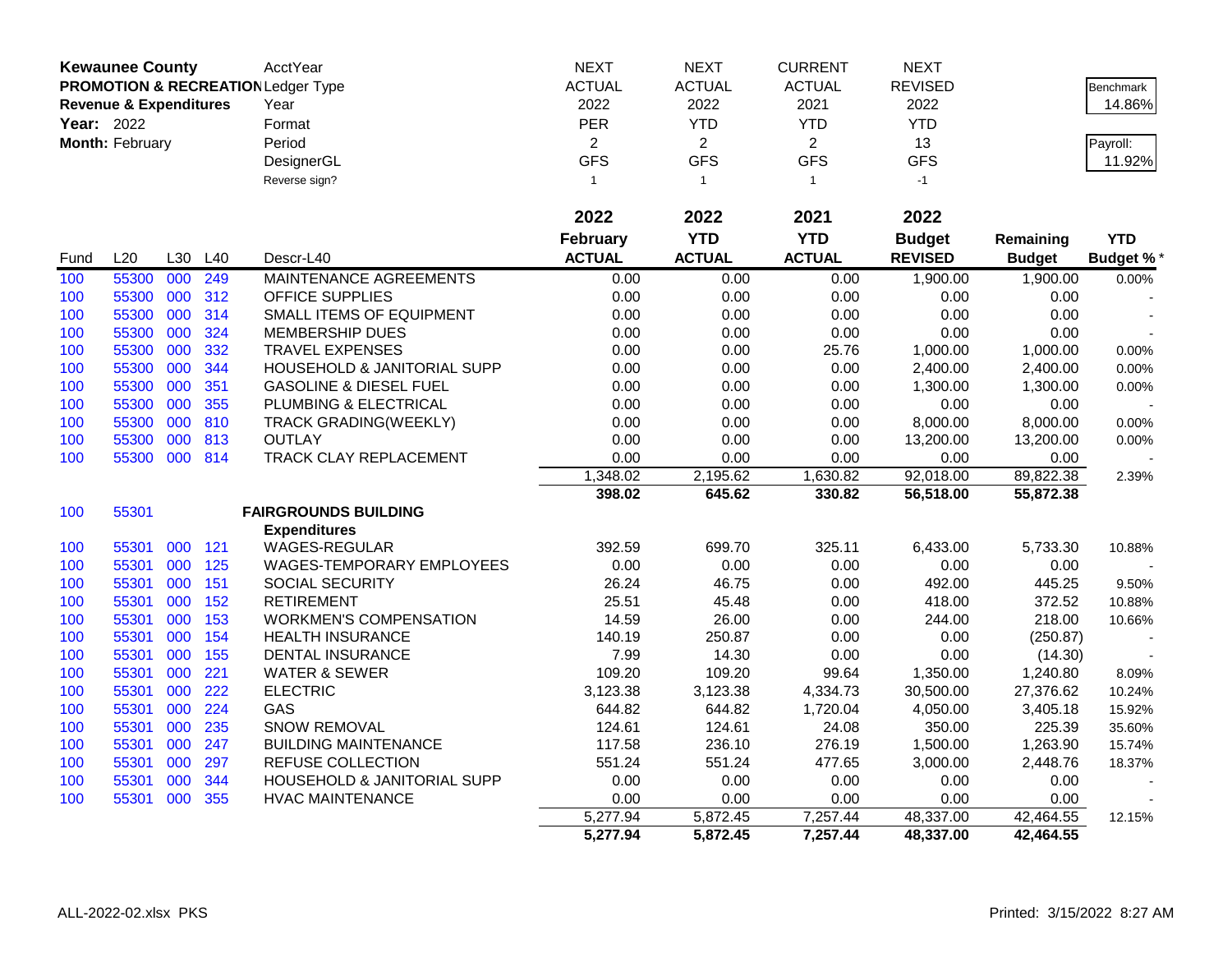| Kewaunee County | | | | AcctYear | NEXT | NEXT | CURRENT | NEXT | | |
|---|---|---|---|---|---|---|---|---|---|---|
| PROMOTION & RECREATION | | | | Ledger Type | ACTUAL | ACTUAL | ACTUAL | REVISED | | Benchmark |
| Revenue & Expenditures | | | | Year | 2022 | 2022 | 2021 | 2022 | | 14.86% |
| Year: 2022 | | | | Format | PER | YTD | YTD | YTD | | |
| Month: February | | | | Period | 2 | 2 | 2 | 13 | | Payroll: |
| | | | | DesignerGL | GFS | GFS | GFS | GFS | | 11.92% |
| | | | | Reverse sign? | 1 | 1 | 1 | -1 | | |
| | | | | | 2022 | 2022 | 2021 | 2022 | | |
| | | | | | February | YTD | YTD | Budget | Remaining | YTD |
| Fund | L20 | L30 | L40 | Descr-L40 | ACTUAL | ACTUAL | ACTUAL | REVISED | Budget | Budget % * |
| 100 | 55300 | 000 | 249 | MAINTENANCE AGREEMENTS | 0.00 | 0.00 | 0.00 | 1,900.00 | 1,900.00 | 0.00% |
| 100 | 55300 | 000 | 312 | OFFICE SUPPLIES | 0.00 | 0.00 | 0.00 | 0.00 | 0.00 | - |
| 100 | 55300 | 000 | 314 | SMALL ITEMS OF EQUIPMENT | 0.00 | 0.00 | 0.00 | 0.00 | 0.00 | - |
| 100 | 55300 | 000 | 324 | MEMBERSHIP DUES | 0.00 | 0.00 | 0.00 | 0.00 | 0.00 | - |
| 100 | 55300 | 000 | 332 | TRAVEL EXPENSES | 0.00 | 0.00 | 25.76 | 1,000.00 | 1,000.00 | 0.00% |
| 100 | 55300 | 000 | 344 | HOUSEHOLD & JANITORIAL SUPP | 0.00 | 0.00 | 0.00 | 2,400.00 | 2,400.00 | 0.00% |
| 100 | 55300 | 000 | 351 | GASOLINE & DIESEL FUEL | 0.00 | 0.00 | 0.00 | 1,300.00 | 1,300.00 | 0.00% |
| 100 | 55300 | 000 | 355 | PLUMBING & ELECTRICAL | 0.00 | 0.00 | 0.00 | 0.00 | 0.00 | - |
| 100 | 55300 | 000 | 810 | TRACK GRADING(WEEKLY) | 0.00 | 0.00 | 0.00 | 8,000.00 | 8,000.00 | 0.00% |
| 100 | 55300 | 000 | 813 | OUTLAY | 0.00 | 0.00 | 0.00 | 13,200.00 | 13,200.00 | 0.00% |
| 100 | 55300 | 000 | 814 | TRACK CLAY REPLACEMENT | 0.00 | 0.00 | 0.00 | 0.00 | 0.00 | - |
| | | | | | 1,348.02 | 2,195.62 | 1,630.82 | 92,018.00 | 89,822.38 | 2.39% |
| | | | | | **398.02** | **645.62** | **330.82** | **56,518.00** | **55,872.38** | |
| 100 | 55301 | | | **FAIRGROUNDS BUILDING** | | | | | | |
| | | | | **Expenditures** | | | | | | |
| 100 | 55301 | 000 | 121 | WAGES-REGULAR | 392.59 | 699.70 | 325.11 | 6,433.00 | 5,733.30 | 10.88% |
| 100 | 55301 | 000 | 125 | WAGES-TEMPORARY EMPLOYEES | 0.00 | 0.00 | 0.00 | 0.00 | 0.00 | - |
| 100 | 55301 | 000 | 151 | SOCIAL SECURITY | 26.24 | 46.75 | 0.00 | 492.00 | 445.25 | 9.50% |
| 100 | 55301 | 000 | 152 | RETIREMENT | 25.51 | 45.48 | 0.00 | 418.00 | 372.52 | 10.88% |
| 100 | 55301 | 000 | 153 | WORKMEN'S COMPENSATION | 14.59 | 26.00 | 0.00 | 244.00 | 218.00 | 10.66% |
| 100 | 55301 | 000 | 154 | HEALTH INSURANCE | 140.19 | 250.87 | 0.00 | 0.00 | (250.87) | - |
| 100 | 55301 | 000 | 155 | DENTAL INSURANCE | 7.99 | 14.30 | 0.00 | 0.00 | (14.30) | - |
| 100 | 55301 | 000 | 221 | WATER & SEWER | 109.20 | 109.20 | 99.64 | 1,350.00 | 1,240.80 | 8.09% |
| 100 | 55301 | 000 | 222 | ELECTRIC | 3,123.38 | 3,123.38 | 4,334.73 | 30,500.00 | 27,376.62 | 10.24% |
| 100 | 55301 | 000 | 224 | GAS | 644.82 | 644.82 | 1,720.04 | 4,050.00 | 3,405.18 | 15.92% |
| 100 | 55301 | 000 | 235 | SNOW REMOVAL | 124.61 | 124.61 | 24.08 | 350.00 | 225.39 | 35.60% |
| 100 | 55301 | 000 | 247 | BUILDING MAINTENANCE | 117.58 | 236.10 | 276.19 | 1,500.00 | 1,263.90 | 15.74% |
| 100 | 55301 | 000 | 297 | REFUSE COLLECTION | 551.24 | 551.24 | 477.65 | 3,000.00 | 2,448.76 | 18.37% |
| 100 | 55301 | 000 | 344 | HOUSEHOLD & JANITORIAL SUPP | 0.00 | 0.00 | 0.00 | 0.00 | 0.00 | - |
| 100 | 55301 | 000 | 355 | HVAC MAINTENANCE | 0.00 | 0.00 | 0.00 | 0.00 | 0.00 | - |
| | | | | | 5,277.94 | 5,872.45 | 7,257.44 | 48,337.00 | 42,464.55 | 12.15% |
| | | | | | **5,277.94** | **5,872.45** | **7,257.44** | **48,337.00** | **42,464.55** | |

ALL-2022-02.xlsx PKS    Printed: 3/15/2022 8:27 AM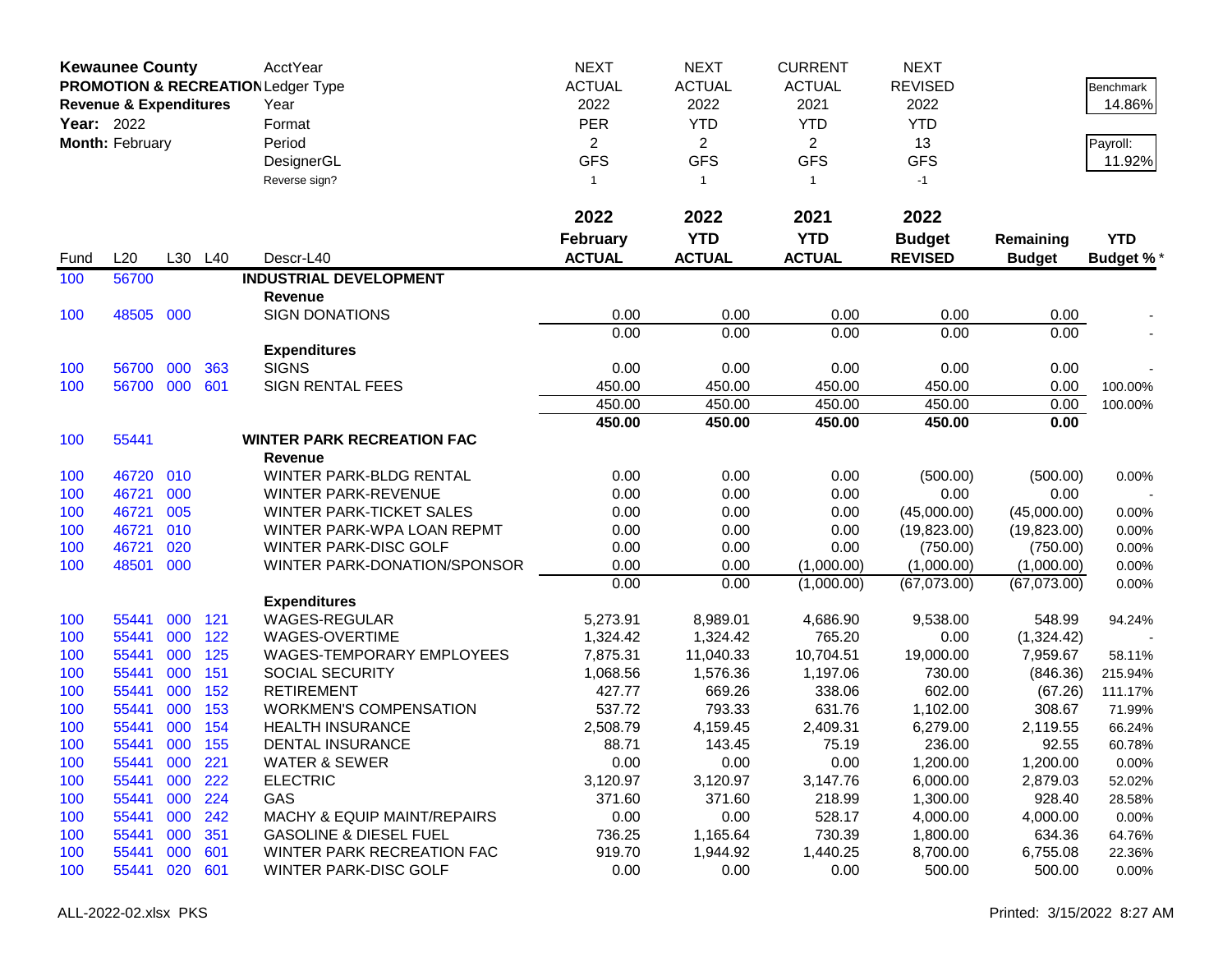| **Kewaunee County** | | | | AcctYear | NEXT | NEXT | CURRENT | NEXT | | |
|---|---|---|---|---|---|---|---|---|---|---|
| **PROMOTION & RECREATION** | | | | Ledger Type | ACTUAL | ACTUAL | ACTUAL | REVISED | | Benchmark |
| **Revenue & Expenditures** | | | | Year | 2022 | 2022 | 2021 | 2022 | | 14.86% |
| **Year:** 2022 | | | | Format | PER | YTD | YTD | YTD | | |
| **Month:** February | | | | Period | 2 | 2 | 2 | 13 | | Payroll: |
| | | | | DesignerGL | GFS | GFS | GFS | GFS | | 11.92% |
| | | | | Reverse sign? | 1 | 1 | 1 | -1 | | |
| | | | | | **2022** | **2022** | **2021** | **2022** | | |
| | | | | | **February** | **YTD** | **YTD** | **Budget** | **Remaining** | **YTD** |
| Fund | L20 | L30 | L40 | Descr-L40 | **ACTUAL** | **ACTUAL** | **ACTUAL** | **REVISED** | **Budget** | **Budget %*** |
| 100 | 56700 | | | **INDUSTRIAL DEVELOPMENT** | | | | | | |
| | | | | **Revenue** | | | | | | |
| 100 | 48505 | 000 | | SIGN DONATIONS | 0.00 | 0.00 | 0.00 | 0.00 | 0.00 | - |
| | | | | | 0.00 | 0.00 | 0.00 | 0.00 | 0.00 | - |
| | | | | **Expenditures** | | | | | | |
| 100 | 56700 | 000 | 363 | SIGNS | 0.00 | 0.00 | 0.00 | 0.00 | 0.00 | - |
| 100 | 56700 | 000 | 601 | SIGN RENTAL FEES | 450.00 | 450.00 | 450.00 | 450.00 | 0.00 | 100.00% |
| | | | | | 450.00 | 450.00 | 450.00 | 450.00 | 0.00 | 100.00% |
| | | | | | **450.00** | **450.00** | **450.00** | **450.00** | **0.00** | |
| 100 | 55441 | | | **WINTER PARK RECREATION FAC** | | | | | | |
| | | | | **Revenue** | | | | | | |
| 100 | 46720 | 010 | | WINTER PARK-BLDG RENTAL | 0.00 | 0.00 | 0.00 | (500.00) | (500.00) | 0.00% |
| 100 | 46721 | 000 | | WINTER PARK-REVENUE | 0.00 | 0.00 | 0.00 | 0.00 | 0.00 | - |
| 100 | 46721 | 005 | | WINTER PARK-TICKET SALES | 0.00 | 0.00 | 0.00 | (45,000.00) | (45,000.00) | 0.00% |
| 100 | 46721 | 010 | | WINTER PARK-WPA LOAN REPMT | 0.00 | 0.00 | 0.00 | (19,823.00) | (19,823.00) | 0.00% |
| 100 | 46721 | 020 | | WINTER PARK-DISC GOLF | 0.00 | 0.00 | 0.00 | (750.00) | (750.00) | 0.00% |
| 100 | 48501 | 000 | | WINTER PARK-DONATION/SPONSOR | 0.00 | 0.00 | (1,000.00) | (1,000.00) | (1,000.00) | 0.00% |
| | | | | | 0.00 | 0.00 | (1,000.00) | (67,073.00) | (67,073.00) | 0.00% |
| | | | | **Expenditures** | | | | | | |
| 100 | 55441 | 000 | 121 | WAGES-REGULAR | 5,273.91 | 8,989.01 | 4,686.90 | 9,538.00 | 548.99 | 94.24% |
| 100 | 55441 | 000 | 122 | WAGES-OVERTIME | 1,324.42 | 1,324.42 | 765.20 | 0.00 | (1,324.42) | - |
| 100 | 55441 | 000 | 125 | WAGES-TEMPORARY EMPLOYEES | 7,875.31 | 11,040.33 | 10,704.51 | 19,000.00 | 7,959.67 | 58.11% |
| 100 | 55441 | 000 | 151 | SOCIAL SECURITY | 1,068.56 | 1,576.36 | 1,197.06 | 730.00 | (846.36) | 215.94% |
| 100 | 55441 | 000 | 152 | RETIREMENT | 427.77 | 669.26 | 338.06 | 602.00 | (67.26) | 111.17% |
| 100 | 55441 | 000 | 153 | WORKMEN'S COMPENSATION | 537.72 | 793.33 | 631.76 | 1,102.00 | 308.67 | 71.99% |
| 100 | 55441 | 000 | 154 | HEALTH INSURANCE | 2,508.79 | 4,159.45 | 2,409.31 | 6,279.00 | 2,119.55 | 66.24% |
| 100 | 55441 | 000 | 155 | DENTAL INSURANCE | 88.71 | 143.45 | 75.19 | 236.00 | 92.55 | 60.78% |
| 100 | 55441 | 000 | 221 | WATER & SEWER | 0.00 | 0.00 | 0.00 | 1,200.00 | 1,200.00 | 0.00% |
| 100 | 55441 | 000 | 222 | ELECTRIC | 3,120.97 | 3,120.97 | 3,147.76 | 6,000.00 | 2,879.03 | 52.02% |
| 100 | 55441 | 000 | 224 | GAS | 371.60 | 371.60 | 218.99 | 1,300.00 | 928.40 | 28.58% |
| 100 | 55441 | 000 | 242 | MACHY & EQUIP MAINT/REPAIRS | 0.00 | 0.00 | 528.17 | 4,000.00 | 4,000.00 | 0.00% |
| 100 | 55441 | 000 | 351 | GASOLINE & DIESEL FUEL | 736.25 | 1,165.64 | 730.39 | 1,800.00 | 634.36 | 64.76% |
| 100 | 55441 | 000 | 601 | WINTER PARK RECREATION FAC | 919.70 | 1,944.92 | 1,440.25 | 8,700.00 | 6,755.08 | 22.36% |
| 100 | 55441 | 020 | 601 | WINTER PARK-DISC GOLF | 0.00 | 0.00 | 0.00 | 500.00 | 500.00 | 0.00% |

ALL-2022-02.xlsx PKS

Printed: 3/15/2022 8:27 AM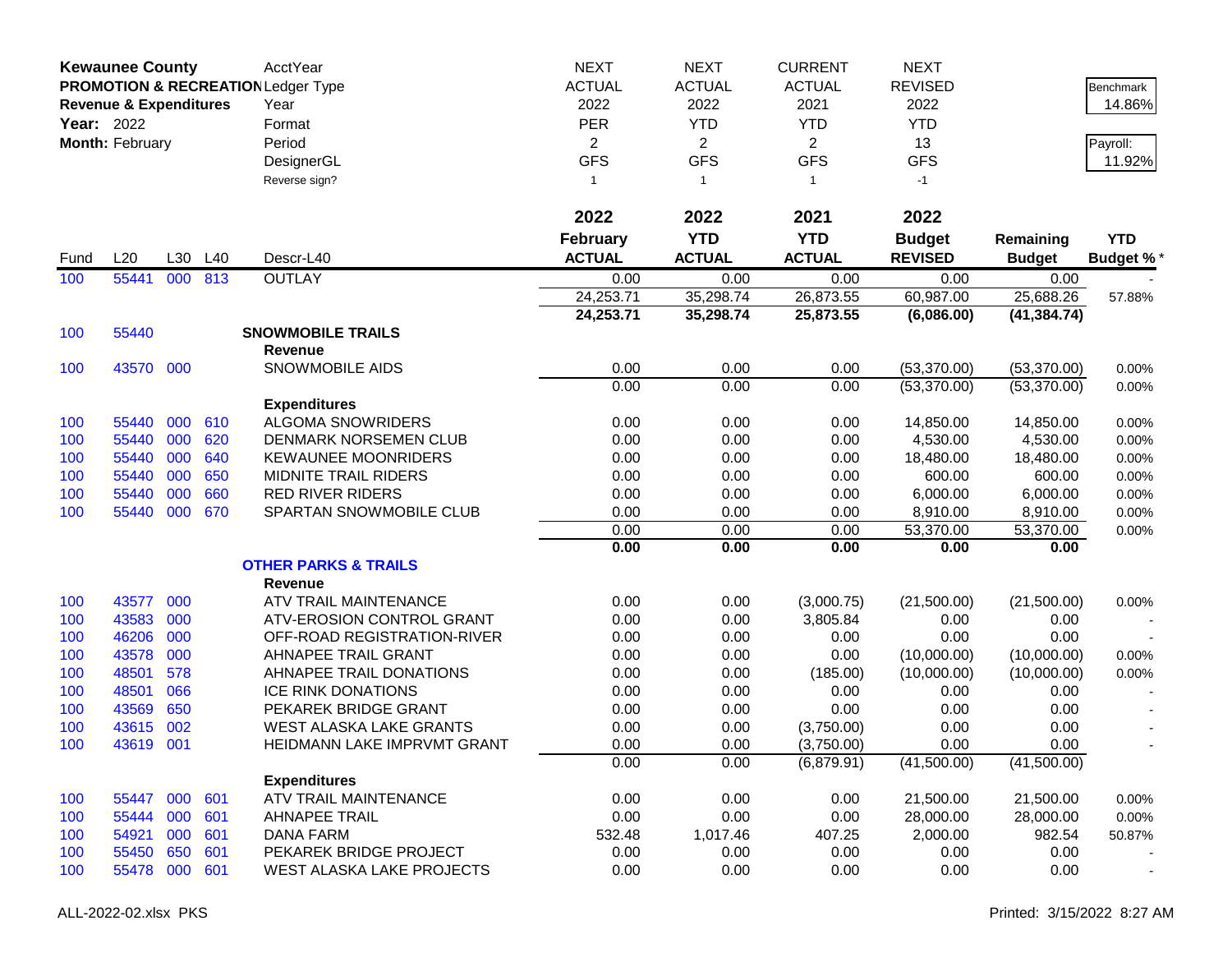**Kewaunee County**
**PROMOTION & RECREATION**
**Revenue & Expenditures**
**Year:** 2022
**Month:** February

| | | | | AcctYear | NEXT | NEXT | CURRENT | NEXT | | Benchmark |
|---|---|---|---|---|---|---|---|---|---|---|
| | | | | Ledger Type | ACTUAL | ACTUAL | ACTUAL | REVISED | | 14.86% |
| | | | | Year | 2022 | 2022 | 2021 | 2022 | | |
| | | | | Format | PER | YTD | YTD | YTD | | Payroll: |
| | | | | Period | 2 | 2 | 2 | 13 | | 11.92% |
| | | | | DesignerGL | GFS | GFS | GFS | GFS | | |
| | | | | Reverse sign? | 1 | 1 | 1 | -1 | | |
| | | | | | **2022** | **2022** | **2021** | **2022** | | |
| Fund | L20 | L30 | L40 | Descr-L40 | **February ACTUAL** | **YTD ACTUAL** | **YTD ACTUAL** | **Budget REVISED** | **Remaining Budget** | **YTD Budget %*** |
| 100 | 55441 | 000 | 813 | OUTLAY | 0.00 | 0.00 | 0.00 | 0.00 | 0.00 | - |
| | | | | | 24,253.71 | 35,298.74 | 26,873.55 | 60,987.00 | 25,688.26 | 57.88% |
| | | | | | **24,253.71** | **35,298.74** | **25,873.55** | **(6,086.00)** | **(41,384.74)** | |
| 100 | 55440 | | | **SNOWMOBILE TRAILS** | | | | | | |
| | | | | **Revenue** | | | | | | |
| 100 | 43570 | 000 | | SNOWMOBILE AIDS | 0.00 | 0.00 | 0.00 | (53,370.00) | (53,370.00) | 0.00% |
| | | | | | 0.00 | 0.00 | 0.00 | (53,370.00) | (53,370.00) | 0.00% |
| | | | | **Expenditures** | | | | | | |
| 100 | 55440 | 000 | 610 | ALGOMA SNOWRIDERS | 0.00 | 0.00 | 0.00 | 14,850.00 | 14,850.00 | 0.00% |
| 100 | 55440 | 000 | 620 | DENMARK NORSEMEN CLUB | 0.00 | 0.00 | 0.00 | 4,530.00 | 4,530.00 | 0.00% |
| 100 | 55440 | 000 | 640 | KEWAUNEE MOONRIDERS | 0.00 | 0.00 | 0.00 | 18,480.00 | 18,480.00 | 0.00% |
| 100 | 55440 | 000 | 650 | MIDNITE TRAIL RIDERS | 0.00 | 0.00 | 0.00 | 600.00 | 600.00 | 0.00% |
| 100 | 55440 | 000 | 660 | RED RIVER RIDERS | 0.00 | 0.00 | 0.00 | 6,000.00 | 6,000.00 | 0.00% |
| 100 | 55440 | 000 | 670 | SPARTAN SNOWMOBILE CLUB | 0.00 | 0.00 | 0.00 | 8,910.00 | 8,910.00 | 0.00% |
| | | | | | 0.00 | 0.00 | 0.00 | 53,370.00 | 53,370.00 | 0.00% |
| | | | | | **0.00** | **0.00** | **0.00** | **0.00** | **0.00** | |
| | | | | **OTHER PARKS & TRAILS** | | | | | | |
| | | | | **Revenue** | | | | | | |
| 100 | 43577 | 000 | | ATV TRAIL MAINTENANCE | 0.00 | 0.00 | (3,000.75) | (21,500.00) | (21,500.00) | 0.00% |
| 100 | 43583 | 000 | | ATV-EROSION CONTROL GRANT | 0.00 | 0.00 | 3,805.84 | 0.00 | 0.00 | - |
| 100 | 46206 | 000 | | OFF-ROAD REGISTRATION-RIVER | 0.00 | 0.00 | 0.00 | 0.00 | 0.00 | - |
| 100 | 43578 | 000 | | AHNAPEE TRAIL GRANT | 0.00 | 0.00 | 0.00 | (10,000.00) | (10,000.00) | 0.00% |
| 100 | 48501 | 578 | | AHNAPEE TRAIL DONATIONS | 0.00 | 0.00 | (185.00) | (10,000.00) | (10,000.00) | 0.00% |
| 100 | 48501 | 066 | | ICE RINK DONATIONS | 0.00 | 0.00 | 0.00 | 0.00 | 0.00 | - |
| 100 | 43569 | 650 | | PEKAREK BRIDGE GRANT | 0.00 | 0.00 | 0.00 | 0.00 | 0.00 | - |
| 100 | 43615 | 002 | | WEST ALASKA LAKE GRANTS | 0.00 | 0.00 | (3,750.00) | 0.00 | 0.00 | - |
| 100 | 43619 | 001 | | HEIDMANN LAKE IMPRVMT GRANT | 0.00 | 0.00 | (3,750.00) | 0.00 | 0.00 | - |
| | | | | | 0.00 | 0.00 | (6,879.91) | (41,500.00) | (41,500.00) | |
| | | | | **Expenditures** | | | | | | |
| 100 | 55447 | 000 | 601 | ATV TRAIL MAINTENANCE | 0.00 | 0.00 | 0.00 | 21,500.00 | 21,500.00 | 0.00% |
| 100 | 55444 | 000 | 601 | AHNAPEE TRAIL | 0.00 | 0.00 | 0.00 | 28,000.00 | 28,000.00 | 0.00% |
| 100 | 54921 | 000 | 601 | DANA FARM | 532.48 | 1,017.46 | 407.25 | 2,000.00 | 982.54 | 50.87% |
| 100 | 55450 | 650 | 601 | PEKAREK BRIDGE PROJECT | 0.00 | 0.00 | 0.00 | 0.00 | 0.00 | - |
| 100 | 55478 | 000 | 601 | WEST ALASKA LAKE PROJECTS | 0.00 | 0.00 | 0.00 | 0.00 | 0.00 | - |

ALL-2022-02.xlsx PKS    Printed: 3/15/2022 8:27 AM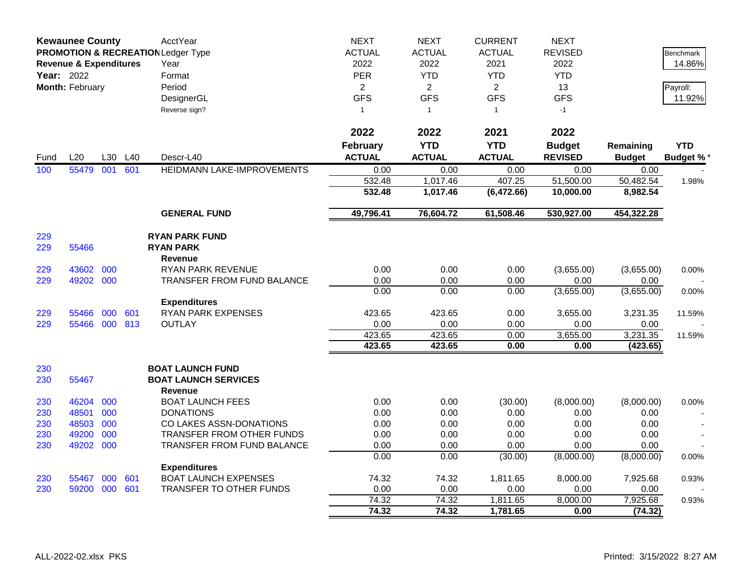| **Kewaunee County** | | | | AcctYear | NEXT | NEXT | CURRENT | NEXT | | |
|---|---|---|---|---|---|---|---|---|---|---|
| **PROMOTION & RECREATION** | | | | Ledger Type | ACTUAL | ACTUAL | ACTUAL | REVISED | | Benchmark |
| **Revenue & Expenditures** | | | | Year | 2022 | 2022 | 2021 | 2022 | | 14.86% |
| **Year:** 2022 | | | | Format | PER | YTD | YTD | YTD | | |
| **Month:** February | | | | Period | 2 | 2 | 2 | 13 | | Payroll: |
| | | | | DesignerGL | GFS | GFS | GFS | GFS | | 11.92% |
| | | | | Reverse sign? | 1 | 1 | 1 | -1 | | |
| | | | | | **2022** | **2022** | **2021** | **2022** | | |
| | | | | | **February** | **YTD** | **YTD** | **Budget** | **Remaining** | **YTD** |
| Fund | L20 | L30 | L40 | Descr-L40 | **ACTUAL** | **ACTUAL** | **ACTUAL** | **REVISED** | **Budget** | **Budget %*** |
| 100 | 55479 | 001 | 601 | HEIDMANN LAKE-IMPROVEMENTS | 0.00 | 0.00 | 0.00 | 0.00 | 0.00 | - |
| | | | | | 532.48 | 1,017.46 | 407.25 | 51,500.00 | 50,482.54 | 1.98% |
| | | | | | **532.48** | **1,017.46** | **(6,472.66)** | **10,000.00** | **8,982.54** | |
| | | | | **GENERAL FUND** | **49,796.41** | **76,604.72** | **61,508.46** | **530,927.00** | **454,322.28** | |
| 229 | | | | **RYAN PARK FUND** | | | | | | |
| 229 | 55466 | | | **RYAN PARK** | | | | | | |
| | | | | **Revenue** | | | | | | |
| 229 | 43602 | 000 | | RYAN PARK REVENUE | 0.00 | 0.00 | 0.00 | (3,655.00) | (3,655.00) | 0.00% |
| 229 | 49202 | 000 | | TRANSFER FROM FUND BALANCE | 0.00 | 0.00 | 0.00 | 0.00 | 0.00 | - |
| | | | | | 0.00 | 0.00 | 0.00 | (3,655.00) | (3,655.00) | 0.00% |
| | | | | **Expenditures** | | | | | | |
| 229 | 55466 | 000 | 601 | RYAN PARK EXPENSES | 423.65 | 423.65 | 0.00 | 3,655.00 | 3,231.35 | 11.59% |
| 229 | 55466 | 000 | 813 | OUTLAY | 0.00 | 0.00 | 0.00 | 0.00 | 0.00 | - |
| | | | | | 423.65 | 423.65 | 0.00 | 3,655.00 | 3,231.35 | 11.59% |
| | | | | | **423.65** | **423.65** | **0.00** | **0.00** | **(423.65)** | |
| 230 | | | | **BOAT LAUNCH FUND** | | | | | | |
| 230 | 55467 | | | **BOAT LAUNCH SERVICES** | | | | | | |
| | | | | **Revenue** | | | | | | |
| 230 | 46204 | 000 | | BOAT LAUNCH FEES | 0.00 | 0.00 | (30.00) | (8,000.00) | (8,000.00) | 0.00% |
| 230 | 48501 | 000 | | DONATIONS | 0.00 | 0.00 | 0.00 | 0.00 | 0.00 | - |
| 230 | 48503 | 000 | | CO LAKES ASSN-DONATIONS | 0.00 | 0.00 | 0.00 | 0.00 | 0.00 | - |
| 230 | 49200 | 000 | | TRANSFER FROM OTHER FUNDS | 0.00 | 0.00 | 0.00 | 0.00 | 0.00 | - |
| 230 | 49202 | 000 | | TRANSFER FROM FUND BALANCE | 0.00 | 0.00 | 0.00 | 0.00 | 0.00 | - |
| | | | | | 0.00 | 0.00 | (30.00) | (8,000.00) | (8,000.00) | 0.00% |
| | | | | **Expenditures** | | | | | | |
| 230 | 55467 | 000 | 601 | BOAT LAUNCH EXPENSES | 74.32 | 74.32 | 1,811.65 | 8,000.00 | 7,925.68 | 0.93% |
| 230 | 59200 | 000 | 601 | TRANSFER TO OTHER FUNDS | 0.00 | 0.00 | 0.00 | 0.00 | 0.00 | - |
| | | | | | 74.32 | 74.32 | 1,811.65 | 8,000.00 | 7,925.68 | 0.93% |
| | | | | | **74.32** | **74.32** | **1,781.65** | **0.00** | **(74.32)** | |

ALL-2022-02.xlsx PKS

Printed: 3/15/2022 8:27 AM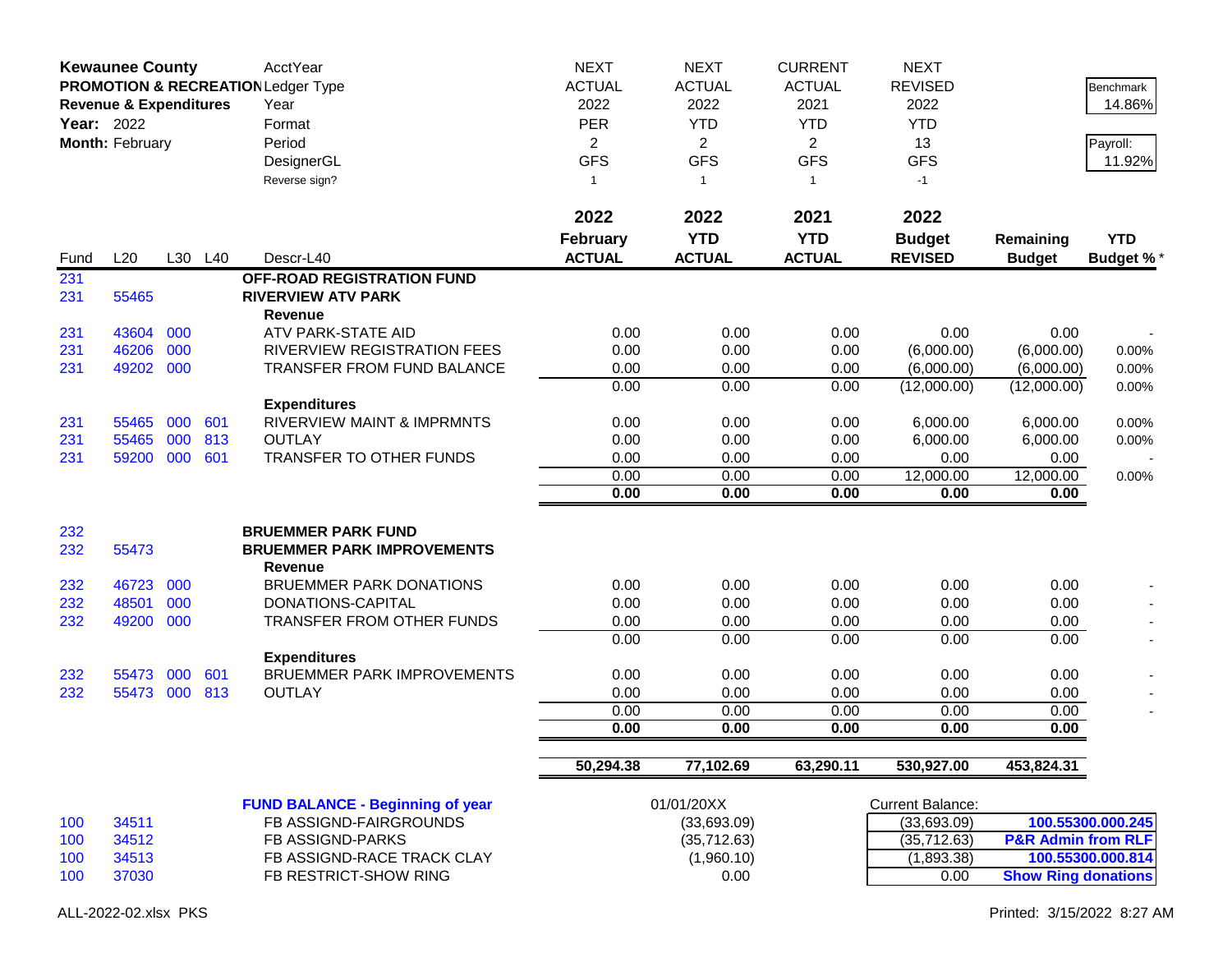**Kewaunee County**
**PROMOTION & RECREATION**
**Revenue & Expenditures**
**Year:** 2022
**Month:** February

| | | | | AcctYear | NEXT | NEXT | CURRENT | NEXT | | |
|---|---|---|---|---|---|---|---|---|---|---|
| | | | | Ledger Type | ACTUAL | ACTUAL | ACTUAL | REVISED | | Benchmark |
| | | | | Year | 2022 | 2022 | 2021 | 2022 | | 14.86% |
| | | | | Format | PER | YTD | YTD | YTD | | |
| | | | | Period | 2 | 2 | 2 | 13 | | Payroll: |
| | | | | DesignerGL | GFS | GFS | GFS | GFS | | 11.92% |
| | | | | Reverse sign? | 1 | 1 | 1 | -1 | | |
| | | | | | **2022** | **2022** | **2021** | **2022** | | |
| | | | | | **February** | **YTD** | **YTD** | **Budget** | **Remaining** | **YTD** |
| Fund | L20 | L30 | L40 | Descr-L40 | **ACTUAL** | **ACTUAL** | **ACTUAL** | **REVISED** | **Budget** | **Budget %*** |
| 231 | | | | **OFF-ROAD REGISTRATION FUND** | | | | | | |
| 231 | 55465 | | | **RIVERVIEW ATV PARK** | | | | | | |
| | | | | **Revenue** | | | | | | |
| 231 | 43604 | 000 | | ATV PARK-STATE AID | 0.00 | 0.00 | 0.00 | 0.00 | 0.00 | - |
| 231 | 46206 | 000 | | RIVERVIEW REGISTRATION FEES | 0.00 | 0.00 | 0.00 | (6,000.00) | (6,000.00) | 0.00% |
| 231 | 49202 | 000 | | TRANSFER FROM FUND BALANCE | 0.00 | 0.00 | 0.00 | (6,000.00) | (6,000.00) | 0.00% |
| | | | | | 0.00 | 0.00 | 0.00 | (12,000.00) | (12,000.00) | 0.00% |
| | | | | **Expenditures** | | | | | | |
| 231 | 55465 | 000 | 601 | RIVERVIEW MAINT & IMPRMNTS | 0.00 | 0.00 | 0.00 | 6,000.00 | 6,000.00 | 0.00% |
| 231 | 55465 | 000 | 813 | OUTLAY | 0.00 | 0.00 | 0.00 | 6,000.00 | 6,000.00 | 0.00% |
| 231 | 59200 | 000 | 601 | TRANSFER TO OTHER FUNDS | 0.00 | 0.00 | 0.00 | 0.00 | 0.00 | - |
| | | | | | 0.00 | 0.00 | 0.00 | 12,000.00 | 12,000.00 | 0.00% |
| | | | | | **0.00** | **0.00** | **0.00** | **0.00** | **0.00** | |
| 232 | | | | **BRUEMMER PARK FUND** | | | | | | |
| 232 | 55473 | | | **BRUEMMER PARK IMPROVEMENTS** | | | | | | |
| | | | | **Revenue** | | | | | | |
| 232 | 46723 | 000 | | BRUEMMER PARK DONATIONS | 0.00 | 0.00 | 0.00 | 0.00 | 0.00 | - |
| 232 | 48501 | 000 | | DONATIONS-CAPITAL | 0.00 | 0.00 | 0.00 | 0.00 | 0.00 | - |
| 232 | 49200 | 000 | | TRANSFER FROM OTHER FUNDS | 0.00 | 0.00 | 0.00 | 0.00 | 0.00 | - |
| | | | | | 0.00 | 0.00 | 0.00 | 0.00 | 0.00 | - |
| | | | | **Expenditures** | | | | | | |
| 232 | 55473 | 000 | 601 | BRUEMMER PARK IMPROVEMENTS | 0.00 | 0.00 | 0.00 | 0.00 | 0.00 | - |
| 232 | 55473 | 000 | 813 | OUTLAY | 0.00 | 0.00 | 0.00 | 0.00 | 0.00 | - |
| | | | | | 0.00 | 0.00 | 0.00 | 0.00 | 0.00 | - |
| | | | | | **0.00** | **0.00** | **0.00** | **0.00** | **0.00** | |
| | | | | | **50,294.38** | **77,102.69** | **63,290.11** | **530,927.00** | **453,824.31** | |

| Fund | L20 | Descr | 01/01/20XX | Current Balance: | |
|---|---|---|---|---|---|
| | | **FUND BALANCE - Beginning of year** | | | |
| 100 | 34511 | FB ASSIGND-FAIRGROUNDS | (33,693.09) | (33,693.09) | **100.55300.000.245** |
| 100 | 34512 | FB ASSIGND-PARKS | (35,712.63) | (35,712.63) | **P&R Admin from RLF** |
| 100 | 34513 | FB ASSIGND-RACE TRACK CLAY | (1,960.10) | (1,893.38) | **100.55300.000.814** |
| 100 | 37030 | FB RESTRICT-SHOW RING | 0.00 | 0.00 | **Show Ring donations** |

ALL-2022-02.xlsx PKS

Printed: 3/15/2022 8:27 AM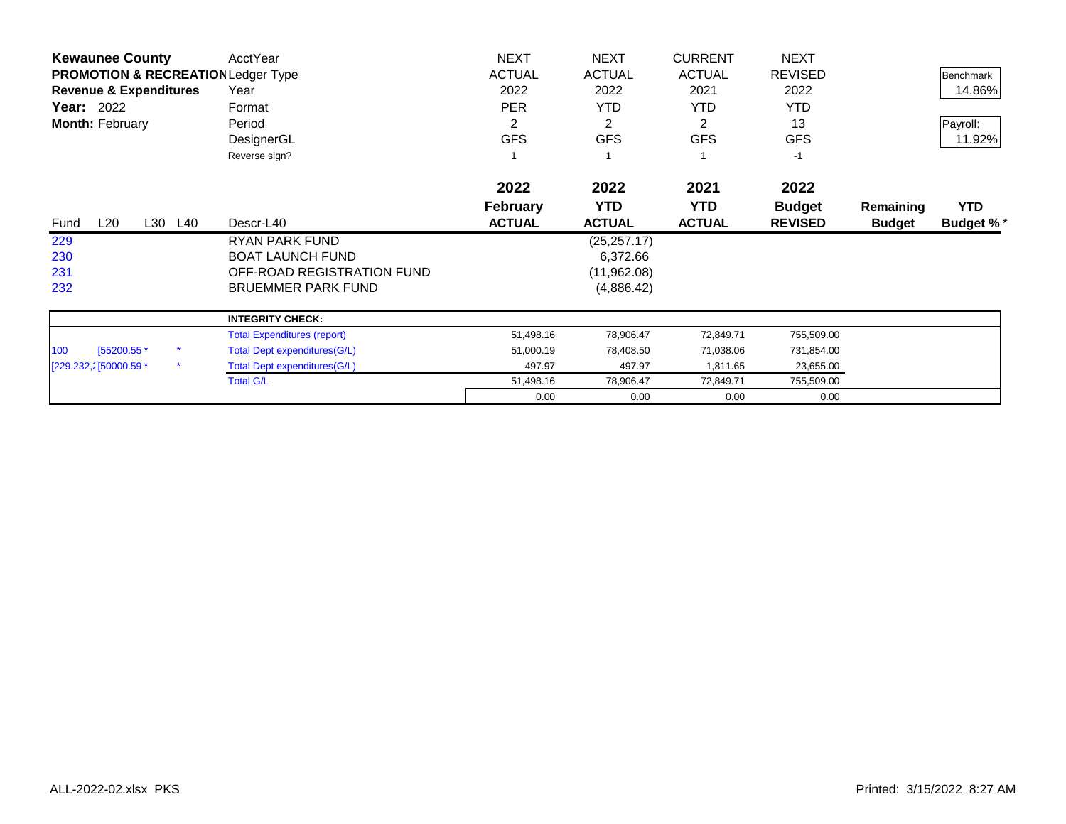**Kewaunee County**
**PROMOTION & RECREATION**
**Revenue & Expenditures**
**Year:** 2022
**Month:** February

| | | | | AcctYear | NEXT | NEXT | CURRENT | NEXT | | |
|---|---|---|---|---|---|---|---|---|---|---|
| | | | | Ledger Type | ACTUAL | ACTUAL | ACTUAL | REVISED | | Benchmark |
| | | | | Year | 2022 | 2022 | 2021 | 2022 | | 14.86% |
| | | | | Format | PER | YTD | YTD | YTD | | |
| | | | | Period | 2 | 2 | 2 | 13 | | Payroll: |
| | | | | DesignerGL | GFS | GFS | GFS | GFS | | 11.92% |
| | | | | Reverse sign? | 1 | 1 | 1 | -1 | | |
| | | | | | **2022** | **2022** | **2021** | **2022** | | |
| | | | | | **February** | **YTD** | **YTD** | **Budget** | **Remaining** | **YTD** |
| Fund | L20 | L30 | L40 | Descr-L40 | **ACTUAL** | **ACTUAL** | **ACTUAL** | **REVISED** | **Budget** | **Budget %** * |
| 229 | | | | RYAN PARK FUND | | (25,257.17) | | | | |
| 230 | | | | BOAT LAUNCH FUND | | 6,372.66 | | | | |
| 231 | | | | OFF-ROAD REGISTRATION FUND | | (11,962.08) | | | | |
| 232 | | | | BRUEMMER PARK FUND | | (4,886.42) | | | | |

| | | | | | | | |
|---|---|---|---|---|---|---|---|
| | | | **INTEGRITY CHECK:** | | | | |
| | | | Total Expenditures (report) | 51,498.16 | 78,906.47 | 72,849.71 | 755,509.00 |
| 100 | [55200.55 * | * | Total Dept expenditures(G/L) | 51,000.19 | 78,408.50 | 71,038.06 | 731,854.00 |
| [229.232,2 | [50000.59 * | * | Total Dept expenditures(G/L) | 497.97 | 497.97 | 1,811.65 | 23,655.00 |
| | | | Total G/L | 51,498.16 | 78,906.47 | 72,849.71 | 755,509.00 |
| | | | | 0.00 | 0.00 | 0.00 | 0.00 |

ALL-2022-02.xlsx PKS

Printed: 3/15/2022 8:27 AM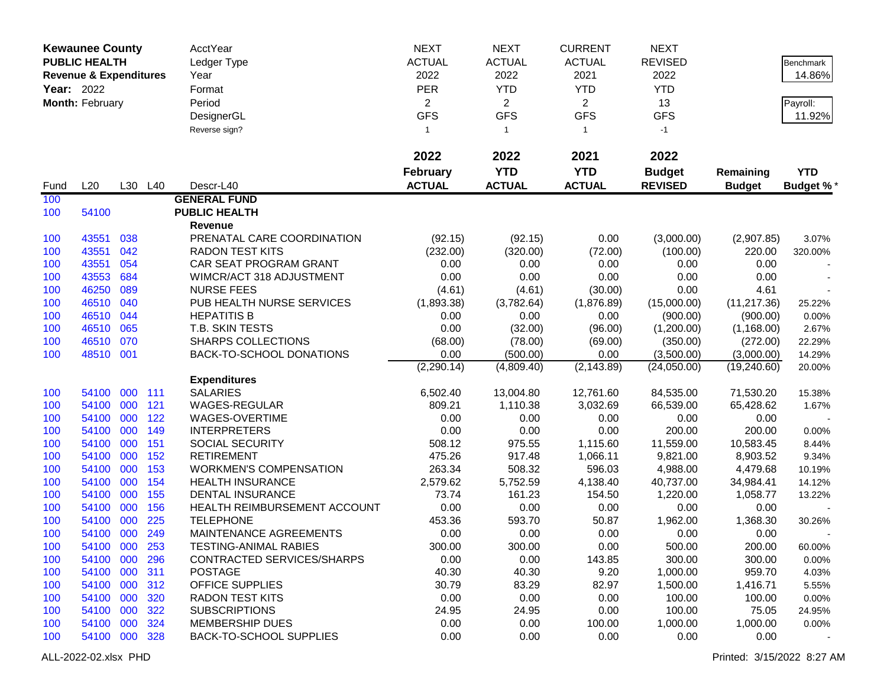| **Kewaunee County** | | | | AcctYear | NEXT | NEXT | CURRENT | NEXT | | |
|---|---|---|---|---|---|---|---|---|---|---|
| **PUBLIC HEALTH** | | | | Ledger Type | ACTUAL | ACTUAL | ACTUAL | REVISED | | Benchmark |
| **Revenue & Expenditures** | | | | Year | 2022 | 2022 | 2021 | 2022 | | 14.86% |
| **Year:** 2022 | | | | Format | PER | YTD | YTD | YTD | | |
| **Month:** February | | | | Period | 2 | 2 | 2 | 13 | | Payroll: |
| | | | | DesignerGL | GFS | GFS | GFS | GFS | | 11.92% |
| | | | | Reverse sign? | 1 | 1 | 1 | -1 | | |

| Fund | L20 | L30 | L40 | Descr-L40 | 2022 February ACTUAL | 2022 YTD ACTUAL | 2021 YTD ACTUAL | 2022 Budget REVISED | Remaining Budget | YTD Budget % * |
|---|---|---|---|---|---|---|---|---|---|---|
| 100 | | | | **GENERAL FUND** | | | | | | |
| 100 | 54100 | | | **PUBLIC HEALTH** | | | | | | |
| | | | | **Revenue** | | | | | | |
| 100 | 43551 | 038 | | PRENATAL CARE COORDINATION | (92.15) | (92.15) | 0.00 | (3,000.00) | (2,907.85) | 3.07% |
| 100 | 43551 | 042 | | RADON TEST KITS | (232.00) | (320.00) | (72.00) | (100.00) | 220.00 | 320.00% |
| 100 | 43551 | 054 | | CAR SEAT PROGRAM GRANT | 0.00 | 0.00 | 0.00 | 0.00 | 0.00 | - |
| 100 | 43553 | 684 | | WIMCR/ACT 318 ADJUSTMENT | 0.00 | 0.00 | 0.00 | 0.00 | 0.00 | - |
| 100 | 46250 | 089 | | NURSE FEES | (4.61) | (4.61) | (30.00) | 0.00 | 4.61 | - |
| 100 | 46510 | 040 | | PUB HEALTH NURSE SERVICES | (1,893.38) | (3,782.64) | (1,876.89) | (15,000.00) | (11,217.36) | 25.22% |
| 100 | 46510 | 044 | | HEPATITIS B | 0.00 | 0.00 | 0.00 | (900.00) | (900.00) | 0.00% |
| 100 | 46510 | 065 | | T.B. SKIN TESTS | 0.00 | (32.00) | (96.00) | (1,200.00) | (1,168.00) | 2.67% |
| 100 | 46510 | 070 | | SHARPS COLLECTIONS | (68.00) | (78.00) | (69.00) | (350.00) | (272.00) | 22.29% |
| 100 | 48510 | 001 | | BACK-TO-SCHOOL DONATIONS | 0.00 | (500.00) | 0.00 | (3,500.00) | (3,000.00) | 14.29% |
| | | | | | (2,290.14) | (4,809.40) | (2,143.89) | (24,050.00) | (19,240.60) | 20.00% |
| | | | | **Expenditures** | | | | | | |
| 100 | 54100 | 000 | 111 | SALARIES | 6,502.40 | 13,004.80 | 12,761.60 | 84,535.00 | 71,530.20 | 15.38% |
| 100 | 54100 | 000 | 121 | WAGES-REGULAR | 809.21 | 1,110.38 | 3,032.69 | 66,539.00 | 65,428.62 | 1.67% |
| 100 | 54100 | 000 | 122 | WAGES-OVERTIME | 0.00 | 0.00 | 0.00 | 0.00 | 0.00 | - |
| 100 | 54100 | 000 | 149 | INTERPRETERS | 0.00 | 0.00 | 0.00 | 200.00 | 200.00 | 0.00% |
| 100 | 54100 | 000 | 151 | SOCIAL SECURITY | 508.12 | 975.55 | 1,115.60 | 11,559.00 | 10,583.45 | 8.44% |
| 100 | 54100 | 000 | 152 | RETIREMENT | 475.26 | 917.48 | 1,066.11 | 9,821.00 | 8,903.52 | 9.34% |
| 100 | 54100 | 000 | 153 | WORKMEN'S COMPENSATION | 263.34 | 508.32 | 596.03 | 4,988.00 | 4,479.68 | 10.19% |
| 100 | 54100 | 000 | 154 | HEALTH INSURANCE | 2,579.62 | 5,752.59 | 4,138.40 | 40,737.00 | 34,984.41 | 14.12% |
| 100 | 54100 | 000 | 155 | DENTAL INSURANCE | 73.74 | 161.23 | 154.50 | 1,220.00 | 1,058.77 | 13.22% |
| 100 | 54100 | 000 | 156 | HEALTH REIMBURSEMENT ACCOUNT | 0.00 | 0.00 | 0.00 | 0.00 | 0.00 | - |
| 100 | 54100 | 000 | 225 | TELEPHONE | 453.36 | 593.70 | 50.87 | 1,962.00 | 1,368.30 | 30.26% |
| 100 | 54100 | 000 | 249 | MAINTENANCE AGREEMENTS | 0.00 | 0.00 | 0.00 | 0.00 | 0.00 | - |
| 100 | 54100 | 000 | 253 | TESTING-ANIMAL RABIES | 300.00 | 300.00 | 0.00 | 500.00 | 200.00 | 60.00% |
| 100 | 54100 | 000 | 296 | CONTRACTED SERVICES/SHARPS | 0.00 | 0.00 | 143.85 | 300.00 | 300.00 | 0.00% |
| 100 | 54100 | 000 | 311 | POSTAGE | 40.30 | 40.30 | 9.20 | 1,000.00 | 959.70 | 4.03% |
| 100 | 54100 | 000 | 312 | OFFICE SUPPLIES | 30.79 | 83.29 | 82.97 | 1,500.00 | 1,416.71 | 5.55% |
| 100 | 54100 | 000 | 320 | RADON TEST KITS | 0.00 | 0.00 | 0.00 | 100.00 | 100.00 | 0.00% |
| 100 | 54100 | 000 | 322 | SUBSCRIPTIONS | 24.95 | 24.95 | 0.00 | 100.00 | 75.05 | 24.95% |
| 100 | 54100 | 000 | 324 | MEMBERSHIP DUES | 0.00 | 0.00 | 100.00 | 1,000.00 | 1,000.00 | 0.00% |
| 100 | 54100 | 000 | 328 | BACK-TO-SCHOOL SUPPLIES | 0.00 | 0.00 | 0.00 | 0.00 | 0.00 | - |

ALL-2022-02.xlsx PHD Printed: 3/15/2022 8:27 AM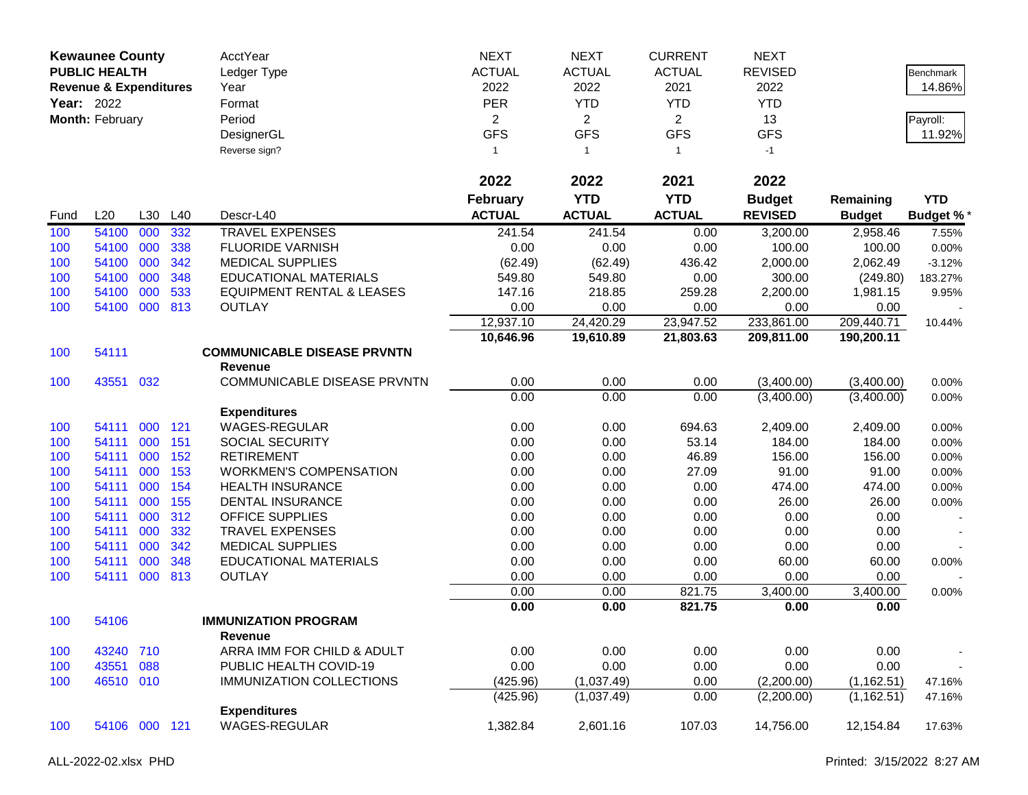**Kewaunee County**
**PUBLIC HEALTH**
**Revenue & Expenditures**
**Year:** 2022
**Month:** February

| | NEXT | NEXT | CURRENT | NEXT | | |
|---|---|---|---|---|---|---|
| AcctYear | NEXT | NEXT | CURRENT | NEXT | | |
| Ledger Type | ACTUAL | ACTUAL | ACTUAL | REVISED | | Benchmark 14.86% |
| Year | 2022 | 2022 | 2021 | 2022 | | |
| Format | PER | YTD | YTD | YTD | | |
| Period | 2 | 2 | 2 | 13 | | Payroll: 11.92% |
| DesignerGL | GFS | GFS | GFS | GFS | | |
| Reverse sign? | 1 | 1 | 1 | -1 | | |

| Fund | L20 | L30 | L40 | Descr-L40 | 2022 February ACTUAL | 2022 YTD ACTUAL | 2021 YTD ACTUAL | 2022 Budget REVISED | Remaining Budget | YTD Budget % * |
|---|---|---|---|---|---|---|---|---|---|---|
| 100 | 54100 | 000 | 332 | TRAVEL EXPENSES | 241.54 | 241.54 | 0.00 | 3,200.00 | 2,958.46 | 7.55% |
| 100 | 54100 | 000 | 338 | FLUORIDE VARNISH | 0.00 | 0.00 | 0.00 | 100.00 | 100.00 | 0.00% |
| 100 | 54100 | 000 | 342 | MEDICAL SUPPLIES | (62.49) | (62.49) | 436.42 | 2,000.00 | 2,062.49 | -3.12% |
| 100 | 54100 | 000 | 348 | EDUCATIONAL MATERIALS | 549.80 | 549.80 | 0.00 | 300.00 | (249.80) | 183.27% |
| 100 | 54100 | 000 | 533 | EQUIPMENT RENTAL & LEASES | 147.16 | 218.85 | 259.28 | 2,200.00 | 1,981.15 | 9.95% |
| 100 | 54100 | 000 | 813 | OUTLAY | 0.00 | 0.00 | 0.00 | 0.00 | 0.00 | - |
| | | | | | 12,937.10 | 24,420.29 | 23,947.52 | 233,861.00 | 209,440.71 | 10.44% |
| | | | | | **10,646.96** | **19,610.89** | **21,803.63** | **209,811.00** | **190,200.11** | |
| 100 | 54111 | | | **COMMUNICABLE DISEASE PRVNTN** | | | | | | |
| | | | | **Revenue** | | | | | | |
| 100 | 43551 | 032 | | COMMUNICABLE DISEASE PRVNTN | 0.00 | 0.00 | 0.00 | (3,400.00) | (3,400.00) | 0.00% |
| | | | | | 0.00 | 0.00 | 0.00 | (3,400.00) | (3,400.00) | 0.00% |
| | | | | **Expenditures** | | | | | | |
| 100 | 54111 | 000 | 121 | WAGES-REGULAR | 0.00 | 0.00 | 694.63 | 2,409.00 | 2,409.00 | 0.00% |
| 100 | 54111 | 000 | 151 | SOCIAL SECURITY | 0.00 | 0.00 | 53.14 | 184.00 | 184.00 | 0.00% |
| 100 | 54111 | 000 | 152 | RETIREMENT | 0.00 | 0.00 | 46.89 | 156.00 | 156.00 | 0.00% |
| 100 | 54111 | 000 | 153 | WORKMEN'S COMPENSATION | 0.00 | 0.00 | 27.09 | 91.00 | 91.00 | 0.00% |
| 100 | 54111 | 000 | 154 | HEALTH INSURANCE | 0.00 | 0.00 | 0.00 | 474.00 | 474.00 | 0.00% |
| 100 | 54111 | 000 | 155 | DENTAL INSURANCE | 0.00 | 0.00 | 0.00 | 26.00 | 26.00 | 0.00% |
| 100 | 54111 | 000 | 312 | OFFICE SUPPLIES | 0.00 | 0.00 | 0.00 | 0.00 | 0.00 | - |
| 100 | 54111 | 000 | 332 | TRAVEL EXPENSES | 0.00 | 0.00 | 0.00 | 0.00 | 0.00 | - |
| 100 | 54111 | 000 | 342 | MEDICAL SUPPLIES | 0.00 | 0.00 | 0.00 | 0.00 | 0.00 | - |
| 100 | 54111 | 000 | 348 | EDUCATIONAL MATERIALS | 0.00 | 0.00 | 0.00 | 60.00 | 60.00 | 0.00% |
| 100 | 54111 | 000 | 813 | OUTLAY | 0.00 | 0.00 | 0.00 | 0.00 | 0.00 | - |
| | | | | | 0.00 | 0.00 | 821.75 | 3,400.00 | 3,400.00 | 0.00% |
| | | | | | **0.00** | **0.00** | **821.75** | **0.00** | **0.00** | |
| 100 | 54106 | | | **IMMUNIZATION PROGRAM** | | | | | | |
| | | | | **Revenue** | | | | | | |
| 100 | 43240 | 710 | | ARRA IMM FOR CHILD & ADULT | 0.00 | 0.00 | 0.00 | 0.00 | 0.00 | - |
| 100 | 43551 | 088 | | PUBLIC HEALTH COVID-19 | 0.00 | 0.00 | 0.00 | 0.00 | 0.00 | - |
| 100 | 46510 | 010 | | IMMUNIZATION COLLECTIONS | (425.96) | (1,037.49) | 0.00 | (2,200.00) | (1,162.51) | 47.16% |
| | | | | | (425.96) | (1,037.49) | 0.00 | (2,200.00) | (1,162.51) | 47.16% |
| | | | | **Expenditures** | | | | | | |
| 100 | 54106 | 000 | 121 | WAGES-REGULAR | 1,382.84 | 2,601.16 | 107.03 | 14,756.00 | 12,154.84 | 17.63% |

ALL-2022-02.xlsx PHD — Printed: 3/15/2022 8:27 AM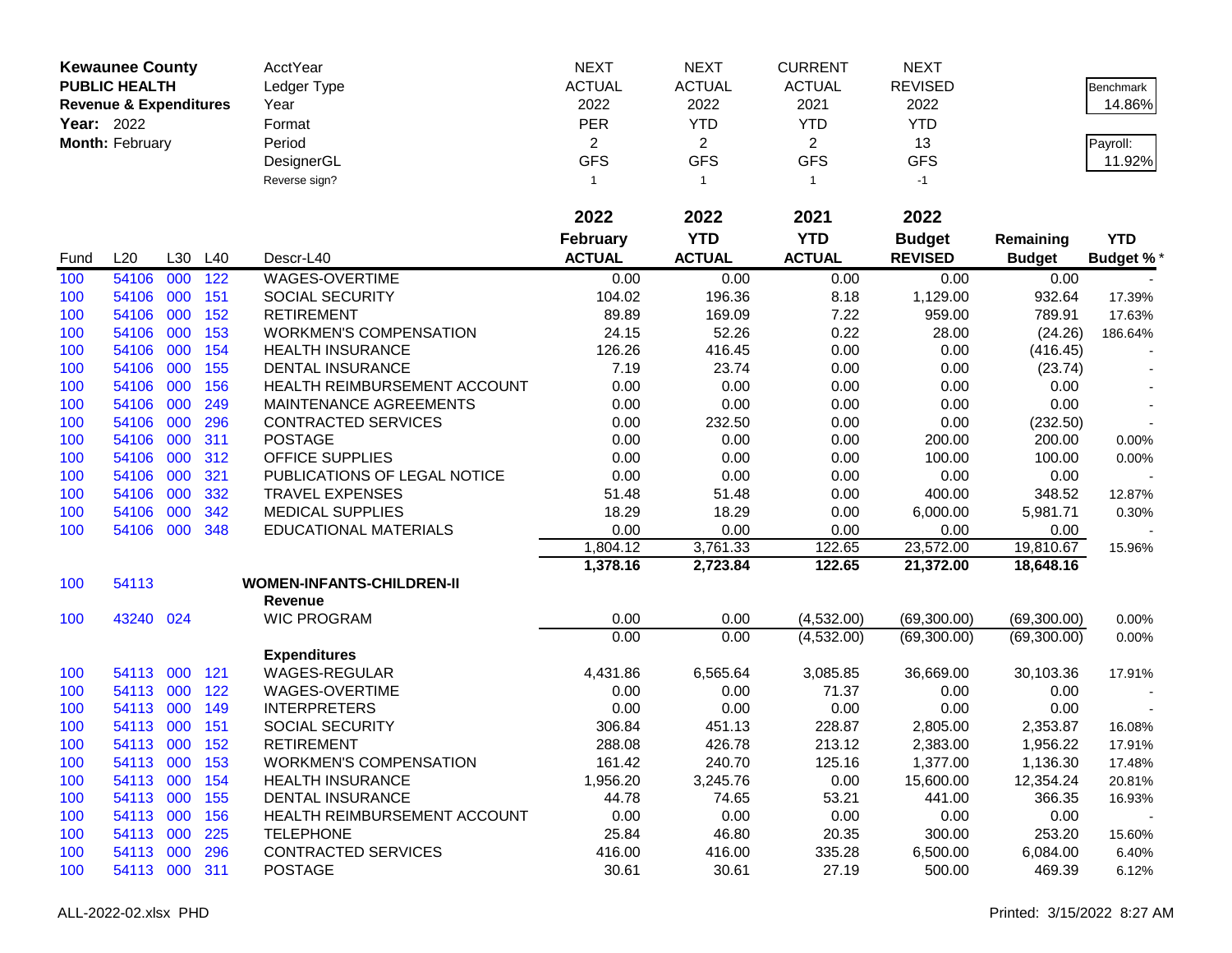| Kewaunee County | | | | AcctYear | NEXT | NEXT | CURRENT | NEXT | | |
|---|---|---|---|---|---|---|---|---|---|---|
| PUBLIC HEALTH | | | | Ledger Type | ACTUAL | ACTUAL | ACTUAL | REVISED | | Benchmark |
| Revenue & Expenditures | | | | Year | 2022 | 2022 | 2021 | 2022 | | 14.86% |
| Year: 2022 | | | | Format | PER | YTD | YTD | YTD | | |
| Month: February | | | | Period | 2 | 2 | 2 | 13 | | Payroll: |
| | | | | DesignerGL | GFS | GFS | GFS | GFS | | 11.92% |
| | | | | Reverse sign? | 1 | 1 | 1 | -1 | | |

| Fund | L20 | L30 | L40 | Descr-L40 | 2022 February ACTUAL | 2022 YTD ACTUAL | 2021 YTD ACTUAL | 2022 Budget REVISED | Remaining Budget | YTD Budget % * |
|---|---|---|---|---|---|---|---|---|---|---|
| 100 | 54106 | 000 | 122 | WAGES-OVERTIME | 0.00 | 0.00 | 0.00 | 0.00 | 0.00 | - |
| 100 | 54106 | 000 | 151 | SOCIAL SECURITY | 104.02 | 196.36 | 8.18 | 1,129.00 | 932.64 | 17.39% |
| 100 | 54106 | 000 | 152 | RETIREMENT | 89.89 | 169.09 | 7.22 | 959.00 | 789.91 | 17.63% |
| 100 | 54106 | 000 | 153 | WORKMEN'S COMPENSATION | 24.15 | 52.26 | 0.22 | 28.00 | (24.26) | 186.64% |
| 100 | 54106 | 000 | 154 | HEALTH INSURANCE | 126.26 | 416.45 | 0.00 | 0.00 | (416.45) | - |
| 100 | 54106 | 000 | 155 | DENTAL INSURANCE | 7.19 | 23.74 | 0.00 | 0.00 | (23.74) | - |
| 100 | 54106 | 000 | 156 | HEALTH REIMBURSEMENT ACCOUNT | 0.00 | 0.00 | 0.00 | 0.00 | 0.00 | - |
| 100 | 54106 | 000 | 249 | MAINTENANCE AGREEMENTS | 0.00 | 0.00 | 0.00 | 0.00 | 0.00 | - |
| 100 | 54106 | 000 | 296 | CONTRACTED SERVICES | 0.00 | 232.50 | 0.00 | 0.00 | (232.50) | - |
| 100 | 54106 | 000 | 311 | POSTAGE | 0.00 | 0.00 | 0.00 | 200.00 | 200.00 | 0.00% |
| 100 | 54106 | 000 | 312 | OFFICE SUPPLIES | 0.00 | 0.00 | 0.00 | 100.00 | 100.00 | 0.00% |
| 100 | 54106 | 000 | 321 | PUBLICATIONS OF LEGAL NOTICE | 0.00 | 0.00 | 0.00 | 0.00 | 0.00 | - |
| 100 | 54106 | 000 | 332 | TRAVEL EXPENSES | 51.48 | 51.48 | 0.00 | 400.00 | 348.52 | 12.87% |
| 100 | 54106 | 000 | 342 | MEDICAL SUPPLIES | 18.29 | 18.29 | 0.00 | 6,000.00 | 5,981.71 | 0.30% |
| 100 | 54106 | 000 | 348 | EDUCATIONAL MATERIALS | 0.00 | 0.00 | 0.00 | 0.00 | 0.00 | - |
| | | | | | 1,804.12 | 3,761.33 | 122.65 | 23,572.00 | 19,810.67 | 15.96% |
| | | | | | **1,378.16** | **2,723.84** | **122.65** | **21,372.00** | **18,648.16** | |
| 100 | 54113 | | | **WOMEN-INFANTS-CHILDREN-II** | | | | | | |
| | | | | **Revenue** | | | | | | |
| 100 | 43240 | 024 | | WIC PROGRAM | 0.00 | 0.00 | (4,532.00) | (69,300.00) | (69,300.00) | 0.00% |
| | | | | | 0.00 | 0.00 | (4,532.00) | (69,300.00) | (69,300.00) | 0.00% |
| | | | | **Expenditures** | | | | | | |
| 100 | 54113 | 000 | 121 | WAGES-REGULAR | 4,431.86 | 6,565.64 | 3,085.85 | 36,669.00 | 30,103.36 | 17.91% |
| 100 | 54113 | 000 | 122 | WAGES-OVERTIME | 0.00 | 0.00 | 71.37 | 0.00 | 0.00 | - |
| 100 | 54113 | 000 | 149 | INTERPRETERS | 0.00 | 0.00 | 0.00 | 0.00 | 0.00 | - |
| 100 | 54113 | 000 | 151 | SOCIAL SECURITY | 306.84 | 451.13 | 228.87 | 2,805.00 | 2,353.87 | 16.08% |
| 100 | 54113 | 000 | 152 | RETIREMENT | 288.08 | 426.78 | 213.12 | 2,383.00 | 1,956.22 | 17.91% |
| 100 | 54113 | 000 | 153 | WORKMEN'S COMPENSATION | 161.42 | 240.70 | 125.16 | 1,377.00 | 1,136.30 | 17.48% |
| 100 | 54113 | 000 | 154 | HEALTH INSURANCE | 1,956.20 | 3,245.76 | 0.00 | 15,600.00 | 12,354.24 | 20.81% |
| 100 | 54113 | 000 | 155 | DENTAL INSURANCE | 44.78 | 74.65 | 53.21 | 441.00 | 366.35 | 16.93% |
| 100 | 54113 | 000 | 156 | HEALTH REIMBURSEMENT ACCOUNT | 0.00 | 0.00 | 0.00 | 0.00 | 0.00 | - |
| 100 | 54113 | 000 | 225 | TELEPHONE | 25.84 | 46.80 | 20.35 | 300.00 | 253.20 | 15.60% |
| 100 | 54113 | 000 | 296 | CONTRACTED SERVICES | 416.00 | 416.00 | 335.28 | 6,500.00 | 6,084.00 | 6.40% |
| 100 | 54113 | 000 | 311 | POSTAGE | 30.61 | 30.61 | 27.19 | 500.00 | 469.39 | 6.12% |

ALL-2022-02.xlsx PHD　　　　Printed: 3/15/2022 8:27 AM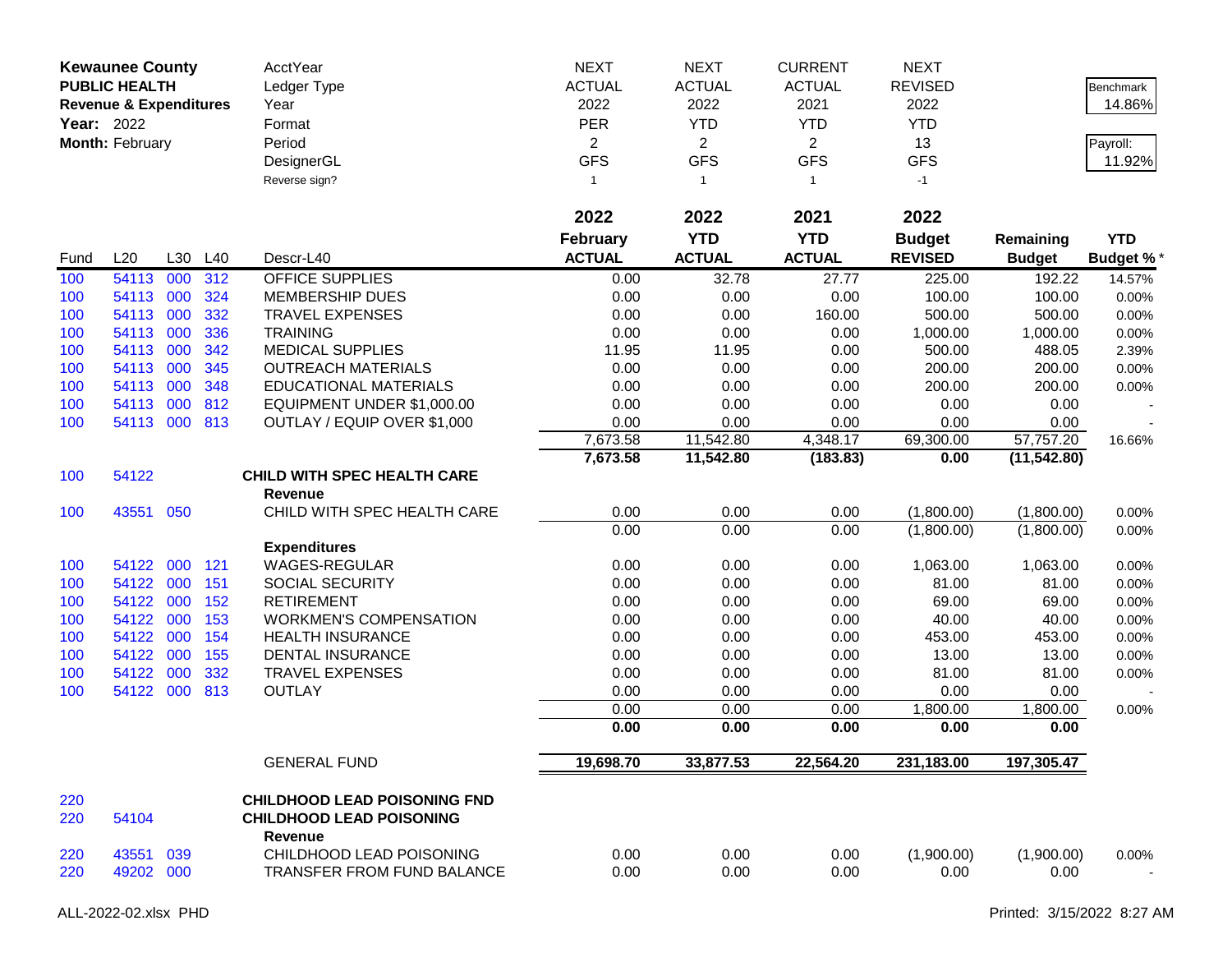**Kewaunee County**
**PUBLIC HEALTH**
**Revenue & Expenditures**
**Year:** 2022
**Month:** February

| | AcctYear | NEXT | NEXT | CURRENT | NEXT | | |
|---|---|---|---|---|---|---|---|
| | Ledger Type | ACTUAL | ACTUAL | ACTUAL | REVISED | | Benchmark |
| | Year | 2022 | 2022 | 2021 | 2022 | | 14.86% |
| | Format | PER | YTD | YTD | YTD | | |
| | Period | 2 | 2 | 2 | 13 | | Payroll: |
| | DesignerGL | GFS | GFS | GFS | GFS | | 11.92% |
| | Reverse sign? | 1 | 1 | 1 | -1 | | |

| Fund | L20 | L30 | L40 | Descr-L40 | 2022 February ACTUAL | 2022 YTD ACTUAL | 2021 YTD ACTUAL | 2022 Budget REVISED | Remaining Budget | YTD Budget % * |
|---|---|---|---|---|---|---|---|---|---|---|
| 100 | 54113 | 000 | 312 | OFFICE SUPPLIES | 0.00 | 32.78 | 27.77 | 225.00 | 192.22 | 14.57% |
| 100 | 54113 | 000 | 324 | MEMBERSHIP DUES | 0.00 | 0.00 | 0.00 | 100.00 | 100.00 | 0.00% |
| 100 | 54113 | 000 | 332 | TRAVEL EXPENSES | 0.00 | 0.00 | 160.00 | 500.00 | 500.00 | 0.00% |
| 100 | 54113 | 000 | 336 | TRAINING | 0.00 | 0.00 | 0.00 | 1,000.00 | 1,000.00 | 0.00% |
| 100 | 54113 | 000 | 342 | MEDICAL SUPPLIES | 11.95 | 11.95 | 0.00 | 500.00 | 488.05 | 2.39% |
| 100 | 54113 | 000 | 345 | OUTREACH MATERIALS | 0.00 | 0.00 | 0.00 | 200.00 | 200.00 | 0.00% |
| 100 | 54113 | 000 | 348 | EDUCATIONAL MATERIALS | 0.00 | 0.00 | 0.00 | 200.00 | 200.00 | 0.00% |
| 100 | 54113 | 000 | 812 | EQUIPMENT UNDER $1,000.00 | 0.00 | 0.00 | 0.00 | 0.00 | 0.00 | - |
| 100 | 54113 | 000 | 813 | OUTLAY / EQUIP OVER $1,000 | 0.00 | 0.00 | 0.00 | 0.00 | 0.00 | - |
| | | | | | 7,673.58 | 11,542.80 | 4,348.17 | 69,300.00 | 57,757.20 | 16.66% |
| | | | | | **7,673.58** | **11,542.80** | **(183.83)** | **0.00** | **(11,542.80)** | |
| 100 | 54122 | | | **CHILD WITH SPEC HEALTH CARE** | | | | | | |
| | | | | **Revenue** | | | | | | |
| 100 | 43551 | 050 | | CHILD WITH SPEC HEALTH CARE | 0.00 | 0.00 | 0.00 | (1,800.00) | (1,800.00) | 0.00% |
| | | | | | 0.00 | 0.00 | 0.00 | (1,800.00) | (1,800.00) | 0.00% |
| | | | | **Expenditures** | | | | | | |
| 100 | 54122 | 000 | 121 | WAGES-REGULAR | 0.00 | 0.00 | 0.00 | 1,063.00 | 1,063.00 | 0.00% |
| 100 | 54122 | 000 | 151 | SOCIAL SECURITY | 0.00 | 0.00 | 0.00 | 81.00 | 81.00 | 0.00% |
| 100 | 54122 | 000 | 152 | RETIREMENT | 0.00 | 0.00 | 0.00 | 69.00 | 69.00 | 0.00% |
| 100 | 54122 | 000 | 153 | WORKMEN'S COMPENSATION | 0.00 | 0.00 | 0.00 | 40.00 | 40.00 | 0.00% |
| 100 | 54122 | 000 | 154 | HEALTH INSURANCE | 0.00 | 0.00 | 0.00 | 453.00 | 453.00 | 0.00% |
| 100 | 54122 | 000 | 155 | DENTAL INSURANCE | 0.00 | 0.00 | 0.00 | 13.00 | 13.00 | 0.00% |
| 100 | 54122 | 000 | 332 | TRAVEL EXPENSES | 0.00 | 0.00 | 0.00 | 81.00 | 81.00 | 0.00% |
| 100 | 54122 | 000 | 813 | OUTLAY | 0.00 | 0.00 | 0.00 | 0.00 | 0.00 | - |
| | | | | | 0.00 | 0.00 | 0.00 | 1,800.00 | 1,800.00 | 0.00% |
| | | | | | **0.00** | **0.00** | **0.00** | **0.00** | **0.00** | |
| | | | | GENERAL FUND | **19,698.70** | **33,877.53** | **22,564.20** | **231,183.00** | **197,305.47** | |
| 220 | | | | **CHILDHOOD LEAD POISONING FND** | | | | | | |
| 220 | 54104 | | | **CHILDHOOD LEAD POISONING** | | | | | | |
| | | | | **Revenue** | | | | | | |
| 220 | 43551 | 039 | | CHILDHOOD LEAD POISONING | 0.00 | 0.00 | 0.00 | (1,900.00) | (1,900.00) | 0.00% |
| 220 | 49202 | 000 | | TRANSFER FROM FUND BALANCE | 0.00 | 0.00 | 0.00 | 0.00 | 0.00 | - |

ALL-2022-02.xlsx PHD    Printed: 3/15/2022 8:27 AM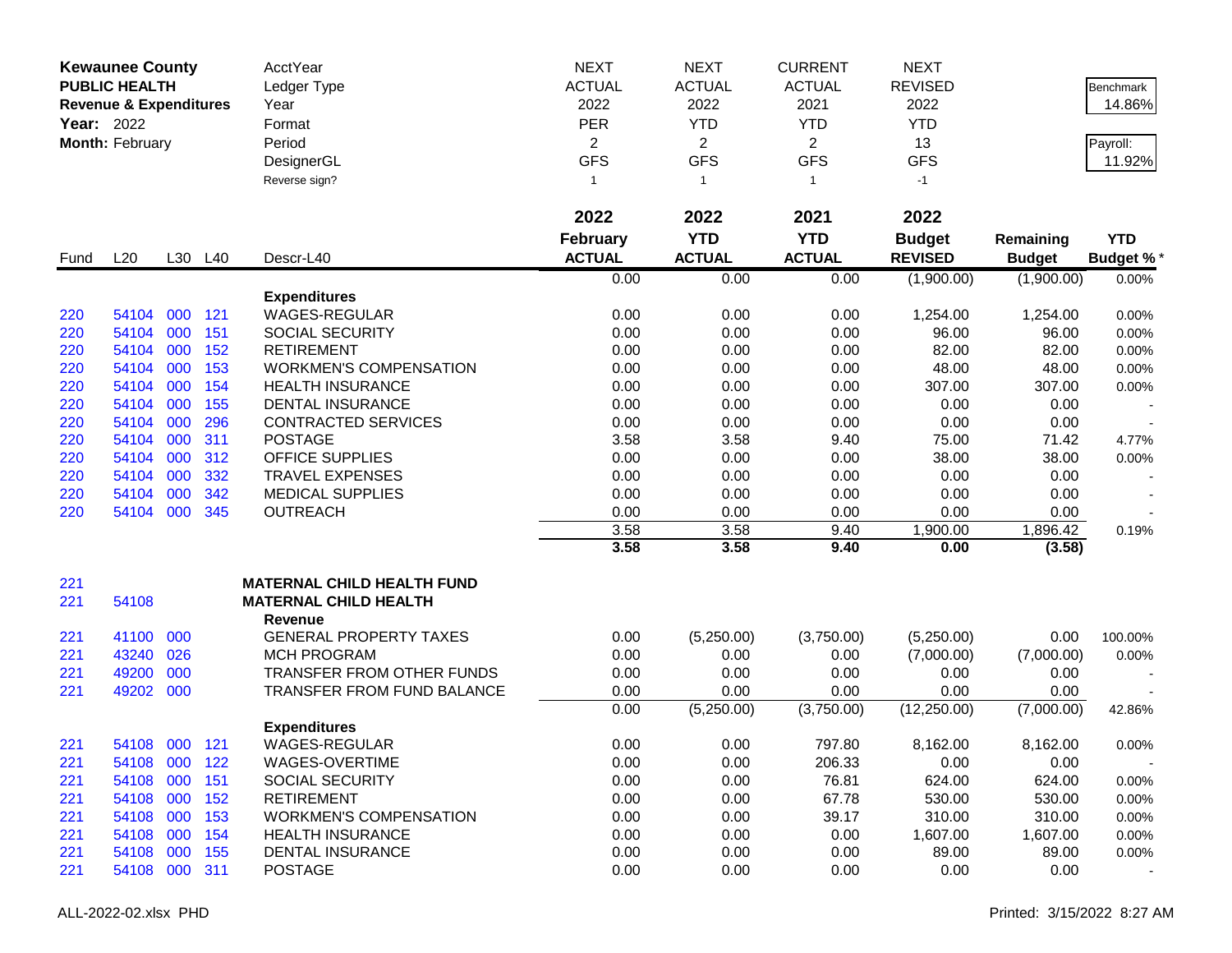| **Kewaunee County** | | | | AcctYear | NEXT | NEXT | CURRENT | NEXT | | |
|---|---|---|---|---|---|---|---|---|---|---|
| **PUBLIC HEALTH** | | | | Ledger Type | ACTUAL | ACTUAL | ACTUAL | REVISED | | Benchmark |
| **Revenue & Expenditures** | | | | Year | 2022 | 2022 | 2021 | 2022 | | 14.86% |
| **Year:** 2022 | | | | Format | PER | YTD | YTD | YTD | | |
| **Month:** February | | | | Period | 2 | 2 | 2 | 13 | | Payroll: |
| | | | | DesignerGL | GFS | GFS | GFS | GFS | | 11.92% |
| | | | | Reverse sign? | 1 | 1 | 1 | -1 | | |

| Fund | L20 | L30 | L40 | Descr-L40 | 2022 February ACTUAL | 2022 YTD ACTUAL | 2021 YTD ACTUAL | 2022 Budget REVISED | Remaining Budget | YTD Budget % * |
|---|---|---|---|---|---|---|---|---|---|---|
| | | | | | 0.00 | 0.00 | 0.00 | (1,900.00) | (1,900.00) | 0.00% |
| | | | | **Expenditures** | | | | | | |
| 220 | 54104 | 000 | 121 | WAGES-REGULAR | 0.00 | 0.00 | 0.00 | 1,254.00 | 1,254.00 | 0.00% |
| 220 | 54104 | 000 | 151 | SOCIAL SECURITY | 0.00 | 0.00 | 0.00 | 96.00 | 96.00 | 0.00% |
| 220 | 54104 | 000 | 152 | RETIREMENT | 0.00 | 0.00 | 0.00 | 82.00 | 82.00 | 0.00% |
| 220 | 54104 | 000 | 153 | WORKMEN'S COMPENSATION | 0.00 | 0.00 | 0.00 | 48.00 | 48.00 | 0.00% |
| 220 | 54104 | 000 | 154 | HEALTH INSURANCE | 0.00 | 0.00 | 0.00 | 307.00 | 307.00 | 0.00% |
| 220 | 54104 | 000 | 155 | DENTAL INSURANCE | 0.00 | 0.00 | 0.00 | 0.00 | 0.00 | - |
| 220 | 54104 | 000 | 296 | CONTRACTED SERVICES | 0.00 | 0.00 | 0.00 | 0.00 | 0.00 | - |
| 220 | 54104 | 000 | 311 | POSTAGE | 3.58 | 3.58 | 9.40 | 75.00 | 71.42 | 4.77% |
| 220 | 54104 | 000 | 312 | OFFICE SUPPLIES | 0.00 | 0.00 | 0.00 | 38.00 | 38.00 | 0.00% |
| 220 | 54104 | 000 | 332 | TRAVEL EXPENSES | 0.00 | 0.00 | 0.00 | 0.00 | 0.00 | - |
| 220 | 54104 | 000 | 342 | MEDICAL SUPPLIES | 0.00 | 0.00 | 0.00 | 0.00 | 0.00 | - |
| 220 | 54104 | 000 | 345 | OUTREACH | 0.00 | 0.00 | 0.00 | 0.00 | 0.00 | - |
| | | | | | 3.58 | 3.58 | 9.40 | 1,900.00 | 1,896.42 | 0.19% |
| | | | | | **3.58** | **3.58** | **9.40** | **0.00** | **(3.58)** | |
| 221 | | | | **MATERNAL CHILD HEALTH FUND** | | | | | | |
| 221 | 54108 | | | **MATERNAL CHILD HEALTH** | | | | | | |
| | | | | **Revenue** | | | | | | |
| 221 | 41100 | 000 | | GENERAL PROPERTY TAXES | 0.00 | (5,250.00) | (3,750.00) | (5,250.00) | 0.00 | 100.00% |
| 221 | 43240 | 026 | | MCH PROGRAM | 0.00 | 0.00 | 0.00 | (7,000.00) | (7,000.00) | 0.00% |
| 221 | 49200 | 000 | | TRANSFER FROM OTHER FUNDS | 0.00 | 0.00 | 0.00 | 0.00 | 0.00 | - |
| 221 | 49202 | 000 | | TRANSFER FROM FUND BALANCE | 0.00 | 0.00 | 0.00 | 0.00 | 0.00 | - |
| | | | | | 0.00 | (5,250.00) | (3,750.00) | (12,250.00) | (7,000.00) | 42.86% |
| | | | | **Expenditures** | | | | | | |
| 221 | 54108 | 000 | 121 | WAGES-REGULAR | 0.00 | 0.00 | 797.80 | 8,162.00 | 8,162.00 | 0.00% |
| 221 | 54108 | 000 | 122 | WAGES-OVERTIME | 0.00 | 0.00 | 206.33 | 0.00 | 0.00 | - |
| 221 | 54108 | 000 | 151 | SOCIAL SECURITY | 0.00 | 0.00 | 76.81 | 624.00 | 624.00 | 0.00% |
| 221 | 54108 | 000 | 152 | RETIREMENT | 0.00 | 0.00 | 67.78 | 530.00 | 530.00 | 0.00% |
| 221 | 54108 | 000 | 153 | WORKMEN'S COMPENSATION | 0.00 | 0.00 | 39.17 | 310.00 | 310.00 | 0.00% |
| 221 | 54108 | 000 | 154 | HEALTH INSURANCE | 0.00 | 0.00 | 0.00 | 1,607.00 | 1,607.00 | 0.00% |
| 221 | 54108 | 000 | 155 | DENTAL INSURANCE | 0.00 | 0.00 | 0.00 | 89.00 | 89.00 | 0.00% |
| 221 | 54108 | 000 | 311 | POSTAGE | 0.00 | 0.00 | 0.00 | 0.00 | 0.00 | - |

ALL-2022-02.xlsx PHD Printed: 3/15/2022 8:27 AM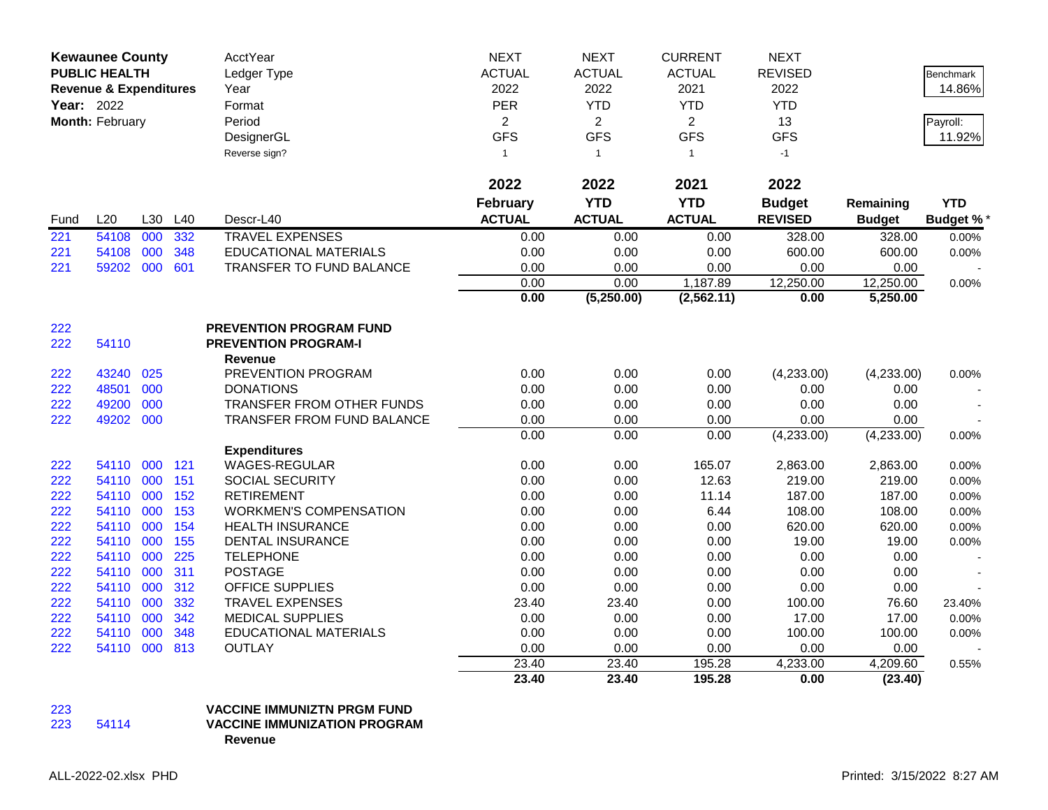| **Kewaunee County** | | | | AcctYear | NEXT | NEXT | CURRENT | NEXT | | |
|---|---|---|---|---|---|---|---|---|---|---|
| **PUBLIC HEALTH** | | | | Ledger Type | ACTUAL | ACTUAL | ACTUAL | REVISED | | Benchmark |
| **Revenue & Expenditures** | | | | Year | 2022 | 2022 | 2021 | 2022 | | 14.86% |
| **Year:** 2022 | | | | Format | PER | YTD | YTD | YTD | | |
| **Month:** February | | | | Period | 2 | 2 | 2 | 13 | | Payroll: |
| | | | | DesignerGL | GFS | GFS | GFS | GFS | | 11.92% |
| | | | | Reverse sign? | 1 | 1 | 1 | -1 | | |

| Fund | L20 | L30 | L40 | Descr-L40 | 2022 February ACTUAL | 2022 YTD ACTUAL | 2021 YTD ACTUAL | 2022 Budget REVISED | Remaining Budget | YTD Budget % * |
|---|---|---|---|---|---|---|---|---|---|---|
| 221 | 54108 | 000 | 332 | TRAVEL EXPENSES | 0.00 | 0.00 | 0.00 | 328.00 | 328.00 | 0.00% |
| 221 | 54108 | 000 | 348 | EDUCATIONAL MATERIALS | 0.00 | 0.00 | 0.00 | 600.00 | 600.00 | 0.00% |
| 221 | 59202 | 000 | 601 | TRANSFER TO FUND BALANCE | 0.00 | 0.00 | 0.00 | 0.00 | 0.00 | - |
| | | | | | 0.00 | 0.00 | 1,187.89 | 12,250.00 | 12,250.00 | 0.00% |
| | | | | | **0.00** | **(5,250.00)** | **(2,562.11)** | **0.00** | **5,250.00** | |
| 222 | | | | **PREVENTION PROGRAM FUND** | | | | | | |
| 222 | 54110 | | | **PREVENTION PROGRAM-I** | | | | | | |
| | | | | **Revenue** | | | | | | |
| 222 | 43240 | 025 | | PREVENTION PROGRAM | 0.00 | 0.00 | 0.00 | (4,233.00) | (4,233.00) | 0.00% |
| 222 | 48501 | 000 | | DONATIONS | 0.00 | 0.00 | 0.00 | 0.00 | 0.00 | - |
| 222 | 49200 | 000 | | TRANSFER FROM OTHER FUNDS | 0.00 | 0.00 | 0.00 | 0.00 | 0.00 | - |
| 222 | 49202 | 000 | | TRANSFER FROM FUND BALANCE | 0.00 | 0.00 | 0.00 | 0.00 | 0.00 | - |
| | | | | | 0.00 | 0.00 | 0.00 | (4,233.00) | (4,233.00) | 0.00% |
| | | | | **Expenditures** | | | | | | |
| 222 | 54110 | 000 | 121 | WAGES-REGULAR | 0.00 | 0.00 | 165.07 | 2,863.00 | 2,863.00 | 0.00% |
| 222 | 54110 | 000 | 151 | SOCIAL SECURITY | 0.00 | 0.00 | 12.63 | 219.00 | 219.00 | 0.00% |
| 222 | 54110 | 000 | 152 | RETIREMENT | 0.00 | 0.00 | 11.14 | 187.00 | 187.00 | 0.00% |
| 222 | 54110 | 000 | 153 | WORKMEN'S COMPENSATION | 0.00 | 0.00 | 6.44 | 108.00 | 108.00 | 0.00% |
| 222 | 54110 | 000 | 154 | HEALTH INSURANCE | 0.00 | 0.00 | 0.00 | 620.00 | 620.00 | 0.00% |
| 222 | 54110 | 000 | 155 | DENTAL INSURANCE | 0.00 | 0.00 | 0.00 | 19.00 | 19.00 | 0.00% |
| 222 | 54110 | 000 | 225 | TELEPHONE | 0.00 | 0.00 | 0.00 | 0.00 | 0.00 | - |
| 222 | 54110 | 000 | 311 | POSTAGE | 0.00 | 0.00 | 0.00 | 0.00 | 0.00 | - |
| 222 | 54110 | 000 | 312 | OFFICE SUPPLIES | 0.00 | 0.00 | 0.00 | 0.00 | 0.00 | - |
| 222 | 54110 | 000 | 332 | TRAVEL EXPENSES | 23.40 | 23.40 | 0.00 | 100.00 | 76.60 | 23.40% |
| 222 | 54110 | 000 | 342 | MEDICAL SUPPLIES | 0.00 | 0.00 | 0.00 | 17.00 | 17.00 | 0.00% |
| 222 | 54110 | 000 | 348 | EDUCATIONAL MATERIALS | 0.00 | 0.00 | 0.00 | 100.00 | 100.00 | 0.00% |
| 222 | 54110 | 000 | 813 | OUTLAY | 0.00 | 0.00 | 0.00 | 0.00 | 0.00 | - |
| | | | | | 23.40 | 23.40 | 195.28 | 4,233.00 | 4,209.60 | 0.55% |
| | | | | | **23.40** | **23.40** | **195.28** | **0.00** | **(23.40)** | |
| 223 | | | | **VACCINE IMMUNIZTN PRGM FUND** | | | | | | |
| 223 | 54114 | | | **VACCINE IMMUNIZATION PROGRAM** | | | | | | |
| | | | | **Revenue** | | | | | | |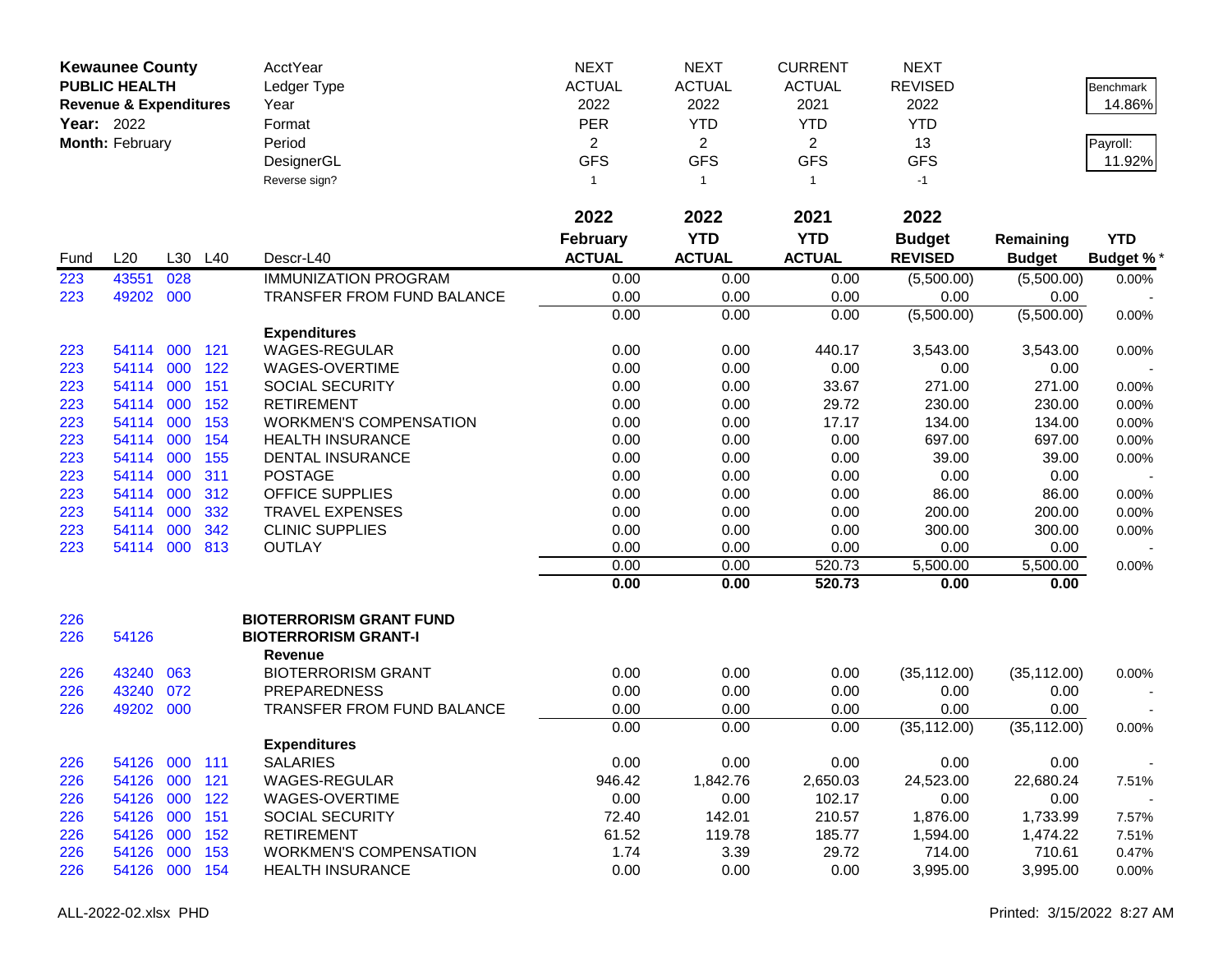| **Kewaunee County** | | | | AcctYear | NEXT | NEXT | CURRENT | NEXT | | |
|---|---|---|---|---|---|---|---|---|---|---|
| **PUBLIC HEALTH** | | | | Ledger Type | ACTUAL | ACTUAL | ACTUAL | REVISED | | Benchmark |
| **Revenue & Expenditures** | | | | Year | 2022 | 2022 | 2021 | 2022 | | 14.86% |
| **Year:** 2022 | | | | Format | PER | YTD | YTD | YTD | | |
| **Month:** February | | | | Period | 2 | 2 | 2 | 13 | | Payroll: |
| | | | | DesignerGL | GFS | GFS | GFS | GFS | | 11.92% |
| | | | | Reverse sign? | 1 | 1 | 1 | -1 | | |
| | | | | | **2022** | **2022** | **2021** | **2022** | | |
| | | | | | **February** | **YTD** | **YTD** | **Budget** | **Remaining** | **YTD** |
| Fund | L20 | L30 | L40 | Descr-L40 | **ACTUAL** | **ACTUAL** | **ACTUAL** | **REVISED** | **Budget** | **Budget %*** |
| 223 | 43551 | 028 | | IMMUNIZATION PROGRAM | 0.00 | 0.00 | 0.00 | (5,500.00) | (5,500.00) | 0.00% |
| 223 | 49202 | 000 | | TRANSFER FROM FUND BALANCE | 0.00 | 0.00 | 0.00 | 0.00 | 0.00 | - |
| | | | | | 0.00 | 0.00 | 0.00 | (5,500.00) | (5,500.00) | 0.00% |
| | | | | **Expenditures** | | | | | | |
| 223 | 54114 | 000 | 121 | WAGES-REGULAR | 0.00 | 0.00 | 440.17 | 3,543.00 | 3,543.00 | 0.00% |
| 223 | 54114 | 000 | 122 | WAGES-OVERTIME | 0.00 | 0.00 | 0.00 | 0.00 | 0.00 | - |
| 223 | 54114 | 000 | 151 | SOCIAL SECURITY | 0.00 | 0.00 | 33.67 | 271.00 | 271.00 | 0.00% |
| 223 | 54114 | 000 | 152 | RETIREMENT | 0.00 | 0.00 | 29.72 | 230.00 | 230.00 | 0.00% |
| 223 | 54114 | 000 | 153 | WORKMEN'S COMPENSATION | 0.00 | 0.00 | 17.17 | 134.00 | 134.00 | 0.00% |
| 223 | 54114 | 000 | 154 | HEALTH INSURANCE | 0.00 | 0.00 | 0.00 | 697.00 | 697.00 | 0.00% |
| 223 | 54114 | 000 | 155 | DENTAL INSURANCE | 0.00 | 0.00 | 0.00 | 39.00 | 39.00 | 0.00% |
| 223 | 54114 | 000 | 311 | POSTAGE | 0.00 | 0.00 | 0.00 | 0.00 | 0.00 | - |
| 223 | 54114 | 000 | 312 | OFFICE SUPPLIES | 0.00 | 0.00 | 0.00 | 86.00 | 86.00 | 0.00% |
| 223 | 54114 | 000 | 332 | TRAVEL EXPENSES | 0.00 | 0.00 | 0.00 | 200.00 | 200.00 | 0.00% |
| 223 | 54114 | 000 | 342 | CLINIC SUPPLIES | 0.00 | 0.00 | 0.00 | 300.00 | 300.00 | 0.00% |
| 223 | 54114 | 000 | 813 | OUTLAY | 0.00 | 0.00 | 0.00 | 0.00 | 0.00 | - |
| | | | | | 0.00 | 0.00 | 520.73 | 5,500.00 | 5,500.00 | 0.00% |
| | | | | | **0.00** | **0.00** | **520.73** | **0.00** | **0.00** | |
| 226 | | | | **BIOTERRORISM GRANT FUND** | | | | | | |
| 226 | 54126 | | | **BIOTERRORISM GRANT-I** | | | | | | |
| | | | | **Revenue** | | | | | | |
| 226 | 43240 | 063 | | BIOTERRORISM GRANT | 0.00 | 0.00 | 0.00 | (35,112.00) | (35,112.00) | 0.00% |
| 226 | 43240 | 072 | | PREPAREDNESS | 0.00 | 0.00 | 0.00 | 0.00 | 0.00 | - |
| 226 | 49202 | 000 | | TRANSFER FROM FUND BALANCE | 0.00 | 0.00 | 0.00 | 0.00 | 0.00 | - |
| | | | | | 0.00 | 0.00 | 0.00 | (35,112.00) | (35,112.00) | 0.00% |
| | | | | **Expenditures** | | | | | | |
| 226 | 54126 | 000 | 111 | SALARIES | 0.00 | 0.00 | 0.00 | 0.00 | 0.00 | - |
| 226 | 54126 | 000 | 121 | WAGES-REGULAR | 946.42 | 1,842.76 | 2,650.03 | 24,523.00 | 22,680.24 | 7.51% |
| 226 | 54126 | 000 | 122 | WAGES-OVERTIME | 0.00 | 0.00 | 102.17 | 0.00 | 0.00 | - |
| 226 | 54126 | 000 | 151 | SOCIAL SECURITY | 72.40 | 142.01 | 210.57 | 1,876.00 | 1,733.99 | 7.57% |
| 226 | 54126 | 000 | 152 | RETIREMENT | 61.52 | 119.78 | 185.77 | 1,594.00 | 1,474.22 | 7.51% |
| 226 | 54126 | 000 | 153 | WORKMEN'S COMPENSATION | 1.74 | 3.39 | 29.72 | 714.00 | 710.61 | 0.47% |
| 226 | 54126 | 000 | 154 | HEALTH INSURANCE | 0.00 | 0.00 | 0.00 | 3,995.00 | 3,995.00 | 0.00% |

ALL-2022-02.xlsx PHD Printed: 3/15/2022 8:27 AM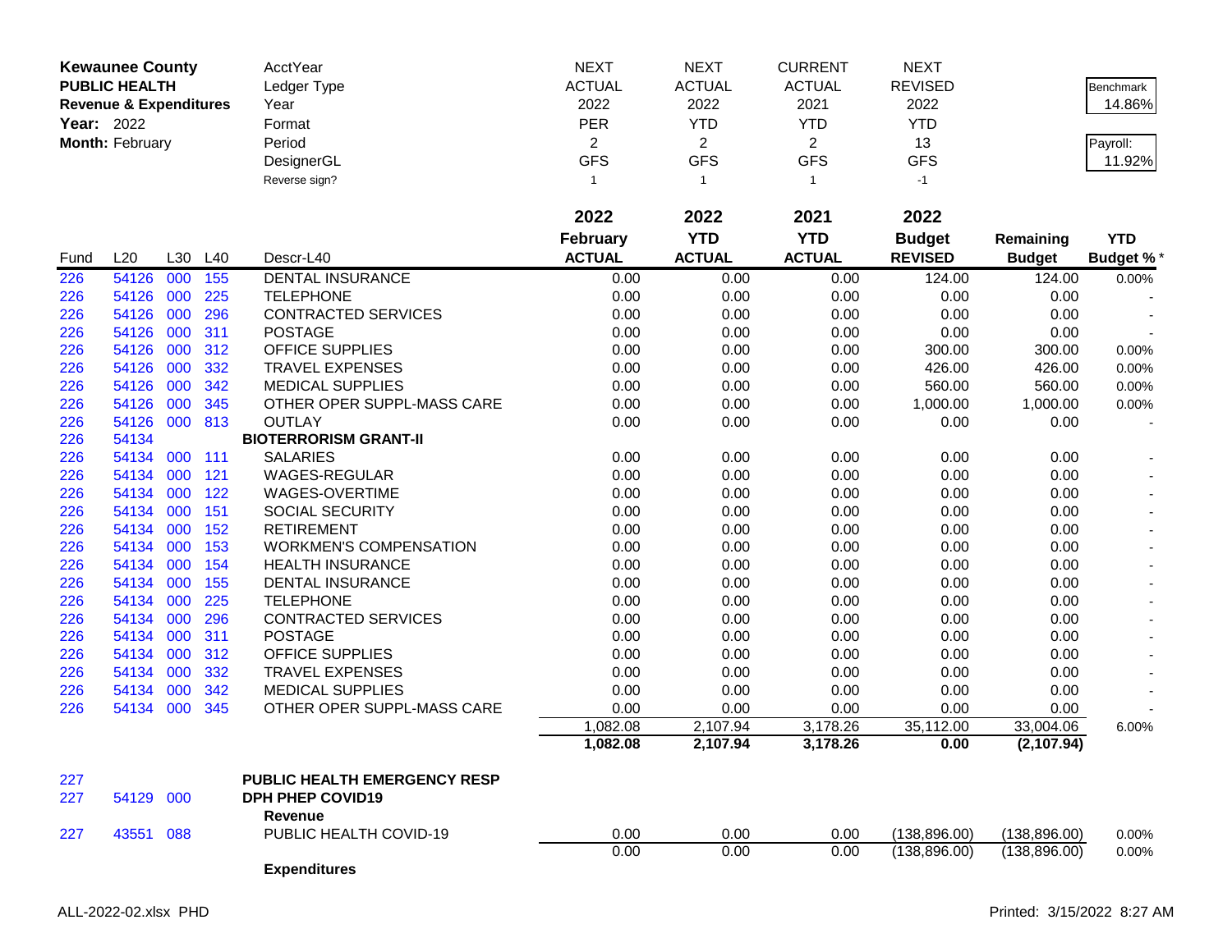**Kewaunee County**
**PUBLIC HEALTH**
**Revenue & Expenditures**
**Year:** 2022
**Month:** February

| AcctYear | NEXT | NEXT | CURRENT | NEXT |
|---|---|---|---|---|
| Ledger Type | ACTUAL | ACTUAL | ACTUAL | REVISED |
| Year | 2022 | 2022 | 2021 | 2022 |
| Format | PER | YTD | YTD | YTD |
| Period | 2 | 2 | 2 | 13 |
| DesignerGL | GFS | GFS | GFS | GFS |
| Reverse sign? | 1 | 1 | 1 | -1 |

Benchmark 14.86%
Payroll: 11.92%

| Fund | L20 | L30 | L40 | Descr-L40 | 2022 February ACTUAL | 2022 YTD ACTUAL | 2021 YTD ACTUAL | 2022 Budget REVISED | Remaining Budget | YTD Budget % * |
|---|---|---|---|---|---|---|---|---|---|---|
| 226 | 54126 | 000 | 155 | DENTAL INSURANCE | 0.00 | 0.00 | 0.00 | 124.00 | 124.00 | 0.00% |
| 226 | 54126 | 000 | 225 | TELEPHONE | 0.00 | 0.00 | 0.00 | 0.00 | 0.00 | - |
| 226 | 54126 | 000 | 296 | CONTRACTED SERVICES | 0.00 | 0.00 | 0.00 | 0.00 | 0.00 | - |
| 226 | 54126 | 000 | 311 | POSTAGE | 0.00 | 0.00 | 0.00 | 0.00 | 0.00 | - |
| 226 | 54126 | 000 | 312 | OFFICE SUPPLIES | 0.00 | 0.00 | 0.00 | 300.00 | 300.00 | 0.00% |
| 226 | 54126 | 000 | 332 | TRAVEL EXPENSES | 0.00 | 0.00 | 0.00 | 426.00 | 426.00 | 0.00% |
| 226 | 54126 | 000 | 342 | MEDICAL SUPPLIES | 0.00 | 0.00 | 0.00 | 560.00 | 560.00 | 0.00% |
| 226 | 54126 | 000 | 345 | OTHER OPER SUPPL-MASS CARE | 0.00 | 0.00 | 0.00 | 1,000.00 | 1,000.00 | 0.00% |
| 226 | 54126 | 000 | 813 | OUTLAY | 0.00 | 0.00 | 0.00 | 0.00 | 0.00 | - |
| 226 | 54134 | | | **BIOTERRORISM GRANT-II** | | | | | | |
| 226 | 54134 | 000 | 111 | SALARIES | 0.00 | 0.00 | 0.00 | 0.00 | 0.00 | - |
| 226 | 54134 | 000 | 121 | WAGES-REGULAR | 0.00 | 0.00 | 0.00 | 0.00 | 0.00 | - |
| 226 | 54134 | 000 | 122 | WAGES-OVERTIME | 0.00 | 0.00 | 0.00 | 0.00 | 0.00 | - |
| 226 | 54134 | 000 | 151 | SOCIAL SECURITY | 0.00 | 0.00 | 0.00 | 0.00 | 0.00 | - |
| 226 | 54134 | 000 | 152 | RETIREMENT | 0.00 | 0.00 | 0.00 | 0.00 | 0.00 | - |
| 226 | 54134 | 000 | 153 | WORKMEN'S COMPENSATION | 0.00 | 0.00 | 0.00 | 0.00 | 0.00 | - |
| 226 | 54134 | 000 | 154 | HEALTH INSURANCE | 0.00 | 0.00 | 0.00 | 0.00 | 0.00 | - |
| 226 | 54134 | 000 | 155 | DENTAL INSURANCE | 0.00 | 0.00 | 0.00 | 0.00 | 0.00 | - |
| 226 | 54134 | 000 | 225 | TELEPHONE | 0.00 | 0.00 | 0.00 | 0.00 | 0.00 | - |
| 226 | 54134 | 000 | 296 | CONTRACTED SERVICES | 0.00 | 0.00 | 0.00 | 0.00 | 0.00 | - |
| 226 | 54134 | 000 | 311 | POSTAGE | 0.00 | 0.00 | 0.00 | 0.00 | 0.00 | - |
| 226 | 54134 | 000 | 312 | OFFICE SUPPLIES | 0.00 | 0.00 | 0.00 | 0.00 | 0.00 | - |
| 226 | 54134 | 000 | 332 | TRAVEL EXPENSES | 0.00 | 0.00 | 0.00 | 0.00 | 0.00 | - |
| 226 | 54134 | 000 | 342 | MEDICAL SUPPLIES | 0.00 | 0.00 | 0.00 | 0.00 | 0.00 | - |
| 226 | 54134 | 000 | 345 | OTHER OPER SUPPL-MASS CARE | 0.00 | 0.00 | 0.00 | 0.00 | 0.00 | - |
| | | | | | 1,082.08 | 2,107.94 | 3,178.26 | 35,112.00 | 33,004.06 | 6.00% |
| | | | | | **1,082.08** | **2,107.94** | **3,178.26** | **0.00** | **(2,107.94)** | |
| 227 | | | | **PUBLIC HEALTH EMERGENCY RESP** | | | | | | |
| 227 | 54129 | 000 | | **DPH PHEP COVID19** | | | | | | |
| | | | | **Revenue** | | | | | | |
| 227 | 43551 | 088 | | PUBLIC HEALTH COVID-19 | 0.00 | 0.00 | 0.00 | (138,896.00) | (138,896.00) | 0.00% |
| | | | | | 0.00 | 0.00 | 0.00 | (138,896.00) | (138,896.00) | 0.00% |
| | | | | **Expenditures** | | | | | | |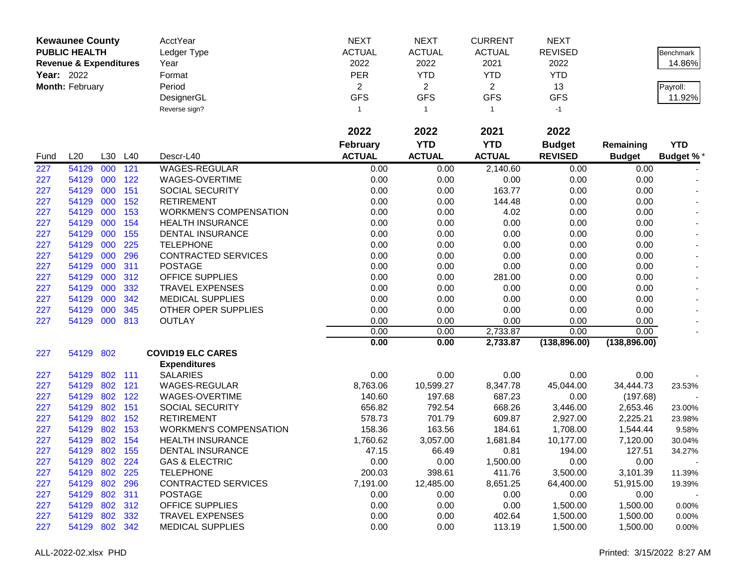**Kewaunee County**
**PUBLIC HEALTH**
**Revenue & Expenditures**
**Year:** 2022
**Month:** February

| | NEXT | NEXT | CURRENT | NEXT | | |
|---|---|---|---|---|---|---|
| AcctYear | NEXT | NEXT | CURRENT | NEXT | | |
| Ledger Type | ACTUAL | ACTUAL | ACTUAL | REVISED | | Benchmark |
| Year | 2022 | 2022 | 2021 | 2022 | | 14.86% |
| Format | PER | YTD | YTD | YTD | | |
| Period | 2 | 2 | 2 | 13 | | Payroll: |
| DesignerGL | GFS | GFS | GFS | GFS | | 11.92% |
| Reverse sign? | 1 | 1 | 1 | -1 | | |

| Fund | L20 | L30 | L40 | Descr-L40 | 2022 February ACTUAL | 2022 YTD ACTUAL | 2021 YTD ACTUAL | 2022 Budget REVISED | Remaining Budget | YTD Budget % * |
|---|---|---|---|---|---|---|---|---|---|---|
| 227 | 54129 | 000 | 121 | WAGES-REGULAR | 0.00 | 0.00 | 2,140.60 | 0.00 | 0.00 | - |
| 227 | 54129 | 000 | 122 | WAGES-OVERTIME | 0.00 | 0.00 | 0.00 | 0.00 | 0.00 | - |
| 227 | 54129 | 000 | 151 | SOCIAL SECURITY | 0.00 | 0.00 | 163.77 | 0.00 | 0.00 | - |
| 227 | 54129 | 000 | 152 | RETIREMENT | 0.00 | 0.00 | 144.48 | 0.00 | 0.00 | - |
| 227 | 54129 | 000 | 153 | WORKMEN'S COMPENSATION | 0.00 | 0.00 | 4.02 | 0.00 | 0.00 | - |
| 227 | 54129 | 000 | 154 | HEALTH INSURANCE | 0.00 | 0.00 | 0.00 | 0.00 | 0.00 | - |
| 227 | 54129 | 000 | 155 | DENTAL INSURANCE | 0.00 | 0.00 | 0.00 | 0.00 | 0.00 | - |
| 227 | 54129 | 000 | 225 | TELEPHONE | 0.00 | 0.00 | 0.00 | 0.00 | 0.00 | - |
| 227 | 54129 | 000 | 296 | CONTRACTED SERVICES | 0.00 | 0.00 | 0.00 | 0.00 | 0.00 | - |
| 227 | 54129 | 000 | 311 | POSTAGE | 0.00 | 0.00 | 0.00 | 0.00 | 0.00 | - |
| 227 | 54129 | 000 | 312 | OFFICE SUPPLIES | 0.00 | 0.00 | 281.00 | 0.00 | 0.00 | - |
| 227 | 54129 | 000 | 332 | TRAVEL EXPENSES | 0.00 | 0.00 | 0.00 | 0.00 | 0.00 | - |
| 227 | 54129 | 000 | 342 | MEDICAL SUPPLIES | 0.00 | 0.00 | 0.00 | 0.00 | 0.00 | - |
| 227 | 54129 | 000 | 345 | OTHER OPER SUPPLIES | 0.00 | 0.00 | 0.00 | 0.00 | 0.00 | - |
| 227 | 54129 | 000 | 813 | OUTLAY | 0.00 | 0.00 | 0.00 | 0.00 | 0.00 | - |
| | | | | | 0.00 | 0.00 | 2,733.87 | 0.00 | 0.00 | - |
| | | | | | **0.00** | **0.00** | **2,733.87** | **(138,896.00)** | **(138,896.00)** | |
| 227 | 54129 | 802 | | **COVID19 ELC CARES** | | | | | | |
| | | | | **Expenditures** | | | | | | |
| 227 | 54129 | 802 | 111 | SALARIES | 0.00 | 0.00 | 0.00 | 0.00 | 0.00 | - |
| 227 | 54129 | 802 | 121 | WAGES-REGULAR | 8,763.06 | 10,599.27 | 8,347.78 | 45,044.00 | 34,444.73 | 23.53% |
| 227 | 54129 | 802 | 122 | WAGES-OVERTIME | 140.60 | 197.68 | 687.23 | 0.00 | (197.68) | - |
| 227 | 54129 | 802 | 151 | SOCIAL SECURITY | 656.82 | 792.54 | 668.26 | 3,446.00 | 2,653.46 | 23.00% |
| 227 | 54129 | 802 | 152 | RETIREMENT | 578.73 | 701.79 | 609.87 | 2,927.00 | 2,225.21 | 23.98% |
| 227 | 54129 | 802 | 153 | WORKMEN'S COMPENSATION | 158.36 | 163.56 | 184.61 | 1,708.00 | 1,544.44 | 9.58% |
| 227 | 54129 | 802 | 154 | HEALTH INSURANCE | 1,760.62 | 3,057.00 | 1,681.84 | 10,177.00 | 7,120.00 | 30.04% |
| 227 | 54129 | 802 | 155 | DENTAL INSURANCE | 47.15 | 66.49 | 0.81 | 194.00 | 127.51 | 34.27% |
| 227 | 54129 | 802 | 224 | GAS & ELECTRIC | 0.00 | 0.00 | 1,500.00 | 0.00 | 0.00 | - |
| 227 | 54129 | 802 | 225 | TELEPHONE | 200.03 | 398.61 | 411.76 | 3,500.00 | 3,101.39 | 11.39% |
| 227 | 54129 | 802 | 296 | CONTRACTED SERVICES | 7,191.00 | 12,485.00 | 8,651.25 | 64,400.00 | 51,915.00 | 19.39% |
| 227 | 54129 | 802 | 311 | POSTAGE | 0.00 | 0.00 | 0.00 | 0.00 | 0.00 | - |
| 227 | 54129 | 802 | 312 | OFFICE SUPPLIES | 0.00 | 0.00 | 0.00 | 1,500.00 | 1,500.00 | 0.00% |
| 227 | 54129 | 802 | 332 | TRAVEL EXPENSES | 0.00 | 0.00 | 402.64 | 1,500.00 | 1,500.00 | 0.00% |
| 227 | 54129 | 802 | 342 | MEDICAL SUPPLIES | 0.00 | 0.00 | 113.19 | 1,500.00 | 1,500.00 | 0.00% |

ALL-2022-02.xlsx PHD    Printed: 3/15/2022 8:27 AM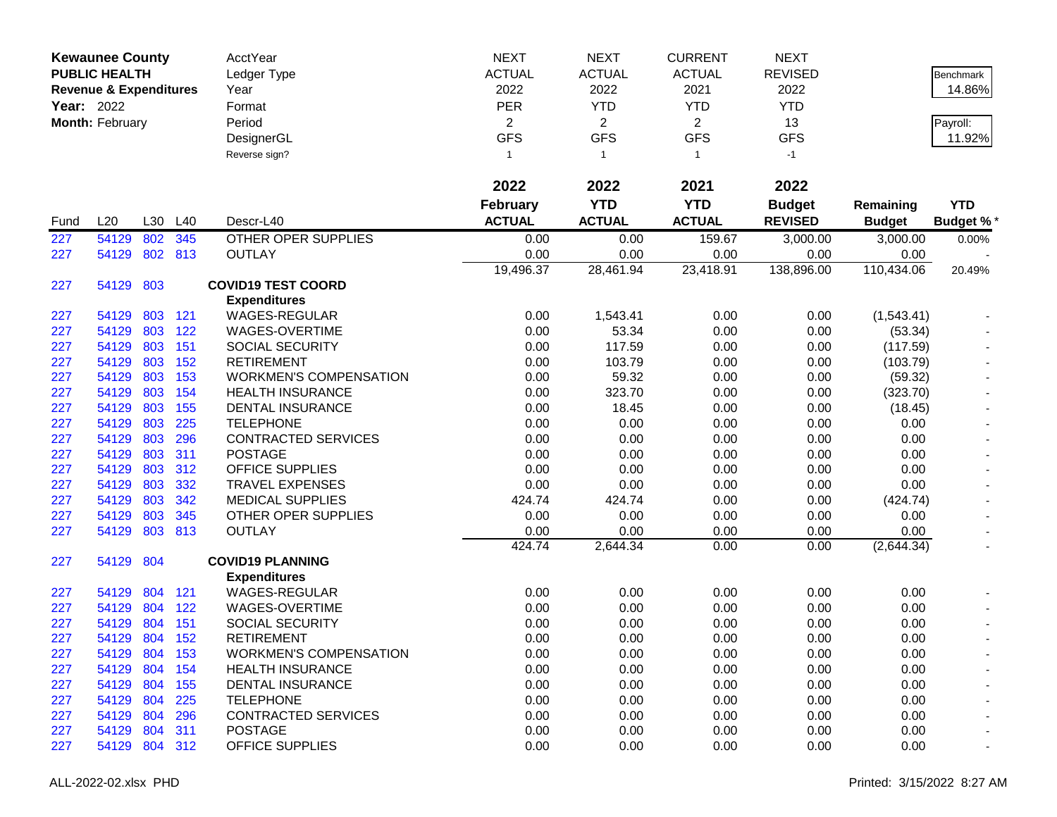**Kewaunee County**
**PUBLIC HEALTH**
**Revenue & Expenditures**
**Year:** 2022
**Month:** February

| | | | | AcctYear | NEXT | NEXT | CURRENT | NEXT | | |
|---|---|---|---|---|---|---|---|---|---|---|
| | | | | Ledger Type | ACTUAL | ACTUAL | ACTUAL | REVISED | | Benchmark 14.86% |
| | | | | Year | 2022 | 2022 | 2021 | 2022 | | |
| | | | | Format | PER | YTD | YTD | YTD | | Payroll: 11.92% |
| | | | | Period | 2 | 2 | 2 | 13 | | |
| | | | | DesignerGL | GFS | GFS | GFS | GFS | | |
| | | | | Reverse sign? | 1 | 1 | 1 | -1 | | |
| | | | | | **2022** | **2022** | **2021** | **2022** | | |
| **Fund** | **L20** | **L30** | **L40** | **Descr-L40** | **February ACTUAL** | **YTD ACTUAL** | **YTD ACTUAL** | **Budget REVISED** | **Remaining Budget** | **YTD Budget %*** |
| 227 | 54129 | 802 | 345 | OTHER OPER SUPPLIES | 0.00 | 0.00 | 159.67 | 3,000.00 | 3,000.00 | 0.00% |
| 227 | 54129 | 802 | 813 | OUTLAY | 0.00 | 0.00 | 0.00 | 0.00 | 0.00 | - |
| | | | | | 19,496.37 | 28,461.94 | 23,418.91 | 138,896.00 | 110,434.06 | 20.49% |
| 227 | 54129 | 803 | | **COVID19 TEST COORD** | | | | | | |
| | | | | **Expenditures** | | | | | | |
| 227 | 54129 | 803 | 121 | WAGES-REGULAR | 0.00 | 1,543.41 | 0.00 | 0.00 | (1,543.41) | - |
| 227 | 54129 | 803 | 122 | WAGES-OVERTIME | 0.00 | 53.34 | 0.00 | 0.00 | (53.34) | - |
| 227 | 54129 | 803 | 151 | SOCIAL SECURITY | 0.00 | 117.59 | 0.00 | 0.00 | (117.59) | - |
| 227 | 54129 | 803 | 152 | RETIREMENT | 0.00 | 103.79 | 0.00 | 0.00 | (103.79) | - |
| 227 | 54129 | 803 | 153 | WORKMEN'S COMPENSATION | 0.00 | 59.32 | 0.00 | 0.00 | (59.32) | - |
| 227 | 54129 | 803 | 154 | HEALTH INSURANCE | 0.00 | 323.70 | 0.00 | 0.00 | (323.70) | - |
| 227 | 54129 | 803 | 155 | DENTAL INSURANCE | 0.00 | 18.45 | 0.00 | 0.00 | (18.45) | - |
| 227 | 54129 | 803 | 225 | TELEPHONE | 0.00 | 0.00 | 0.00 | 0.00 | 0.00 | - |
| 227 | 54129 | 803 | 296 | CONTRACTED SERVICES | 0.00 | 0.00 | 0.00 | 0.00 | 0.00 | - |
| 227 | 54129 | 803 | 311 | POSTAGE | 0.00 | 0.00 | 0.00 | 0.00 | 0.00 | - |
| 227 | 54129 | 803 | 312 | OFFICE SUPPLIES | 0.00 | 0.00 | 0.00 | 0.00 | 0.00 | - |
| 227 | 54129 | 803 | 332 | TRAVEL EXPENSES | 0.00 | 0.00 | 0.00 | 0.00 | 0.00 | - |
| 227 | 54129 | 803 | 342 | MEDICAL SUPPLIES | 424.74 | 424.74 | 0.00 | 0.00 | (424.74) | - |
| 227 | 54129 | 803 | 345 | OTHER OPER SUPPLIES | 0.00 | 0.00 | 0.00 | 0.00 | 0.00 | - |
| 227 | 54129 | 803 | 813 | OUTLAY | 0.00 | 0.00 | 0.00 | 0.00 | 0.00 | - |
| | | | | | 424.74 | 2,644.34 | 0.00 | 0.00 | (2,644.34) | - |
| 227 | 54129 | 804 | | **COVID19 PLANNING** | | | | | | |
| | | | | **Expenditures** | | | | | | |
| 227 | 54129 | 804 | 121 | WAGES-REGULAR | 0.00 | 0.00 | 0.00 | 0.00 | 0.00 | - |
| 227 | 54129 | 804 | 122 | WAGES-OVERTIME | 0.00 | 0.00 | 0.00 | 0.00 | 0.00 | - |
| 227 | 54129 | 804 | 151 | SOCIAL SECURITY | 0.00 | 0.00 | 0.00 | 0.00 | 0.00 | - |
| 227 | 54129 | 804 | 152 | RETIREMENT | 0.00 | 0.00 | 0.00 | 0.00 | 0.00 | - |
| 227 | 54129 | 804 | 153 | WORKMEN'S COMPENSATION | 0.00 | 0.00 | 0.00 | 0.00 | 0.00 | - |
| 227 | 54129 | 804 | 154 | HEALTH INSURANCE | 0.00 | 0.00 | 0.00 | 0.00 | 0.00 | - |
| 227 | 54129 | 804 | 155 | DENTAL INSURANCE | 0.00 | 0.00 | 0.00 | 0.00 | 0.00 | - |
| 227 | 54129 | 804 | 225 | TELEPHONE | 0.00 | 0.00 | 0.00 | 0.00 | 0.00 | - |
| 227 | 54129 | 804 | 296 | CONTRACTED SERVICES | 0.00 | 0.00 | 0.00 | 0.00 | 0.00 | - |
| 227 | 54129 | 804 | 311 | POSTAGE | 0.00 | 0.00 | 0.00 | 0.00 | 0.00 | - |
| 227 | 54129 | 804 | 312 | OFFICE SUPPLIES | 0.00 | 0.00 | 0.00 | 0.00 | 0.00 | - |

ALL-2022-02.xlsx PHD

Printed: 3/15/2022 8:27 AM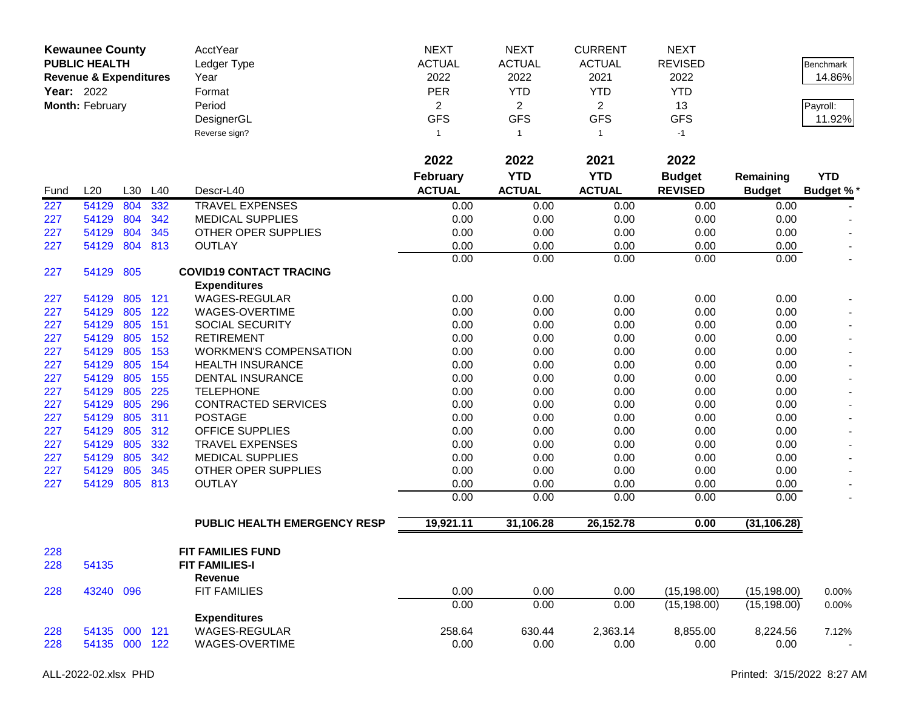**Kewaunee County**
**PUBLIC HEALTH**
**Revenue & Expenditures**
**Year:** 2022
**Month:** February

| | | | | AcctYear | NEXT | NEXT | CURRENT | NEXT | | |
|---|---|---|---|---|---|---|---|---|---|---|
| | | | | Ledger Type | ACTUAL | ACTUAL | ACTUAL | REVISED | | Benchmark |
| | | | | Year | 2022 | 2022 | 2021 | 2022 | | 14.86% |
| | | | | Format | PER | YTD | YTD | YTD | | |
| | | | | Period | 2 | 2 | 2 | 13 | | Payroll: |
| | | | | DesignerGL | GFS | GFS | GFS | GFS | | 11.92% |
| | | | | Reverse sign? | 1 | 1 | 1 | -1 | | |

| Fund | L20 | L30 | L40 | Descr-L40 | 2022 February ACTUAL | 2022 YTD ACTUAL | 2021 YTD ACTUAL | 2022 Budget REVISED | Remaining Budget | YTD Budget % * |
|---|---|---|---|---|---|---|---|---|---|---|
| 227 | 54129 | 804 | 332 | TRAVEL EXPENSES | 0.00 | 0.00 | 0.00 | 0.00 | 0.00 | - |
| 227 | 54129 | 804 | 342 | MEDICAL SUPPLIES | 0.00 | 0.00 | 0.00 | 0.00 | 0.00 | - |
| 227 | 54129 | 804 | 345 | OTHER OPER SUPPLIES | 0.00 | 0.00 | 0.00 | 0.00 | 0.00 | - |
| 227 | 54129 | 804 | 813 | OUTLAY | 0.00 | 0.00 | 0.00 | 0.00 | 0.00 | - |
| | | | | | 0.00 | 0.00 | 0.00 | 0.00 | 0.00 | - |
| 227 | 54129 | 805 | | **COVID19 CONTACT TRACING** | | | | | | |
| | | | | **Expenditures** | | | | | | |
| 227 | 54129 | 805 | 121 | WAGES-REGULAR | 0.00 | 0.00 | 0.00 | 0.00 | 0.00 | - |
| 227 | 54129 | 805 | 122 | WAGES-OVERTIME | 0.00 | 0.00 | 0.00 | 0.00 | 0.00 | - |
| 227 | 54129 | 805 | 151 | SOCIAL SECURITY | 0.00 | 0.00 | 0.00 | 0.00 | 0.00 | - |
| 227 | 54129 | 805 | 152 | RETIREMENT | 0.00 | 0.00 | 0.00 | 0.00 | 0.00 | - |
| 227 | 54129 | 805 | 153 | WORKMEN'S COMPENSATION | 0.00 | 0.00 | 0.00 | 0.00 | 0.00 | - |
| 227 | 54129 | 805 | 154 | HEALTH INSURANCE | 0.00 | 0.00 | 0.00 | 0.00 | 0.00 | - |
| 227 | 54129 | 805 | 155 | DENTAL INSURANCE | 0.00 | 0.00 | 0.00 | 0.00 | 0.00 | - |
| 227 | 54129 | 805 | 225 | TELEPHONE | 0.00 | 0.00 | 0.00 | 0.00 | 0.00 | - |
| 227 | 54129 | 805 | 296 | CONTRACTED SERVICES | 0.00 | 0.00 | 0.00 | 0.00 | 0.00 | - |
| 227 | 54129 | 805 | 311 | POSTAGE | 0.00 | 0.00 | 0.00 | 0.00 | 0.00 | - |
| 227 | 54129 | 805 | 312 | OFFICE SUPPLIES | 0.00 | 0.00 | 0.00 | 0.00 | 0.00 | - |
| 227 | 54129 | 805 | 332 | TRAVEL EXPENSES | 0.00 | 0.00 | 0.00 | 0.00 | 0.00 | - |
| 227 | 54129 | 805 | 342 | MEDICAL SUPPLIES | 0.00 | 0.00 | 0.00 | 0.00 | 0.00 | - |
| 227 | 54129 | 805 | 345 | OTHER OPER SUPPLIES | 0.00 | 0.00 | 0.00 | 0.00 | 0.00 | - |
| 227 | 54129 | 805 | 813 | OUTLAY | 0.00 | 0.00 | 0.00 | 0.00 | 0.00 | - |
| | | | | | 0.00 | 0.00 | 0.00 | 0.00 | 0.00 | - |
| | | | | **PUBLIC HEALTH EMERGENCY RESP** | **19,921.11** | **31,106.28** | **26,152.78** | **0.00** | **(31,106.28)** | |
| 228 | | | | **FIT FAMILIES FUND** | | | | | | |
| 228 | 54135 | | | **FIT FAMILIES-I** | | | | | | |
| | | | | **Revenue** | | | | | | |
| 228 | 43240 | 096 | | FIT FAMILIES | 0.00 | 0.00 | 0.00 | (15,198.00) | (15,198.00) | 0.00% |
| | | | | | 0.00 | 0.00 | 0.00 | (15,198.00) | (15,198.00) | 0.00% |
| | | | | **Expenditures** | | | | | | |
| 228 | 54135 | 000 | 121 | WAGES-REGULAR | 258.64 | 630.44 | 2,363.14 | 8,855.00 | 8,224.56 | 7.12% |
| 228 | 54135 | 000 | 122 | WAGES-OVERTIME | 0.00 | 0.00 | 0.00 | 0.00 | 0.00 | - |

ALL-2022-02.xlsx PHD

Printed: 3/15/2022 8:27 AM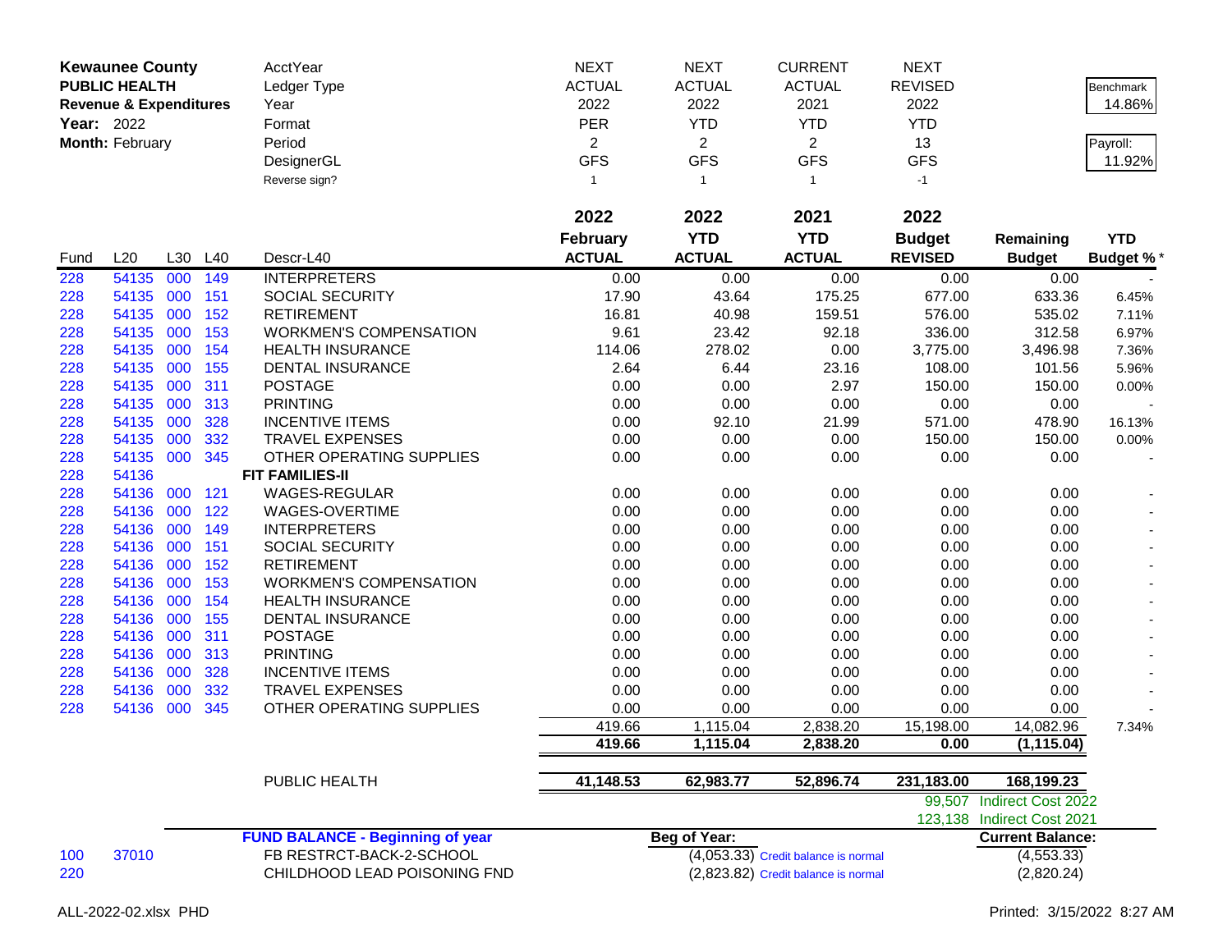| Kewaunee County | | | | AcctYear | NEXT | NEXT | CURRENT | NEXT | | |
|---|---|---|---|---|---|---|---|---|---|---|
| PUBLIC HEALTH | | | | Ledger Type | ACTUAL | ACTUAL | ACTUAL | REVISED | | Benchmark |
| Revenue & Expenditures | | | | Year | 2022 | 2022 | 2021 | 2022 | | 14.86% |
| Year: 2022 | | | | Format | PER | YTD | YTD | YTD | | |
| Month: February | | | | Period | 2 | 2 | 2 | 13 | | Payroll: |
| | | | | DesignerGL | GFS | GFS | GFS | GFS | | 11.92% |
| | | | | Reverse sign? | 1 | 1 | 1 | -1 | | |

| Fund | L20 | L30 | L40 | Descr-L40 | 2022 February ACTUAL | 2022 YTD ACTUAL | 2021 YTD ACTUAL | 2022 Budget REVISED | Remaining Budget | YTD Budget % * |
|---|---|---|---|---|---|---|---|---|---|---|
| 228 | 54135 | 000 | 149 | INTERPRETERS | 0.00 | 0.00 | 0.00 | 0.00 | 0.00 | - |
| 228 | 54135 | 000 | 151 | SOCIAL SECURITY | 17.90 | 43.64 | 175.25 | 677.00 | 633.36 | 6.45% |
| 228 | 54135 | 000 | 152 | RETIREMENT | 16.81 | 40.98 | 159.51 | 576.00 | 535.02 | 7.11% |
| 228 | 54135 | 000 | 153 | WORKMEN'S COMPENSATION | 9.61 | 23.42 | 92.18 | 336.00 | 312.58 | 6.97% |
| 228 | 54135 | 000 | 154 | HEALTH INSURANCE | 114.06 | 278.02 | 0.00 | 3,775.00 | 3,496.98 | 7.36% |
| 228 | 54135 | 000 | 155 | DENTAL INSURANCE | 2.64 | 6.44 | 23.16 | 108.00 | 101.56 | 5.96% |
| 228 | 54135 | 000 | 311 | POSTAGE | 0.00 | 0.00 | 2.97 | 150.00 | 150.00 | 0.00% |
| 228 | 54135 | 000 | 313 | PRINTING | 0.00 | 0.00 | 0.00 | 0.00 | 0.00 | - |
| 228 | 54135 | 000 | 328 | INCENTIVE ITEMS | 0.00 | 92.10 | 21.99 | 571.00 | 478.90 | 16.13% |
| 228 | 54135 | 000 | 332 | TRAVEL EXPENSES | 0.00 | 0.00 | 0.00 | 150.00 | 150.00 | 0.00% |
| 228 | 54135 | 000 | 345 | OTHER OPERATING SUPPLIES | 0.00 | 0.00 | 0.00 | 0.00 | 0.00 | - |
| 228 | 54136 | | | **FIT FAMILIES-II** | | | | | | |
| 228 | 54136 | 000 | 121 | WAGES-REGULAR | 0.00 | 0.00 | 0.00 | 0.00 | 0.00 | - |
| 228 | 54136 | 000 | 122 | WAGES-OVERTIME | 0.00 | 0.00 | 0.00 | 0.00 | 0.00 | - |
| 228 | 54136 | 000 | 149 | INTERPRETERS | 0.00 | 0.00 | 0.00 | 0.00 | 0.00 | - |
| 228 | 54136 | 000 | 151 | SOCIAL SECURITY | 0.00 | 0.00 | 0.00 | 0.00 | 0.00 | - |
| 228 | 54136 | 000 | 152 | RETIREMENT | 0.00 | 0.00 | 0.00 | 0.00 | 0.00 | - |
| 228 | 54136 | 000 | 153 | WORKMEN'S COMPENSATION | 0.00 | 0.00 | 0.00 | 0.00 | 0.00 | - |
| 228 | 54136 | 000 | 154 | HEALTH INSURANCE | 0.00 | 0.00 | 0.00 | 0.00 | 0.00 | - |
| 228 | 54136 | 000 | 155 | DENTAL INSURANCE | 0.00 | 0.00 | 0.00 | 0.00 | 0.00 | - |
| 228 | 54136 | 000 | 311 | POSTAGE | 0.00 | 0.00 | 0.00 | 0.00 | 0.00 | - |
| 228 | 54136 | 000 | 313 | PRINTING | 0.00 | 0.00 | 0.00 | 0.00 | 0.00 | - |
| 228 | 54136 | 000 | 328 | INCENTIVE ITEMS | 0.00 | 0.00 | 0.00 | 0.00 | 0.00 | - |
| 228 | 54136 | 000 | 332 | TRAVEL EXPENSES | 0.00 | 0.00 | 0.00 | 0.00 | 0.00 | - |
| 228 | 54136 | 000 | 345 | OTHER OPERATING SUPPLIES | 0.00 | 0.00 | 0.00 | 0.00 | 0.00 | - |
| | | | | | 419.66 | 1,115.04 | 2,838.20 | 15,198.00 | 14,082.96 | 7.34% |
| | | | | | **419.66** | **1,115.04** | **2,838.20** | **0.00** | **(1,115.04)** | |
| | | | | PUBLIC HEALTH | **41,148.53** | **62,983.77** | **52,896.74** | **231,183.00** | **168,199.23** | |
| | | | | | | | | 99,507 | Indirect Cost 2022 | |
| | | | | | | | | 123,138 | Indirect Cost 2021 | |
| | | | | **FUND BALANCE - Beginning of year** | | **Beg of Year:** | | | **Current Balance:** | |
| 100 | 37010 | | | FB RESTRCT-BACK-2-SCHOOL | | (4,053.33) | Credit balance is normal | | (4,553.33) | |
| 220 | | | | CHILDHOOD LEAD POISONING FND | | (2,823.82) | Credit balance is normal | | (2,820.24) | |

ALL-2022-02.xlsx PHD

Printed: 3/15/2022 8:27 AM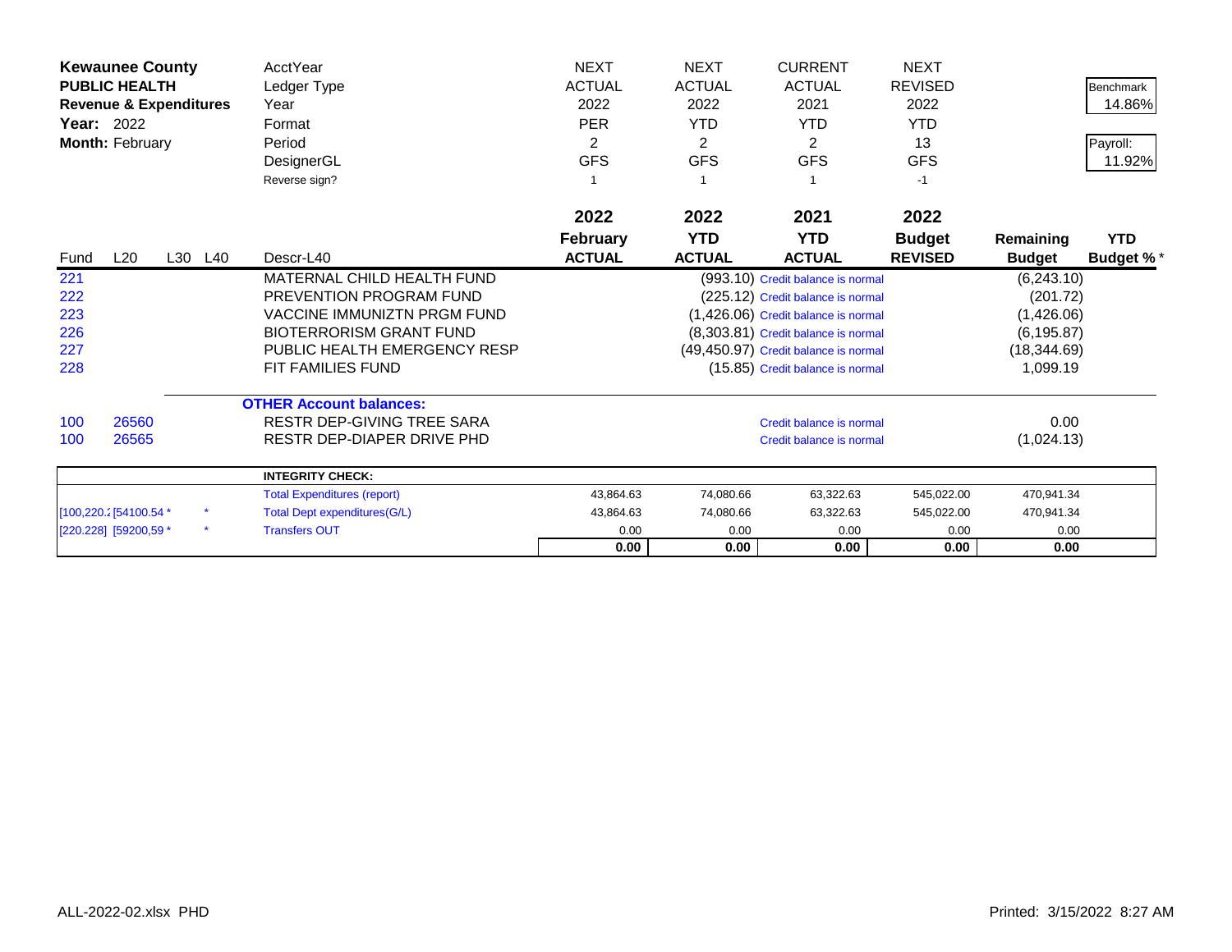**Kewaunee County**
**PUBLIC HEALTH**
**Revenue & Expenditures**
**Year:** 2022
**Month:** February

| | | | | | | | | | | |
|---|---|---|---|---|---|---|---|---|---|---|
| | | | | AcctYear | NEXT | NEXT | CURRENT | NEXT | | |
| | | | | Ledger Type | ACTUAL | ACTUAL | ACTUAL | REVISED | | Benchmark |
| | | | | Year | 2022 | 2022 | 2021 | 2022 | | 14.86% |
| | | | | Format | PER | YTD | YTD | YTD | | |
| | | | | Period | 2 | 2 | 2 | 13 | | Payroll: |
| | | | | DesignerGL | GFS | GFS | GFS | GFS | | 11.92% |
| | | | | Reverse sign? | 1 | 1 | 1 | -1 | | |

| Fund | L20 | L30 | L40 | Descr-L40 | 2022 February ACTUAL | 2022 YTD ACTUAL | 2021 YTD ACTUAL | 2022 Budget REVISED | Remaining Budget | YTD Budget % * |
|---|---|---|---|---|---|---|---|---|---|---|
| 221 | | | | MATERNAL CHILD HEALTH FUND | | | (993.10) Credit balance is normal | | (6,243.10) | |
| 222 | | | | PREVENTION PROGRAM FUND | | | (225.12) Credit balance is normal | | (201.72) | |
| 223 | | | | VACCINE IMMUNIZTN PRGM FUND | | | (1,426.06) Credit balance is normal | | (1,426.06) | |
| 226 | | | | BIOTERRORISM GRANT FUND | | | (8,303.81) Credit balance is normal | | (6,195.87) | |
| 227 | | | | PUBLIC HEALTH EMERGENCY RESP | | | (49,450.97) Credit balance is normal | | (18,344.69) | |
| 228 | | | | FIT FAMILIES FUND | | | (15.85) Credit balance is normal | | 1,099.19 | |
| | | | | **OTHER Account balances:** | | | | | | |
| 100 | 26560 | | | RESTR DEP-GIVING TREE SARA | | | Credit balance is normal | | 0.00 | |
| 100 | 26565 | | | RESTR DEP-DIAPER DRIVE PHD | | | Credit balance is normal | | (1,024.13) | |

| | | | | | | | | |
|---|---|---|---|---|---|---|---|---|
| | | | **INTEGRITY CHECK:** | | | | | |
| | | | Total Expenditures (report) | 43,864.63 | 74,080.66 | 63,322.63 | 545,022.00 | 470,941.34 |
| [100,220.: | [54100.54 * | * | Total Dept expenditures(G/L) | 43,864.63 | 74,080.66 | 63,322.63 | 545,022.00 | 470,941.34 |
| [220.228] | [59200,59 * | * | Transfers OUT | 0.00 | 0.00 | 0.00 | 0.00 | 0.00 |
| | | | | **0.00** | **0.00** | **0.00** | **0.00** | **0.00** |

ALL-2022-02.xlsx PHD

Printed: 3/15/2022 8:27 AM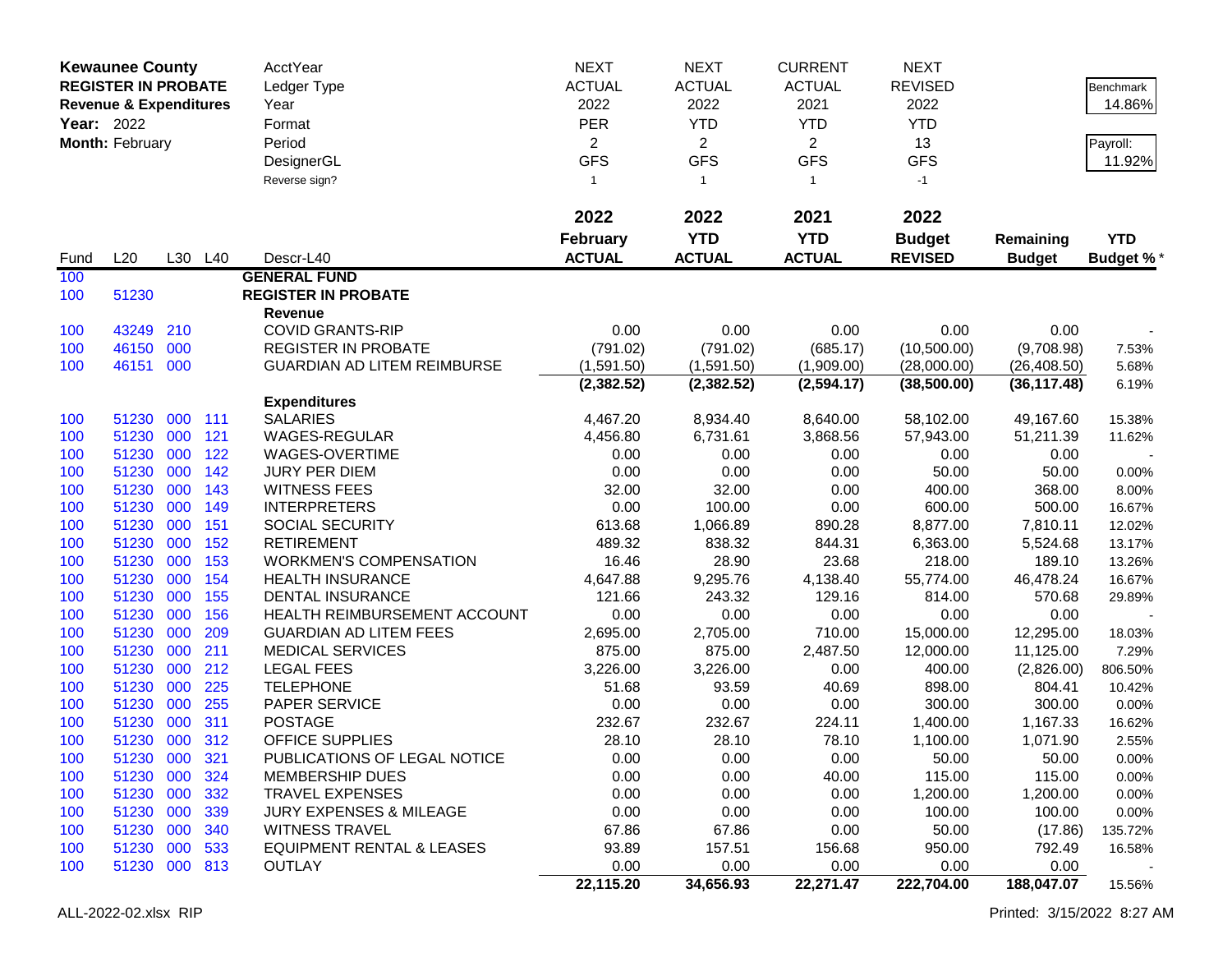| Kewaunee County | | | | AcctYear | NEXT | NEXT | CURRENT | NEXT | | |
|---|---|---|---|---|---|---|---|---|---|---|
| **REGISTER IN PROBATE** | | | | Ledger Type | ACTUAL | ACTUAL | ACTUAL | REVISED | | Benchmark |
| **Revenue & Expenditures** | | | | Year | 2022 | 2022 | 2021 | 2022 | | 14.86% |
| **Year:** 2022 | | | | Format | PER | YTD | YTD | YTD | | |
| **Month:** February | | | | Period | 2 | 2 | 2 | 13 | | Payroll: |
| | | | | DesignerGL | GFS | GFS | GFS | GFS | | 11.92% |
| | | | | Reverse sign? | 1 | 1 | 1 | -1 | | |

| Fund | L20 | L30 | L40 | Descr-L40 | 2022 February ACTUAL | 2022 YTD ACTUAL | 2021 YTD ACTUAL | 2022 Budget REVISED | Remaining Budget | YTD Budget % * |
|---|---|---|---|---|---|---|---|---|---|---|
| 100 | | | | **GENERAL FUND** | | | | | | |
| 100 | 51230 | | | **REGISTER IN PROBATE** | | | | | | |
| | | | | **Revenue** | | | | | | |
| 100 | 43249 | 210 | | COVID GRANTS-RIP | 0.00 | 0.00 | 0.00 | 0.00 | 0.00 | - |
| 100 | 46150 | 000 | | REGISTER IN PROBATE | (791.02) | (791.02) | (685.17) | (10,500.00) | (9,708.98) | 7.53% |
| 100 | 46151 | 000 | | GUARDIAN AD LITEM REIMBURSE | (1,591.50) | (1,591.50) | (1,909.00) | (28,000.00) | (26,408.50) | 5.68% |
| | | | | | **(2,382.52)** | **(2,382.52)** | **(2,594.17)** | **(38,500.00)** | **(36,117.48)** | 6.19% |
| | | | | **Expenditures** | | | | | | |
| 100 | 51230 | 000 | 111 | SALARIES | 4,467.20 | 8,934.40 | 8,640.00 | 58,102.00 | 49,167.60 | 15.38% |
| 100 | 51230 | 000 | 121 | WAGES-REGULAR | 4,456.80 | 6,731.61 | 3,868.56 | 57,943.00 | 51,211.39 | 11.62% |
| 100 | 51230 | 000 | 122 | WAGES-OVERTIME | 0.00 | 0.00 | 0.00 | 0.00 | 0.00 | - |
| 100 | 51230 | 000 | 142 | JURY PER DIEM | 0.00 | 0.00 | 0.00 | 50.00 | 50.00 | 0.00% |
| 100 | 51230 | 000 | 143 | WITNESS FEES | 32.00 | 32.00 | 0.00 | 400.00 | 368.00 | 8.00% |
| 100 | 51230 | 000 | 149 | INTERPRETERS | 0.00 | 100.00 | 0.00 | 600.00 | 500.00 | 16.67% |
| 100 | 51230 | 000 | 151 | SOCIAL SECURITY | 613.68 | 1,066.89 | 890.28 | 8,877.00 | 7,810.11 | 12.02% |
| 100 | 51230 | 000 | 152 | RETIREMENT | 489.32 | 838.32 | 844.31 | 6,363.00 | 5,524.68 | 13.17% |
| 100 | 51230 | 000 | 153 | WORKMEN'S COMPENSATION | 16.46 | 28.90 | 23.68 | 218.00 | 189.10 | 13.26% |
| 100 | 51230 | 000 | 154 | HEALTH INSURANCE | 4,647.88 | 9,295.76 | 4,138.40 | 55,774.00 | 46,478.24 | 16.67% |
| 100 | 51230 | 000 | 155 | DENTAL INSURANCE | 121.66 | 243.32 | 129.16 | 814.00 | 570.68 | 29.89% |
| 100 | 51230 | 000 | 156 | HEALTH REIMBURSEMENT ACCOUNT | 0.00 | 0.00 | 0.00 | 0.00 | 0.00 | - |
| 100 | 51230 | 000 | 209 | GUARDIAN AD LITEM FEES | 2,695.00 | 2,705.00 | 710.00 | 15,000.00 | 12,295.00 | 18.03% |
| 100 | 51230 | 000 | 211 | MEDICAL SERVICES | 875.00 | 875.00 | 2,487.50 | 12,000.00 | 11,125.00 | 7.29% |
| 100 | 51230 | 000 | 212 | LEGAL FEES | 3,226.00 | 3,226.00 | 0.00 | 400.00 | (2,826.00) | 806.50% |
| 100 | 51230 | 000 | 225 | TELEPHONE | 51.68 | 93.59 | 40.69 | 898.00 | 804.41 | 10.42% |
| 100 | 51230 | 000 | 255 | PAPER SERVICE | 0.00 | 0.00 | 0.00 | 300.00 | 300.00 | 0.00% |
| 100 | 51230 | 000 | 311 | POSTAGE | 232.67 | 232.67 | 224.11 | 1,400.00 | 1,167.33 | 16.62% |
| 100 | 51230 | 000 | 312 | OFFICE SUPPLIES | 28.10 | 28.10 | 78.10 | 1,100.00 | 1,071.90 | 2.55% |
| 100 | 51230 | 000 | 321 | PUBLICATIONS OF LEGAL NOTICE | 0.00 | 0.00 | 0.00 | 50.00 | 50.00 | 0.00% |
| 100 | 51230 | 000 | 324 | MEMBERSHIP DUES | 0.00 | 0.00 | 40.00 | 115.00 | 115.00 | 0.00% |
| 100 | 51230 | 000 | 332 | TRAVEL EXPENSES | 0.00 | 0.00 | 0.00 | 1,200.00 | 1,200.00 | 0.00% |
| 100 | 51230 | 000 | 339 | JURY EXPENSES & MILEAGE | 0.00 | 0.00 | 0.00 | 100.00 | 100.00 | 0.00% |
| 100 | 51230 | 000 | 340 | WITNESS TRAVEL | 67.86 | 67.86 | 0.00 | 50.00 | (17.86) | 135.72% |
| 100 | 51230 | 000 | 533 | EQUIPMENT RENTAL & LEASES | 93.89 | 157.51 | 156.68 | 950.00 | 792.49 | 16.58% |
| 100 | 51230 | 000 | 813 | OUTLAY | 0.00 | 0.00 | 0.00 | 0.00 | 0.00 | - |
| | | | | | **22,115.20** | **34,656.93** | **22,271.47** | **222,704.00** | **188,047.07** | 15.56% |

ALL-2022-02.xlsx RIP — Printed: 3/15/2022 8:27 AM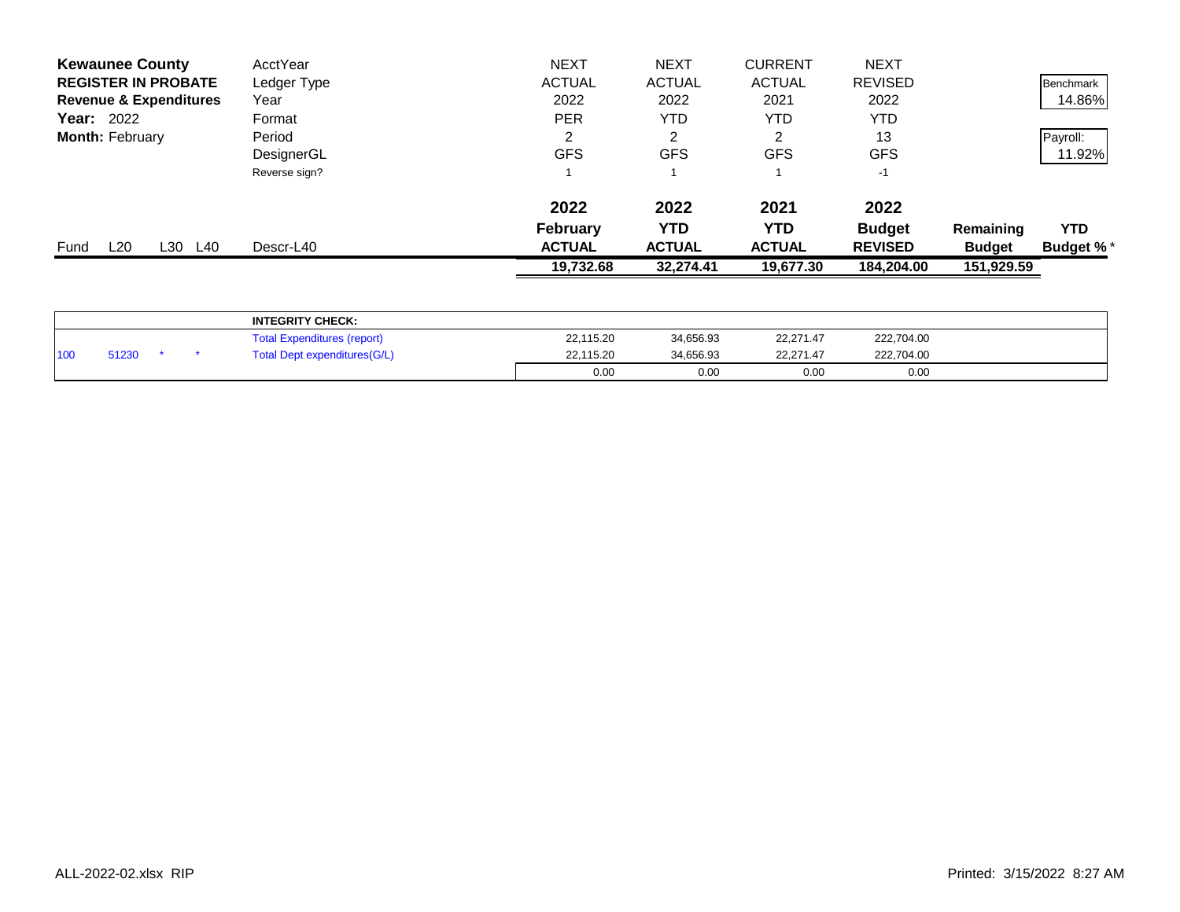**Kewaunee County**
**REGISTER IN PROBATE**
**Revenue & Expenditures**
**Year:** 2022
**Month:** February

| | | | | | | | | | |
|---|---|---|---|---|---|---|---|---|---|
| AcctYear | NEXT | NEXT | CURRENT | NEXT | | |
| Ledger Type | ACTUAL | ACTUAL | ACTUAL | REVISED | | Benchmark |
| Year | 2022 | 2022 | 2021 | 2022 | | 14.86% |
| Format | PER | YTD | YTD | YTD | | |
| Period | 2 | 2 | 2 | 13 | | Payroll: |
| DesignerGL | GFS | GFS | GFS | GFS | | 11.92% |
| Reverse sign? | 1 | 1 | 1 | -1 | | |

| Fund | L20 | L30 | L40 | Descr-L40 | 2022 February ACTUAL | 2022 YTD ACTUAL | 2021 YTD ACTUAL | 2022 Budget REVISED | Remaining Budget | YTD Budget % * |
|---|---|---|---|---|---|---|---|---|---|---|
| | | | | | **19,732.68** | **32,274.41** | **19,677.30** | **184,204.00** | **151,929.59** | |

| | | | | | | | | |
|---|---|---|---|---|---|---|---|---|
| | | | | **INTEGRITY CHECK:** | | | | |
| | | | | Total Expenditures (report) | 22,115.20 | 34,656.93 | 22,271.47 | 222,704.00 |
| 100 | 51230 | * | * | Total Dept expenditures(G/L) | 22,115.20 | 34,656.93 | 22,271.47 | 222,704.00 |
| | | | | | 0.00 | 0.00 | 0.00 | 0.00 |

ALL-2022-02.xlsx RIP

Printed: 3/15/2022 8:27 AM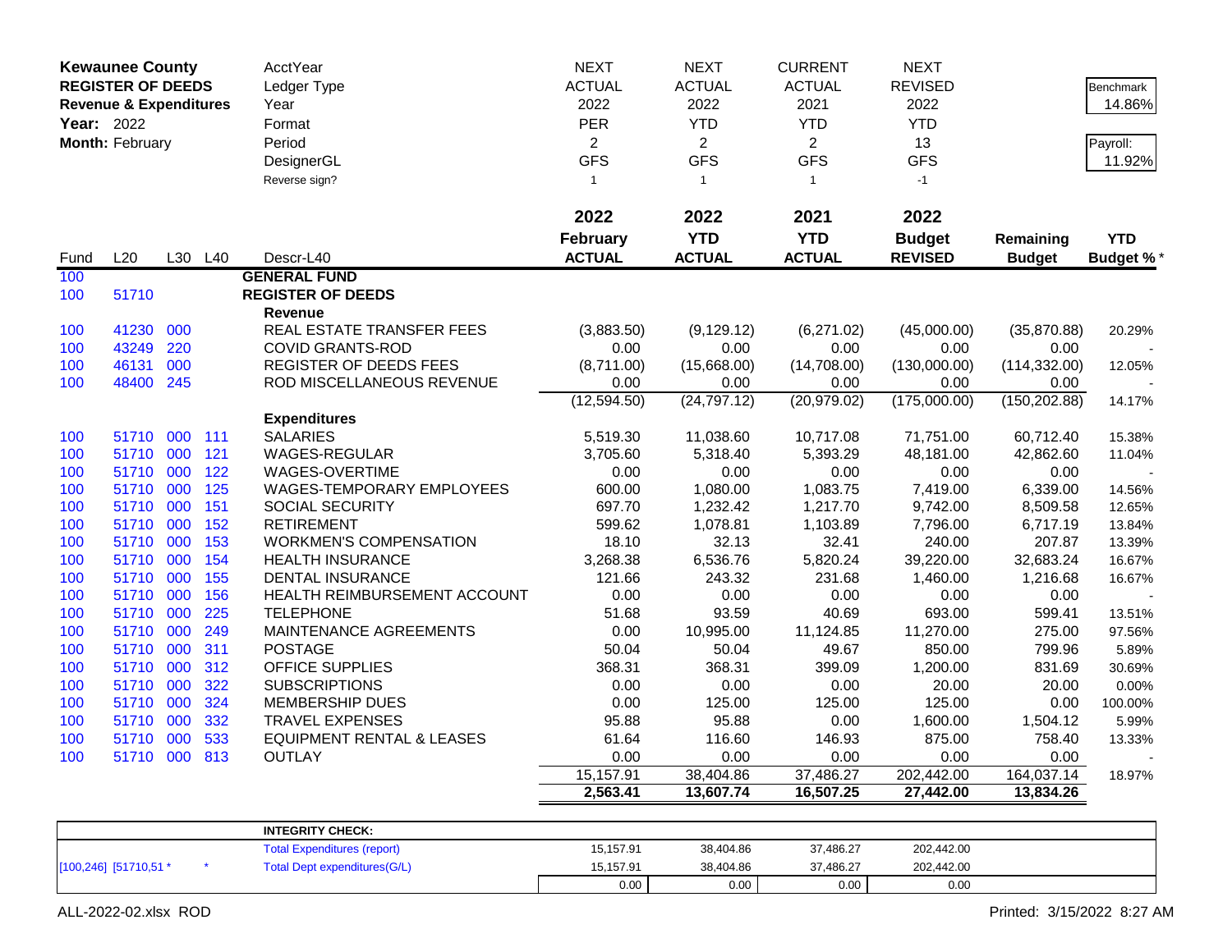**Kewaunee County**
**REGISTER OF DEEDS**
**Revenue & Expenditures**
**Year:** 2022
**Month:** February

| | NEXT | NEXT | CURRENT | NEXT | | |
|---|---|---|---|---|---|---|
| AcctYear | NEXT | NEXT | CURRENT | NEXT | | Benchmark |
| Ledger Type | ACTUAL | ACTUAL | ACTUAL | REVISED | | 14.86% |
| Year | 2022 | 2022 | 2021 | 2022 | | |
| Format | PER | YTD | YTD | YTD | | Payroll: |
| Period | 2 | 2 | 2 | 13 | | 11.92% |
| DesignerGL | GFS | GFS | GFS | GFS | | |
| Reverse sign? | 1 | 1 | 1 | -1 | | |

| Fund | L20 | L30 | L40 | Descr-L40 | 2022 February ACTUAL | 2022 YTD ACTUAL | 2021 YTD ACTUAL | 2022 Budget REVISED | Remaining Budget | YTD Budget % * |
|---|---|---|---|---|---|---|---|---|---|---|
| 100 | | | | **GENERAL FUND** | | | | | | |
| 100 | 51710 | | | **REGISTER OF DEEDS** | | | | | | |
| | | | | **Revenue** | | | | | | |
| 100 | 41230 | 000 | | REAL ESTATE TRANSFER FEES | (3,883.50) | (9,129.12) | (6,271.02) | (45,000.00) | (35,870.88) | 20.29% |
| 100 | 43249 | 220 | | COVID GRANTS-ROD | 0.00 | 0.00 | 0.00 | 0.00 | 0.00 | - |
| 100 | 46131 | 000 | | REGISTER OF DEEDS FEES | (8,711.00) | (15,668.00) | (14,708.00) | (130,000.00) | (114,332.00) | 12.05% |
| 100 | 48400 | 245 | | ROD MISCELLANEOUS REVENUE | 0.00 | 0.00 | 0.00 | 0.00 | 0.00 | - |
| | | | | | (12,594.50) | (24,797.12) | (20,979.02) | (175,000.00) | (150,202.88) | 14.17% |
| | | | | **Expenditures** | | | | | | |
| 100 | 51710 | 000 | 111 | SALARIES | 5,519.30 | 11,038.60 | 10,717.08 | 71,751.00 | 60,712.40 | 15.38% |
| 100 | 51710 | 000 | 121 | WAGES-REGULAR | 3,705.60 | 5,318.40 | 5,393.29 | 48,181.00 | 42,862.60 | 11.04% |
| 100 | 51710 | 000 | 122 | WAGES-OVERTIME | 0.00 | 0.00 | 0.00 | 0.00 | 0.00 | - |
| 100 | 51710 | 000 | 125 | WAGES-TEMPORARY EMPLOYEES | 600.00 | 1,080.00 | 1,083.75 | 7,419.00 | 6,339.00 | 14.56% |
| 100 | 51710 | 000 | 151 | SOCIAL SECURITY | 697.70 | 1,232.42 | 1,217.70 | 9,742.00 | 8,509.58 | 12.65% |
| 100 | 51710 | 000 | 152 | RETIREMENT | 599.62 | 1,078.81 | 1,103.89 | 7,796.00 | 6,717.19 | 13.84% |
| 100 | 51710 | 000 | 153 | WORKMEN'S COMPENSATION | 18.10 | 32.13 | 32.41 | 240.00 | 207.87 | 13.39% |
| 100 | 51710 | 000 | 154 | HEALTH INSURANCE | 3,268.38 | 6,536.76 | 5,820.24 | 39,220.00 | 32,683.24 | 16.67% |
| 100 | 51710 | 000 | 155 | DENTAL INSURANCE | 121.66 | 243.32 | 231.68 | 1,460.00 | 1,216.68 | 16.67% |
| 100 | 51710 | 000 | 156 | HEALTH REIMBURSEMENT ACCOUNT | 0.00 | 0.00 | 0.00 | 0.00 | 0.00 | - |
| 100 | 51710 | 000 | 225 | TELEPHONE | 51.68 | 93.59 | 40.69 | 693.00 | 599.41 | 13.51% |
| 100 | 51710 | 000 | 249 | MAINTENANCE AGREEMENTS | 0.00 | 10,995.00 | 11,124.85 | 11,270.00 | 275.00 | 97.56% |
| 100 | 51710 | 000 | 311 | POSTAGE | 50.04 | 50.04 | 49.67 | 850.00 | 799.96 | 5.89% |
| 100 | 51710 | 000 | 312 | OFFICE SUPPLIES | 368.31 | 368.31 | 399.09 | 1,200.00 | 831.69 | 30.69% |
| 100 | 51710 | 000 | 322 | SUBSCRIPTIONS | 0.00 | 0.00 | 0.00 | 20.00 | 20.00 | 0.00% |
| 100 | 51710 | 000 | 324 | MEMBERSHIP DUES | 0.00 | 125.00 | 125.00 | 125.00 | 0.00 | 100.00% |
| 100 | 51710 | 000 | 332 | TRAVEL EXPENSES | 95.88 | 95.88 | 0.00 | 1,600.00 | 1,504.12 | 5.99% |
| 100 | 51710 | 000 | 533 | EQUIPMENT RENTAL & LEASES | 61.64 | 116.60 | 146.93 | 875.00 | 758.40 | 13.33% |
| 100 | 51710 | 000 | 813 | OUTLAY | 0.00 | 0.00 | 0.00 | 0.00 | 0.00 | - |
| | | | | | 15,157.91 | 38,404.86 | 37,486.27 | 202,442.00 | 164,037.14 | 18.97% |
| | | | | | **2,563.41** | **13,607.74** | **16,507.25** | **27,442.00** | **13,834.26** | |

| | | **INTEGRITY CHECK:** | | | | |
|---|---|---|---|---|---|---|
| | | Total Expenditures (report) | 15,157.91 | 38,404.86 | 37,486.27 | 202,442.00 |
| [100,246] [51710,51 * | * | Total Dept expenditures(G/L) | 15,157.91 | 38,404.86 | 37,486.27 | 202,442.00 |
| | | | 0.00 | 0.00 | 0.00 | 0.00 |

ALL-2022-02.xlsx ROD | Printed: 3/15/2022 8:27 AM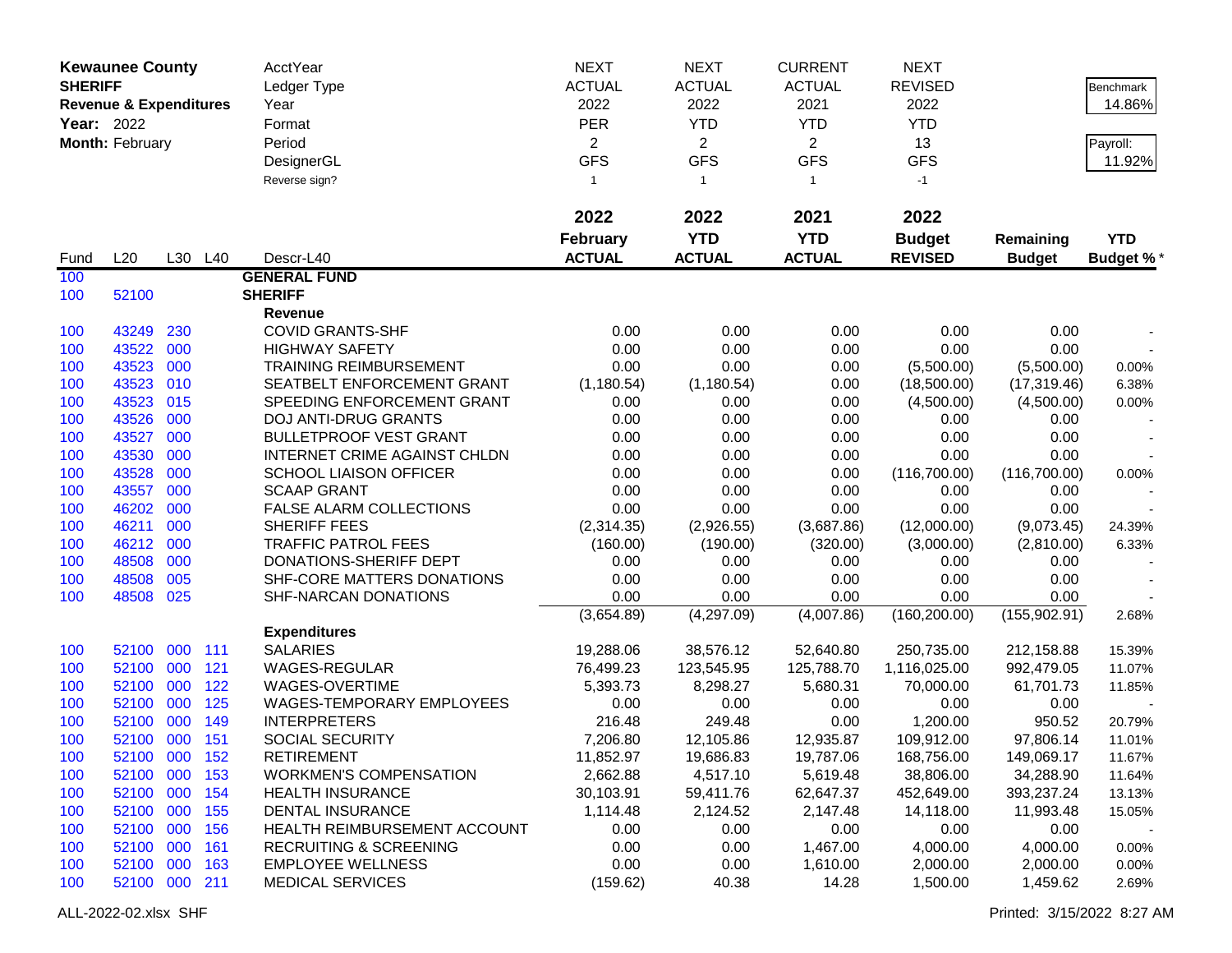**Kewaunee County**
**SHERIFF**
**Revenue & Expenditures**
**Year:** 2022
**Month:** February

| | | | | AcctYear | NEXT | NEXT | CURRENT | NEXT | | |
|---|---|---|---|---|---|---|---|---|---|---|
| | | | | Ledger Type | ACTUAL | ACTUAL | ACTUAL | REVISED | | Benchmark |
| | | | | Year | 2022 | 2022 | 2021 | 2022 | | 14.86% |
| | | | | Format | PER | YTD | YTD | YTD | | |
| | | | | Period | 2 | 2 | 2 | 13 | | Payroll: |
| | | | | DesignerGL | GFS | GFS | GFS | GFS | | 11.92% |
| | | | | Reverse sign? | 1 | 1 | 1 | -1 | | |
| | | | | | **2022** | **2022** | **2021** | **2022** | | |
| **Fund** | **L20** | **L30** | **L40** | **Descr-L40** | **February ACTUAL** | **YTD ACTUAL** | **YTD ACTUAL** | **Budget REVISED** | **Remaining Budget** | **YTD Budget %*** |
| 100 | | | | **GENERAL FUND** | | | | | | |
| 100 | 52100 | | | **SHERIFF** | | | | | | |
| | | | | **Revenue** | | | | | | |
| 100 | 43249 | 230 | | COVID GRANTS-SHF | 0.00 | 0.00 | 0.00 | 0.00 | 0.00 | - |
| 100 | 43522 | 000 | | HIGHWAY SAFETY | 0.00 | 0.00 | 0.00 | 0.00 | 0.00 | - |
| 100 | 43523 | 000 | | TRAINING REIMBURSEMENT | 0.00 | 0.00 | 0.00 | (5,500.00) | (5,500.00) | 0.00% |
| 100 | 43523 | 010 | | SEATBELT ENFORCEMENT GRANT | (1,180.54) | (1,180.54) | 0.00 | (18,500.00) | (17,319.46) | 6.38% |
| 100 | 43523 | 015 | | SPEEDING ENFORCEMENT GRANT | 0.00 | 0.00 | 0.00 | (4,500.00) | (4,500.00) | 0.00% |
| 100 | 43526 | 000 | | DOJ ANTI-DRUG GRANTS | 0.00 | 0.00 | 0.00 | 0.00 | 0.00 | - |
| 100 | 43527 | 000 | | BULLETPROOF VEST GRANT | 0.00 | 0.00 | 0.00 | 0.00 | 0.00 | - |
| 100 | 43530 | 000 | | INTERNET CRIME AGAINST CHLDN | 0.00 | 0.00 | 0.00 | 0.00 | 0.00 | - |
| 100 | 43528 | 000 | | SCHOOL LIAISON OFFICER | 0.00 | 0.00 | 0.00 | (116,700.00) | (116,700.00) | 0.00% |
| 100 | 43557 | 000 | | SCAAP GRANT | 0.00 | 0.00 | 0.00 | 0.00 | 0.00 | - |
| 100 | 46202 | 000 | | FALSE ALARM COLLECTIONS | 0.00 | 0.00 | 0.00 | 0.00 | 0.00 | - |
| 100 | 46211 | 000 | | SHERIFF FEES | (2,314.35) | (2,926.55) | (3,687.86) | (12,000.00) | (9,073.45) | 24.39% |
| 100 | 46212 | 000 | | TRAFFIC PATROL FEES | (160.00) | (190.00) | (320.00) | (3,000.00) | (2,810.00) | 6.33% |
| 100 | 48508 | 000 | | DONATIONS-SHERIFF DEPT | 0.00 | 0.00 | 0.00 | 0.00 | 0.00 | - |
| 100 | 48508 | 005 | | SHF-CORE MATTERS DONATIONS | 0.00 | 0.00 | 0.00 | 0.00 | 0.00 | - |
| 100 | 48508 | 025 | | SHF-NARCAN DONATIONS | 0.00 | 0.00 | 0.00 | 0.00 | 0.00 | - |
| | | | | | (3,654.89) | (4,297.09) | (4,007.86) | (160,200.00) | (155,902.91) | 2.68% |
| | | | | **Expenditures** | | | | | | |
| 100 | 52100 | 000 | 111 | SALARIES | 19,288.06 | 38,576.12 | 52,640.80 | 250,735.00 | 212,158.88 | 15.39% |
| 100 | 52100 | 000 | 121 | WAGES-REGULAR | 76,499.23 | 123,545.95 | 125,788.70 | 1,116,025.00 | 992,479.05 | 11.07% |
| 100 | 52100 | 000 | 122 | WAGES-OVERTIME | 5,393.73 | 8,298.27 | 5,680.31 | 70,000.00 | 61,701.73 | 11.85% |
| 100 | 52100 | 000 | 125 | WAGES-TEMPORARY EMPLOYEES | 0.00 | 0.00 | 0.00 | 0.00 | 0.00 | - |
| 100 | 52100 | 000 | 149 | INTERPRETERS | 216.48 | 249.48 | 0.00 | 1,200.00 | 950.52 | 20.79% |
| 100 | 52100 | 000 | 151 | SOCIAL SECURITY | 7,206.80 | 12,105.86 | 12,935.87 | 109,912.00 | 97,806.14 | 11.01% |
| 100 | 52100 | 000 | 152 | RETIREMENT | 11,852.97 | 19,686.83 | 19,787.06 | 168,756.00 | 149,069.17 | 11.67% |
| 100 | 52100 | 000 | 153 | WORKMEN'S COMPENSATION | 2,662.88 | 4,517.10 | 5,619.48 | 38,806.00 | 34,288.90 | 11.64% |
| 100 | 52100 | 000 | 154 | HEALTH INSURANCE | 30,103.91 | 59,411.76 | 62,647.37 | 452,649.00 | 393,237.24 | 13.13% |
| 100 | 52100 | 000 | 155 | DENTAL INSURANCE | 1,114.48 | 2,124.52 | 2,147.48 | 14,118.00 | 11,993.48 | 15.05% |
| 100 | 52100 | 000 | 156 | HEALTH REIMBURSEMENT ACCOUNT | 0.00 | 0.00 | 0.00 | 0.00 | 0.00 | - |
| 100 | 52100 | 000 | 161 | RECRUITING & SCREENING | 0.00 | 0.00 | 1,467.00 | 4,000.00 | 4,000.00 | 0.00% |
| 100 | 52100 | 000 | 163 | EMPLOYEE WELLNESS | 0.00 | 0.00 | 1,610.00 | 2,000.00 | 2,000.00 | 0.00% |
| 100 | 52100 | 000 | 211 | MEDICAL SERVICES | (159.62) | 40.38 | 14.28 | 1,500.00 | 1,459.62 | 2.69% |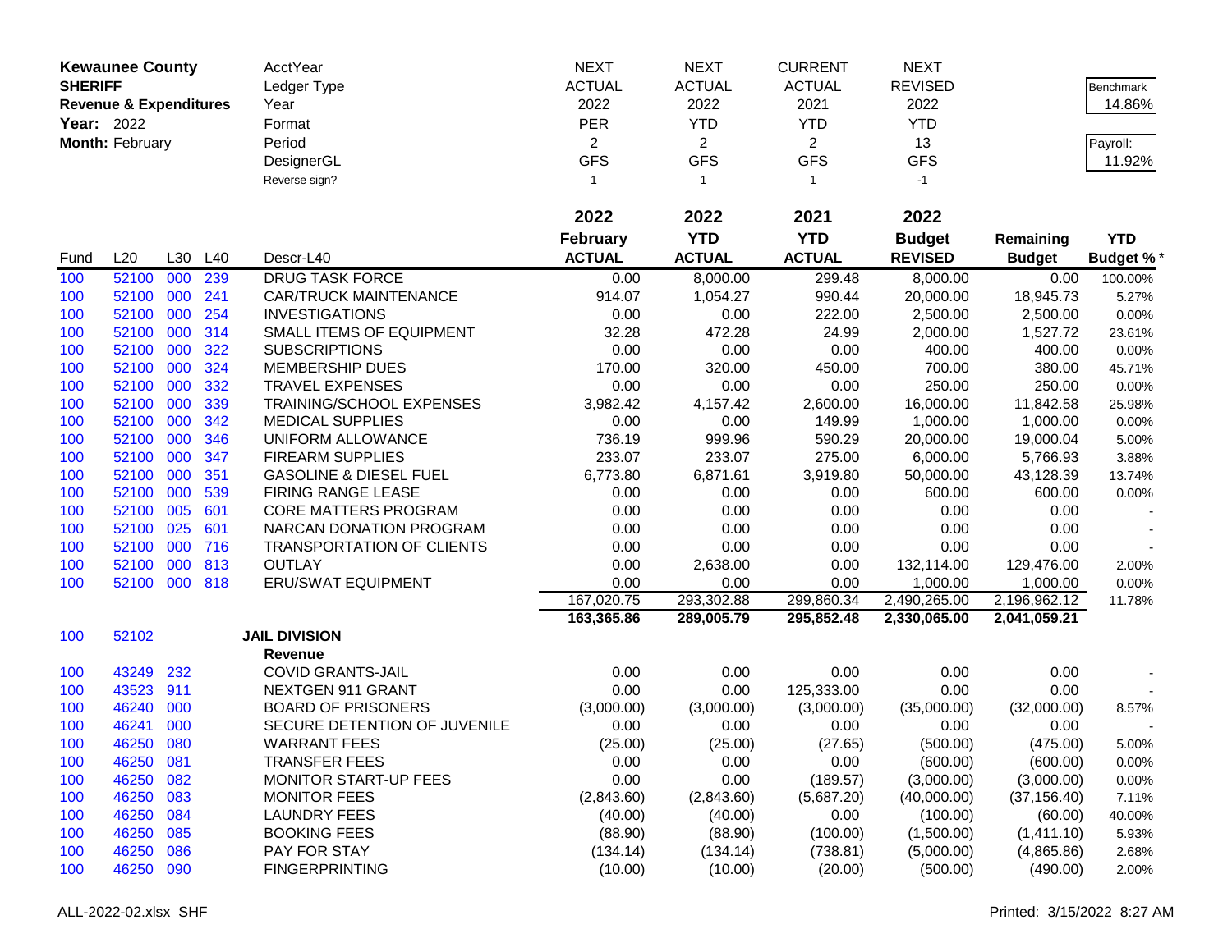**Kewaunee County**
**SHERIFF**
**Revenue & Expenditures**
**Year:** 2022
**Month:** February

| | | | | | | | | | | |
|---|---|---|---|---|---|---|---|---|---|---|
| | | | | AcctYear | NEXT | NEXT | CURRENT | NEXT | | |
| | | | | Ledger Type | ACTUAL | ACTUAL | ACTUAL | REVISED | | Benchmark |
| | | | | Year | 2022 | 2022 | 2021 | 2022 | | 14.86% |
| | | | | Format | PER | YTD | YTD | YTD | | |
| | | | | Period | 2 | 2 | 2 | 13 | | Payroll: |
| | | | | DesignerGL | GFS | GFS | GFS | GFS | | 11.92% |
| | | | | Reverse sign? | 1 | 1 | 1 | -1 | | |
| | | | | | **2022** | **2022** | **2021** | **2022** | | |
| Fund | L20 | L30 | L40 | Descr-L40 | **February ACTUAL** | **YTD ACTUAL** | **YTD ACTUAL** | **Budget REVISED** | **Remaining Budget** | **YTD Budget %*** |
| 100 | 52100 | 000 | 239 | DRUG TASK FORCE | 0.00 | 8,000.00 | 299.48 | 8,000.00 | 0.00 | 100.00% |
| 100 | 52100 | 000 | 241 | CAR/TRUCK MAINTENANCE | 914.07 | 1,054.27 | 990.44 | 20,000.00 | 18,945.73 | 5.27% |
| 100 | 52100 | 000 | 254 | INVESTIGATIONS | 0.00 | 0.00 | 222.00 | 2,500.00 | 2,500.00 | 0.00% |
| 100 | 52100 | 000 | 314 | SMALL ITEMS OF EQUIPMENT | 32.28 | 472.28 | 24.99 | 2,000.00 | 1,527.72 | 23.61% |
| 100 | 52100 | 000 | 322 | SUBSCRIPTIONS | 0.00 | 0.00 | 0.00 | 400.00 | 400.00 | 0.00% |
| 100 | 52100 | 000 | 324 | MEMBERSHIP DUES | 170.00 | 320.00 | 450.00 | 700.00 | 380.00 | 45.71% |
| 100 | 52100 | 000 | 332 | TRAVEL EXPENSES | 0.00 | 0.00 | 0.00 | 250.00 | 250.00 | 0.00% |
| 100 | 52100 | 000 | 339 | TRAINING/SCHOOL EXPENSES | 3,982.42 | 4,157.42 | 2,600.00 | 16,000.00 | 11,842.58 | 25.98% |
| 100 | 52100 | 000 | 342 | MEDICAL SUPPLIES | 0.00 | 0.00 | 149.99 | 1,000.00 | 1,000.00 | 0.00% |
| 100 | 52100 | 000 | 346 | UNIFORM ALLOWANCE | 736.19 | 999.96 | 590.29 | 20,000.00 | 19,000.04 | 5.00% |
| 100 | 52100 | 000 | 347 | FIREARM SUPPLIES | 233.07 | 233.07 | 275.00 | 6,000.00 | 5,766.93 | 3.88% |
| 100 | 52100 | 000 | 351 | GASOLINE & DIESEL FUEL | 6,773.80 | 6,871.61 | 3,919.80 | 50,000.00 | 43,128.39 | 13.74% |
| 100 | 52100 | 000 | 539 | FIRING RANGE LEASE | 0.00 | 0.00 | 0.00 | 600.00 | 600.00 | 0.00% |
| 100 | 52100 | 005 | 601 | CORE MATTERS PROGRAM | 0.00 | 0.00 | 0.00 | 0.00 | 0.00 | - |
| 100 | 52100 | 025 | 601 | NARCAN DONATION PROGRAM | 0.00 | 0.00 | 0.00 | 0.00 | 0.00 | - |
| 100 | 52100 | 000 | 716 | TRANSPORTATION OF CLIENTS | 0.00 | 0.00 | 0.00 | 0.00 | 0.00 | - |
| 100 | 52100 | 000 | 813 | OUTLAY | 0.00 | 2,638.00 | 0.00 | 132,114.00 | 129,476.00 | 2.00% |
| 100 | 52100 | 000 | 818 | ERU/SWAT EQUIPMENT | 0.00 | 0.00 | 0.00 | 1,000.00 | 1,000.00 | 0.00% |
| | | | | | 167,020.75 | 293,302.88 | 299,860.34 | 2,490,265.00 | 2,196,962.12 | 11.78% |
| | | | | | **163,365.86** | **289,005.79** | **295,852.48** | **2,330,065.00** | **2,041,059.21** | |
| 100 | 52102 | | | **JAIL DIVISION** | | | | | | |
| | | | | **Revenue** | | | | | | |
| 100 | 43249 | 232 | | COVID GRANTS-JAIL | 0.00 | 0.00 | 0.00 | 0.00 | 0.00 | - |
| 100 | 43523 | 911 | | NEXTGEN 911 GRANT | 0.00 | 0.00 | 125,333.00 | 0.00 | 0.00 | - |
| 100 | 46240 | 000 | | BOARD OF PRISONERS | (3,000.00) | (3,000.00) | (3,000.00) | (35,000.00) | (32,000.00) | 8.57% |
| 100 | 46241 | 000 | | SECURE DETENTION OF JUVENILE | 0.00 | 0.00 | 0.00 | 0.00 | 0.00 | - |
| 100 | 46250 | 080 | | WARRANT FEES | (25.00) | (25.00) | (27.65) | (500.00) | (475.00) | 5.00% |
| 100 | 46250 | 081 | | TRANSFER FEES | 0.00 | 0.00 | 0.00 | (600.00) | (600.00) | 0.00% |
| 100 | 46250 | 082 | | MONITOR START-UP FEES | 0.00 | 0.00 | (189.57) | (3,000.00) | (3,000.00) | 0.00% |
| 100 | 46250 | 083 | | MONITOR FEES | (2,843.60) | (2,843.60) | (5,687.20) | (40,000.00) | (37,156.40) | 7.11% |
| 100 | 46250 | 084 | | LAUNDRY FEES | (40.00) | (40.00) | 0.00 | (100.00) | (60.00) | 40.00% |
| 100 | 46250 | 085 | | BOOKING FEES | (88.90) | (88.90) | (100.00) | (1,500.00) | (1,411.10) | 5.93% |
| 100 | 46250 | 086 | | PAY FOR STAY | (134.14) | (134.14) | (738.81) | (5,000.00) | (4,865.86) | 2.68% |
| 100 | 46250 | 090 | | FINGERPRINTING | (10.00) | (10.00) | (20.00) | (500.00) | (490.00) | 2.00% |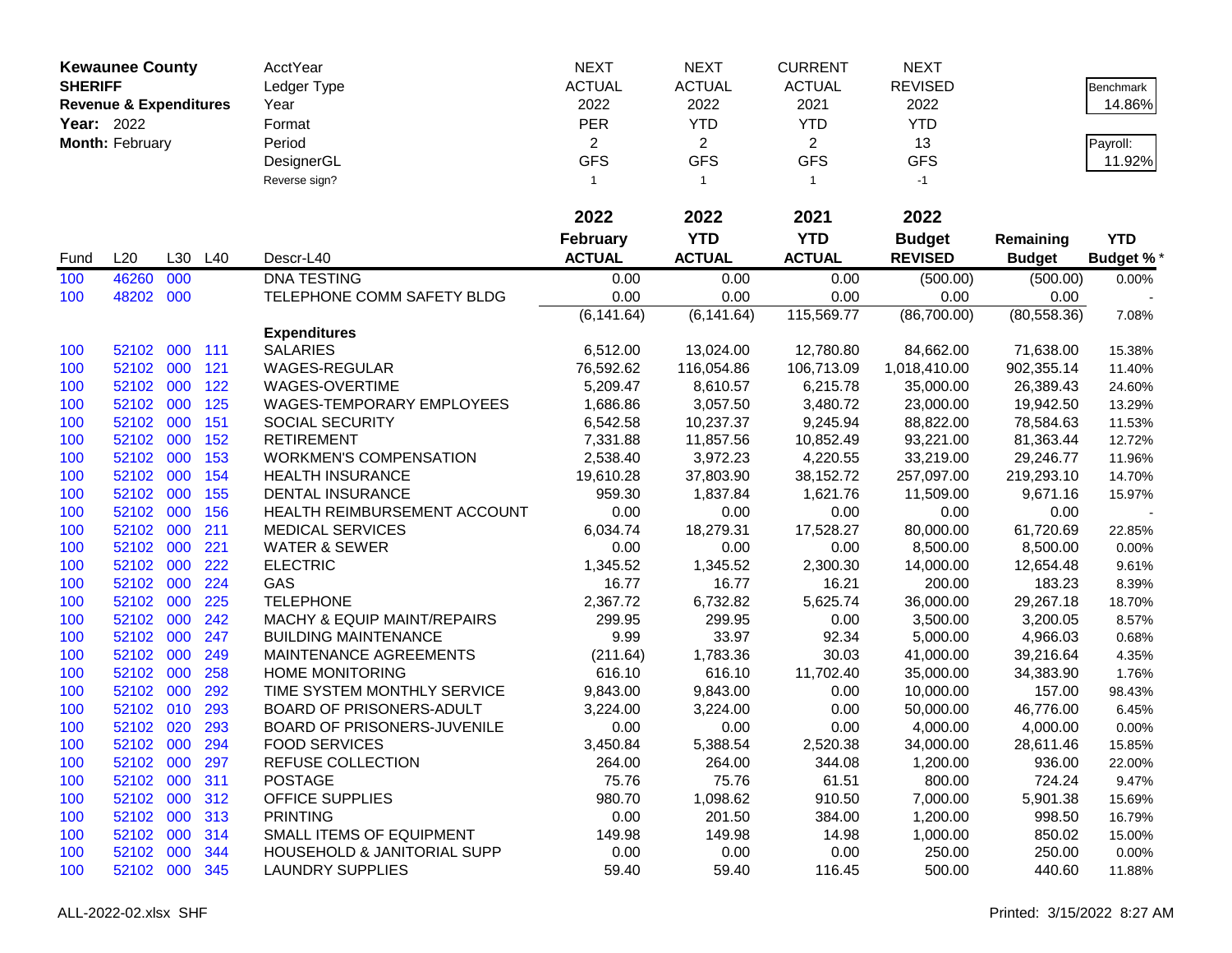**Kewaunee County**
**SHERIFF**
**Revenue & Expenditures**
**Year:** 2022
**Month:** February

| | NEXT | NEXT | CURRENT | NEXT | | |
|---|---|---|---|---|---|---|
| AcctYear | NEXT | NEXT | CURRENT | NEXT | | |
| Ledger Type | ACTUAL | ACTUAL | ACTUAL | REVISED | | Benchmark |
| Year | 2022 | 2022 | 2021 | 2022 | | 14.86% |
| Format | PER | YTD | YTD | YTD | | |
| Period | 2 | 2 | 2 | 13 | | Payroll: |
| DesignerGL | GFS | GFS | GFS | GFS | | 11.92% |
| Reverse sign? | 1 | 1 | 1 | -1 | | |

| Fund | L20 | L30 | L40 | Descr-L40 | 2022 February ACTUAL | 2022 YTD ACTUAL | 2021 YTD ACTUAL | 2022 Budget REVISED | Remaining Budget | YTD Budget % * |
|---|---|---|---|---|---|---|---|---|---|---|
| 100 | 46260 | 000 | | DNA TESTING | 0.00 | 0.00 | 0.00 | (500.00) | (500.00) | 0.00% |
| 100 | 48202 | 000 | | TELEPHONE COMM SAFETY BLDG | 0.00 | 0.00 | 0.00 | 0.00 | 0.00 | - |
| | | | | | (6,141.64) | (6,141.64) | 115,569.77 | (86,700.00) | (80,558.36) | 7.08% |
| | | | | **Expenditures** | | | | | | |
| 100 | 52102 | 000 | 111 | SALARIES | 6,512.00 | 13,024.00 | 12,780.80 | 84,662.00 | 71,638.00 | 15.38% |
| 100 | 52102 | 000 | 121 | WAGES-REGULAR | 76,592.62 | 116,054.86 | 106,713.09 | 1,018,410.00 | 902,355.14 | 11.40% |
| 100 | 52102 | 000 | 122 | WAGES-OVERTIME | 5,209.47 | 8,610.57 | 6,215.78 | 35,000.00 | 26,389.43 | 24.60% |
| 100 | 52102 | 000 | 125 | WAGES-TEMPORARY EMPLOYEES | 1,686.86 | 3,057.50 | 3,480.72 | 23,000.00 | 19,942.50 | 13.29% |
| 100 | 52102 | 000 | 151 | SOCIAL SECURITY | 6,542.58 | 10,237.37 | 9,245.94 | 88,822.00 | 78,584.63 | 11.53% |
| 100 | 52102 | 000 | 152 | RETIREMENT | 7,331.88 | 11,857.56 | 10,852.49 | 93,221.00 | 81,363.44 | 12.72% |
| 100 | 52102 | 000 | 153 | WORKMEN'S COMPENSATION | 2,538.40 | 3,972.23 | 4,220.55 | 33,219.00 | 29,246.77 | 11.96% |
| 100 | 52102 | 000 | 154 | HEALTH INSURANCE | 19,610.28 | 37,803.90 | 38,152.72 | 257,097.00 | 219,293.10 | 14.70% |
| 100 | 52102 | 000 | 155 | DENTAL INSURANCE | 959.30 | 1,837.84 | 1,621.76 | 11,509.00 | 9,671.16 | 15.97% |
| 100 | 52102 | 000 | 156 | HEALTH REIMBURSEMENT ACCOUNT | 0.00 | 0.00 | 0.00 | 0.00 | 0.00 | - |
| 100 | 52102 | 000 | 211 | MEDICAL SERVICES | 6,034.74 | 18,279.31 | 17,528.27 | 80,000.00 | 61,720.69 | 22.85% |
| 100 | 52102 | 000 | 221 | WATER & SEWER | 0.00 | 0.00 | 0.00 | 8,500.00 | 8,500.00 | 0.00% |
| 100 | 52102 | 000 | 222 | ELECTRIC | 1,345.52 | 1,345.52 | 2,300.30 | 14,000.00 | 12,654.48 | 9.61% |
| 100 | 52102 | 000 | 224 | GAS | 16.77 | 16.77 | 16.21 | 200.00 | 183.23 | 8.39% |
| 100 | 52102 | 000 | 225 | TELEPHONE | 2,367.72 | 6,732.82 | 5,625.74 | 36,000.00 | 29,267.18 | 18.70% |
| 100 | 52102 | 000 | 242 | MACHY & EQUIP MAINT/REPAIRS | 299.95 | 299.95 | 0.00 | 3,500.00 | 3,200.05 | 8.57% |
| 100 | 52102 | 000 | 247 | BUILDING MAINTENANCE | 9.99 | 33.97 | 92.34 | 5,000.00 | 4,966.03 | 0.68% |
| 100 | 52102 | 000 | 249 | MAINTENANCE AGREEMENTS | (211.64) | 1,783.36 | 30.03 | 41,000.00 | 39,216.64 | 4.35% |
| 100 | 52102 | 000 | 258 | HOME MONITORING | 616.10 | 616.10 | 11,702.40 | 35,000.00 | 34,383.90 | 1.76% |
| 100 | 52102 | 000 | 292 | TIME SYSTEM MONTHLY SERVICE | 9,843.00 | 9,843.00 | 0.00 | 10,000.00 | 157.00 | 98.43% |
| 100 | 52102 | 010 | 293 | BOARD OF PRISONERS-ADULT | 3,224.00 | 3,224.00 | 0.00 | 50,000.00 | 46,776.00 | 6.45% |
| 100 | 52102 | 020 | 293 | BOARD OF PRISONERS-JUVENILE | 0.00 | 0.00 | 0.00 | 4,000.00 | 4,000.00 | 0.00% |
| 100 | 52102 | 000 | 294 | FOOD SERVICES | 3,450.84 | 5,388.54 | 2,520.38 | 34,000.00 | 28,611.46 | 15.85% |
| 100 | 52102 | 000 | 297 | REFUSE COLLECTION | 264.00 | 264.00 | 344.08 | 1,200.00 | 936.00 | 22.00% |
| 100 | 52102 | 000 | 311 | POSTAGE | 75.76 | 75.76 | 61.51 | 800.00 | 724.24 | 9.47% |
| 100 | 52102 | 000 | 312 | OFFICE SUPPLIES | 980.70 | 1,098.62 | 910.50 | 7,000.00 | 5,901.38 | 15.69% |
| 100 | 52102 | 000 | 313 | PRINTING | 0.00 | 201.50 | 384.00 | 1,200.00 | 998.50 | 16.79% |
| 100 | 52102 | 000 | 314 | SMALL ITEMS OF EQUIPMENT | 149.98 | 149.98 | 14.98 | 1,000.00 | 850.02 | 15.00% |
| 100 | 52102 | 000 | 344 | HOUSEHOLD & JANITORIAL SUPP | 0.00 | 0.00 | 0.00 | 250.00 | 250.00 | 0.00% |
| 100 | 52102 | 000 | 345 | LAUNDRY SUPPLIES | 59.40 | 59.40 | 116.45 | 500.00 | 440.60 | 11.88% |

ALL-2022-02.xlsx SHF    Printed: 3/15/2022 8:27 AM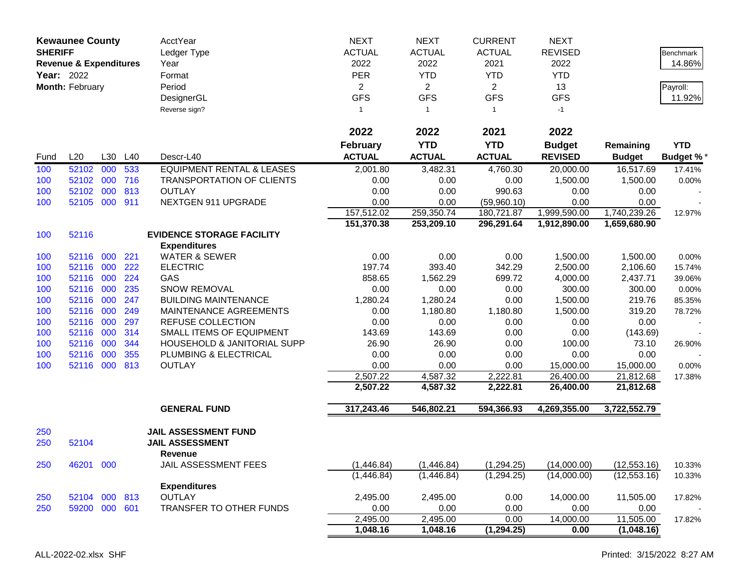**Kewaunee County**
**SHERIFF**
**Revenue & Expenditures**
**Year:** 2022
**Month:** February

| | | | | AcctYear | NEXT | NEXT | CURRENT | NEXT | | |
|---|---|---|---|---|---|---|---|---|---|---|
| | | | | Ledger Type | ACTUAL | ACTUAL | ACTUAL | REVISED | | Benchmark |
| | | | | Year | 2022 | 2022 | 2021 | 2022 | | 14.86% |
| | | | | Format | PER | YTD | YTD | YTD | | |
| | | | | Period | 2 | 2 | 2 | 13 | | Payroll: |
| | | | | DesignerGL | GFS | GFS | GFS | GFS | | 11.92% |
| | | | | Reverse sign? | 1 | 1 | 1 | -1 | | |
| | | | | | **2022** | **2022** | **2021** | **2022** | | |
| Fund | L20 | L30 | L40 | Descr-L40 | **February ACTUAL** | **YTD ACTUAL** | **YTD ACTUAL** | **Budget REVISED** | **Remaining Budget** | **YTD Budget %*** |
| 100 | 52102 | 000 | 533 | EQUIPMENT RENTAL & LEASES | 2,001.80 | 3,482.31 | 4,760.30 | 20,000.00 | 16,517.69 | 17.41% |
| 100 | 52102 | 000 | 716 | TRANSPORTATION OF CLIENTS | 0.00 | 0.00 | 0.00 | 1,500.00 | 1,500.00 | 0.00% |
| 100 | 52102 | 000 | 813 | OUTLAY | 0.00 | 0.00 | 990.63 | 0.00 | 0.00 | - |
| 100 | 52105 | 000 | 911 | NEXTGEN 911 UPGRADE | 0.00 | 0.00 | (59,960.10) | 0.00 | 0.00 | - |
| | | | | | 157,512.02 | 259,350.74 | 180,721.87 | 1,999,590.00 | 1,740,239.26 | 12.97% |
| | | | | | **151,370.38** | **253,209.10** | **296,291.64** | **1,912,890.00** | **1,659,680.90** | |
| 100 | 52116 | | | **EVIDENCE STORAGE FACILITY** | | | | | | |
| | | | | **Expenditures** | | | | | | |
| 100 | 52116 | 000 | 221 | WATER & SEWER | 0.00 | 0.00 | 0.00 | 1,500.00 | 1,500.00 | 0.00% |
| 100 | 52116 | 000 | 222 | ELECTRIC | 197.74 | 393.40 | 342.29 | 2,500.00 | 2,106.60 | 15.74% |
| 100 | 52116 | 000 | 224 | GAS | 858.65 | 1,562.29 | 699.72 | 4,000.00 | 2,437.71 | 39.06% |
| 100 | 52116 | 000 | 235 | SNOW REMOVAL | 0.00 | 0.00 | 0.00 | 300.00 | 300.00 | 0.00% |
| 100 | 52116 | 000 | 247 | BUILDING MAINTENANCE | 1,280.24 | 1,280.24 | 0.00 | 1,500.00 | 219.76 | 85.35% |
| 100 | 52116 | 000 | 249 | MAINTENANCE AGREEMENTS | 0.00 | 1,180.80 | 1,180.80 | 1,500.00 | 319.20 | 78.72% |
| 100 | 52116 | 000 | 297 | REFUSE COLLECTION | 0.00 | 0.00 | 0.00 | 0.00 | 0.00 | - |
| 100 | 52116 | 000 | 314 | SMALL ITEMS OF EQUIPMENT | 143.69 | 143.69 | 0.00 | 0.00 | (143.69) | - |
| 100 | 52116 | 000 | 344 | HOUSEHOLD & JANITORIAL SUPP | 26.90 | 26.90 | 0.00 | 100.00 | 73.10 | 26.90% |
| 100 | 52116 | 000 | 355 | PLUMBING & ELECTRICAL | 0.00 | 0.00 | 0.00 | 0.00 | 0.00 | - |
| 100 | 52116 | 000 | 813 | OUTLAY | 0.00 | 0.00 | 0.00 | 15,000.00 | 15,000.00 | 0.00% |
| | | | | | 2,507.22 | 4,587.32 | 2,222.81 | 26,400.00 | 21,812.68 | 17.38% |
| | | | | | **2,507.22** | **4,587.32** | **2,222.81** | **26,400.00** | **21,812.68** | |
| | | | | **GENERAL FUND** | **317,243.46** | **546,802.21** | **594,366.93** | **4,269,355.00** | **3,722,552.79** | |
| 250 | | | | **JAIL ASSESSMENT FUND** | | | | | | |
| 250 | 52104 | | | **JAIL ASSESSMENT** | | | | | | |
| | | | | **Revenue** | | | | | | |
| 250 | 46201 | 000 | | JAIL ASSESSMENT FEES | (1,446.84) | (1,446.84) | (1,294.25) | (14,000.00) | (12,553.16) | 10.33% |
| | | | | | (1,446.84) | (1,446.84) | (1,294.25) | (14,000.00) | (12,553.16) | 10.33% |
| | | | | **Expenditures** | | | | | | |
| 250 | 52104 | 000 | 813 | OUTLAY | 2,495.00 | 2,495.00 | 0.00 | 14,000.00 | 11,505.00 | 17.82% |
| 250 | 59200 | 000 | 601 | TRANSFER TO OTHER FUNDS | 0.00 | 0.00 | 0.00 | 0.00 | 0.00 | - |
| | | | | | 2,495.00 | 2,495.00 | 0.00 | 14,000.00 | 11,505.00 | 17.82% |
| | | | | | **1,048.16** | **1,048.16** | **(1,294.25)** | **0.00** | **(1,048.16)** | |

ALL-2022-02.xlsx SHF

Printed: 3/15/2022 8:27 AM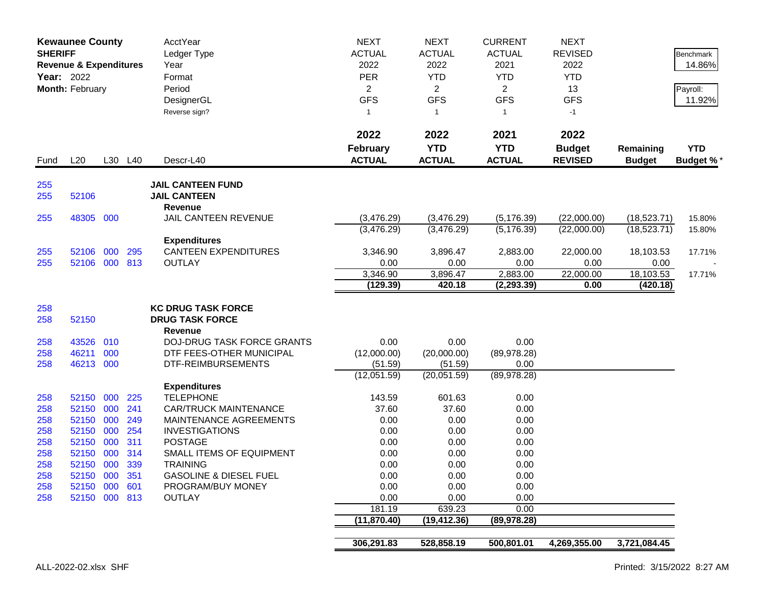**Kewaunee County**
**SHERIFF**
**Revenue & Expenditures**
**Year:** 2022
**Month:** February

| | | | | AcctYear | NEXT | NEXT | CURRENT | NEXT | | |
|---|---|---|---|---|---|---|---|---|---|---|
| | | | | Ledger Type | ACTUAL | ACTUAL | ACTUAL | REVISED | | Benchmark |
| | | | | Year | 2022 | 2022 | 2021 | 2022 | | 14.86% |
| | | | | Format | PER | YTD | YTD | YTD | | |
| | | | | Period | 2 | 2 | 2 | 13 | | Payroll: |
| | | | | DesignerGL | GFS | GFS | GFS | GFS | | 11.92% |
| | | | | Reverse sign? | 1 | 1 | 1 | -1 | | |
| **Fund** | **L20** | **L30** | **L40** | **Descr-L40** | **2022 February ACTUAL** | **2022 YTD ACTUAL** | **2021 YTD ACTUAL** | **2022 Budget REVISED** | **Remaining Budget** | **YTD Budget %*** |
| 255 | | | | **JAIL CANTEEN FUND** | | | | | | |
| 255 | 52106 | | | **JAIL CANTEEN** | | | | | | |
| | | | | **Revenue** | | | | | | |
| 255 | 48305 | 000 | | JAIL CANTEEN REVENUE | (3,476.29) | (3,476.29) | (5,176.39) | (22,000.00) | (18,523.71) | 15.80% |
| | | | | | (3,476.29) | (3,476.29) | (5,176.39) | (22,000.00) | (18,523.71) | 15.80% |
| | | | | **Expenditures** | | | | | | |
| 255 | 52106 | 000 | 295 | CANTEEN EXPENDITURES | 3,346.90 | 3,896.47 | 2,883.00 | 22,000.00 | 18,103.53 | 17.71% |
| 255 | 52106 | 000 | 813 | OUTLAY | 0.00 | 0.00 | 0.00 | 0.00 | 0.00 | - |
| | | | | | 3,346.90 | 3,896.47 | 2,883.00 | 22,000.00 | 18,103.53 | 17.71% |
| | | | | | **(129.39)** | **420.18** | **(2,293.39)** | **0.00** | **(420.18)** | |
| 258 | | | | **KC DRUG TASK FORCE** | | | | | | |
| 258 | 52150 | | | **DRUG TASK FORCE** | | | | | | |
| | | | | **Revenue** | | | | | | |
| 258 | 43526 | 010 | | DOJ-DRUG TASK FORCE GRANTS | 0.00 | 0.00 | 0.00 | | | |
| 258 | 46211 | 000 | | DTF FEES-OTHER MUNICIPAL | (12,000.00) | (20,000.00) | (89,978.28) | | | |
| 258 | 46213 | 000 | | DTF-REIMBURSEMENTS | (51.59) | (51.59) | 0.00 | | | |
| | | | | | (12,051.59) | (20,051.59) | (89,978.28) | | | |
| | | | | **Expenditures** | | | | | | |
| 258 | 52150 | 000 | 225 | TELEPHONE | 143.59 | 601.63 | 0.00 | | | |
| 258 | 52150 | 000 | 241 | CAR/TRUCK MAINTENANCE | 37.60 | 37.60 | 0.00 | | | |
| 258 | 52150 | 000 | 249 | MAINTENANCE AGREEMENTS | 0.00 | 0.00 | 0.00 | | | |
| 258 | 52150 | 000 | 254 | INVESTIGATIONS | 0.00 | 0.00 | 0.00 | | | |
| 258 | 52150 | 000 | 311 | POSTAGE | 0.00 | 0.00 | 0.00 | | | |
| 258 | 52150 | 000 | 314 | SMALL ITEMS OF EQUIPMENT | 0.00 | 0.00 | 0.00 | | | |
| 258 | 52150 | 000 | 339 | TRAINING | 0.00 | 0.00 | 0.00 | | | |
| 258 | 52150 | 000 | 351 | GASOLINE & DIESEL FUEL | 0.00 | 0.00 | 0.00 | | | |
| 258 | 52150 | 000 | 601 | PROGRAM/BUY MONEY | 0.00 | 0.00 | 0.00 | | | |
| 258 | 52150 | 000 | 813 | OUTLAY | 0.00 | 0.00 | 0.00 | | | |
| | | | | | 181.19 | 639.23 | 0.00 | | | |
| | | | | | **(11,870.40)** | **(19,412.36)** | **(89,978.28)** | | | |
| | | | | | **306,291.83** | **528,858.19** | **500,801.01** | **4,269,355.00** | **3,721,084.45** | |

ALL-2022-02.xlsx SHF

Printed: 3/15/2022 8:27 AM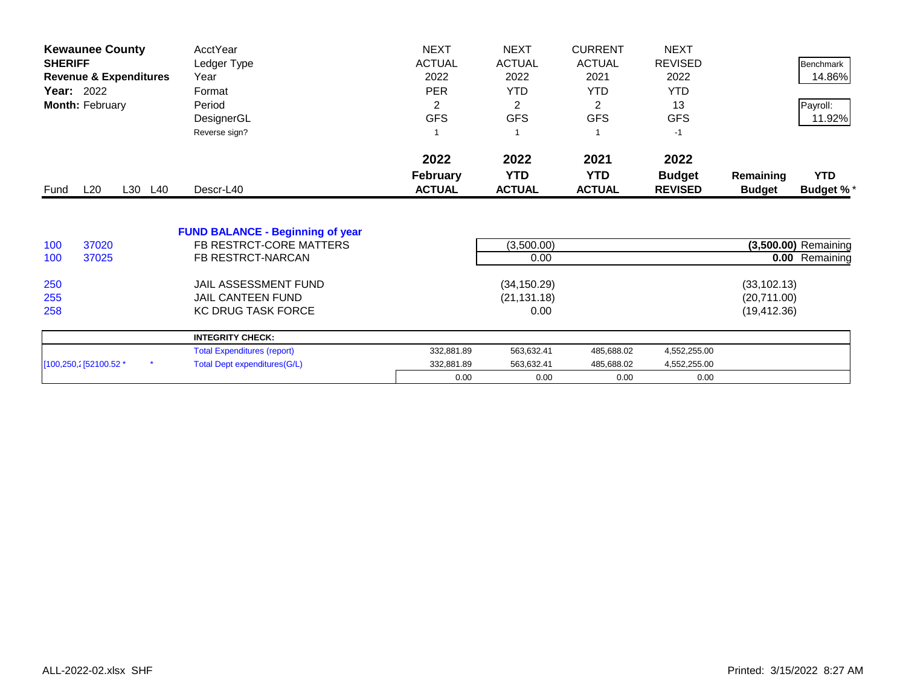| Kewaunee County | | | | AcctYear | NEXT | NEXT | CURRENT | NEXT | | |
|---|---|---|---|---|---|---|---|---|---|---|
| **SHERIFF** | | | | Ledger Type | ACTUAL | ACTUAL | ACTUAL | REVISED | | Benchmark |
| **Revenue & Expenditures** | | | | Year | 2022 | 2022 | 2021 | 2022 | | 14.86% |
| **Year:** 2022 | | | | Format | PER | YTD | YTD | YTD | | |
| **Month:** February | | | | Period | 2 | 2 | 2 | 13 | | Payroll: |
| | | | | DesignerGL | GFS | GFS | GFS | GFS | | 11.92% |
| | | | | Reverse sign? | 1 | 1 | 1 | -1 | | |
| | | | | | **2022** | **2022** | **2021** | **2022** | | |
| | | | | | **February** | **YTD** | **YTD** | **Budget** | **Remaining** | **YTD** |
| Fund | L20 | L30 | L40 | Descr-L40 | **ACTUAL** | **ACTUAL** | **ACTUAL** | **REVISED** | **Budget** | **Budget %*** |
| | | | | **FUND BALANCE - Beginning of year** | | | | | | |
| 100 | 37020 | | | FB RESTRCT-CORE MATTERS | | (3,500.00) | | | **(3,500.00)** | Remaining |
| 100 | 37025 | | | FB RESTRCT-NARCAN | | 0.00 | | | **0.00** | Remaining |
| 250 | | | | JAIL ASSESSMENT FUND | | (34,150.29) | | | (33,102.13) | |
| 255 | | | | JAIL CANTEEN FUND | | (21,131.18) | | | (20,711.00) | |
| 258 | | | | KC DRUG TASK FORCE | | 0.00 | | | (19,412.36) | |

| | | | **INTEGRITY CHECK:** | | | | |
|---|---|---|---|---|---|---|---|
| | | | Total Expenditures (report) | 332,881.89 | 563,632.41 | 485,688.02 | 4,552,255.00 |
| [100,250,2 | [52100.52 * | * | Total Dept expenditures(G/L) | 332,881.89 | 563,632.41 | 485,688.02 | 4,552,255.00 |
| | | | | 0.00 | 0.00 | 0.00 | 0.00 |

ALL-2022-02.xlsx SHF

Printed: 3/15/2022 8:27 AM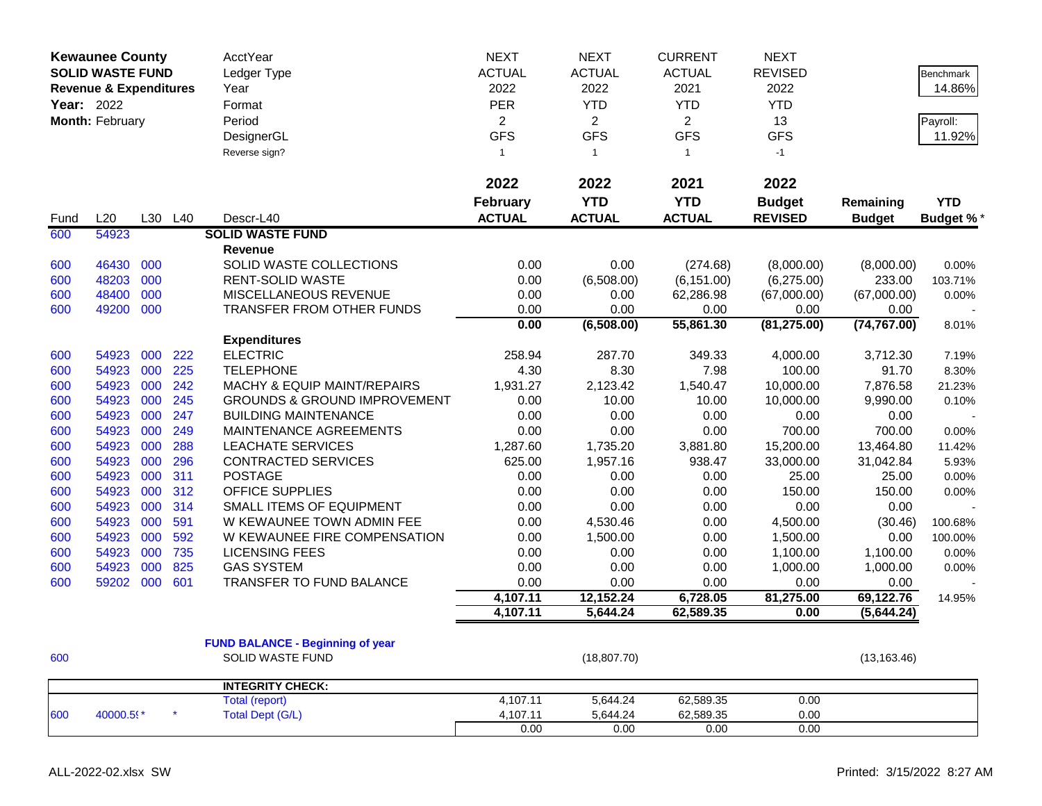**Kewaunee County**
**SOLID WASTE FUND**
**Revenue & Expenditures**
**Year:** 2022
**Month:** February

| | | | | AcctYear | NEXT | NEXT | CURRENT | NEXT | | |
|---|---|---|---|---|---|---|---|---|---|---|
| | | | | Ledger Type | ACTUAL | ACTUAL | ACTUAL | REVISED | | Benchmark |
| | | | | Year | 2022 | 2022 | 2021 | 2022 | | 14.86% |
| | | | | Format | PER | YTD | YTD | YTD | | |
| | | | | Period | 2 | 2 | 2 | 13 | | Payroll: |
| | | | | DesignerGL | GFS | GFS | GFS | GFS | | 11.92% |
| | | | | Reverse sign? | 1 | 1 | 1 | -1 | | |
| | | | | | **2022 February ACTUAL** | **2022 YTD ACTUAL** | **2021 YTD ACTUAL** | **2022 Budget REVISED** | **Remaining Budget** | **YTD Budget %*** |
| Fund | L20 | L30 | L40 | Descr-L40 | | | | | | |
| 600 | 54923 | | | **SOLID WASTE FUND** | | | | | | |
| | | | | **Revenue** | | | | | | |
| 600 | 46430 | 000 | | SOLID WASTE COLLECTIONS | 0.00 | 0.00 | (274.68) | (8,000.00) | (8,000.00) | 0.00% |
| 600 | 48203 | 000 | | RENT-SOLID WASTE | 0.00 | (6,508.00) | (6,151.00) | (6,275.00) | 233.00 | 103.71% |
| 600 | 48400 | 000 | | MISCELLANEOUS REVENUE | 0.00 | 0.00 | 62,286.98 | (67,000.00) | (67,000.00) | 0.00% |
| 600 | 49200 | 000 | | TRANSFER FROM OTHER FUNDS | 0.00 | 0.00 | 0.00 | 0.00 | 0.00 | - |
| | | | | | **0.00** | **(6,508.00)** | **55,861.30** | **(81,275.00)** | **(74,767.00)** | 8.01% |
| | | | | **Expenditures** | | | | | | |
| 600 | 54923 | 000 | 222 | ELECTRIC | 258.94 | 287.70 | 349.33 | 4,000.00 | 3,712.30 | 7.19% |
| 600 | 54923 | 000 | 225 | TELEPHONE | 4.30 | 8.30 | 7.98 | 100.00 | 91.70 | 8.30% |
| 600 | 54923 | 000 | 242 | MACHY & EQUIP MAINT/REPAIRS | 1,931.27 | 2,123.42 | 1,540.47 | 10,000.00 | 7,876.58 | 21.23% |
| 600 | 54923 | 000 | 245 | GROUNDS & GROUND IMPROVEMENT | 0.00 | 10.00 | 10.00 | 10,000.00 | 9,990.00 | 0.10% |
| 600 | 54923 | 000 | 247 | BUILDING MAINTENANCE | 0.00 | 0.00 | 0.00 | 0.00 | 0.00 | - |
| 600 | 54923 | 000 | 249 | MAINTENANCE AGREEMENTS | 0.00 | 0.00 | 0.00 | 700.00 | 700.00 | 0.00% |
| 600 | 54923 | 000 | 288 | LEACHATE SERVICES | 1,287.60 | 1,735.20 | 3,881.80 | 15,200.00 | 13,464.80 | 11.42% |
| 600 | 54923 | 000 | 296 | CONTRACTED SERVICES | 625.00 | 1,957.16 | 938.47 | 33,000.00 | 31,042.84 | 5.93% |
| 600 | 54923 | 000 | 311 | POSTAGE | 0.00 | 0.00 | 0.00 | 25.00 | 25.00 | 0.00% |
| 600 | 54923 | 000 | 312 | OFFICE SUPPLIES | 0.00 | 0.00 | 0.00 | 150.00 | 150.00 | 0.00% |
| 600 | 54923 | 000 | 314 | SMALL ITEMS OF EQUIPMENT | 0.00 | 0.00 | 0.00 | 0.00 | 0.00 | - |
| 600 | 54923 | 000 | 591 | W KEWAUNEE TOWN ADMIN FEE | 0.00 | 4,530.46 | 0.00 | 4,500.00 | (30.46) | 100.68% |
| 600 | 54923 | 000 | 592 | W KEWAUNEE FIRE COMPENSATION | 0.00 | 1,500.00 | 0.00 | 1,500.00 | 0.00 | 100.00% |
| 600 | 54923 | 000 | 735 | LICENSING FEES | 0.00 | 0.00 | 0.00 | 1,100.00 | 1,100.00 | 0.00% |
| 600 | 54923 | 000 | 825 | GAS SYSTEM | 0.00 | 0.00 | 0.00 | 1,000.00 | 1,000.00 | 0.00% |
| 600 | 59202 | 000 | 601 | TRANSFER TO FUND BALANCE | 0.00 | 0.00 | 0.00 | 0.00 | 0.00 | - |
| | | | | | **4,107.11** | **12,152.24** | **6,728.05** | **81,275.00** | **69,122.76** | 14.95% |
| | | | | | **4,107.11** | **5,644.24** | **62,589.35** | **0.00** | **(5,644.24)** | |
| | | | | **FUND BALANCE - Beginning of year** | | | | | | |
| 600 | | | | SOLID WASTE FUND | | (18,807.70) | | | (13,163.46) | |
| | | | | **INTEGRITY CHECK:** | | | | | | |
| | | | | Total (report) | 4,107.11 | 5,644.24 | 62,589.35 | 0.00 | | |
| 600 | 40000.5(* | | * | Total Dept (G/L) | 4,107.11 | 5,644.24 | 62,589.35 | 0.00 | | |
| | | | | | 0.00 | 0.00 | 0.00 | 0.00 | | |

ALL-2022-02.xlsx SW

Printed: 3/15/2022 8:27 AM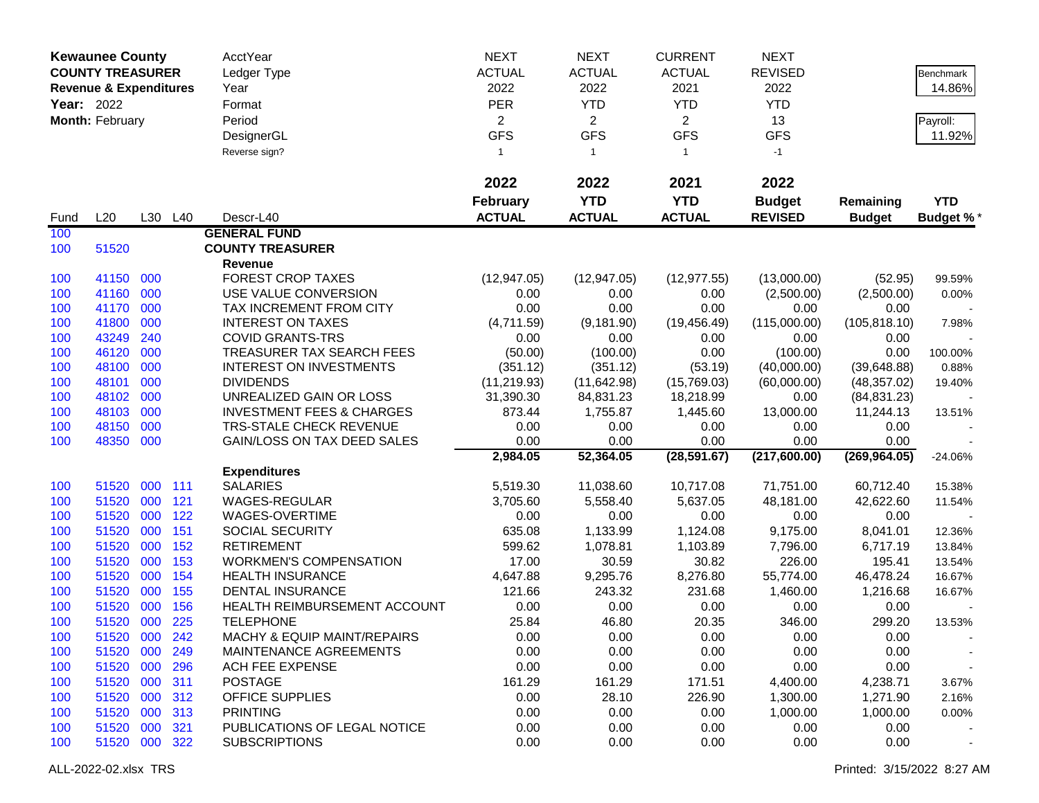**Kewaunee County**
**COUNTY TREASURER**
**Revenue & Expenditures**
**Year:** 2022
**Month:** February

| | NEXT | NEXT | CURRENT | NEXT | | |
|---|---|---|---|---|---|---|
| AcctYear | NEXT | NEXT | CURRENT | NEXT | | |
| Ledger Type | ACTUAL | ACTUAL | ACTUAL | REVISED | | Benchmark |
| Year | 2022 | 2022 | 2021 | 2022 | | 14.86% |
| Format | PER | YTD | YTD | YTD | | |
| Period | 2 | 2 | 2 | 13 | | Payroll: |
| DesignerGL | GFS | GFS | GFS | GFS | | 11.92% |
| Reverse sign? | 1 | 1 | 1 | -1 | | |

| Fund | L20 | L30 | L40 | Descr-L40 | 2022 February ACTUAL | 2022 YTD ACTUAL | 2021 YTD ACTUAL | 2022 Budget REVISED | Remaining Budget | YTD Budget %* |
|---|---|---|---|---|---|---|---|---|---|---|
| 100 | | | | **GENERAL FUND** | | | | | | |
| 100 | 51520 | | | **COUNTY TREASURER** | | | | | | |
| | | | | **Revenue** | | | | | | |
| 100 | 41150 | 000 | | FOREST CROP TAXES | (12,947.05) | (12,947.05) | (12,977.55) | (13,000.00) | (52.95) | 99.59% |
| 100 | 41160 | 000 | | USE VALUE CONVERSION | 0.00 | 0.00 | 0.00 | (2,500.00) | (2,500.00) | 0.00% |
| 100 | 41170 | 000 | | TAX INCREMENT FROM CITY | 0.00 | 0.00 | 0.00 | 0.00 | 0.00 | - |
| 100 | 41800 | 000 | | INTEREST ON TAXES | (4,711.59) | (9,181.90) | (19,456.49) | (115,000.00) | (105,818.10) | 7.98% |
| 100 | 43249 | 240 | | COVID GRANTS-TRS | 0.00 | 0.00 | 0.00 | 0.00 | 0.00 | - |
| 100 | 46120 | 000 | | TREASURER TAX SEARCH FEES | (50.00) | (100.00) | 0.00 | (100.00) | 0.00 | 100.00% |
| 100 | 48100 | 000 | | INTEREST ON INVESTMENTS | (351.12) | (351.12) | (53.19) | (40,000.00) | (39,648.88) | 0.88% |
| 100 | 48101 | 000 | | DIVIDENDS | (11,219.93) | (11,642.98) | (15,769.03) | (60,000.00) | (48,357.02) | 19.40% |
| 100 | 48102 | 000 | | UNREALIZED GAIN OR LOSS | 31,390.30 | 84,831.23 | 18,218.99 | 0.00 | (84,831.23) | - |
| 100 | 48103 | 000 | | INVESTMENT FEES & CHARGES | 873.44 | 1,755.87 | 1,445.60 | 13,000.00 | 11,244.13 | 13.51% |
| 100 | 48150 | 000 | | TRS-STALE CHECK REVENUE | 0.00 | 0.00 | 0.00 | 0.00 | 0.00 | - |
| 100 | 48350 | 000 | | GAIN/LOSS ON TAX DEED SALES | 0.00 | 0.00 | 0.00 | 0.00 | 0.00 | - |
| | | | | | **2,984.05** | **52,364.05** | **(28,591.67)** | **(217,600.00)** | **(269,964.05)** | -24.06% |
| | | | | **Expenditures** | | | | | | |
| 100 | 51520 | 000 | 111 | SALARIES | 5,519.30 | 11,038.60 | 10,717.08 | 71,751.00 | 60,712.40 | 15.38% |
| 100 | 51520 | 000 | 121 | WAGES-REGULAR | 3,705.60 | 5,558.40 | 5,637.05 | 48,181.00 | 42,622.60 | 11.54% |
| 100 | 51520 | 000 | 122 | WAGES-OVERTIME | 0.00 | 0.00 | 0.00 | 0.00 | 0.00 | - |
| 100 | 51520 | 000 | 151 | SOCIAL SECURITY | 635.08 | 1,133.99 | 1,124.08 | 9,175.00 | 8,041.01 | 12.36% |
| 100 | 51520 | 000 | 152 | RETIREMENT | 599.62 | 1,078.81 | 1,103.89 | 7,796.00 | 6,717.19 | 13.84% |
| 100 | 51520 | 000 | 153 | WORKMEN'S COMPENSATION | 17.00 | 30.59 | 30.82 | 226.00 | 195.41 | 13.54% |
| 100 | 51520 | 000 | 154 | HEALTH INSURANCE | 4,647.88 | 9,295.76 | 8,276.80 | 55,774.00 | 46,478.24 | 16.67% |
| 100 | 51520 | 000 | 155 | DENTAL INSURANCE | 121.66 | 243.32 | 231.68 | 1,460.00 | 1,216.68 | 16.67% |
| 100 | 51520 | 000 | 156 | HEALTH REIMBURSEMENT ACCOUNT | 0.00 | 0.00 | 0.00 | 0.00 | 0.00 | - |
| 100 | 51520 | 000 | 225 | TELEPHONE | 25.84 | 46.80 | 20.35 | 346.00 | 299.20 | 13.53% |
| 100 | 51520 | 000 | 242 | MACHY & EQUIP MAINT/REPAIRS | 0.00 | 0.00 | 0.00 | 0.00 | 0.00 | - |
| 100 | 51520 | 000 | 249 | MAINTENANCE AGREEMENTS | 0.00 | 0.00 | 0.00 | 0.00 | 0.00 | - |
| 100 | 51520 | 000 | 296 | ACH FEE EXPENSE | 0.00 | 0.00 | 0.00 | 0.00 | 0.00 | - |
| 100 | 51520 | 000 | 311 | POSTAGE | 161.29 | 161.29 | 171.51 | 4,400.00 | 4,238.71 | 3.67% |
| 100 | 51520 | 000 | 312 | OFFICE SUPPLIES | 0.00 | 28.10 | 226.90 | 1,300.00 | 1,271.90 | 2.16% |
| 100 | 51520 | 000 | 313 | PRINTING | 0.00 | 0.00 | 0.00 | 1,000.00 | 1,000.00 | 0.00% |
| 100 | 51520 | 000 | 321 | PUBLICATIONS OF LEGAL NOTICE | 0.00 | 0.00 | 0.00 | 0.00 | 0.00 | - |
| 100 | 51520 | 000 | 322 | SUBSCRIPTIONS | 0.00 | 0.00 | 0.00 | 0.00 | 0.00 | - |

ALL-2022-02.xlsx TRS    Printed: 3/15/2022 8:27 AM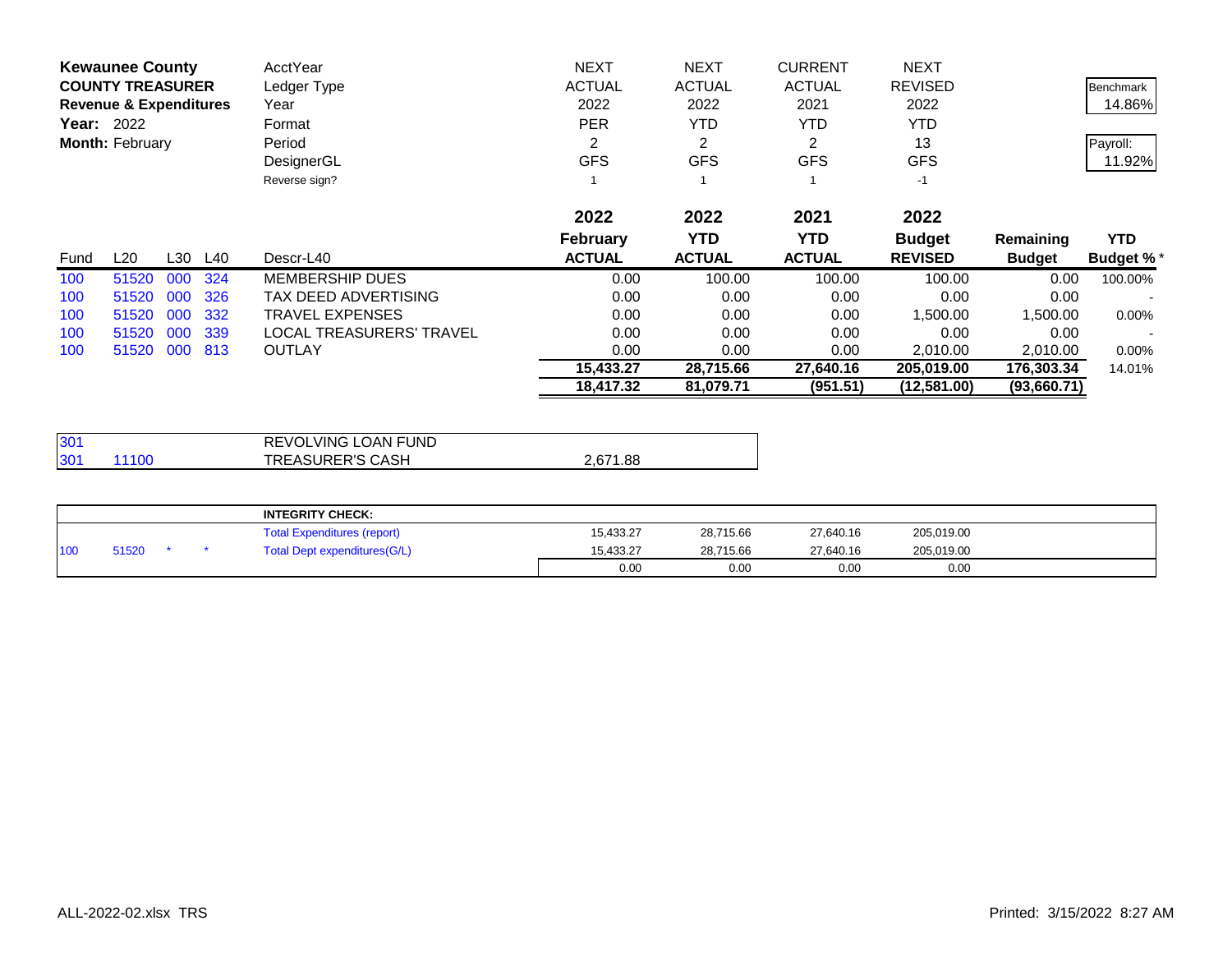**Kewaunee County**
**COUNTY TREASURER**
**Revenue & Expenditures**
**Year:** 2022
**Month:** February

| | | | | AcctYear | NEXT | NEXT | CURRENT | NEXT | | |
|---|---|---|---|---|---|---|---|---|---|---|
| | | | | Ledger Type | ACTUAL | ACTUAL | ACTUAL | REVISED | | Benchmark |
| | | | | Year | 2022 | 2022 | 2021 | 2022 | | 14.86% |
| | | | | Format | PER | YTD | YTD | YTD | | |
| | | | | Period | 2 | 2 | 2 | 13 | | Payroll: |
| | | | | DesignerGL | GFS | GFS | GFS | GFS | | 11.92% |
| | | | | Reverse sign? | 1 | 1 | 1 | -1 | | |

| Fund | L20 | L30 | L40 | Descr-L40 | 2022 February ACTUAL | 2022 YTD ACTUAL | 2021 YTD ACTUAL | 2022 Budget REVISED | Remaining Budget | YTD Budget % * |
|---|---|---|---|---|---|---|---|---|---|---|
| 100 | 51520 | 000 | 324 | MEMBERSHIP DUES | 0.00 | 100.00 | 100.00 | 100.00 | 0.00 | 100.00% |
| 100 | 51520 | 000 | 326 | TAX DEED ADVERTISING | 0.00 | 0.00 | 0.00 | 0.00 | 0.00 | - |
| 100 | 51520 | 000 | 332 | TRAVEL EXPENSES | 0.00 | 0.00 | 0.00 | 1,500.00 | 1,500.00 | 0.00% |
| 100 | 51520 | 000 | 339 | LOCAL TREASURERS' TRAVEL | 0.00 | 0.00 | 0.00 | 0.00 | 0.00 | - |
| 100 | 51520 | 000 | 813 | OUTLAY | 0.00 | 0.00 | 0.00 | 2,010.00 | 2,010.00 | 0.00% |
| | | | | | **15,433.27** | **28,715.66** | **27,640.16** | **205,019.00** | **176,303.34** | 14.01% |
| | | | | | **18,417.32** | **81,079.71** | **(951.51)** | **(12,581.00)** | **(93,660.71)** | |

| | | | |
|---|---|---|---|
| 301 | | REVOLVING LOAN FUND | |
| 301 | 11100 | TREASURER'S CASH | 2,671.88 |

| | | | | | | | | |
|---|---|---|---|---|---|---|---|---|
| | | | | **INTEGRITY CHECK:** | | | | |
| | | | | Total Expenditures (report) | 15,433.27 | 28,715.66 | 27,640.16 | 205,019.00 |
| 100 | 51520 | * | * | Total Dept expenditures(G/L) | 15,433.27 | 28,715.66 | 27,640.16 | 205,019.00 |
| | | | | | 0.00 | 0.00 | 0.00 | 0.00 |

ALL-2022-02.xlsx TRS

Printed: 3/15/2022 8:27 AM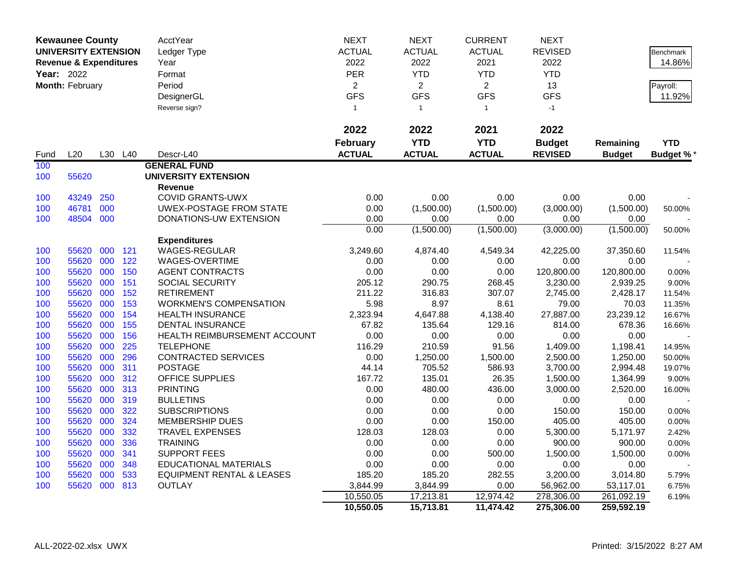| **Kewaunee County** | | | | AcctYear | NEXT | NEXT | CURRENT | NEXT | | Benchmark |
|---|---|---|---|---|---|---|---|---|---|---|
| **UNIVERSITY EXTENSION** | | | | Ledger Type | ACTUAL | ACTUAL | ACTUAL | REVISED | | 14.86% |
| **Revenue & Expenditures** | | | | Year | 2022 | 2022 | 2021 | 2022 | | |
| **Year:** 2022 | | | | Format | PER | YTD | YTD | YTD | | Payroll: |
| **Month:** February | | | | Period | 2 | 2 | 2 | 13 | | 11.92% |
| | | | | DesignerGL | GFS | GFS | GFS | GFS | | |
| | | | | Reverse sign? | 1 | 1 | 1 | -1 | | |

| Fund | L20 | L30 | L40 | Descr-L40 | 2022 February ACTUAL | 2022 YTD ACTUAL | 2021 YTD ACTUAL | 2022 Budget REVISED | Remaining Budget | YTD Budget % * |
|---|---|---|---|---|---|---|---|---|---|---|
| 100 | | | | **GENERAL FUND** | | | | | | |
| 100 | 55620 | | | **UNIVERSITY EXTENSION** | | | | | | |
| | | | | **Revenue** | | | | | | |
| 100 | 43249 | 250 | | COVID GRANTS-UWX | 0.00 | 0.00 | 0.00 | 0.00 | 0.00 | - |
| 100 | 46781 | 000 | | UWEX-POSTAGE FROM STATE | 0.00 | (1,500.00) | (1,500.00) | (3,000.00) | (1,500.00) | 50.00% |
| 100 | 48504 | 000 | | DONATIONS-UW EXTENSION | 0.00 | 0.00 | 0.00 | 0.00 | 0.00 | - |
| | | | | | 0.00 | (1,500.00) | (1,500.00) | (3,000.00) | (1,500.00) | 50.00% |
| | | | | **Expenditures** | | | | | | |
| 100 | 55620 | 000 | 121 | WAGES-REGULAR | 3,249.60 | 4,874.40 | 4,549.34 | 42,225.00 | 37,350.60 | 11.54% |
| 100 | 55620 | 000 | 122 | WAGES-OVERTIME | 0.00 | 0.00 | 0.00 | 0.00 | 0.00 | - |
| 100 | 55620 | 000 | 150 | AGENT CONTRACTS | 0.00 | 0.00 | 0.00 | 120,800.00 | 120,800.00 | 0.00% |
| 100 | 55620 | 000 | 151 | SOCIAL SECURITY | 205.12 | 290.75 | 268.45 | 3,230.00 | 2,939.25 | 9.00% |
| 100 | 55620 | 000 | 152 | RETIREMENT | 211.22 | 316.83 | 307.07 | 2,745.00 | 2,428.17 | 11.54% |
| 100 | 55620 | 000 | 153 | WORKMEN'S COMPENSATION | 5.98 | 8.97 | 8.61 | 79.00 | 70.03 | 11.35% |
| 100 | 55620 | 000 | 154 | HEALTH INSURANCE | 2,323.94 | 4,647.88 | 4,138.40 | 27,887.00 | 23,239.12 | 16.67% |
| 100 | 55620 | 000 | 155 | DENTAL INSURANCE | 67.82 | 135.64 | 129.16 | 814.00 | 678.36 | 16.66% |
| 100 | 55620 | 000 | 156 | HEALTH REIMBURSEMENT ACCOUNT | 0.00 | 0.00 | 0.00 | 0.00 | 0.00 | - |
| 100 | 55620 | 000 | 225 | TELEPHONE | 116.29 | 210.59 | 91.56 | 1,409.00 | 1,198.41 | 14.95% |
| 100 | 55620 | 000 | 296 | CONTRACTED SERVICES | 0.00 | 1,250.00 | 1,500.00 | 2,500.00 | 1,250.00 | 50.00% |
| 100 | 55620 | 000 | 311 | POSTAGE | 44.14 | 705.52 | 586.93 | 3,700.00 | 2,994.48 | 19.07% |
| 100 | 55620 | 000 | 312 | OFFICE SUPPLIES | 167.72 | 135.01 | 26.35 | 1,500.00 | 1,364.99 | 9.00% |
| 100 | 55620 | 000 | 313 | PRINTING | 0.00 | 480.00 | 436.00 | 3,000.00 | 2,520.00 | 16.00% |
| 100 | 55620 | 000 | 319 | BULLETINS | 0.00 | 0.00 | 0.00 | 0.00 | 0.00 | - |
| 100 | 55620 | 000 | 322 | SUBSCRIPTIONS | 0.00 | 0.00 | 0.00 | 150.00 | 150.00 | 0.00% |
| 100 | 55620 | 000 | 324 | MEMBERSHIP DUES | 0.00 | 0.00 | 150.00 | 405.00 | 405.00 | 0.00% |
| 100 | 55620 | 000 | 332 | TRAVEL EXPENSES | 128.03 | 128.03 | 0.00 | 5,300.00 | 5,171.97 | 2.42% |
| 100 | 55620 | 000 | 336 | TRAINING | 0.00 | 0.00 | 0.00 | 900.00 | 900.00 | 0.00% |
| 100 | 55620 | 000 | 341 | SUPPORT FEES | 0.00 | 0.00 | 500.00 | 1,500.00 | 1,500.00 | 0.00% |
| 100 | 55620 | 000 | 348 | EDUCATIONAL MATERIALS | 0.00 | 0.00 | 0.00 | 0.00 | 0.00 | - |
| 100 | 55620 | 000 | 533 | EQUIPMENT RENTAL & LEASES | 185.20 | 185.20 | 282.55 | 3,200.00 | 3,014.80 | 5.79% |
| 100 | 55620 | 000 | 813 | OUTLAY | 3,844.99 | 3,844.99 | 0.00 | 56,962.00 | 53,117.01 | 6.75% |
| | | | | | 10,550.05 | 17,213.81 | 12,974.42 | 278,306.00 | 261,092.19 | 6.19% |
| | | | | | **10,550.05** | **15,713.81** | **11,474.42** | **275,306.00** | **259,592.19** | |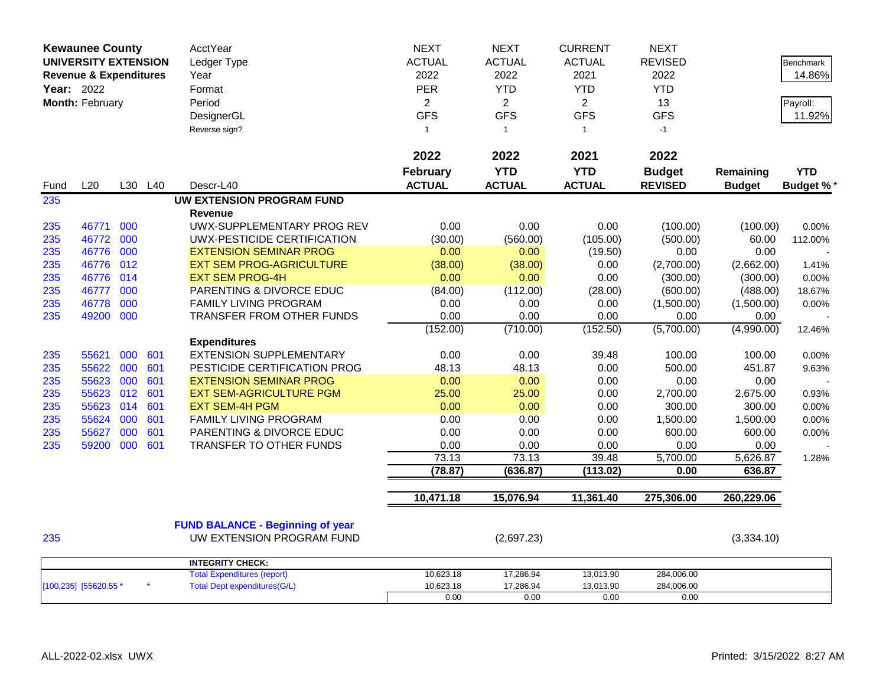**Kewaunee County**
**UNIVERSITY EXTENSION**
**Revenue & Expenditures**
**Year:** 2022
**Month:** February

| | | | | | | | | | | | |
|---|---|---|---|---|---|---|---|---|---|---|---|
| | | | | AcctYear | NEXT | NEXT | CURRENT | NEXT | | |
| | | | | Ledger Type | ACTUAL | ACTUAL | ACTUAL | REVISED | | Benchmark |
| | | | | Year | 2022 | 2022 | 2021 | 2022 | | 14.86% |
| | | | | Format | PER | YTD | YTD | YTD | | |
| | | | | Period | 2 | 2 | 2 | 13 | | Payroll: |
| | | | | DesignerGL | GFS | GFS | GFS | GFS | | 11.92% |
| | | | | Reverse sign? | 1 | 1 | 1 | -1 | | |

| Fund | L20 | L30 | L40 | Descr-L40 | 2022 February ACTUAL | 2022 YTD ACTUAL | 2021 YTD ACTUAL | 2022 Budget REVISED | Remaining Budget | YTD Budget % * |
|---|---|---|---|---|---|---|---|---|---|---|
| 235 | | | | **UW EXTENSION PROGRAM FUND** | | | | | | |
| | | | | **Revenue** | | | | | | |
| 235 | 46771 | 000 | | UWX-SUPPLEMENTARY PROG REV | 0.00 | 0.00 | 0.00 | (100.00) | (100.00) | 0.00% |
| 235 | 46772 | 000 | | UWX-PESTICIDE CERTIFICATION | (30.00) | (560.00) | (105.00) | (500.00) | 60.00 | 112.00% |
| 235 | 46776 | 000 | | EXTENSION SEMINAR PROG | 0.00 | 0.00 | (19.50) | 0.00 | 0.00 | - |
| 235 | 46776 | 012 | | EXT SEM PROG-AGRICULTURE | (38.00) | (38.00) | 0.00 | (2,700.00) | (2,662.00) | 1.41% |
| 235 | 46776 | 014 | | EXT SEM PROG-4H | 0.00 | 0.00 | 0.00 | (300.00) | (300.00) | 0.00% |
| 235 | 46777 | 000 | | PARENTING & DIVORCE EDUC | (84.00) | (112.00) | (28.00) | (600.00) | (488.00) | 18.67% |
| 235 | 46778 | 000 | | FAMILY LIVING PROGRAM | 0.00 | 0.00 | 0.00 | (1,500.00) | (1,500.00) | 0.00% |
| 235 | 49200 | 000 | | TRANSFER FROM OTHER FUNDS | 0.00 | 0.00 | 0.00 | 0.00 | 0.00 | - |
| | | | | | (152.00) | (710.00) | (152.50) | (5,700.00) | (4,990.00) | 12.46% |
| | | | | **Expenditures** | | | | | | |
| 235 | 55621 | 000 | 601 | EXTENSION SUPPLEMENTARY | 0.00 | 0.00 | 39.48 | 100.00 | 100.00 | 0.00% |
| 235 | 55622 | 000 | 601 | PESTICIDE CERTIFICATION PROG | 48.13 | 48.13 | 0.00 | 500.00 | 451.87 | 9.63% |
| 235 | 55623 | 000 | 601 | EXTENSION SEMINAR PROG | 0.00 | 0.00 | 0.00 | 0.00 | 0.00 | - |
| 235 | 55623 | 012 | 601 | EXT SEM-AGRICULTURE PGM | 25.00 | 25.00 | 0.00 | 2,700.00 | 2,675.00 | 0.93% |
| 235 | 55623 | 014 | 601 | EXT SEM-4H PGM | 0.00 | 0.00 | 0.00 | 300.00 | 300.00 | 0.00% |
| 235 | 55624 | 000 | 601 | FAMILY LIVING PROGRAM | 0.00 | 0.00 | 0.00 | 1,500.00 | 1,500.00 | 0.00% |
| 235 | 55627 | 000 | 601 | PARENTING & DIVORCE EDUC | 0.00 | 0.00 | 0.00 | 600.00 | 600.00 | 0.00% |
| 235 | 59200 | 000 | 601 | TRANSFER TO OTHER FUNDS | 0.00 | 0.00 | 0.00 | 0.00 | 0.00 | - |
| | | | | | 73.13 | 73.13 | 39.48 | 5,700.00 | 5,626.87 | 1.28% |
| | | | | | **(78.87)** | **(636.87)** | **(113.02)** | **0.00** | **636.87** | |
| | | | | | **10,471.18** | **15,076.94** | **11,361.40** | **275,306.00** | **260,229.06** | |
| | | | | **FUND BALANCE - Beginning of year** | | | | | | |
| 235 | | | | UW EXTENSION PROGRAM FUND | | (2,697.23) | | | (3,334.10) | |

| | | | | | |
|---|---|---|---|---|---|
| | **INTEGRITY CHECK:** | | | | |
| | Total Expenditures (report) | 10,623.18 | 17,286.94 | 13,013.90 | 284,006.00 |
| [100,235] [55620.55 * * | Total Dept expenditures(G/L) | 10,623.18 | 17,286.94 | 13,013.90 | 284,006.00 |
| | | 0.00 | 0.00 | 0.00 | 0.00 |

ALL-2022-02.xlsx UWX

Printed: 3/15/2022 8:27 AM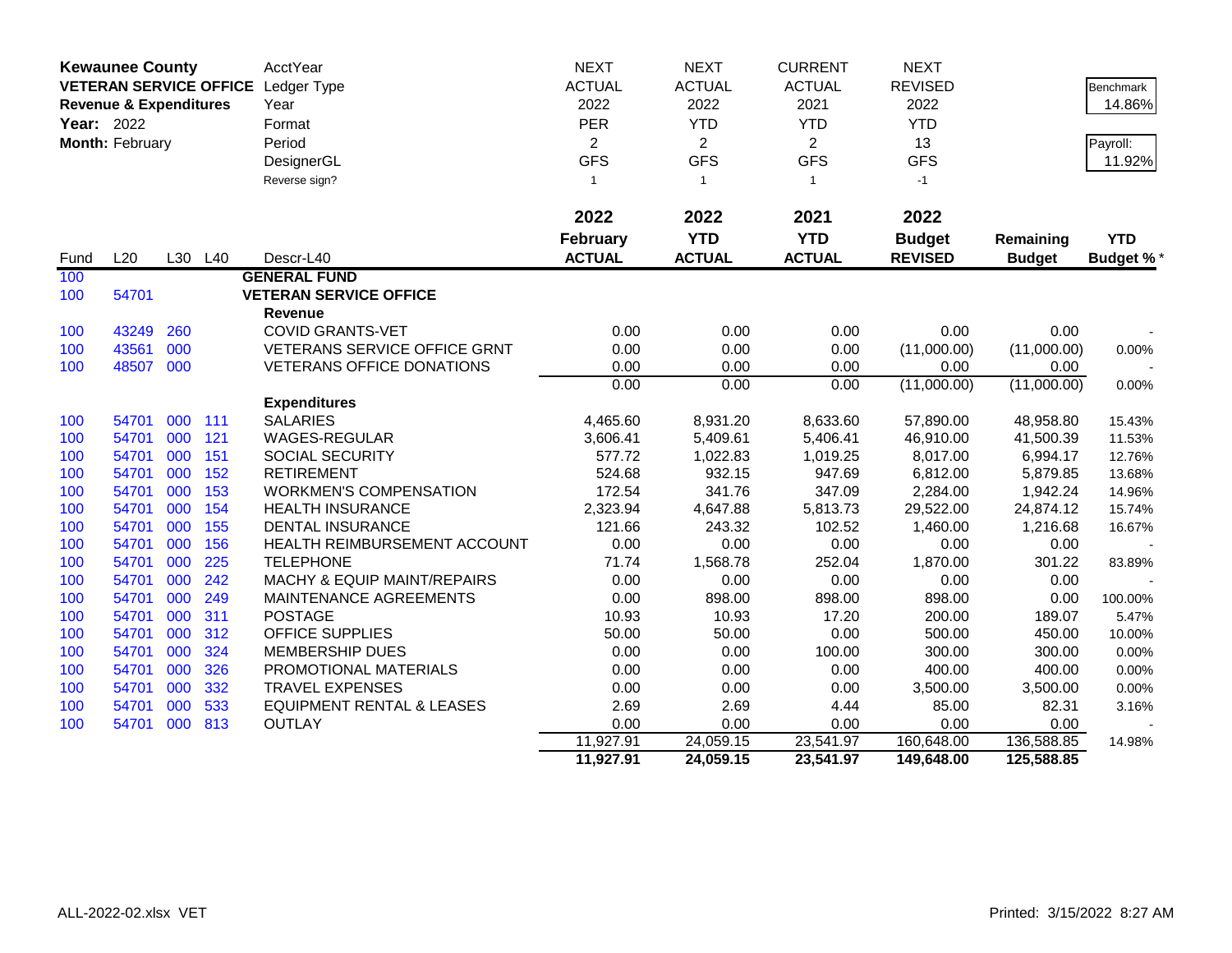**Kewaunee County**
**VETERAN SERVICE OFFICE**
**Revenue & Expenditures**
**Year:** 2022
**Month:** February

| | | | | AcctYear | NEXT | NEXT | CURRENT | NEXT | | |
|---|---|---|---|---|---|---|---|---|---|---|
| | | | | Ledger Type | ACTUAL | ACTUAL | ACTUAL | REVISED | | Benchmark |
| | | | | Year | 2022 | 2022 | 2021 | 2022 | | 14.86% |
| | | | | Format | PER | YTD | YTD | YTD | | |
| | | | | Period | 2 | 2 | 2 | 13 | | Payroll: |
| | | | | DesignerGL | GFS | GFS | GFS | GFS | | 11.92% |
| | | | | Reverse sign? | 1 | 1 | 1 | -1 | | |
| | | | | | **2022 February ACTUAL** | **2022 YTD ACTUAL** | **2021 YTD ACTUAL** | **2022 Budget REVISED** | **Remaining Budget** | **YTD Budget %*** |
| Fund | L20 | L30 | L40 | Descr-L40 | | | | | | |
| 100 | | | | **GENERAL FUND** | | | | | | |
| 100 | 54701 | | | **VETERAN SERVICE OFFICE** | | | | | | |
| | | | | **Revenue** | | | | | | |
| 100 | 43249 | 260 | | COVID GRANTS-VET | 0.00 | 0.00 | 0.00 | 0.00 | 0.00 | - |
| 100 | 43561 | 000 | | VETERANS SERVICE OFFICE GRNT | 0.00 | 0.00 | 0.00 | (11,000.00) | (11,000.00) | 0.00% |
| 100 | 48507 | 000 | | VETERANS OFFICE DONATIONS | 0.00 | 0.00 | 0.00 | 0.00 | 0.00 | - |
| | | | | | 0.00 | 0.00 | 0.00 | (11,000.00) | (11,000.00) | 0.00% |
| | | | | **Expenditures** | | | | | | |
| 100 | 54701 | 000 | 111 | SALARIES | 4,465.60 | 8,931.20 | 8,633.60 | 57,890.00 | 48,958.80 | 15.43% |
| 100 | 54701 | 000 | 121 | WAGES-REGULAR | 3,606.41 | 5,409.61 | 5,406.41 | 46,910.00 | 41,500.39 | 11.53% |
| 100 | 54701 | 000 | 151 | SOCIAL SECURITY | 577.72 | 1,022.83 | 1,019.25 | 8,017.00 | 6,994.17 | 12.76% |
| 100 | 54701 | 000 | 152 | RETIREMENT | 524.68 | 932.15 | 947.69 | 6,812.00 | 5,879.85 | 13.68% |
| 100 | 54701 | 000 | 153 | WORKMEN'S COMPENSATION | 172.54 | 341.76 | 347.09 | 2,284.00 | 1,942.24 | 14.96% |
| 100 | 54701 | 000 | 154 | HEALTH INSURANCE | 2,323.94 | 4,647.88 | 5,813.73 | 29,522.00 | 24,874.12 | 15.74% |
| 100 | 54701 | 000 | 155 | DENTAL INSURANCE | 121.66 | 243.32 | 102.52 | 1,460.00 | 1,216.68 | 16.67% |
| 100 | 54701 | 000 | 156 | HEALTH REIMBURSEMENT ACCOUNT | 0.00 | 0.00 | 0.00 | 0.00 | 0.00 | - |
| 100 | 54701 | 000 | 225 | TELEPHONE | 71.74 | 1,568.78 | 252.04 | 1,870.00 | 301.22 | 83.89% |
| 100 | 54701 | 000 | 242 | MACHY & EQUIP MAINT/REPAIRS | 0.00 | 0.00 | 0.00 | 0.00 | 0.00 | - |
| 100 | 54701 | 000 | 249 | MAINTENANCE AGREEMENTS | 0.00 | 898.00 | 898.00 | 898.00 | 0.00 | 100.00% |
| 100 | 54701 | 000 | 311 | POSTAGE | 10.93 | 10.93 | 17.20 | 200.00 | 189.07 | 5.47% |
| 100 | 54701 | 000 | 312 | OFFICE SUPPLIES | 50.00 | 50.00 | 0.00 | 500.00 | 450.00 | 10.00% |
| 100 | 54701 | 000 | 324 | MEMBERSHIP DUES | 0.00 | 0.00 | 100.00 | 300.00 | 300.00 | 0.00% |
| 100 | 54701 | 000 | 326 | PROMOTIONAL MATERIALS | 0.00 | 0.00 | 0.00 | 400.00 | 400.00 | 0.00% |
| 100 | 54701 | 000 | 332 | TRAVEL EXPENSES | 0.00 | 0.00 | 0.00 | 3,500.00 | 3,500.00 | 0.00% |
| 100 | 54701 | 000 | 533 | EQUIPMENT RENTAL & LEASES | 2.69 | 2.69 | 4.44 | 85.00 | 82.31 | 3.16% |
| 100 | 54701 | 000 | 813 | OUTLAY | 0.00 | 0.00 | 0.00 | 0.00 | 0.00 | - |
| | | | | | 11,927.91 | 24,059.15 | 23,541.97 | 160,648.00 | 136,588.85 | 14.98% |
| | | | | | **11,927.91** | **24,059.15** | **23,541.97** | **149,648.00** | **125,588.85** | |

ALL-2022-02.xlsx VET

Printed: 3/15/2022 8:27 AM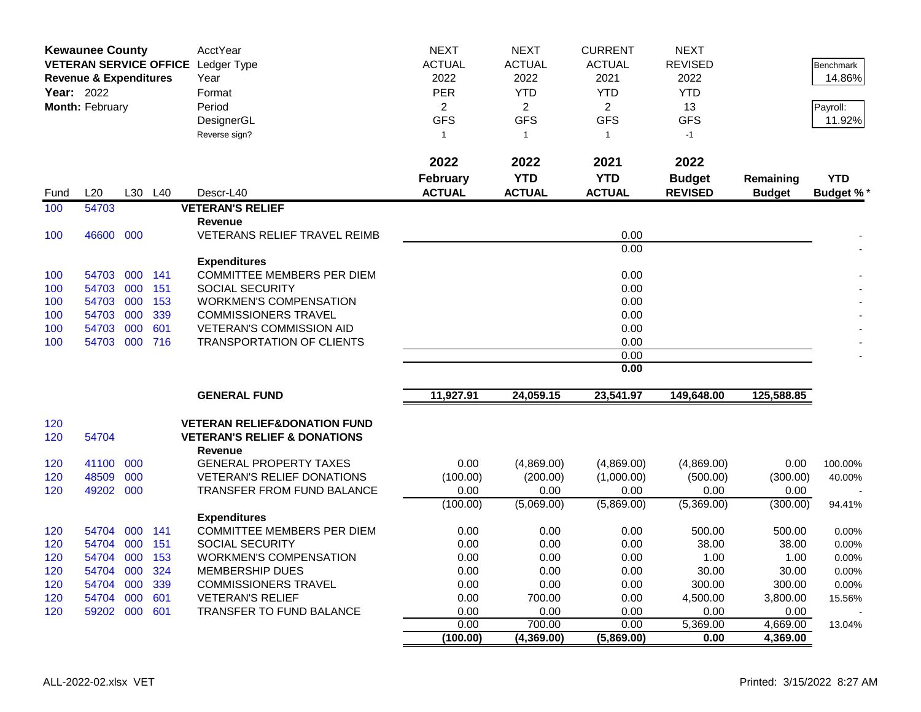**Kewaunee County**
**VETERAN SERVICE OFFICE**
**Revenue & Expenditures**
**Year:** 2022
**Month:** February

| | NEXT | NEXT | CURRENT | NEXT | | |
|---|---|---|---|---|---|---|
| AcctYear | NEXT | NEXT | CURRENT | NEXT | | |
| Ledger Type | ACTUAL | ACTUAL | ACTUAL | REVISED | | Benchmark |
| Year | 2022 | 2022 | 2021 | 2022 | | 14.86% |
| Format | PER | YTD | YTD | YTD | | |
| Period | 2 | 2 | 2 | 13 | | Payroll: |
| DesignerGL | GFS | GFS | GFS | GFS | | 11.92% |
| Reverse sign? | 1 | 1 | 1 | -1 | | |

| Fund | L20 | L30 | L40 | Descr-L40 | 2022 February ACTUAL | 2022 YTD ACTUAL | 2021 YTD ACTUAL | 2022 Budget REVISED | Remaining Budget | YTD Budget % * |
|---|---|---|---|---|---|---|---|---|---|---|
| 100 | 54703 | | | **VETERAN'S RELIEF** | | | | | | |
| | | | | **Revenue** | | | | | | |
| 100 | 46600 | 000 | | VETERANS RELIEF TRAVEL REIMB | | | 0.00 | | | - |
| | | | | | | | 0.00 | | | - |
| | | | | **Expenditures** | | | | | | |
| 100 | 54703 | 000 | 141 | COMMITTEE MEMBERS PER DIEM | | | 0.00 | | | - |
| 100 | 54703 | 000 | 151 | SOCIAL SECURITY | | | 0.00 | | | - |
| 100 | 54703 | 000 | 153 | WORKMEN'S COMPENSATION | | | 0.00 | | | - |
| 100 | 54703 | 000 | 339 | COMMISSIONERS TRAVEL | | | 0.00 | | | - |
| 100 | 54703 | 000 | 601 | VETERAN'S COMMISSION AID | | | 0.00 | | | - |
| 100 | 54703 | 000 | 716 | TRANSPORTATION OF CLIENTS | | | 0.00 | | | - |
| | | | | | | | 0.00 | | | - |
| | | | | | | | **0.00** | | | |
| | | | | **GENERAL FUND** | **11,927.91** | **24,059.15** | **23,541.97** | **149,648.00** | **125,588.85** | |
| 120 | | | | **VETERAN RELIEF&DONATION FUND** | | | | | | |
| 120 | 54704 | | | **VETERAN'S RELIEF & DONATIONS** | | | | | | |
| | | | | **Revenue** | | | | | | |
| 120 | 41100 | 000 | | GENERAL PROPERTY TAXES | 0.00 | (4,869.00) | (4,869.00) | (4,869.00) | 0.00 | 100.00% |
| 120 | 48509 | 000 | | VETERAN'S RELIEF DONATIONS | (100.00) | (200.00) | (1,000.00) | (500.00) | (300.00) | 40.00% |
| 120 | 49202 | 000 | | TRANSFER FROM FUND BALANCE | 0.00 | 0.00 | 0.00 | 0.00 | 0.00 | - |
| | | | | | (100.00) | (5,069.00) | (5,869.00) | (5,369.00) | (300.00) | 94.41% |
| | | | | **Expenditures** | | | | | | |
| 120 | 54704 | 000 | 141 | COMMITTEE MEMBERS PER DIEM | 0.00 | 0.00 | 0.00 | 500.00 | 500.00 | 0.00% |
| 120 | 54704 | 000 | 151 | SOCIAL SECURITY | 0.00 | 0.00 | 0.00 | 38.00 | 38.00 | 0.00% |
| 120 | 54704 | 000 | 153 | WORKMEN'S COMPENSATION | 0.00 | 0.00 | 0.00 | 1.00 | 1.00 | 0.00% |
| 120 | 54704 | 000 | 324 | MEMBERSHIP DUES | 0.00 | 0.00 | 0.00 | 30.00 | 30.00 | 0.00% |
| 120 | 54704 | 000 | 339 | COMMISSIONERS TRAVEL | 0.00 | 0.00 | 0.00 | 300.00 | 300.00 | 0.00% |
| 120 | 54704 | 000 | 601 | VETERAN'S RELIEF | 0.00 | 700.00 | 0.00 | 4,500.00 | 3,800.00 | 15.56% |
| 120 | 59202 | 000 | 601 | TRANSFER TO FUND BALANCE | 0.00 | 0.00 | 0.00 | 0.00 | 0.00 | - |
| | | | | | 0.00 | 700.00 | 0.00 | 5,369.00 | 4,669.00 | 13.04% |
| | | | | | **(100.00)** | **(4,369.00)** | **(5,869.00)** | **0.00** | **4,369.00** | |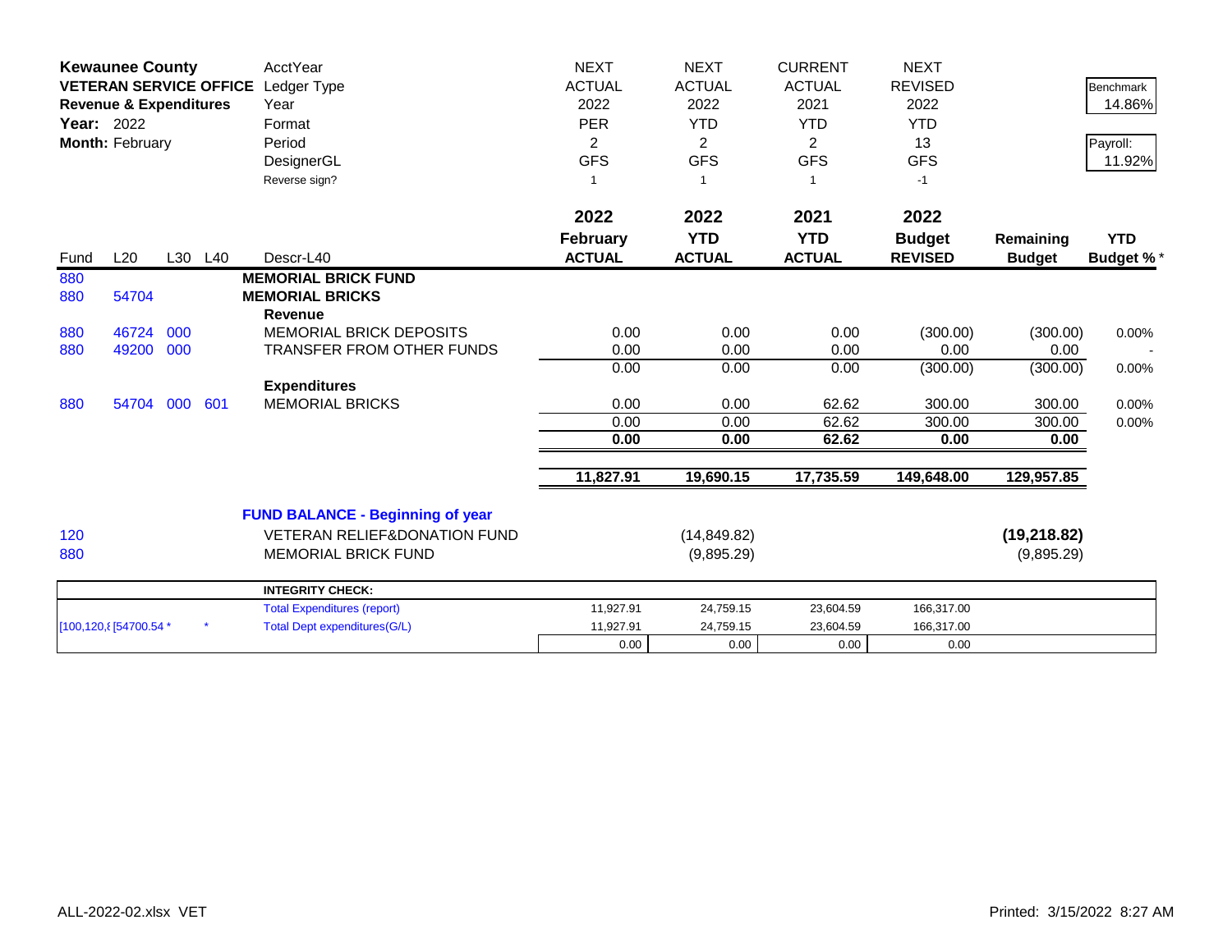**Kewaunee County**
**VETERAN SERVICE OFFICE**
**Revenue & Expenditures**
**Year:** 2022
**Month:** February

| AcctYear | NEXT | NEXT | CURRENT | NEXT | | |
|---|---|---|---|---|---|---|
| Ledger Type | ACTUAL | ACTUAL | ACTUAL | REVISED | | Benchmark 14.86% |
| Year | 2022 | 2022 | 2021 | 2022 | | |
| Format | PER | YTD | YTD | YTD | | Payroll: 11.92% |
| Period | 2 | 2 | 2 | 13 | | |
| DesignerGL | GFS | GFS | GFS | GFS | | |
| Reverse sign? | 1 | 1 | 1 | -1 | | |

| Fund | L20 | L30 | L40 | Descr-L40 | 2022 February ACTUAL | 2022 YTD ACTUAL | 2021 YTD ACTUAL | 2022 Budget REVISED | Remaining Budget | YTD Budget % * |
|---|---|---|---|---|---|---|---|---|---|---|
| 880 | | | | **MEMORIAL BRICK FUND** | | | | | | |
| 880 | 54704 | | | **MEMORIAL BRICKS** | | | | | | |
| | | | | **Revenue** | | | | | | |
| 880 | 46724 | 000 | | MEMORIAL BRICK DEPOSITS | 0.00 | 0.00 | 0.00 | (300.00) | (300.00) | 0.00% |
| 880 | 49200 | 000 | | TRANSFER FROM OTHER FUNDS | 0.00 | 0.00 | 0.00 | 0.00 | 0.00 | - |
| | | | | | 0.00 | 0.00 | 0.00 | (300.00) | (300.00) | 0.00% |
| | | | | **Expenditures** | | | | | | |
| 880 | 54704 | 000 | 601 | MEMORIAL BRICKS | 0.00 | 0.00 | 62.62 | 300.00 | 300.00 | 0.00% |
| | | | | | 0.00 | 0.00 | 62.62 | 300.00 | 300.00 | 0.00% |
| | | | | | **0.00** | **0.00** | **62.62** | **0.00** | **0.00** | |
| | | | | | **11,827.91** | **19,690.15** | **17,735.59** | **149,648.00** | **129,957.85** | |
| | | | | **FUND BALANCE - Beginning of year** | | | | | | |
| 120 | | | | VETERAN RELIEF&DONATION FUND | | (14,849.82) | | | **(19,218.82)** | |
| 880 | | | | MEMORIAL BRICK FUND | | (9,895.29) | | | (9,895.29) | |

| | | INTEGRITY CHECK: | | | | |
|---|---|---|---|---|---|---|
| | | Total Expenditures (report) | 11,927.91 | 24,759.15 | 23,604.59 | 166,317.00 |
| [100,120,8 [54700.54 * | * | Total Dept expenditures(G/L) | 11,927.91 | 24,759.15 | 23,604.59 | 166,317.00 |
| | | | 0.00 | 0.00 | 0.00 | 0.00 |

ALL-2022-02.xlsx VET

Printed: 3/15/2022 8:27 AM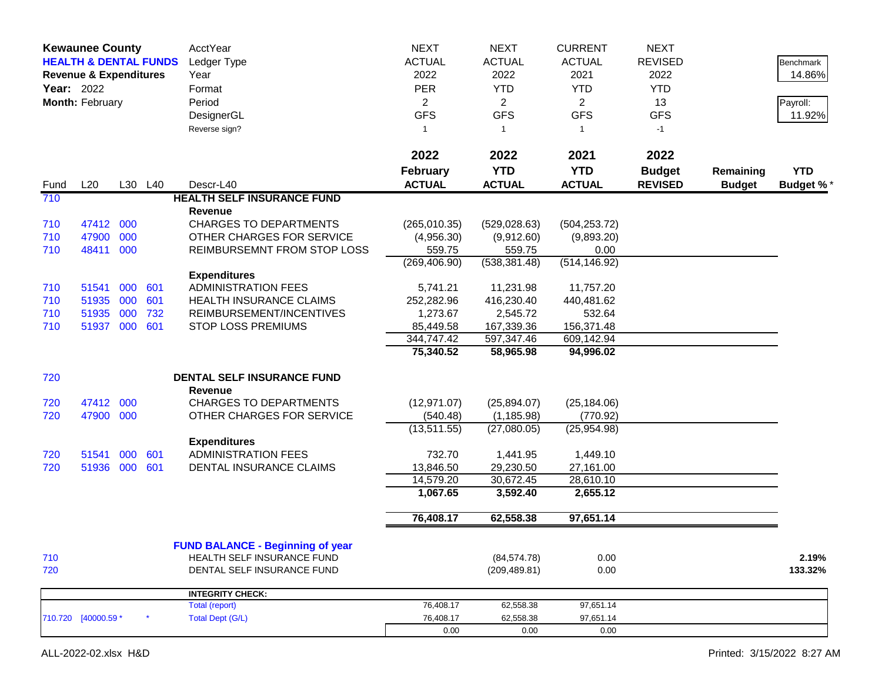**Kewaunee County**
**HEALTH & DENTAL FUNDS**
**Revenue & Expenditures**
**Year:** 2022
**Month:** February

| | | | | AcctYear | NEXT | NEXT | CURRENT | NEXT | | Benchmark |
|---|---|---|---|---|---|---|---|---|---|---|
| | | | | Ledger Type | ACTUAL | ACTUAL | ACTUAL | REVISED | | 14.86% |
| | | | | Year | 2022 | 2022 | 2021 | 2022 | | |
| | | | | Format | PER | YTD | YTD | YTD | | Payroll: |
| | | | | Period | 2 | 2 | 2 | 13 | | 11.92% |
| | | | | DesignerGL | GFS | GFS | GFS | GFS | | |
| | | | | Reverse sign? | 1 | 1 | 1 | -1 | | |
| **Fund** | **L20** | **L30** | **L40** | **Descr-L40** | **2022 February ACTUAL** | **2022 YTD ACTUAL** | **2021 YTD ACTUAL** | **2022 Budget REVISED** | **Remaining Budget** | **YTD Budget %*** |
| 710 | | | | **HEALTH SELF INSURANCE FUND** | | | | | | |
| | | | | **Revenue** | | | | | | |
| 710 | 47412 | 000 | | CHARGES TO DEPARTMENTS | (265,010.35) | (529,028.63) | (504,253.72) | | | |
| 710 | 47900 | 000 | | OTHER CHARGES FOR SERVICE | (4,956.30) | (9,912.60) | (9,893.20) | | | |
| 710 | 48411 | 000 | | REIMBURSEMNT FROM STOP LOSS | 559.75 | 559.75 | 0.00 | | | |
| | | | | | (269,406.90) | (538,381.48) | (514,146.92) | | | |
| | | | | **Expenditures** | | | | | | |
| 710 | 51541 | 000 | 601 | ADMINISTRATION FEES | 5,741.21 | 11,231.98 | 11,757.20 | | | |
| 710 | 51935 | 000 | 601 | HEALTH INSURANCE CLAIMS | 252,282.96 | 416,230.40 | 440,481.62 | | | |
| 710 | 51935 | 000 | 732 | REIMBURSEMENT/INCENTIVES | 1,273.67 | 2,545.72 | 532.64 | | | |
| 710 | 51937 | 000 | 601 | STOP LOSS PREMIUMS | 85,449.58 | 167,339.36 | 156,371.48 | | | |
| | | | | | 344,747.42 | 597,347.46 | 609,142.94 | | | |
| | | | | | **75,340.52** | **58,965.98** | **94,996.02** | | | |
| 720 | | | | **DENTAL SELF INSURANCE FUND** | | | | | | |
| | | | | **Revenue** | | | | | | |
| 720 | 47412 | 000 | | CHARGES TO DEPARTMENTS | (12,971.07) | (25,894.07) | (25,184.06) | | | |
| 720 | 47900 | 000 | | OTHER CHARGES FOR SERVICE | (540.48) | (1,185.98) | (770.92) | | | |
| | | | | | (13,511.55) | (27,080.05) | (25,954.98) | | | |
| | | | | **Expenditures** | | | | | | |
| 720 | 51541 | 000 | 601 | ADMINISTRATION FEES | 732.70 | 1,441.95 | 1,449.10 | | | |
| 720 | 51936 | 000 | 601 | DENTAL INSURANCE CLAIMS | 13,846.50 | 29,230.50 | 27,161.00 | | | |
| | | | | | 14,579.20 | 30,672.45 | 28,610.10 | | | |
| | | | | | **1,067.65** | **3,592.40** | **2,655.12** | | | |
| | | | | | **76,408.17** | **62,558.38** | **97,651.14** | | | |
| | | | | **FUND BALANCE - Beginning of year** | | | | | | |
| 710 | | | | HEALTH SELF INSURANCE FUND | | (84,574.78) | 0.00 | | | **2.19%** |
| 720 | | | | DENTAL SELF INSURANCE FUND | | (209,489.81) | 0.00 | | | **133.32%** |

| | | | | | | | |
|---|---|---|---|---|---|---|---|
| | | | **INTEGRITY CHECK:** | | | | |
| | | | Total (report) | 76,408.17 | 62,558.38 | 97,651.14 | |
| 710.720 | [40000.59 * | * | Total Dept (G/L) | 76,408.17 | 62,558.38 | 97,651.14 | |
| | | | | 0.00 | 0.00 | 0.00 | |

ALL-2022-02.xlsx H&D

Printed: 3/15/2022 8:27 AM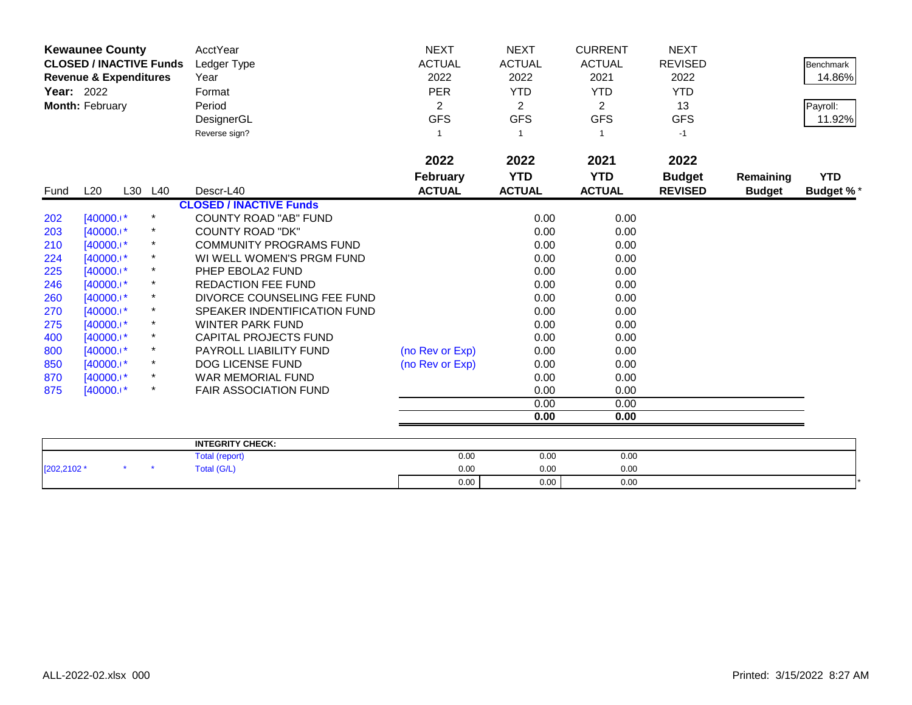| **Kewaunee County** | | | | AcctYear | NEXT | NEXT | CURRENT | NEXT | | |
|---|---|---|---|---|---|---|---|---|---|---|
| **CLOSED / INACTIVE Funds** | | | | Ledger Type | ACTUAL | ACTUAL | ACTUAL | REVISED | | Benchmark |
| **Revenue & Expenditures** | | | | Year | 2022 | 2022 | 2021 | 2022 | | 14.86% |
| **Year:** 2022 | | | | Format | PER | YTD | YTD | YTD | | |
| **Month:** February | | | | Period | 2 | 2 | 2 | 13 | | Payroll: |
| | | | | DesignerGL | GFS | GFS | GFS | GFS | | 11.92% |
| | | | | Reverse sign? | 1 | 1 | 1 | -1 | | |
| | | | | | **2022** | **2022** | **2021** | **2022** | | |
| | | | | | **February** | **YTD** | **YTD** | **Budget** | **Remaining** | **YTD** |
| Fund | L20 | L30 | L40 | Descr-L40 | **ACTUAL** | **ACTUAL** | **ACTUAL** | **REVISED** | **Budget** | **Budget %*** |
| | | | | **CLOSED / INACTIVE Funds** | | | | | | |
| 202 | [40000.i* | | * | COUNTY ROAD "AB" FUND | | 0.00 | 0.00 | | | |
| 203 | [40000.i* | | * | COUNTY ROAD "DK" | | 0.00 | 0.00 | | | |
| 210 | [40000.i* | | * | COMMUNITY PROGRAMS FUND | | 0.00 | 0.00 | | | |
| 224 | [40000.i* | | * | WI WELL WOMEN'S PRGM FUND | | 0.00 | 0.00 | | | |
| 225 | [40000.i* | | * | PHEP EBOLA2 FUND | | 0.00 | 0.00 | | | |
| 246 | [40000.i* | | * | REDACTION FEE FUND | | 0.00 | 0.00 | | | |
| 260 | [40000.i* | | * | DIVORCE COUNSELING FEE FUND | | 0.00 | 0.00 | | | |
| 270 | [40000.i* | | * | SPEAKER INDENTIFICATION FUND | | 0.00 | 0.00 | | | |
| 275 | [40000.i* | | * | WINTER PARK FUND | | 0.00 | 0.00 | | | |
| 400 | [40000.i* | | * | CAPITAL PROJECTS FUND | | 0.00 | 0.00 | | | |
| 800 | [40000.i* | | * | PAYROLL LIABILITY FUND | (no Rev or Exp) | 0.00 | 0.00 | | | |
| 850 | [40000.i* | | * | DOG LICENSE FUND | (no Rev or Exp) | 0.00 | 0.00 | | | |
| 870 | [40000.i* | | * | WAR MEMORIAL FUND | | 0.00 | 0.00 | | | |
| 875 | [40000.i* | | * | FAIR ASSOCIATION FUND | | 0.00 | 0.00 | | | |
| | | | | | | 0.00 | 0.00 | | | |
| | | | | | | **0.00** | **0.00** | | | |

| | | | | | | | | | | |
|---|---|---|---|---|---|---|---|---|---|---|
| | | | | **INTEGRITY CHECK:** | | | | | | |
| | | | | Total (report) | 0.00 | 0.00 | 0.00 | | | |
| [202,2102 * | | * | * | Total (G/L) | 0.00 | 0.00 | 0.00 | | | |
| | | | | | 0.00 | 0.00 | 0.00 | | | * |

ALL-2022-02.xlsx 000 Printed: 3/15/2022 8:27 AM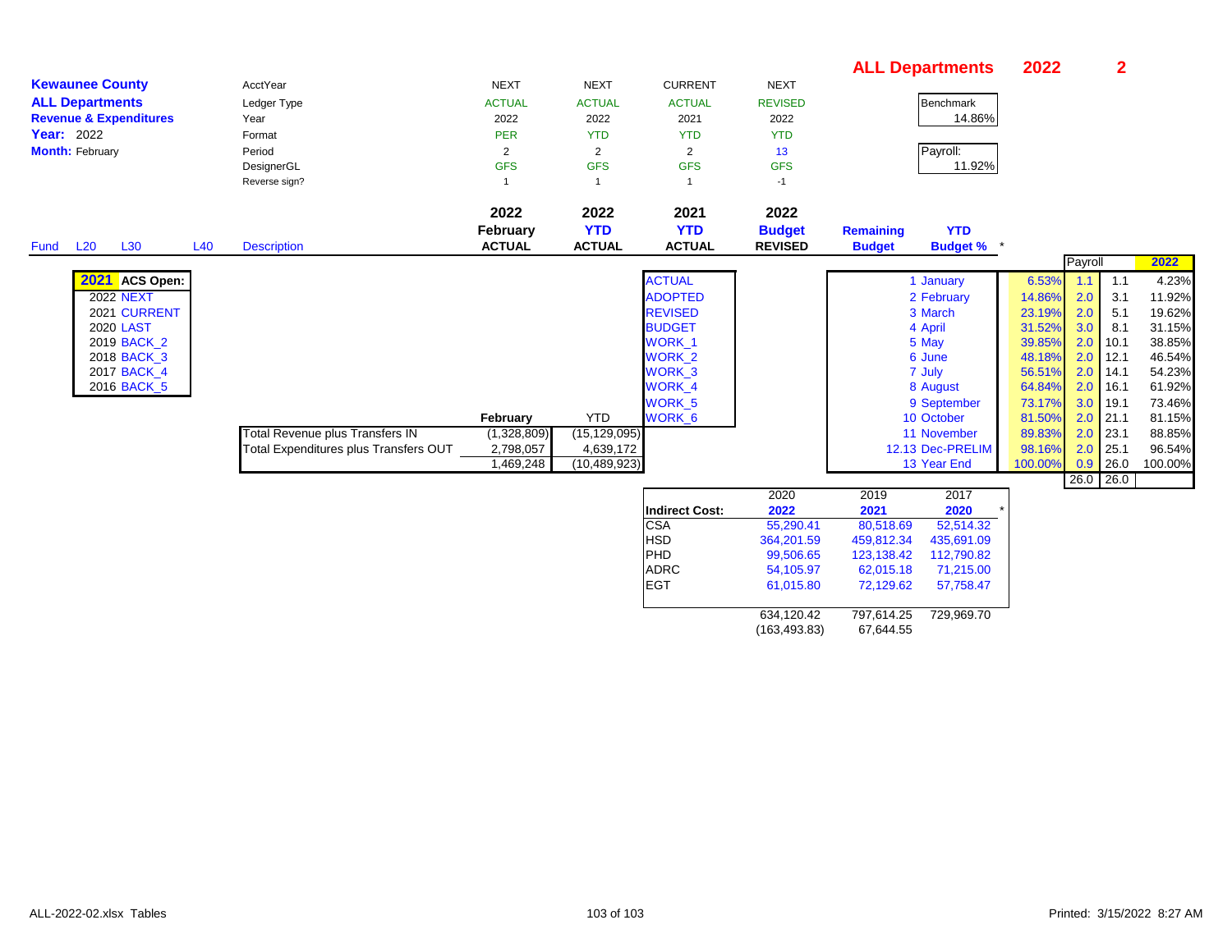**ALL Departments** 2022 2

**Kewaunee County**
**ALL Departments**
**Revenue & Expenditures**
**Year:** 2022
**Month:** February

| | NEXT | NEXT | CURRENT | NEXT |
|---|---|---|---|---|
| AcctYear | NEXT | NEXT | CURRENT | NEXT |
| Ledger Type | ACTUAL | ACTUAL | ACTUAL | REVISED |
| Year | 2022 | 2022 | 2021 | 2022 |
| Format | PER | YTD | YTD | YTD |
| Period | 2 | 2 | 2 | 13 |
| DesignerGL | GFS | GFS | GFS | GFS |
| Reverse sign? | 1 | 1 | 1 | -1 |

Benchmark: 14.86%

Payroll: 11.92%

| Fund | L20 | L30 | L40 | Description | 2022 February ACTUAL | 2022 YTD ACTUAL | 2021 YTD ACTUAL | 2022 Budget REVISED | Remaining Budget | YTD Budget % * |
|---|---|---|---|---|---|---|---|---|---|---|

| 2021 | ACS Open: |
|---|---|
| 2022 | NEXT |
| 2021 | CURRENT |
| 2020 | LAST |
| 2019 | BACK_2 |
| 2018 | BACK_3 |
| 2017 | BACK_4 |
| 2016 | BACK_5 |

| | February | YTD |
|---|---|---|
| Total Revenue plus Transfers IN | (1,328,809) | (15,129,095) |
| Total Expenditures plus Transfers OUT | 2,798,057 | 4,639,172 |
| | 1,469,248 | (10,489,923) |

| |
|---|
| ACTUAL |
| ADOPTED |
| REVISED |
| BUDGET |
| WORK_1 |
| WORK_2 |
| WORK_3 |
| WORK_4 |
| WORK_5 |
| WORK_6 |

| Month | Benchmark | Payroll | | 2022 |
|---|---|---|---|---|
| 1 January | 6.53% | 1.1 | 1.1 | 4.23% |
| 2 February | 14.86% | 2.0 | 3.1 | 11.92% |
| 3 March | 23.19% | 2.0 | 5.1 | 19.62% |
| 4 April | 31.52% | 3.0 | 8.1 | 31.15% |
| 5 May | 39.85% | 2.0 | 10.1 | 38.85% |
| 6 June | 48.18% | 2.0 | 12.1 | 46.54% |
| 7 July | 56.51% | 2.0 | 14.1 | 54.23% |
| 8 August | 64.84% | 2.0 | 16.1 | 61.92% |
| 9 September | 73.17% | 3.0 | 19.1 | 73.46% |
| 10 October | 81.50% | 2.0 | 21.1 | 81.15% |
| 11 November | 89.83% | 2.0 | 23.1 | 88.85% |
| 12.13 Dec-PRELIM | 98.16% | 2.0 | 25.1 | 96.54% |
| 13 Year End | 100.00% | 0.9 | 26.0 | 100.00% |
| | | 26.0 | 26.0 | |

| | 2020 | 2019 | 2017 |
|---|---|---|---|
| **Indirect Cost:** | **2022** | **2021** | **2020** * |
| CSA | 55,290.41 | 80,518.69 | 52,514.32 |
| HSD | 364,201.59 | 459,812.34 | 435,691.09 |
| PHD | 99,506.65 | 123,138.42 | 112,790.82 |
| ADRC | 54,105.97 | 62,015.18 | 71,215.00 |
| EGT | 61,015.80 | 72,129.62 | 57,758.47 |
| | 634,120.42 | 797,614.25 | 729,969.70 |
| | (163,493.83) | 67,644.55 | |

ALL-2022-02.xlsx Tables

Printed: 3/15/2022 8:27 AM